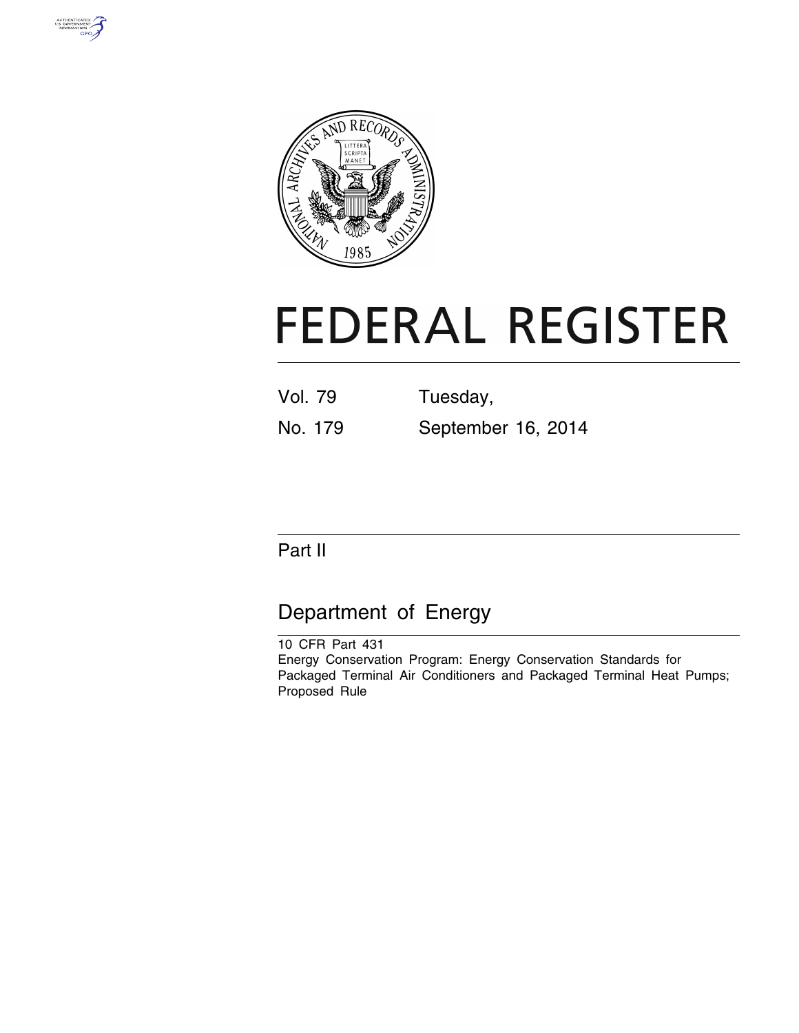# FEDERAL REGISTER

Vol. 79 Tuesday,

No. 179 September 16, 2014

## Part II

## Department of Energy

10 CFR Part 431

Energy Conservation Program: Energy Conservation Standards for Packaged Terminal Air Conditioners and Packaged Terminal Heat Pumps; Proposed Rule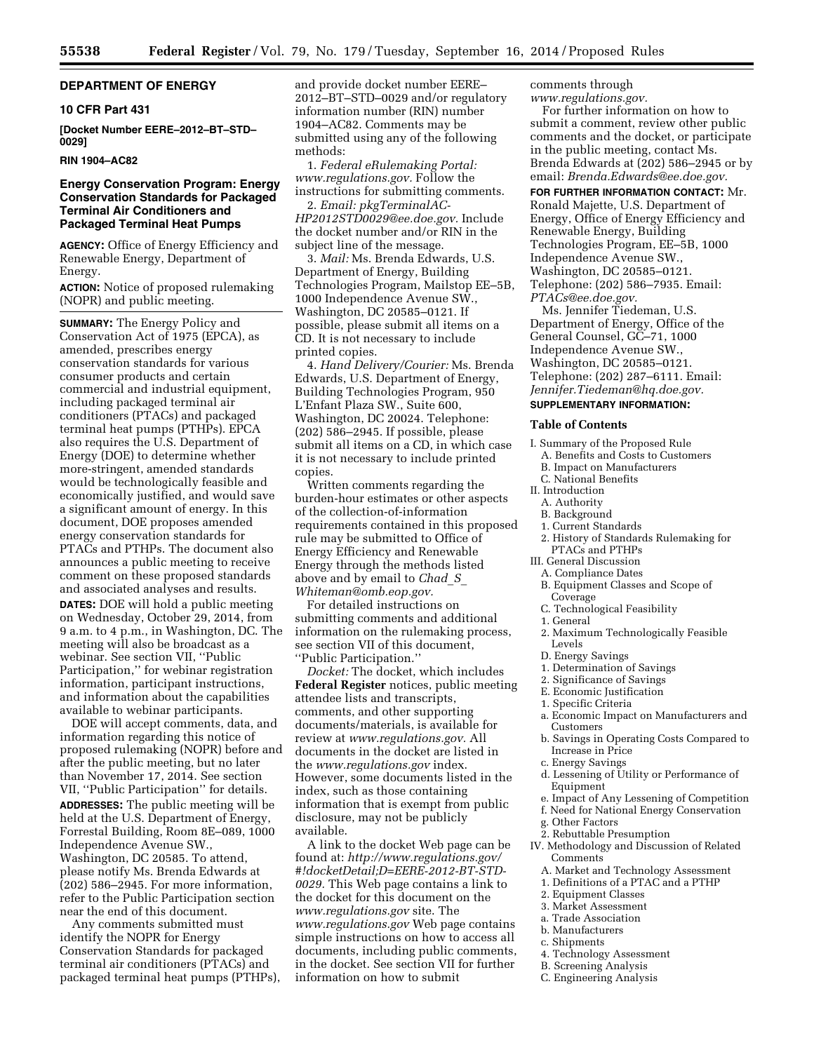## DEPARTMENT OF ENERGY

### 10 CFR Part 431

**[Docket Number EERE–2012–BT–STD–0029]**

**RIN 1904–AC82**

### Energy Conservation Program: Energy Conservation Standards for Packaged Terminal Air Conditioners and Packaged Terminal Heat Pumps

**AGENCY:** Office of Energy Efficiency and Renewable Energy, Department of Energy.

**ACTION:** Notice of proposed rulemaking (NOPR) and public meeting.

**SUMMARY:** The Energy Policy and Conservation Act of 1975 (EPCA), as amended, prescribes energy conservation standards for various consumer products and certain commercial and industrial equipment, including packaged terminal air conditioners (PTACs) and packaged terminal heat pumps (PTHPs). EPCA also requires the U.S. Department of Energy (DOE) to determine whether more-stringent, amended standards would be technologically feasible and economically justified, and would save a significant amount of energy. In this document, DOE proposes amended energy conservation standards for PTACs and PTHPs. The document also announces a public meeting to receive comment on these proposed standards and associated analyses and results.

**DATES:** DOE will hold a public meeting on Wednesday, October 29, 2014, from 9 a.m. to 4 p.m., in Washington, DC. The meeting will also be broadcast as a webinar. See section VII, ''Public Participation,'' for webinar registration information, participant instructions, and information about the capabilities available to webinar participants.

DOE will accept comments, data, and information regarding this notice of proposed rulemaking (NOPR) before and after the public meeting, but no later than November 17, 2014. See section VII, ''Public Participation'' for details.

**ADDRESSES:** The public meeting will be held at the U.S. Department of Energy, Forrestal Building, Room 8E–089, 1000 Independence Avenue SW., Washington, DC 20585. To attend, please notify Ms. Brenda Edwards at (202) 586–2945. For more information, refer to the Public Participation section near the end of this document.

Any comments submitted must identify the NOPR for Energy Conservation Standards for packaged terminal air conditioners (PTACs) and packaged terminal heat pumps (PTHPs), and provide docket number EERE–2012–BT–STD–0029 and/or regulatory information number (RIN) number 1904–AC82. Comments may be submitted using any of the following methods:

1. *Federal eRulemaking Portal: www.regulations.gov.* Follow the instructions for submitting comments.
2. *Email: pkgTerminalAC-HP2012STD0029@ee.doe.gov.* Include the docket number and/or RIN in the subject line of the message.
3. *Mail:* Ms. Brenda Edwards, U.S. Department of Energy, Building Technologies Program, Mailstop EE–5B, 1000 Independence Avenue SW., Washington, DC 20585–0121. If possible, please submit all items on a CD. It is not necessary to include printed copies.
4. *Hand Delivery/Courier:* Ms. Brenda Edwards, U.S. Department of Energy, Building Technologies Program, 950 L'Enfant Plaza SW., Suite 600, Washington, DC 20024. Telephone: (202) 586–2945. If possible, please submit all items on a CD, in which case it is not necessary to include printed copies.

Written comments regarding the burden-hour estimates or other aspects of the collection-of-information requirements contained in this proposed rule may be submitted to Office of Energy Efficiency and Renewable Energy through the methods listed above and by email to *Chad_S_Whiteman@omb.eop.gov.*

For detailed instructions on submitting comments and additional information on the rulemaking process, see section VII of this document, ''Public Participation.''

*Docket:* The docket, which includes **Federal Register** notices, public meeting attendee lists and transcripts, comments, and other supporting documents/materials, is available for review at *www.regulations.gov.* All documents in the docket are listed in the *www.regulations.gov* index. However, some documents listed in the index, such as those containing information that is exempt from public disclosure, may not be publicly available.

A link to the docket Web page can be found at: *http://www.regulations.gov/#!docketDetail;D=EERE-2012-BT-STD-0029.* This Web page contains a link to the docket for this document on the *www.regulations.gov* site. The *www.regulations.gov* Web page contains simple instructions on how to access all documents, including public comments, in the docket. See section VII for further information on how to submit comments through *www.regulations.gov.*

For further information on how to submit a comment, review other public comments and the docket, or participate in the public meeting, contact Ms. Brenda Edwards at (202) 586–2945 or by email: *Brenda.Edwards@ee.doe.gov.*

**FOR FURTHER INFORMATION CONTACT:** Mr. Ronald Majette, U.S. Department of Energy, Office of Energy Efficiency and Renewable Energy, Building Technologies Program, EE–5B, 1000 Independence Avenue SW., Washington, DC 20585–0121. Telephone: (202) 586–7935. Email: *PTACs@ee.doe.gov.*

Ms. Jennifer Tiedeman, U.S. Department of Energy, Office of the General Counsel, GC–71, 1000 Independence Avenue SW., Washington, DC 20585–0121. Telephone: (202) 287–6111. Email: *Jennifer.Tiedeman@hq.doe.gov.*

**SUPPLEMENTARY INFORMATION:**

**Table of Contents**

- I. Summary of the Proposed Rule
  - A. Benefits and Costs to Customers
  - B. Impact on Manufacturers
  - C. National Benefits
- II. Introduction
  - A. Authority
  - B. Background
  - 1. Current Standards
  - 2. History of Standards Rulemaking for PTACs and PTHPs
- III. General Discussion
  - A. Compliance Dates
  - B. Equipment Classes and Scope of Coverage
  - C. Technological Feasibility
  - 1. General
  - 2. Maximum Technologically Feasible Levels
  - D. Energy Savings
  - 1. Determination of Savings
  - 2. Significance of Savings
  - E. Economic Justification
  - 1. Specific Criteria
  - a. Economic Impact on Manufacturers and Customers
  - b. Savings in Operating Costs Compared to Increase in Price
  - c. Energy Savings
  - d. Lessening of Utility or Performance of Equipment
  - e. Impact of Any Lessening of Competition
  - f. Need for National Energy Conservation
  - g. Other Factors
  - 2. Rebuttable Presumption
- IV. Methodology and Discussion of Related Comments
  - A. Market and Technology Assessment
  - 1. Definitions of a PTAC and a PTHP
  - 2. Equipment Classes
  - 3. Market Assessment
  - a. Trade Association
  - b. Manufacturers
  - c. Shipments
  - 4. Technology Assessment
  - B. Screening Analysis
  - C. Engineering Analysis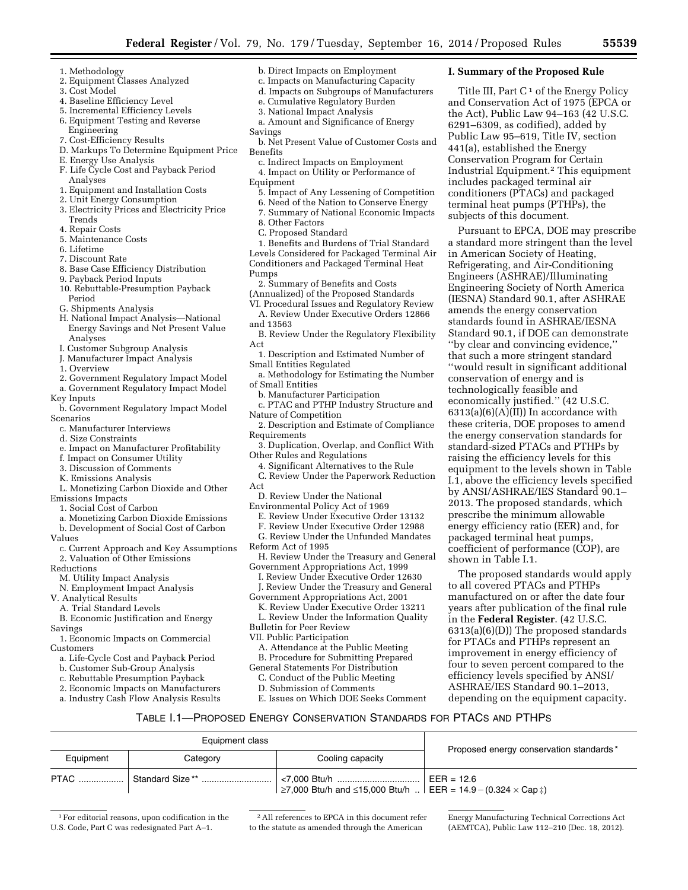1. Methodology
2. Equipment Classes Analyzed
3. Cost Model
4. Baseline Efficiency Level
5. Incremental Efficiency Levels
6. Equipment Testing and Reverse Engineering
7. Cost-Efficiency Results

D. Markups To Determine Equipment Price
E. Energy Use Analysis
F. Life Cycle Cost and Payback Period Analyses
1. Equipment and Installation Costs
2. Unit Energy Consumption
3. Electricity Prices and Electricity Price Trends
4. Repair Costs
5. Maintenance Costs
6. Lifetime
7. Discount Rate
8. Base Case Efficiency Distribution
9. Payback Period Inputs
10. Rebuttable-Presumption Payback Period

G. Shipments Analysis
H. National Impact Analysis—National Energy Savings and Net Present Value Analyses
I. Customer Subgroup Analysis
J. Manufacturer Impact Analysis
1. Overview
2. Government Regulatory Impact Model
a. Government Regulatory Impact Model Key Inputs
b. Government Regulatory Impact Model Scenarios
c. Manufacturer Interviews
d. Size Constraints
e. Impact on Manufacturer Profitability
f. Impact on Consumer Utility
3. Discussion of Comments

K. Emissions Analysis
L. Monetizing Carbon Dioxide and Other Emissions Impacts
1. Social Cost of Carbon
a. Monetizing Carbon Dioxide Emissions
b. Development of Social Cost of Carbon Values
c. Current Approach and Key Assumptions
2. Valuation of Other Emissions Reductions

M. Utility Impact Analysis
N. Employment Impact Analysis

V. Analytical Results
A. Trial Standard Levels
B. Economic Justification and Energy Savings
1. Economic Impacts on Commercial Customers
a. Life-Cycle Cost and Payback Period
b. Customer Sub-Group Analysis
c. Rebuttable Presumption Payback
2. Economic Impacts on Manufacturers
a. Industry Cash Flow Analysis Results
b. Direct Impacts on Employment
c. Impacts on Manufacturing Capacity
d. Impacts on Subgroups of Manufacturers
e. Cumulative Regulatory Burden
3. National Impact Analysis
a. Amount and Significance of Energy Savings
b. Net Present Value of Customer Costs and Benefits
c. Indirect Impacts on Employment
4. Impact on Utility or Performance of Equipment
5. Impact of Any Lessening of Competition
6. Need of the Nation to Conserve Energy
7. Summary of National Economic Impacts
8. Other Factors

C. Proposed Standard
1. Benefits and Burdens of Trial Standard Levels Considered for Packaged Terminal Air Conditioners and Packaged Terminal Heat Pumps
2. Summary of Benefits and Costs (Annualized) of the Proposed Standards

VI. Procedural Issues and Regulatory Review
A. Review Under Executive Orders 12866 and 13563
B. Review Under the Regulatory Flexibility Act
1. Description and Estimated Number of Small Entities Regulated
a. Methodology for Estimating the Number of Small Entities
b. Manufacturer Participation
c. PTAC and PTHP Industry Structure and Nature of Competition
2. Description and Estimate of Compliance Requirements
3. Duplication, Overlap, and Conflict With Other Rules and Regulations
4. Significant Alternatives to the Rule

C. Review Under the Paperwork Reduction Act
D. Review Under the National Environmental Policy Act of 1969
E. Review Under Executive Order 13132
F. Review Under Executive Order 12988
G. Review Under the Unfunded Mandates Reform Act of 1995
H. Review Under the Treasury and General Government Appropriations Act, 1999
I. Review Under Executive Order 12630
J. Review Under the Treasury and General Government Appropriations Act, 2001
K. Review Under Executive Order 13211
L. Review Under the Information Quality Bulletin for Peer Review

VII. Public Participation
A. Attendance at the Public Meeting
B. Procedure for Submitting Prepared General Statements For Distribution
C. Conduct of the Public Meeting
D. Submission of Comments
E. Issues on Which DOE Seeks Comment

## I. Summary of the Proposed Rule

Title III, Part C[1] of the Energy Policy and Conservation Act of 1975 (EPCA or the Act), Public Law 94–163 (42 U.S.C. 6291–6309, as codified), added by Public Law 95–619, Title IV, section 441(a), established the Energy Conservation Program for Certain Industrial Equipment.[2] This equipment includes packaged terminal air conditioners (PTACs) and packaged terminal heat pumps (PTHPs), the subjects of this document.

Pursuant to EPCA, DOE may prescribe a standard more stringent than the level in American Society of Heating, Refrigerating, and Air-Conditioning Engineers (ASHRAE)/Illuminating Engineering Society of North America (IESNA) Standard 90.1, after ASHRAE amends the energy conservation standards found in ASHRAE/IESNA Standard 90.1, if DOE can demonstrate "by clear and convincing evidence," that such a more stringent standard "would result in significant additional conservation of energy and is technologically feasible and economically justified." (42 U.S.C. 6313(a)(6)(A)(II)) In accordance with these criteria, DOE proposes to amend the energy conservation standards for standard-sized PTACs and PTHPs by raising the efficiency levels for this equipment to the levels shown in Table I.1, above the efficiency levels specified by ANSI/ASHRAE/IES Standard 90.1–2013. The proposed standards, which prescribe the minimum allowable energy efficiency ratio (EER) and, for packaged terminal heat pumps, coefficient of performance (COP), are shown in Table I.1.

The proposed standards would apply to all covered PTACs and PTHPs manufactured on or after the date four years after publication of the final rule in the **Federal Register**. (42 U.S.C. 6313(a)(6)(D)) The proposed standards for PTACs and PTHPs represent an improvement in energy efficiency of four to seven percent compared to the efficiency levels specified by ANSI/ASHRAE/IES Standard 90.1–2013, depending on the equipment capacity.

TABLE I.1—PROPOSED ENERGY CONSERVATION STANDARDS FOR PTACS AND PTHPS

| Equipment class | | | Proposed energy conservation standards * |
|---|---|---|---|
| Equipment | Category | Cooling capacity | |
| PTAC | Standard Size ** | <7,000 Btu/h | EER = 12.6 |
| | | ≥7,000 Btu/h and ≤15,000 Btu/h | EER = 14.9 − (0.324 × Cap ‡) |

[1] For editorial reasons, upon codification in the U.S. Code, Part C was redesignated Part A–1.

[2] All references to EPCA in this document refer to the statute as amended through the American Energy Manufacturing Technical Corrections Act (AEMTCA), Public Law 112–210 (Dec. 18, 2012).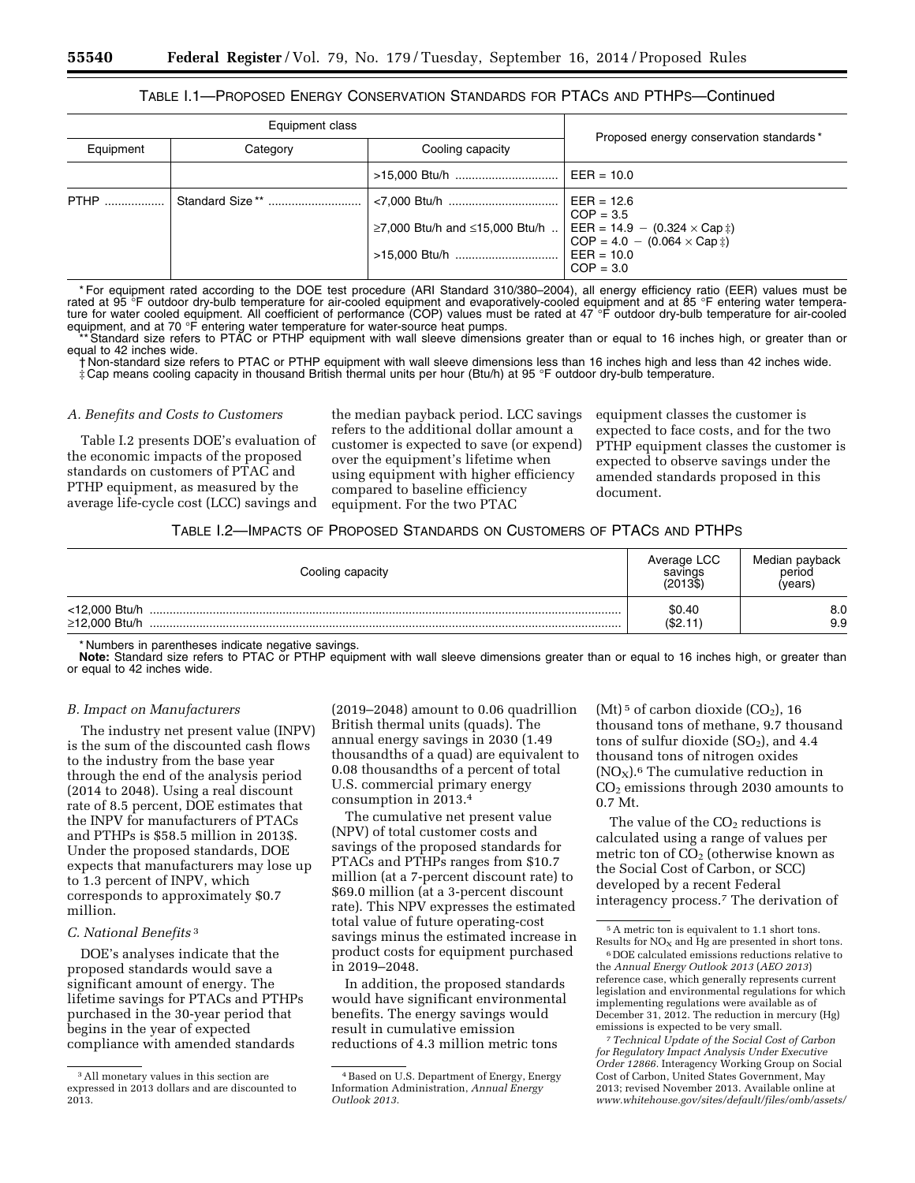TABLE I.1—PROPOSED ENERGY CONSERVATION STANDARDS FOR PTACS AND PTHPS—Continued

| Equipment class | | | Proposed energy conservation standards* |
|---|---|---|---|
| Equipment | Category | Cooling capacity | |
| | | >15,000 Btu/h | EER = 10.0 |
| PTHP | Standard Size** | <7,000 Btu/h | EER = 12.6<br>COP = 3.5 |
| | | ≥7,000 Btu/h and ≤15,000 Btu/h | EER = 14.9 − (0.324 × Cap ‡)<br>COP = 4.0 − (0.064 × Cap ‡) |
| | | >15,000 Btu/h | EER = 10.0<br>COP = 3.0 |

* For equipment rated according to the DOE test procedure (ARI Standard 310/380–2004), all energy efficiency ratio (EER) values must be rated at 95 °F outdoor dry-bulb temperature for air-cooled equipment and evaporatively-cooled equipment and at 85 °F entering water temperature for water cooled equipment. All coefficient of performance (COP) values must be rated at 47 °F outdoor dry-bulb temperature for air-cooled equipment, and at 70 °F entering water temperature for water-source heat pumps.

** Standard size refers to PTAC or PTHP equipment with wall sleeve dimensions greater than or equal to 16 inches high, or greater than or equal to 42 inches wide.

† Non-standard size refers to PTAC or PTHP equipment with wall sleeve dimensions less than 16 inches high and less than 42 inches wide.

‡ Cap means cooling capacity in thousand British thermal units per hour (Btu/h) at 95 °F outdoor dry-bulb temperature.

### A. Benefits and Costs to Customers

Table I.2 presents DOE's evaluation of the economic impacts of the proposed standards on customers of PTAC and PTHP equipment, as measured by the average life-cycle cost (LCC) savings and the median payback period. LCC savings refers to the additional dollar amount a customer is expected to save (or expend) over the equipment's lifetime when using equipment with higher efficiency compared to baseline efficiency equipment. For the two PTAC equipment classes the customer is expected to face costs, and for the two PTHP equipment classes the customer is expected to observe savings under the amended standards proposed in this document.

TABLE I.2—IMPACTS OF PROPOSED STANDARDS ON CUSTOMERS OF PTACS AND PTHPS

| Cooling capacity | Average LCC savings (2013$) | Median payback period (years) |
|---|---|---|
| <12,000 Btu/h | $0.40 | 8.0 |
| ≥12,000 Btu/h | ($2.11) | 9.9 |

* Numbers in parentheses indicate negative savings.

**Note:** Standard size refers to PTAC or PTHP equipment with wall sleeve dimensions greater than or equal to 16 inches high, or greater than or equal to 42 inches wide.

### B. Impact on Manufacturers

The industry net present value (INPV) is the sum of the discounted cash flows to the industry from the base year through the end of the analysis period (2014 to 2048). Using a real discount rate of 8.5 percent, DOE estimates that the INPV for manufacturers of PTACs and PTHPs is $58.5 million in 2013$. Under the proposed standards, DOE expects that manufacturers may lose up to 1.3 percent of INPV, which corresponds to approximately $0.7 million.

### C. National Benefits [3]

DOE's analyses indicate that the proposed standards would save a significant amount of energy. The lifetime savings for PTACs and PTHPs purchased in the 30-year period that begins in the year of expected compliance with amended standards (2019–2048) amount to 0.06 quadrillion British thermal units (quads). The annual energy savings in 2030 (1.49 thousandths of a quad) are equivalent to 0.08 thousandths of a percent of total U.S. commercial primary energy consumption in 2013.[4]

The cumulative net present value (NPV) of total customer costs and savings of the proposed standards for PTACs and PTHPs ranges from $10.7 million (at a 7-percent discount rate) to $69.0 million (at a 3-percent discount rate). This NPV expresses the estimated total value of future operating-cost savings minus the estimated increase in product costs for equipment purchased in 2019–2048.

In addition, the proposed standards would have significant environmental benefits. The energy savings would result in cumulative emission reductions of 4.3 million metric tons (Mt)[5] of carbon dioxide ($CO_2$), 16 thousand tons of methane, 9.7 thousand tons of sulfur dioxide ($SO_2$), and 4.4 thousand tons of nitrogen oxides ($NO_X$).[6] The cumulative reduction in $CO_2$ emissions through 2030 amounts to 0.7 Mt.

The value of the $CO_2$ reductions is calculated using a range of values per metric ton of $CO_2$ (otherwise known as the Social Cost of Carbon, or SCC) developed by a recent Federal interagency process.[7] The derivation of

---

[3] All monetary values in this section are expressed in 2013 dollars and are discounted to 2013.

[4] Based on U.S. Department of Energy, Energy Information Administration, *Annual Energy Outlook 2013*.

[5] A metric ton is equivalent to 1.1 short tons. Results for $NO_X$ and Hg are presented in short tons.

[6] DOE calculated emissions reductions relative to the *Annual Energy Outlook 2013* (*AEO 2013*) reference case, which generally represents current legislation and environmental regulations for which implementing regulations were available as of December 31, 2012. The reduction in mercury (Hg) emissions is expected to be very small.

[7] *Technical Update of the Social Cost of Carbon for Regulatory Impact Analysis Under Executive Order 12866.* Interagency Working Group on Social Cost of Carbon, United States Government, May 2013; revised November 2013. Available online at *www.whitehouse.gov/sites/default/files/omb/assets/*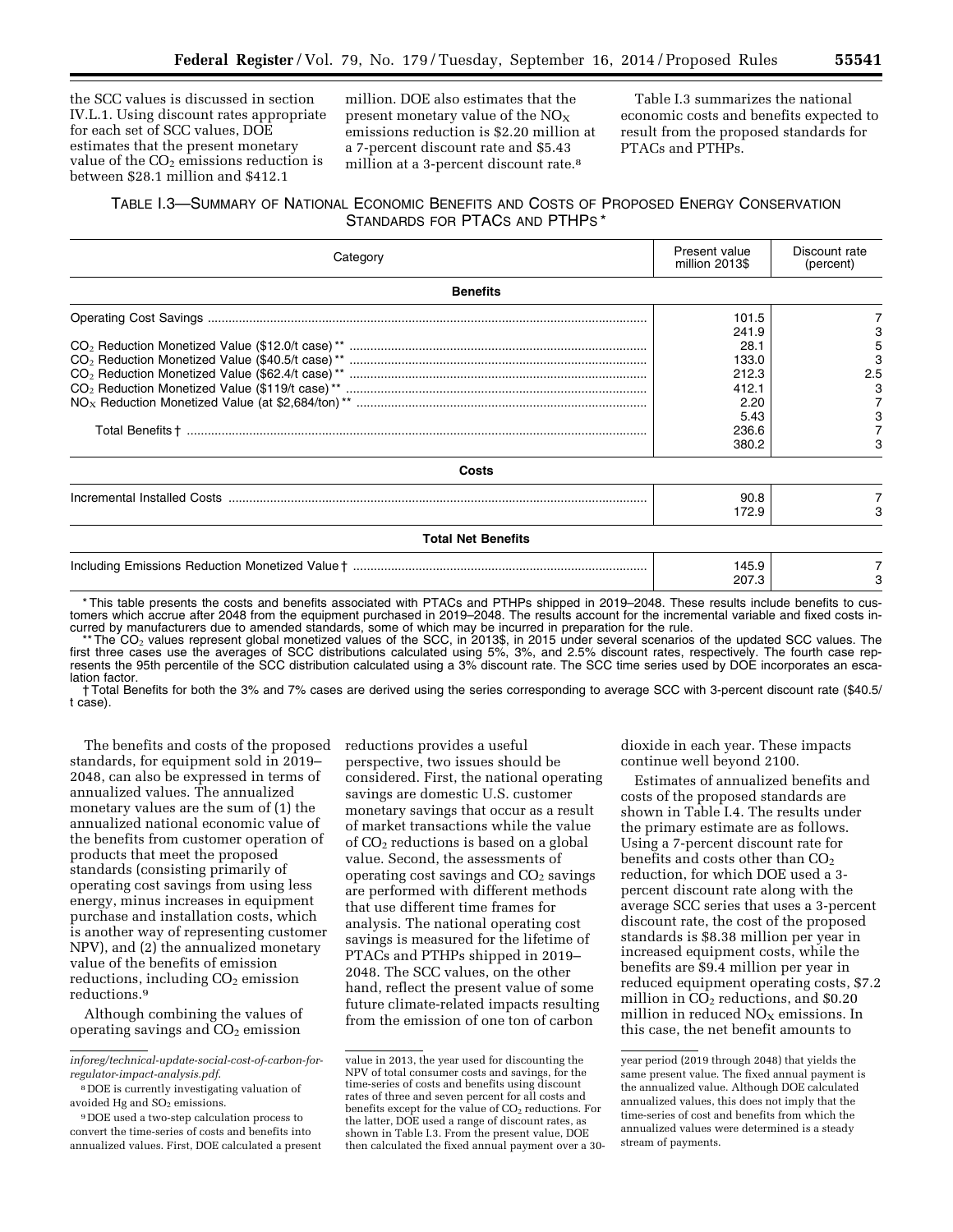the SCC values is discussed in section IV.L.1. Using discount rates appropriate for each set of SCC values, DOE estimates that the present monetary value of the $CO_2$ emissions reduction is between $28.1 million and $412.1 million. DOE also estimates that the present monetary value of the $NO_X$ emissions reduction is $2.20 million at a 7-percent discount rate and $5.43 million at a 3-percent discount rate.[8]

Table I.3 summarizes the national economic costs and benefits expected to result from the proposed standards for PTACs and PTHPs.

TABLE I.3—SUMMARY OF NATIONAL ECONOMIC BENEFITS AND COSTS OF PROPOSED ENERGY CONSERVATION STANDARDS FOR PTACS AND PTHPS *

| Category | Present value million 2013$ | Discount rate (percent) |
|---|---|---|
| **Benefits** | | |
| Operating Cost Savings | 101.5 | 7 |
| | 241.9 | 3 |
| $CO_2$ Reduction Monetized Value ($12.0/t case) ** | 28.1 | 5 |
| $CO_2$ Reduction Monetized Value ($40.5/t case) ** | 133.0 | 3 |
| $CO_2$ Reduction Monetized Value ($62.4/t case) ** | 212.3 | 2.5 |
| $CO_2$ Reduction Monetized Value ($119/t case) ** | 412.1 | 3 |
| $NO_X$ Reduction Monetized Value (at $2,684/ton) ** | 2.20 | 7 |
| | 5.43 | 3 |
| Total Benefits † | 236.6 | 7 |
| | 380.2 | 3 |
| **Costs** | | |
| Incremental Installed Costs | 90.8 | 7 |
| | 172.9 | 3 |
| **Total Net Benefits** | | |
| Including Emissions Reduction Monetized Value † | 145.9 | 7 |
| | 207.3 | 3 |

* This table presents the costs and benefits associated with PTACs and PTHPs shipped in 2019–2048. These results include benefits to customers which accrue after 2048 from the equipment purchased in 2019–2048. The results account for the incremental variable and fixed costs incurred by manufacturers due to amended standards, some of which may be incurred in preparation for the rule.

** The $CO_2$ values represent global monetized values of the SCC, in 2013$, in 2015 under several scenarios of the updated SCC values. The first three cases use the averages of SCC distributions calculated using 5%, 3%, and 2.5% discount rates, respectively. The fourth case represents the 95th percentile of the SCC distribution calculated using a 3% discount rate. The SCC time series used by DOE incorporates an escalation factor.

† Total Benefits for both the 3% and 7% cases are derived using the series corresponding to average SCC with 3-percent discount rate ($40.5/t case).

The benefits and costs of the proposed standards, for equipment sold in 2019–2048, can also be expressed in terms of annualized values. The annualized monetary values are the sum of (1) the annualized national economic value of the benefits from customer operation of products that meet the proposed standards (consisting primarily of operating cost savings from using less energy, minus increases in equipment purchase and installation costs, which is another way of representing customer NPV), and (2) the annualized monetary value of the benefits of emission reductions, including $CO_2$ emission reductions.[9]

Although combining the values of operating savings and $CO_2$ emission reductions provides a useful perspective, two issues should be considered. First, the national operating savings are domestic U.S. customer monetary savings that occur as a result of market transactions while the value of $CO_2$ reductions is based on a global value. Second, the assessments of operating cost savings and $CO_2$ savings are performed with different methods that use different time frames for analysis. The national operating cost savings is measured for the lifetime of PTACs and PTHPs shipped in 2019–2048. The SCC values, on the other hand, reflect the present value of some future climate-related impacts resulting from the emission of one ton of carbon dioxide in each year. These impacts continue well beyond 2100.

Estimates of annualized benefits and costs of the proposed standards are shown in Table I.4. The results under the primary estimate are as follows. Using a 7-percent discount rate for benefits and costs other than $CO_2$ reduction, for which DOE used a 3-percent discount rate along with the average SCC series that uses a 3-percent discount rate, the cost of the proposed standards is $8.38 million per year in increased equipment costs, while the benefits are $9.4 million per year in reduced equipment operating costs, $7.2 million in $CO_2$ reductions, and $0.20 million in reduced $NO_X$ emissions. In this case, the net benefit amounts to

*inforeg/technical-update-social-cost-of-carbon-for-regulator-impact-analysis.pdf*.

[8] DOE is currently investigating valuation of avoided Hg and $SO_2$ emissions.

[9] DOE used a two-step calculation process to convert the time-series of costs and benefits into annualized values. First, DOE calculated a present value in 2013, the year used for discounting the NPV of total consumer costs and savings, for the time-series of costs and benefits using discount rates of three and seven percent for all costs and benefits except for the value of $CO_2$ reductions. For the latter, DOE used a range of discount rates, as shown in Table I.3. From the present value, DOE then calculated the fixed annual payment over a 30-year period (2019 through 2048) that yields the same present value. The fixed annual payment is the annualized value. Although DOE calculated annualized values, this does not imply that the time-series of cost and benefits from which the annualized values were determined is a steady stream of payments.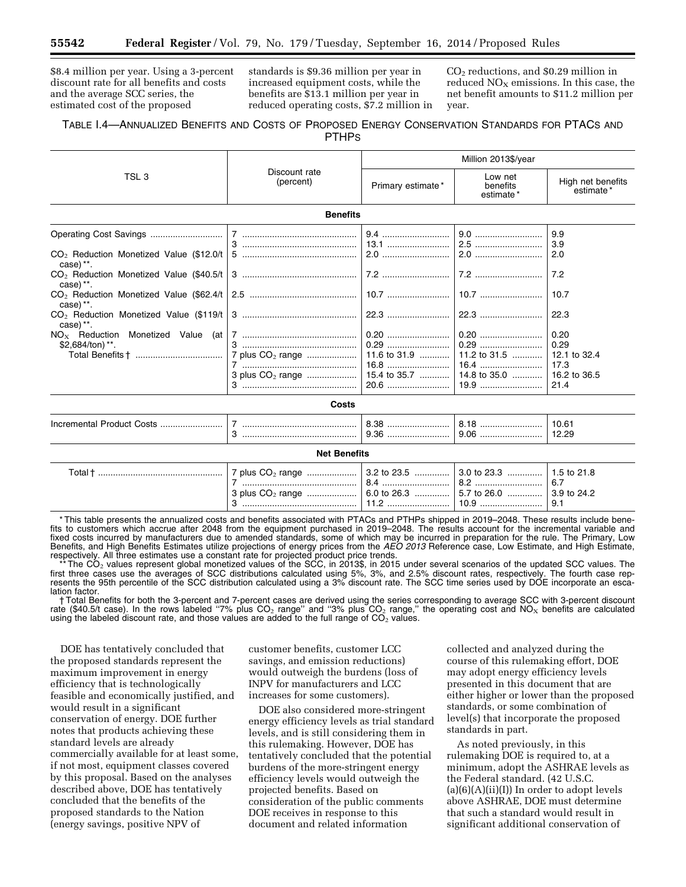$8.4 million per year. Using a 3-percent discount rate for all benefits and costs and the average SCC series, the estimated cost of the proposed standards is $9.36 million per year in increased equipment costs, while the benefits are $13.1 million per year in reduced operating costs, $7.2 million in $CO_2$ reductions, and $0.29 million in reduced $NO_X$ emissions. In this case, the net benefit amounts to $11.2 million per year.

TABLE I.4—ANNUALIZED BENEFITS AND COSTS OF PROPOSED ENERGY CONSERVATION STANDARDS FOR PTACS AND PTHPS

| TSL 3 | Discount rate (percent) | Million 2013$/year | | |
|---|---|---|---|---|
| | | Primary estimate* | Low net benefits estimate* | High net benefits estimate* |
| **Benefits** | | | | |
| Operating Cost Savings | 7 | 9.4 | 9.0 | 9.9 |
| | 3 | 13.1 | 2.5 | 3.9 |
| $CO_2$ Reduction Monetized Value ($12.0/t case)**. | 5 | 2.0 | 2.0 | 2.0 |
| $CO_2$ Reduction Monetized Value ($40.5/t case)**. | 3 | 7.2 | 7.2 | 7.2 |
| $CO_2$ Reduction Monetized Value ($62.4/t case)**. | 2.5 | 10.7 | 10.7 | 10.7 |
| $CO_2$ Reduction Monetized Value ($119/t case)**. | 3 | 22.3 | 22.3 | 22.3 |
| $NO_X$ Reduction Monetized Value (at $2,684/ton)**. | 7 | 0.20 | 0.20 | 0.20 |
| | 3 | 0.29 | 0.29 | 0.29 |
| Total Benefits † | 7 plus $CO_2$ range | 11.6 to 31.9 | 11.2 to 31.5 | 12.1 to 32.4 |
| | 7 | 16.8 | 16.4 | 17.3 |
| | 3 plus $CO_2$ range | 15.4 to 35.7 | 14.8 to 35.0 | 16.2 to 36.5 |
| | 3 | 20.6 | 19.9 | 21.4 |
| **Costs** | | | | |
| Incremental Product Costs | 7 | 8.38 | 8.18 | 10.61 |
| | 3 | 9.36 | 9.06 | 12.29 |
| **Net Benefits** | | | | |
| Total † | 7 plus $CO_2$ range | 3.2 to 23.5 | 3.0 to 23.3 | 1.5 to 21.8 |
| | 7 | 8.4 | 8.2 | 6.7 |
| | 3 plus $CO_2$ range | 6.0 to 26.3 | 5.7 to 26.0 | 3.9 to 24.2 |
| | 3 | 11.2 | 10.9 | 9.1 |

\* This table presents the annualized costs and benefits associated with PTACs and PTHPs shipped in 2019–2048. These results include benefits to customers which accrue after 2048 from the equipment purchased in 2019–2048. The results account for the incremental variable and fixed costs incurred by manufacturers due to amended standards, some of which may be incurred in preparation for the rule. The Primary, Low Benefits, and High Benefits Estimates utilize projections of energy prices from the *AEO 2013* Reference case, Low Estimate, and High Estimate, respectively. All three estimates use a constant rate for projected product price trends.

\*\* The $CO_2$ values represent global monetized values of the SCC, in 2013$, in 2015 under several scenarios of the updated SCC values. The first three cases use the averages of SCC distributions calculated using 5%, 3%, and 2.5% discount rates, respectively. The fourth case represents the 95th percentile of the SCC distribution calculated using a 3% discount rate. The SCC time series used by DOE incorporate an escalation factor.

† Total Benefits for both the 3-percent and 7-percent cases are derived using the series corresponding to average SCC with 3-percent discount rate ($40.5/t case). In the rows labeled "7% plus $CO_2$ range" and "3% plus $CO_2$ range," the operating cost and $NO_X$ benefits are calculated using the labeled discount rate, and those values are added to the full range of $CO_2$ values.

DOE has tentatively concluded that the proposed standards represent the maximum improvement in energy efficiency that is technologically feasible and economically justified, and would result in a significant conservation of energy. DOE further notes that products achieving these standard levels are already commercially available for at least some, if not most, equipment classes covered by this proposal. Based on the analyses described above, DOE has tentatively concluded that the benefits of the proposed standards to the Nation (energy savings, positive NPV of customer benefits, customer LCC savings, and emission reductions) would outweigh the burdens (loss of INPV for manufacturers and LCC increases for some customers).

DOE also considered more-stringent energy efficiency levels as trial standard levels, and is still considering them in this rulemaking. However, DOE has tentatively concluded that the potential burdens of the more-stringent energy efficiency levels would outweigh the projected benefits. Based on consideration of the public comments DOE receives in response to this document and related information collected and analyzed during the course of this rulemaking effort, DOE may adopt energy efficiency levels presented in this document that are either higher or lower than the proposed standards, or some combination of level(s) that incorporate the proposed standards in part.

As noted previously, in this rulemaking DOE is required to, at a minimum, adopt the ASHRAE levels as the Federal standard. (42 U.S.C. (a)(6)(A)(ii)(I)) In order to adopt levels above ASHRAE, DOE must determine that such a standard would result in significant additional conservation of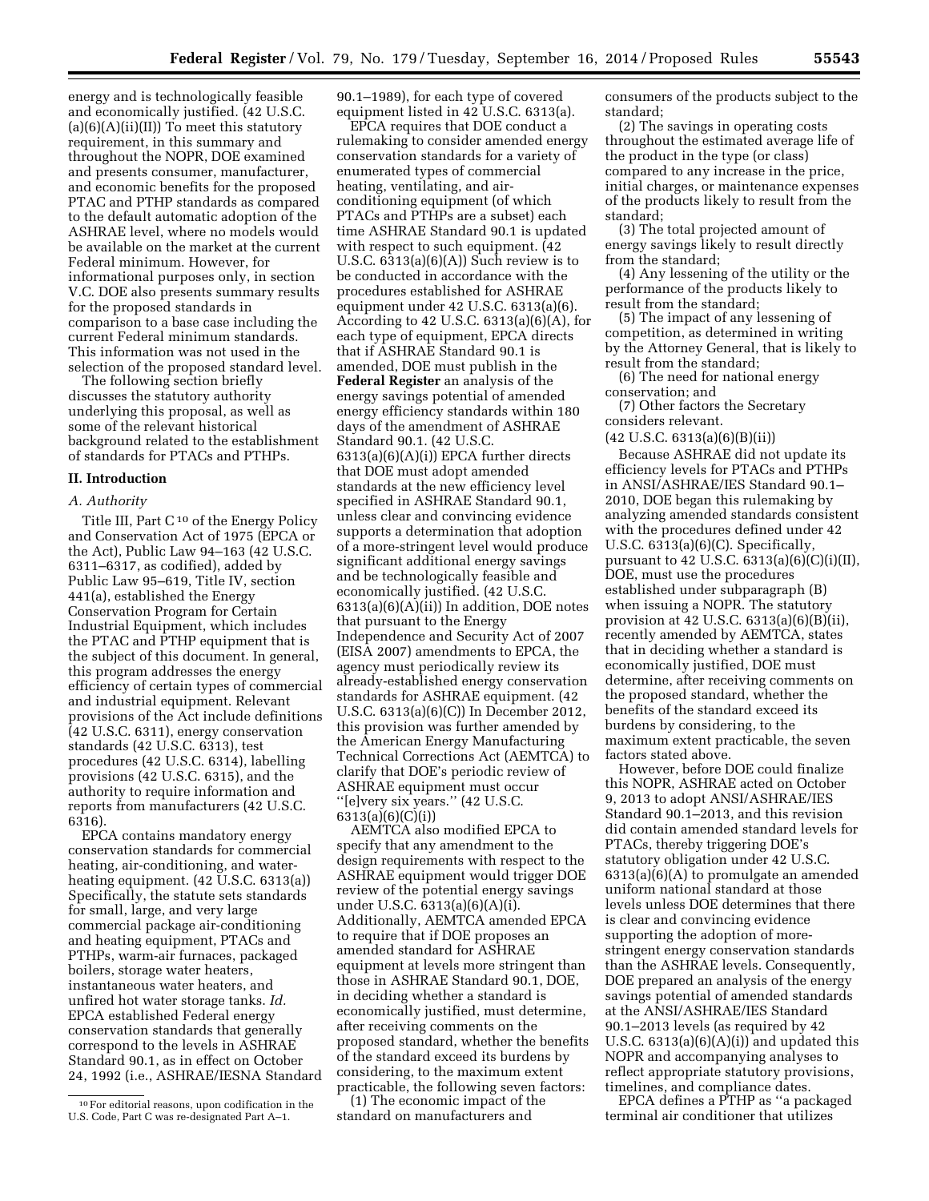energy and is technologically feasible and economically justified. (42 U.S.C. (a)(6)(A)(ii)(II)) To meet this statutory requirement, in this summary and throughout the NOPR, DOE examined and presents consumer, manufacturer, and economic benefits for the proposed PTAC and PTHP standards as compared to the default automatic adoption of the ASHRAE level, where no models would be available on the market at the current Federal minimum. However, for informational purposes only, in section V.C. DOE also presents summary results for the proposed standards in comparison to a base case including the current Federal minimum standards. This information was not used in the selection of the proposed standard level.

The following section briefly discusses the statutory authority underlying this proposal, as well as some of the relevant historical background related to the establishment of standards for PTACs and PTHPs.

## II. Introduction

### *A. Authority*

Title III, Part C [10] of the Energy Policy and Conservation Act of 1975 (EPCA or the Act), Public Law 94–163 (42 U.S.C. 6311–6317, as codified), added by Public Law 95–619, Title IV, section 441(a), established the Energy Conservation Program for Certain Industrial Equipment, which includes the PTAC and PTHP equipment that is the subject of this document. In general, this program addresses the energy efficiency of certain types of commercial and industrial equipment. Relevant provisions of the Act include definitions (42 U.S.C. 6311), energy conservation standards (42 U.S.C. 6313), test procedures (42 U.S.C. 6314), labelling provisions (42 U.S.C. 6315), and the authority to require information and reports from manufacturers (42 U.S.C. 6316).

EPCA contains mandatory energy conservation standards for commercial heating, air-conditioning, and water-heating equipment. (42 U.S.C. 6313(a)) Specifically, the statute sets standards for small, large, and very large commercial package air-conditioning and heating equipment, PTACs and PTHPs, warm-air furnaces, packaged boilers, storage water heaters, instantaneous water heaters, and unfired hot water storage tanks. *Id.* EPCA established Federal energy conservation standards that generally correspond to the levels in ASHRAE Standard 90.1, as in effect on October 24, 1992 (i.e., ASHRAE/IESNA Standard 90.1–1989), for each type of covered equipment listed in 42 U.S.C. 6313(a).

EPCA requires that DOE conduct a rulemaking to consider amended energy conservation standards for a variety of enumerated types of commercial heating, ventilating, and air-conditioning equipment (of which PTACs and PTHPs are a subset) each time ASHRAE Standard 90.1 is updated with respect to such equipment. (42 U.S.C. 6313(a)(6)(A)) Such review is to be conducted in accordance with the procedures established for ASHRAE equipment under 42 U.S.C. 6313(a)(6). According to 42 U.S.C. 6313(a)(6)(A), for each type of equipment, EPCA directs that if ASHRAE Standard 90.1 is amended, DOE must publish in the **Federal Register** an analysis of the energy savings potential of amended energy efficiency standards within 180 days of the amendment of ASHRAE Standard 90.1. (42 U.S.C. 6313(a)(6)(A)(i)) EPCA further directs that DOE must adopt amended standards at the new efficiency level specified in ASHRAE Standard 90.1, unless clear and convincing evidence supports a determination that adoption of a more-stringent level would produce significant additional energy savings and be technologically feasible and economically justified. (42 U.S.C. 6313(a)(6)(A)(ii)) In addition, DOE notes that pursuant to the Energy Independence and Security Act of 2007 (EISA 2007) amendments to EPCA, the agency must periodically review its already-established energy conservation standards for ASHRAE equipment. (42 U.S.C. 6313(a)(6)(C)) In December 2012, this provision was further amended by the American Energy Manufacturing Technical Corrections Act (AEMTCA) to clarify that DOE's periodic review of ASHRAE equipment must occur "[e]very six years." (42 U.S.C. 6313(a)(6)(C)(i))

AEMTCA also modified EPCA to specify that any amendment to the design requirements with respect to the ASHRAE equipment would trigger DOE review of the potential energy savings under U.S.C. 6313(a)(6)(A)(i). Additionally, AEMTCA amended EPCA to require that if DOE proposes an amended standard for ASHRAE equipment at levels more stringent than those in ASHRAE Standard 90.1, DOE, in deciding whether a standard is economically justified, must determine, after receiving comments on the proposed standard, whether the benefits of the standard exceed its burdens by considering, to the maximum extent practicable, the following seven factors:

(1) The economic impact of the standard on manufacturers and consumers of the products subject to the standard;

(2) The savings in operating costs throughout the estimated average life of the product in the type (or class) compared to any increase in the price, initial charges, or maintenance expenses of the products likely to result from the standard;

(3) The total projected amount of energy savings likely to result directly from the standard;

(4) Any lessening of the utility or the performance of the products likely to result from the standard;

(5) The impact of any lessening of competition, as determined in writing by the Attorney General, that is likely to result from the standard;

(6) The need for national energy conservation; and

(7) Other factors the Secretary considers relevant.

(42 U.S.C. 6313(a)(6)(B)(ii))

Because ASHRAE did not update its efficiency levels for PTACs and PTHPs in ANSI/ASHRAE/IES Standard 90.1–2010, DOE began this rulemaking by analyzing amended standards consistent with the procedures defined under 42 U.S.C. 6313(a)(6)(C). Specifically, pursuant to 42 U.S.C. 6313(a)(6)(C)(i)(II), DOE, must use the procedures established under subparagraph (B) when issuing a NOPR. The statutory provision at 42 U.S.C. 6313(a)(6)(B)(ii), recently amended by AEMTCA, states that in deciding whether a standard is economically justified, DOE must determine, after receiving comments on the proposed standard, whether the benefits of the standard exceed its burdens by considering, to the maximum extent practicable, the seven factors stated above.

However, before DOE could finalize this NOPR, ASHRAE acted on October 9, 2013 to adopt ANSI/ASHRAE/IES Standard 90.1–2013, and this revision did contain amended standard levels for PTACs, thereby triggering DOE's statutory obligation under 42 U.S.C. 6313(a)(6)(A) to promulgate an amended uniform national standard at those levels unless DOE determines that there is clear and convincing evidence supporting the adoption of more-stringent energy conservation standards than the ASHRAE levels. Consequently, DOE prepared an analysis of the energy savings potential of amended standards at the ANSI/ASHRAE/IES Standard 90.1–2013 levels (as required by 42 U.S.C. 6313(a)(6)(A)(i)) and updated this NOPR and accompanying analyses to reflect appropriate statutory provisions, timelines, and compliance dates.

EPCA defines a PTHP as "a packaged terminal air conditioner that utilizes

[10] For editorial reasons, upon codification in the U.S. Code, Part C was re-designated Part A–1.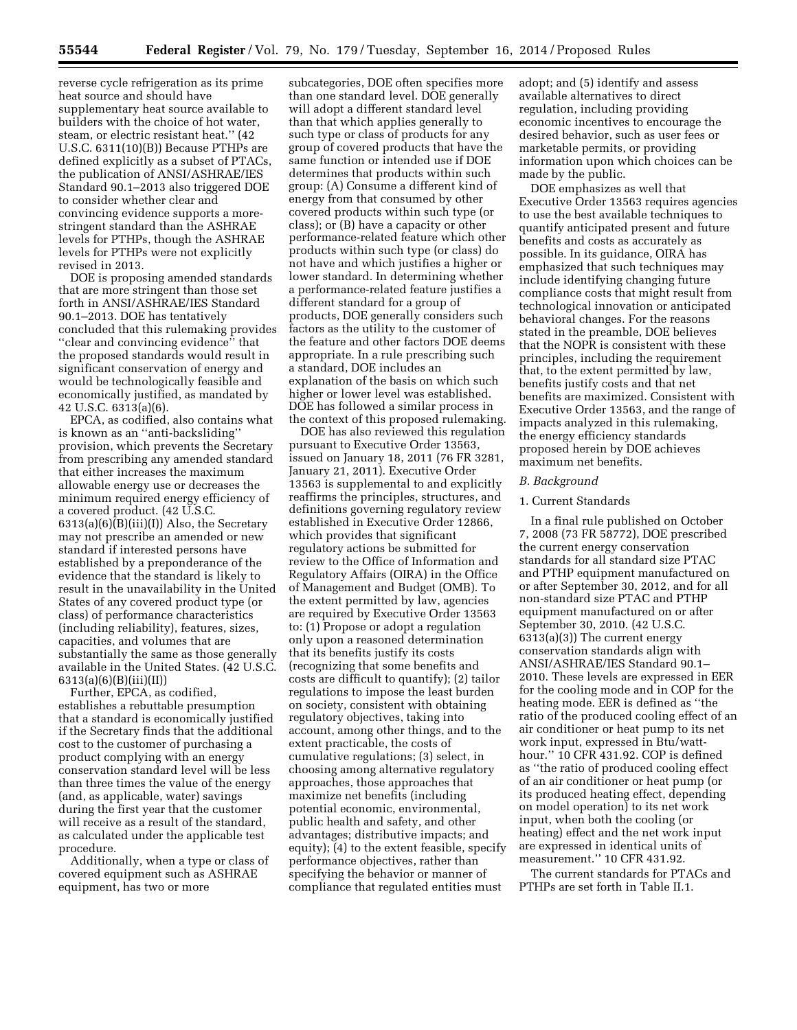reverse cycle refrigeration as its prime heat source and should have supplementary heat source available to builders with the choice of hot water, steam, or electric resistant heat.'' (42 U.S.C. 6311(10)(B)) Because PTHPs are defined explicitly as a subset of PTACs, the publication of ANSI/ASHRAE/IES Standard 90.1–2013 also triggered DOE to consider whether clear and convincing evidence supports a more-stringent standard than the ASHRAE levels for PTHPs, though the ASHRAE levels for PTHPs were not explicitly revised in 2013.

DOE is proposing amended standards that are more stringent than those set forth in ANSI/ASHRAE/IES Standard 90.1–2013. DOE has tentatively concluded that this rulemaking provides ''clear and convincing evidence'' that the proposed standards would result in significant conservation of energy and would be technologically feasible and economically justified, as mandated by 42 U.S.C. 6313(a)(6).

EPCA, as codified, also contains what is known as an ''anti-backsliding'' provision, which prevents the Secretary from prescribing any amended standard that either increases the maximum allowable energy use or decreases the minimum required energy efficiency of a covered product. (42 U.S.C. 6313(a)(6)(B)(iii)(I)) Also, the Secretary may not prescribe an amended or new standard if interested persons have established by a preponderance of the evidence that the standard is likely to result in the unavailability in the United States of any covered product type (or class) of performance characteristics (including reliability), features, sizes, capacities, and volumes that are substantially the same as those generally available in the United States. (42 U.S.C. 6313(a)(6)(B)(iii)(II))

Further, EPCA, as codified, establishes a rebuttable presumption that a standard is economically justified if the Secretary finds that the additional cost to the customer of purchasing a product complying with an energy conservation standard level will be less than three times the value of the energy (and, as applicable, water) savings during the first year that the customer will receive as a result of the standard, as calculated under the applicable test procedure.

Additionally, when a type or class of covered equipment such as ASHRAE equipment, has two or more subcategories, DOE often specifies more than one standard level. DOE generally will adopt a different standard level than that which applies generally to such type or class of products for any group of covered products that have the same function or intended use if DOE determines that products within such group: (A) Consume a different kind of energy from that consumed by other covered products within such type (or class); or (B) have a capacity or other performance-related feature which other products within such type (or class) do not have and which justifies a higher or lower standard. In determining whether a performance-related feature justifies a different standard for a group of products, DOE generally considers such factors as the utility to the customer of the feature and other factors DOE deems appropriate. In a rule prescribing such a standard, DOE includes an explanation of the basis on which such higher or lower level was established. DOE has followed a similar process in the context of this proposed rulemaking.

DOE has also reviewed this regulation pursuant to Executive Order 13563, issued on January 18, 2011 (76 FR 3281, January 21, 2011). Executive Order 13563 is supplemental to and explicitly reaffirms the principles, structures, and definitions governing regulatory review established in Executive Order 12866, which provides that significant regulatory actions be submitted for review to the Office of Information and Regulatory Affairs (OIRA) in the Office of Management and Budget (OMB). To the extent permitted by law, agencies are required by Executive Order 13563 to: (1) Propose or adopt a regulation only upon a reasoned determination that its benefits justify its costs (recognizing that some benefits and costs are difficult to quantify); (2) tailor regulations to impose the least burden on society, consistent with obtaining regulatory objectives, taking into account, among other things, and to the extent practicable, the costs of cumulative regulations; (3) select, in choosing among alternative regulatory approaches, those approaches that maximize net benefits (including potential economic, environmental, public health and safety, and other advantages; distributive impacts; and equity); (4) to the extent feasible, specify performance objectives, rather than specifying the behavior or manner of compliance that regulated entities must adopt; and (5) identify and assess available alternatives to direct regulation, including providing economic incentives to encourage the desired behavior, such as user fees or marketable permits, or providing information upon which choices can be made by the public.

DOE emphasizes as well that Executive Order 13563 requires agencies to use the best available techniques to quantify anticipated present and future benefits and costs as accurately as possible. In its guidance, OIRA has emphasized that such techniques may include identifying changing future compliance costs that might result from technological innovation or anticipated behavioral changes. For the reasons stated in the preamble, DOE believes that the NOPR is consistent with these principles, including the requirement that, to the extent permitted by law, benefits justify costs and that net benefits are maximized. Consistent with Executive Order 13563, and the range of impacts analyzed in this rulemaking, the energy efficiency standards proposed herein by DOE achieves maximum net benefits.

### *B. Background*

#### 1. Current Standards

In a final rule published on October 7, 2008 (73 FR 58772), DOE prescribed the current energy conservation standards for all standard size PTAC and PTHP equipment manufactured on or after September 30, 2012, and for all non-standard size PTAC and PTHP equipment manufactured on or after September 30, 2010. (42 U.S.C. 6313(a)(3)) The current energy conservation standards align with ANSI/ASHRAE/IES Standard 90.1–2010. These levels are expressed in EER for the cooling mode and in COP for the heating mode. EER is defined as ''the ratio of the produced cooling effect of an air conditioner or heat pump to its net work input, expressed in Btu/watt-hour.'' 10 CFR 431.92. COP is defined as ''the ratio of produced cooling effect of an air conditioner or heat pump (or its produced heating effect, depending on model operation) to its net work input, when both the cooling (or heating) effect and the net work input are expressed in identical units of measurement.'' 10 CFR 431.92.

The current standards for PTACs and PTHPs are set forth in Table II.1.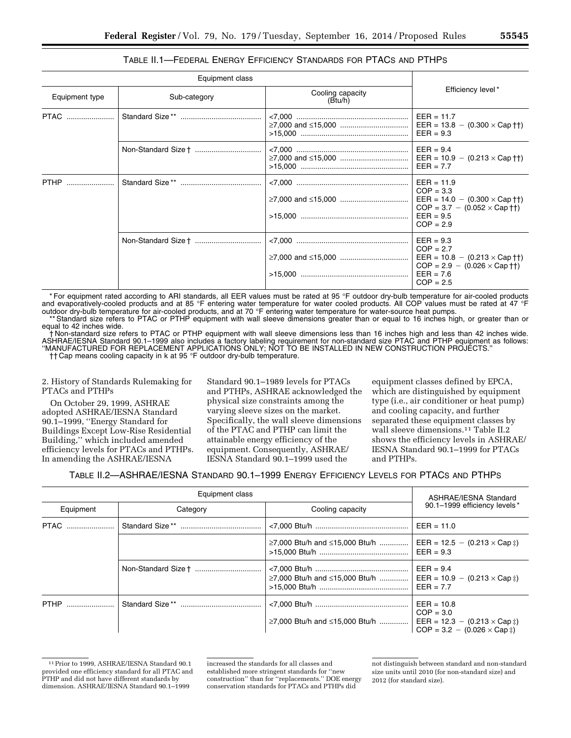TABLE II.1—FEDERAL ENERGY EFFICIENCY STANDARDS FOR PTACS AND PTHPS

| Equipment class | | | Efficiency level * |
|---|---|---|---|
| Equipment type | Sub-category | Cooling capacity (Btu/h) | |
| PTAC | Standard Size ** | <7,000<br>≥7,000 and ≤15,000<br>>15,000 | EER = 11.7<br>EER = 13.8 − (0.300 × Cap ††)<br>EER = 9.3 |
| | Non-Standard Size † | <7,000<br>≥7,000 and ≤15,000<br>>15,000 | EER = 9.4<br>EER = 10.9 − (0.213 × Cap ††)<br>EER = 7.7 |
| PTHP | Standard Size ** | <7,000<br><br>≥7,000 and ≤15,000<br><br>>15,000 | EER = 11.9<br>COP = 3.3<br>EER = 14.0 − (0.300 × Cap ††)<br>COP = 3.7 − (0.052 × Cap ††)<br>EER = 9.5<br>COP = 2.9 |
| | Non-Standard Size † | <7,000<br><br>≥7,000 and ≤15,000<br><br>>15,000 | EER = 9.3<br>COP = 2.7<br>EER = 10.8 − (0.213 × Cap ††)<br>COP = 2.9 − (0.026 × Cap ††)<br>EER = 7.6<br>COP = 2.5 |

* For equipment rated according to ARI standards, all EER values must be rated at 95 °F outdoor dry-bulb temperature for air-cooled products and evaporatively-cooled products and at 85 °F entering water temperature for water cooled products. All COP values must be rated at 47 °F outdoor dry-bulb temperature for air-cooled products, and at 70 °F entering water temperature for water-source heat pumps.

** Standard size refers to PTAC or PTHP equipment with wall sleeve dimensions greater than or equal to 16 inches high, or greater than or equal to 42 inches wide.

† Non-standard size refers to PTAC or PTHP equipment with wall sleeve dimensions less than 16 inches high and less than 42 inches wide. ASHRAE/IESNA Standard 90.1–1999 also includes a factory labeling requirement for non-standard size PTAC and PTHP equipment as follows: "MANUFACTURED FOR REPLACEMENT APPLICATIONS ONLY; NOT TO BE INSTALLED IN NEW CONSTRUCTION PROJECTS."

†† Cap means cooling capacity in k at 95 °F outdoor dry-bulb temperature.

2. History of Standards Rulemaking for PTACs and PTHPs

On October 29, 1999, ASHRAE adopted ASHRAE/IESNA Standard 90.1–1999, "Energy Standard for Buildings Except Low-Rise Residential Building," which included amended efficiency levels for PTACs and PTHPs. In amending the ASHRAE/IESNA Standard 90.1–1989 levels for PTACs and PTHPs, ASHRAE acknowledged the physical size constraints among the varying sleeve sizes on the market. Specifically, the wall sleeve dimensions of the PTAC and PTHP can limit the attainable energy efficiency of the equipment. Consequently, ASHRAE/IESNA Standard 90.1–1999 used the equipment classes defined by EPCA, which are distinguished by equipment type (i.e., air conditioner or heat pump) and cooling capacity, and further separated these equipment classes by wall sleeve dimensions.[11] Table II.2 shows the efficiency levels in ASHRAE/IESNA Standard 90.1–1999 for PTACs and PTHPs.

TABLE II.2—ASHRAE/IESNA STANDARD 90.1–1999 ENERGY EFFICIENCY LEVELS FOR PTACS AND PTHPS

| Equipment class | | | ASHRAE/IESNA Standard 90.1–1999 efficiency levels * |
|---|---|---|---|
| Equipment | Category | Cooling capacity | |
| PTAC | Standard Size ** | <7,000 Btu/h | EER = 11.0 |
| | | ≥7,000 Btu/h and ≤15,000 Btu/h<br>>15,000 Btu/h | EER = 12.5 − (0.213 × Cap ‡)<br>EER = 9.3 |
| | Non-Standard Size † | <7,000 Btu/h<br>≥7,000 Btu/h and ≤15,000 Btu/h<br>>15,000 Btu/h | EER = 9.4<br>EER = 10.9 − (0.213 × Cap ‡)<br>EER = 7.7 |
| PTHP | Standard Size ** | <7,000 Btu/h<br><br>≥7,000 Btu/h and ≤15,000 Btu/h | EER = 10.8<br>COP = 3.0<br>EER = 12.3 − (0.213 × Cap ‡)<br>COP = 3.2 − (0.026 × Cap ‡) |

[11] Prior to 1999, ASHRAE/IESNA Standard 90.1 provided one efficiency standard for all PTAC and PTHP and did not have different standards by dimension. ASHRAE/IESNA Standard 90.1–1999 increased the standards for all classes and established more stringent standards for "new construction" than for "replacements." DOE energy conservation standards for PTACs and PTHPs did not distinguish between standard and non-standard size units until 2010 (for non-standard size) and 2012 (for standard size).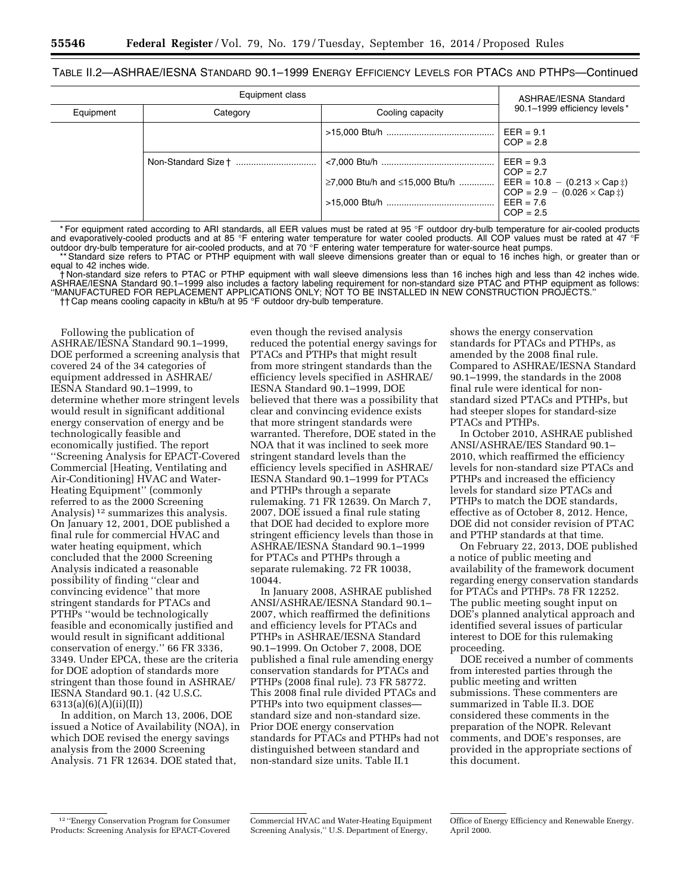TABLE II.2—ASHRAE/IESNA STANDARD 90.1–1999 ENERGY EFFICIENCY LEVELS FOR PTACS AND PTHPS—Continued

| Equipment class | | | ASHRAE/IESNA Standard 90.1–1999 efficiency levels * |
|---|---|---|---|
| Equipment | Category | Cooling capacity | |
| | | >15,000 Btu/h | EER = 9.1<br>COP = 2.8 |
| | Non-Standard Size † | <7,000 Btu/h | EER = 9.3<br>COP = 2.7 |
| | | ≥7,000 Btu/h and ≤15,000 Btu/h | EER = 10.8 − (0.213 × Cap ‡)<br>COP = 2.9 − (0.026 × Cap ‡) |
| | | >15,000 Btu/h | EER = 7.6<br>COP = 2.5 |

\* For equipment rated according to ARI standards, all EER values must be rated at 95 °F outdoor dry-bulb temperature for air-cooled products and evaporatively-cooled products and at 85 °F entering water temperature for water cooled products. All COP values must be rated at 47 °F outdoor dry-bulb temperature for air-cooled products, and at 70 °F entering water temperature for water-source heat pumps.

\*\* Standard size refers to PTAC or PTHP equipment with wall sleeve dimensions greater than or equal to 16 inches high, or greater than or equal to 42 inches wide.

† Non-standard size refers to PTAC or PTHP equipment with wall sleeve dimensions less than 16 inches high and less than 42 inches wide. ASHRAE/IESNA Standard 90.1–1999 also includes a factory labeling requirement for non-standard size PTAC and PTHP equipment as follows: ''MANUFACTURED FOR REPLACEMENT APPLICATIONS ONLY; NOT TO BE INSTALLED IN NEW CONSTRUCTION PROJECTS.''

†† Cap means cooling capacity in kBtu/h at 95 °F outdoor dry-bulb temperature.

Following the publication of ASHRAE/IESNA Standard 90.1–1999, DOE performed a screening analysis that covered 24 of the 34 categories of equipment addressed in ASHRAE/IESNA Standard 90.1–1999, to determine whether more stringent levels would result in significant additional energy conservation of energy and be technologically feasible and economically justified. The report ''Screening Analysis for EPACT-Covered Commercial [Heating, Ventilating and Air-Conditioning] HVAC and Water-Heating Equipment'' (commonly referred to as the 2000 Screening Analysis) [12] summarizes this analysis. On January 12, 2001, DOE published a final rule for commercial HVAC and water heating equipment, which concluded that the 2000 Screening Analysis indicated a reasonable possibility of finding ''clear and convincing evidence'' that more stringent standards for PTACs and PTHPs ''would be technologically feasible and economically justified and would result in significant additional conservation of energy.'' 66 FR 3336, 3349. Under EPCA, these are the criteria for DOE adoption of standards more stringent than those found in ASHRAE/IESNA Standard 90.1. (42 U.S.C. 6313(a)(6)(A)(ii)(II))

In addition, on March 13, 2006, DOE issued a Notice of Availability (NOA), in which DOE revised the energy savings analysis from the 2000 Screening Analysis. 71 FR 12634. DOE stated that, even though the revised analysis reduced the potential energy savings for PTACs and PTHPs that might result from more stringent standards than the efficiency levels specified in ASHRAE/IESNA Standard 90.1–1999, DOE believed that there was a possibility that clear and convincing evidence exists that more stringent standards were warranted. Therefore, DOE stated in the NOA that it was inclined to seek more stringent standard levels than the efficiency levels specified in ASHRAE/IESNA Standard 90.1–1999 for PTACs and PTHPs through a separate rulemaking. 71 FR 12639. On March 7, 2007, DOE issued a final rule stating that DOE had decided to explore more stringent efficiency levels than those in ASHRAE/IESNA Standard 90.1–1999 for PTACs and PTHPs through a separate rulemaking. 72 FR 10038, 10044.

In January 2008, ASHRAE published ANSI/ASHRAE/IESNA Standard 90.1–2007, which reaffirmed the definitions and efficiency levels for PTACs and PTHPs in ASHRAE/IESNA Standard 90.1–1999. On October 7, 2008, DOE published a final rule amending energy conservation standards for PTACs and PTHPs (2008 final rule). 73 FR 58772. This 2008 final rule divided PTACs and PTHPs into two equipment classes—standard size and non-standard size. Prior DOE energy conservation standards for PTACs and PTHPs had not distinguished between standard and non-standard size units. Table II.1 shows the energy conservation standards for PTACs and PTHPs, as amended by the 2008 final rule. Compared to ASHRAE/IESNA Standard 90.1–1999, the standards in the 2008 final rule were identical for non-standard sized PTACs and PTHPs, but had steeper slopes for standard-size PTACs and PTHPs.

In October 2010, ASHRAE published ANSI/ASHRAE/IES Standard 90.1–2010, which reaffirmed the efficiency levels for non-standard size PTACs and PTHPs and increased the efficiency levels for standard size PTACs and PTHPs to match the DOE standards, effective as of October 8, 2012. Hence, DOE did not consider revision of PTAC and PTHP standards at that time.

On February 22, 2013, DOE published a notice of public meeting and availability of the framework document regarding energy conservation standards for PTACs and PTHPs. 78 FR 12252. The public meeting sought input on DOE's planned analytical approach and identified several issues of particular interest to DOE for this rulemaking proceeding.

DOE received a number of comments from interested parties through the public meeting and written submissions. These commenters are summarized in Table II.3. DOE considered these comments in the preparation of the NOPR. Relevant comments, and DOE's responses, are provided in the appropriate sections of this document.

[12] ''Energy Conservation Program for Consumer Products: Screening Analysis for EPACT-Covered Commercial HVAC and Water-Heating Equipment Screening Analysis,'' U.S. Department of Energy, Office of Energy Efficiency and Renewable Energy. April 2000.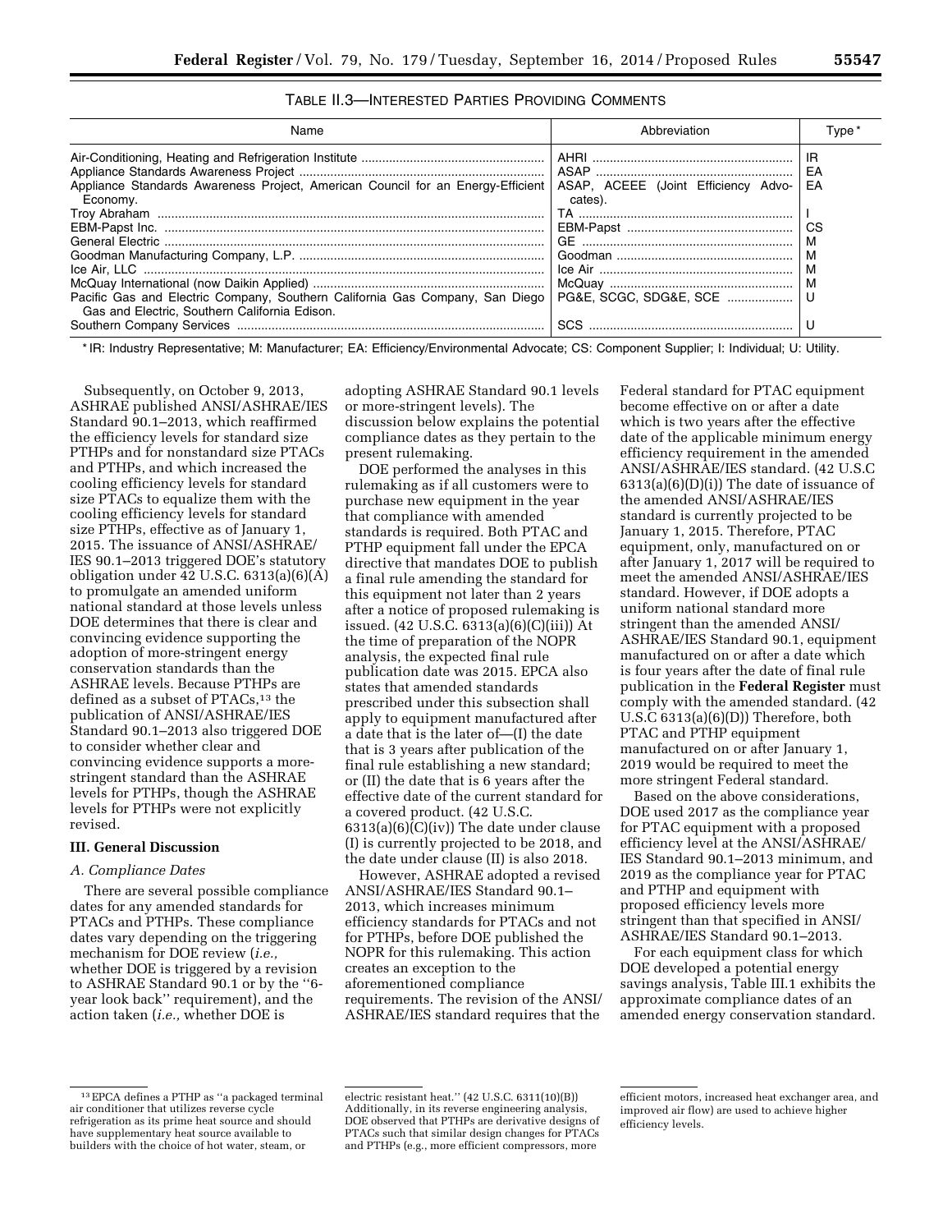TABLE II.3—INTERESTED PARTIES PROVIDING COMMENTS

| Name | Abbreviation | Type* |
| --- | --- | --- |
| Air-Conditioning, Heating and Refrigeration Institute | AHRI | IR |
| Appliance Standards Awareness Project | ASAP | EA |
| Appliance Standards Awareness Project, American Council for an Energy-Efficient Economy. | ASAP, ACEEE (Joint Efficiency Advocates). | EA |
| Troy Abraham | TA | I |
| EBM-Papst Inc. | EBM-Papst | CS |
| General Electric | GE | M |
| Goodman Manufacturing Company, L.P. | Goodman | M |
| Ice Air, LLC | Ice Air | M |
| McQuay International (now Daikin Applied) | McQuay | M |
| Pacific Gas and Electric Company, Southern California Gas Company, San Diego Gas and Electric, Southern California Edison. | PG&E, SCGC, SDG&E, SCE | U |
| Southern Company Services | SCS | U |

* IR: Industry Representative; M: Manufacturer; EA: Efficiency/Environmental Advocate; CS: Component Supplier; I: Individual; U: Utility.

Subsequently, on October 9, 2013, ASHRAE published ANSI/ASHRAE/IES Standard 90.1–2013, which reaffirmed the efficiency levels for standard size PTHPs and for nonstandard size PTACs and PTHPs, and which increased the cooling efficiency levels for standard size PTACs to equalize them with the cooling efficiency levels for standard size PTHPs, effective as of January 1, 2015. The issuance of ANSI/ASHRAE/IES 90.1–2013 triggered DOE's statutory obligation under 42 U.S.C. 6313(a)(6)(A) to promulgate an amended uniform national standard at those levels unless DOE determines that there is clear and convincing evidence supporting the adoption of more-stringent energy conservation standards than the ASHRAE levels. Because PTHPs are defined as a subset of PTACs,[13] the publication of ANSI/ASHRAE/IES Standard 90.1–2013 also triggered DOE to consider whether clear and convincing evidence supports a more-stringent standard than the ASHRAE levels for PTHPs, though the ASHRAE levels for PTHPs were not explicitly revised.

## III. General Discussion

### A. Compliance Dates

There are several possible compliance dates for any amended standards for PTACs and PTHPs. These compliance dates vary depending on the triggering mechanism for DOE review (*i.e.,* whether DOE is triggered by a revision to ASHRAE Standard 90.1 or by the ''6-year look back'' requirement), and the action taken (*i.e.,* whether DOE is adopting ASHRAE Standard 90.1 levels or more-stringent levels). The discussion below explains the potential compliance dates as they pertain to the present rulemaking.

DOE performed the analyses in this rulemaking as if all customers were to purchase new equipment in the year that compliance with amended standards is required. Both PTAC and PTHP equipment fall under the EPCA directive that mandates DOE to publish a final rule amending the standard for this equipment not later than 2 years after a notice of proposed rulemaking is issued. (42 U.S.C. 6313(a)(6)(C)(iii)) At the time of preparation of the NOPR analysis, the expected final rule publication date was 2015. EPCA also states that amended standards prescribed under this subsection shall apply to equipment manufactured after a date that is the later of—(I) the date that is 3 years after publication of the final rule establishing a new standard; or (II) the date that is 6 years after the effective date of the current standard for a covered product. (42 U.S.C. 6313(a)(6)(C)(iv)) The date under clause (I) is currently projected to be 2018, and the date under clause (II) is also 2018.

However, ASHRAE adopted a revised ANSI/ASHRAE/IES Standard 90.1–2013, which increases minimum efficiency standards for PTACs and not for PTHPs, before DOE published the NOPR for this rulemaking. This action creates an exception to the aforementioned compliance requirements. The revision of the ANSI/ASHRAE/IES standard requires that the Federal standard for PTAC equipment become effective on or after a date which is two years after the effective date of the applicable minimum energy efficiency requirement in the amended ANSI/ASHRAE/IES standard. (42 U.S.C 6313(a)(6)(D)(i)) The date of issuance of the amended ANSI/ASHRAE/IES standard is currently projected to be January 1, 2015. Therefore, PTAC equipment, only, manufactured on or after January 1, 2017 will be required to meet the amended ANSI/ASHRAE/IES standard. However, if DOE adopts a uniform national standard more stringent than the amended ANSI/ASHRAE/IES Standard 90.1, equipment manufactured on or after a date which is four years after the date of final rule publication in the **Federal Register** must comply with the amended standard. (42 U.S.C 6313(a)(6)(D)) Therefore, both PTAC and PTHP equipment manufactured on or after January 1, 2019 would be required to meet the more stringent Federal standard.

Based on the above considerations, DOE used 2017 as the compliance year for PTAC equipment with a proposed efficiency level at the ANSI/ASHRAE/IES Standard 90.1–2013 minimum, and 2019 as the compliance year for PTAC and PTHP and equipment with proposed efficiency levels more stringent than that specified in ANSI/ASHRAE/IES Standard 90.1–2013.

For each equipment class for which DOE developed a potential energy savings analysis, Table III.1 exhibits the approximate compliance dates of an amended energy conservation standard.

[13] EPCA defines a PTHP as ''a packaged terminal air conditioner that utilizes reverse cycle refrigeration as its prime heat source and should have supplementary heat source available to builders with the choice of hot water, steam, or electric resistant heat.'' (42 U.S.C. 6311(10)(B)) Additionally, in its reverse engineering analysis, DOE observed that PTHPs are derivative designs of PTACs such that similar design changes for PTACs and PTHPs (e.g., more efficient compressors, more efficient motors, increased heat exchanger area, and improved air flow) are used to achieve higher efficiency levels.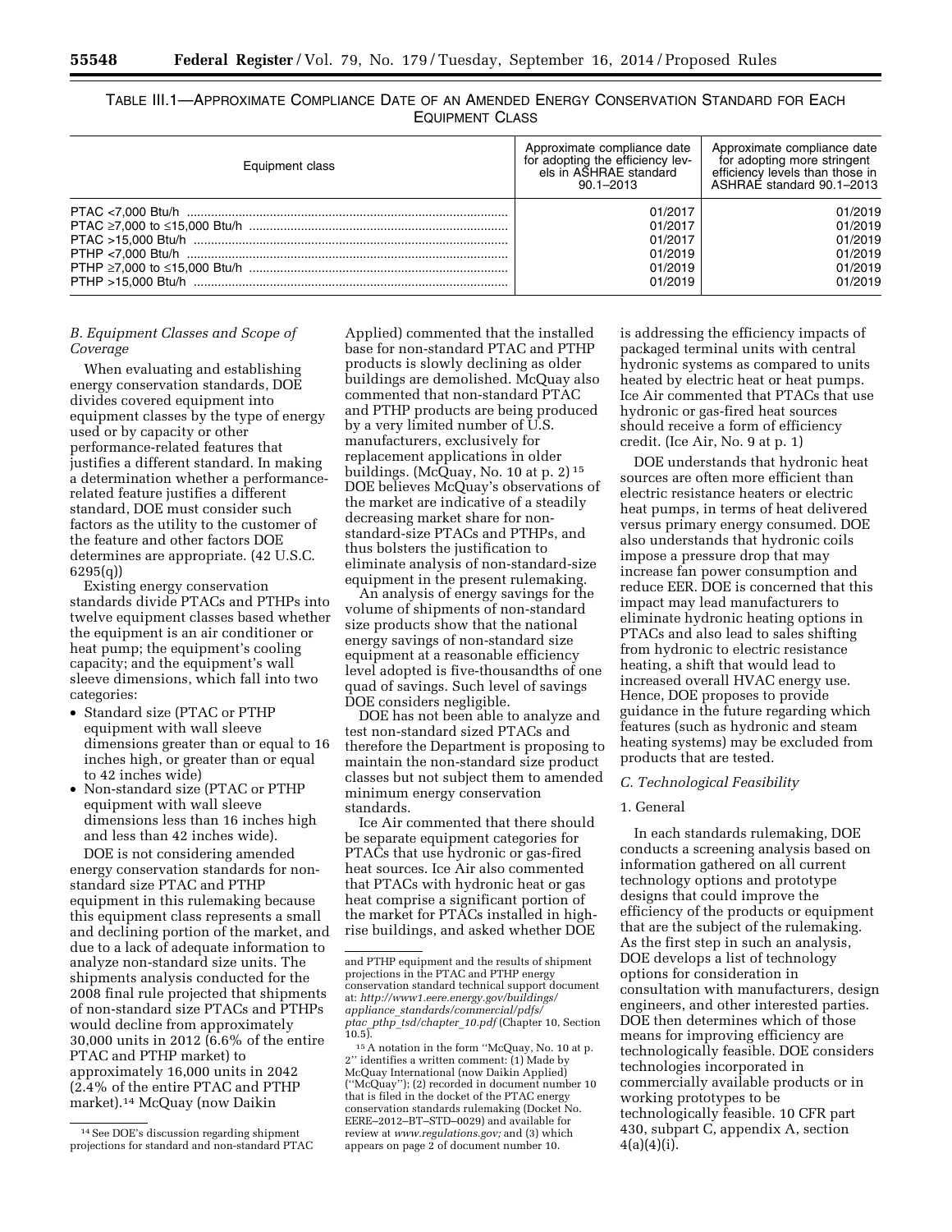TABLE III.1—APPROXIMATE COMPLIANCE DATE OF AN AMENDED ENERGY CONSERVATION STANDARD FOR EACH EQUIPMENT CLASS

| Equipment class | Approximate compliance date for adopting the efficiency levels in ASHRAE standard 90.1–2013 | Approximate compliance date for adopting more stringent efficiency levels than those in ASHRAE standard 90.1–2013 |
|---|---|---|
| PTAC <7,000 Btu/h | 01/2017 | 01/2019 |
| PTAC ≥7,000 to ≤15,000 Btu/h | 01/2017 | 01/2019 |
| PTAC >15,000 Btu/h | 01/2017 | 01/2019 |
| PTHP <7,000 Btu/h | 01/2019 | 01/2019 |
| PTHP ≥7,000 to ≤15,000 Btu/h | 01/2019 | 01/2019 |
| PTHP >15,000 Btu/h | 01/2019 | 01/2019 |

### *B. Equipment Classes and Scope of Coverage*

When evaluating and establishing energy conservation standards, DOE divides covered equipment into equipment classes by the type of energy used or by capacity or other performance-related features that justifies a different standard. In making a determination whether a performance-related feature justifies a different standard, DOE must consider such factors as the utility to the customer of the feature and other factors DOE determines are appropriate. (42 U.S.C. 6295(q))

Existing energy conservation standards divide PTACs and PTHPs into twelve equipment classes based whether the equipment is an air conditioner or heat pump; the equipment's cooling capacity; and the equipment's wall sleeve dimensions, which fall into two categories:

- Standard size (PTAC or PTHP equipment with wall sleeve dimensions greater than or equal to 16 inches high, or greater than or equal to 42 inches wide)
- Non-standard size (PTAC or PTHP equipment with wall sleeve dimensions less than 16 inches high and less than 42 inches wide).

DOE is not considering amended energy conservation standards for non-standard size PTAC and PTHP equipment in this rulemaking because this equipment class represents a small and declining portion of the market, and due to a lack of adequate information to analyze non-standard size units. The shipments analysis conducted for the 2008 final rule projected that shipments of non-standard size PTACs and PTHPs would decline from approximately 30,000 units in 2012 (6.6% of the entire PTAC and PTHP market) to approximately 16,000 units in 2042 (2.4% of the entire PTAC and PTHP market).[14] McQuay (now Daikin Applied) commented that the installed base for non-standard PTAC and PTHP products is slowly declining as older buildings are demolished. McQuay also commented that non-standard PTAC and PTHP products are being produced by a very limited number of U.S. manufacturers, exclusively for replacement applications in older buildings. (McQuay, No. 10 at p. 2)[15] DOE believes McQuay's observations of the market are indicative of a steadily decreasing market share for non-standard-size PTACs and PTHPs, and thus bolsters the justification to eliminate analysis of non-standard-size equipment in the present rulemaking.

An analysis of energy savings for the volume of shipments of non-standard size products show that the national energy savings of non-standard size equipment at a reasonable efficiency level adopted is five-thousandths of one quad of savings. Such level of savings DOE considers negligible.

DOE has not been able to analyze and test non-standard sized PTACs and therefore the Department is proposing to maintain the non-standard size product classes but not subject them to amended minimum energy conservation standards.

Ice Air commented that there should be separate equipment categories for PTACs that use hydronic or gas-fired heat sources. Ice Air also commented that PTACs with hydronic heat or gas heat comprise a significant portion of the market for PTACs installed in high-rise buildings, and asked whether DOE is addressing the efficiency impacts of packaged terminal units with central hydronic systems as compared to units heated by electric heat or heat pumps. Ice Air commented that PTACs that use hydronic or gas-fired heat sources should receive a form of efficiency credit. (Ice Air, No. 9 at p. 1)

DOE understands that hydronic heat sources are often more efficient than electric resistance heaters or electric heat pumps, in terms of heat delivered versus primary energy consumed. DOE also understands that hydronic coils impose a pressure drop that may increase fan power consumption and reduce EER. DOE is concerned that this impact may lead manufacturers to eliminate hydronic heating options in PTACs and also lead to sales shifting from hydronic to electric resistance heating, a shift that would lead to increased overall HVAC energy use. Hence, DOE proposes to provide guidance in the future regarding which features (such as hydronic and steam heating systems) may be excluded from products that are tested.

### *C. Technological Feasibility*

#### 1. General

In each standards rulemaking, DOE conducts a screening analysis based on information gathered on all current technology options and prototype designs that could improve the efficiency of the products or equipment that are the subject of the rulemaking. As the first step in such an analysis, DOE develops a list of technology options for consideration in consultation with manufacturers, design engineers, and other interested parties. DOE then determines which of those means for improving efficiency are technologically feasible. DOE considers technologies incorporated in commercially available products or in working prototypes to be technologically feasible. 10 CFR part 430, subpart C, appendix A, section 4(a)(4)(i).

---

[14] See DOE's discussion regarding shipment projections for standard and non-standard PTAC and PTHP equipment and the results of shipment projections in the PTAC and PTHP energy conservation standard technical support document at: *http://www1.eere.energy.gov/buildings/appliance_standards/commercial/pdfs/ptac_pthp_tsd/chapter_10.pdf* (Chapter 10, Section 10.5).

[15] A notation in the form "McQuay, No. 10 at p. 2" identifies a written comment: (1) Made by McQuay International (now Daikin Applied) ("McQuay"); (2) recorded in document number 10 that is filed in the docket of the PTAC energy conservation standards rulemaking (Docket No. EERE–2012–BT–STD–0029) and available for review at *www.regulations.gov;* and (3) which appears on page 2 of document number 10.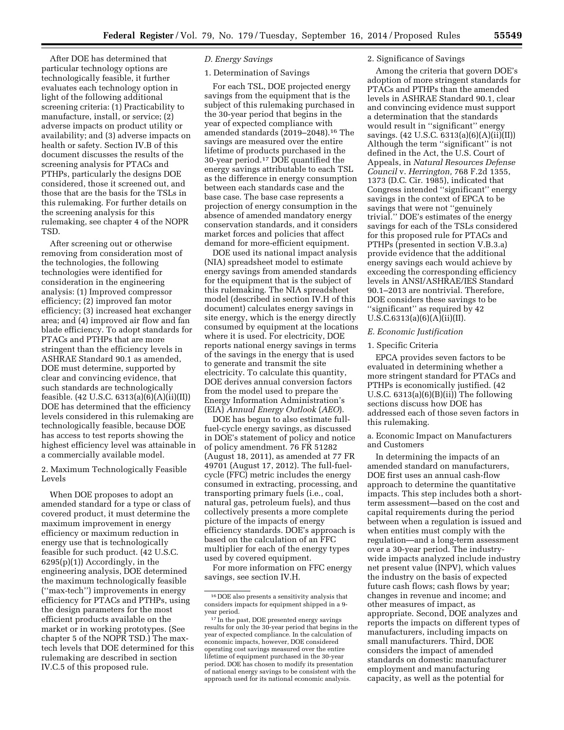After DOE has determined that particular technology options are technologically feasible, it further evaluates each technology option in light of the following additional screening criteria: (1) Practicability to manufacture, install, or service; (2) adverse impacts on product utility or availability; and (3) adverse impacts on health or safety. Section IV.B of this document discusses the results of the screening analysis for PTACs and PTHPs, particularly the designs DOE considered, those it screened out, and those that are the basis for the TSLs in this rulemaking. For further details on the screening analysis for this rulemaking, see chapter 4 of the NOPR TSD.

After screening out or otherwise removing from consideration most of the technologies, the following technologies were identified for consideration in the engineering analysis: (1) Improved compressor efficiency; (2) improved fan motor efficiency; (3) increased heat exchanger area; and (4) improved air flow and fan blade efficiency. To adopt standards for PTACs and PTHPs that are more stringent than the efficiency levels in ASHRAE Standard 90.1 as amended, DOE must determine, supported by clear and convincing evidence, that such standards are technologically feasible. (42 U.S.C. 6313(a)(6)(A)(ii)(II)) DOE has determined that the efficiency levels considered in this rulemaking are technologically feasible, because DOE has access to test reports showing the highest efficiency level was attainable in a commercially available model.

### 2. Maximum Technologically Feasible Levels

When DOE proposes to adopt an amended standard for a type or class of covered product, it must determine the maximum improvement in energy efficiency or maximum reduction in energy use that is technologically feasible for such product. (42 U.S.C. 6295(p)(1)) Accordingly, in the engineering analysis, DOE determined the maximum technologically feasible (''max-tech'') improvements in energy efficiency for PTACs and PTHPs, using the design parameters for the most efficient products available on the market or in working prototypes. (See chapter 5 of the NOPR TSD.) The max-tech levels that DOE determined for this rulemaking are described in section IV.C.5 of this proposed rule.

## D. Energy Savings

### 1. Determination of Savings

For each TSL, DOE projected energy savings from the equipment that is the subject of this rulemaking purchased in the 30-year period that begins in the year of expected compliance with amended standards (2019–2048).[16] The savings are measured over the entire lifetime of products purchased in the 30-year period.[17] DOE quantified the energy savings attributable to each TSL as the difference in energy consumption between each standards case and the base case. The base case represents a projection of energy consumption in the absence of amended mandatory energy conservation standards, and it considers market forces and policies that affect demand for more-efficient equipment.

DOE used its national impact analysis (NIA) spreadsheet model to estimate energy savings from amended standards for the equipment that is the subject of this rulemaking. The NIA spreadsheet model (described in section IV.H of this document) calculates energy savings in site energy, which is the energy directly consumed by equipment at the locations where it is used. For electricity, DOE reports national energy savings in terms of the savings in the energy that is used to generate and transmit the site electricity. To calculate this quantity, DOE derives annual conversion factors from the model used to prepare the Energy Information Administration's (EIA) *Annual Energy Outlook* (*AEO*).

DOE has begun to also estimate full-fuel-cycle energy savings, as discussed in DOE's statement of policy and notice of policy amendment. 76 FR 51282 (August 18, 2011), as amended at 77 FR 49701 (August 17, 2012). The full-fuel-cycle (FFC) metric includes the energy consumed in extracting, processing, and transporting primary fuels (i.e., coal, natural gas, petroleum fuels), and thus collectively presents a more complete picture of the impacts of energy efficiency standards. DOE's approach is based on the calculation of an FFC multiplier for each of the energy types used by covered equipment.

For more information on FFC energy savings, see section IV.H.

### 2. Significance of Savings

Among the criteria that govern DOE's adoption of more stringent standards for PTACs and PTHPs than the amended levels in ASHRAE Standard 90.1, clear and convincing evidence must support a determination that the standards would result in ''significant'' energy savings. (42 U.S.C. 6313(a)(6)(A)(ii)(II)) Although the term ''significant'' is not defined in the Act, the U.S. Court of Appeals, in *Natural Resources Defense Council* v. *Herrington,* 768 F.2d 1355, 1373 (D.C. Cir. 1985), indicated that Congress intended ''significant'' energy savings in the context of EPCA to be savings that were not ''genuinely trivial.'' DOE's estimates of the energy savings for each of the TSLs considered for this proposed rule for PTACs and PTHPs (presented in section V.B.3.a) provide evidence that the additional energy savings each would achieve by exceeding the corresponding efficiency levels in ANSI/ASHRAE/IES Standard 90.1–2013 are nontrivial. Therefore, DOE considers these savings to be ''significant'' as required by 42 U.S.C.6313(a)(6)(A)(ii)(II).

## E. Economic Justification

### 1. Specific Criteria

EPCA provides seven factors to be evaluated in determining whether a more stringent standard for PTACs and PTHPs is economically justified. (42 U.S.C. 6313(a)(6)(B)(ii)) The following sections discuss how DOE has addressed each of those seven factors in this rulemaking.

#### a. Economic Impact on Manufacturers and Customers

In determining the impacts of an amended standard on manufacturers, DOE first uses an annual cash-flow approach to determine the quantitative impacts. This step includes both a short-term assessment—based on the cost and capital requirements during the period between when a regulation is issued and when entities must comply with the regulation—and a long-term assessment over a 30-year period. The industry-wide impacts analyzed include industry net present value (INPV), which values the industry on the basis of expected future cash flows; cash flows by year; changes in revenue and income; and other measures of impact, as appropriate. Second, DOE analyzes and reports the impacts on different types of manufacturers, including impacts on small manufacturers. Third, DOE considers the impact of amended standards on domestic manufacturer employment and manufacturing capacity, as well as the potential for

---

[16] DOE also presents a sensitivity analysis that considers impacts for equipment shipped in a 9-year period.

[17] In the past, DOE presented energy savings results for only the 30-year period that begins in the year of expected compliance. In the calculation of economic impacts, however, DOE considered operating cost savings measured over the entire lifetime of equipment purchased in the 30-year period. DOE has chosen to modify its presentation of national energy savings to be consistent with the approach used for its national economic analysis.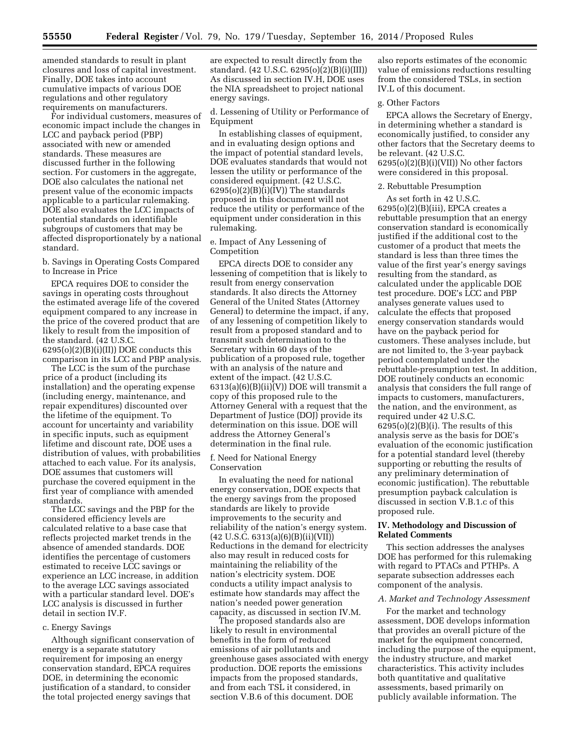amended standards to result in plant closures and loss of capital investment. Finally, DOE takes into account cumulative impacts of various DOE regulations and other regulatory requirements on manufacturers.

For individual customers, measures of economic impact include the changes in LCC and payback period (PBP) associated with new or amended standards. These measures are discussed further in the following section. For customers in the aggregate, DOE also calculates the national net present value of the economic impacts applicable to a particular rulemaking. DOE also evaluates the LCC impacts of potential standards on identifiable subgroups of customers that may be affected disproportionately by a national standard.

b. Savings in Operating Costs Compared to Increase in Price

EPCA requires DOE to consider the savings in operating costs throughout the estimated average life of the covered equipment compared to any increase in the price of the covered product that are likely to result from the imposition of the standard. (42 U.S.C. 6295(o)(2)(B)(i)(II)) DOE conducts this comparison in its LCC and PBP analysis.

The LCC is the sum of the purchase price of a product (including its installation) and the operating expense (including energy, maintenance, and repair expenditures) discounted over the lifetime of the equipment. To account for uncertainty and variability in specific inputs, such as equipment lifetime and discount rate, DOE uses a distribution of values, with probabilities attached to each value. For its analysis, DOE assumes that customers will purchase the covered equipment in the first year of compliance with amended standards.

The LCC savings and the PBP for the considered efficiency levels are calculated relative to a base case that reflects projected market trends in the absence of amended standards. DOE identifies the percentage of customers estimated to receive LCC savings or experience an LCC increase, in addition to the average LCC savings associated with a particular standard level. DOE's LCC analysis is discussed in further detail in section IV.F.

c. Energy Savings

Although significant conservation of energy is a separate statutory requirement for imposing an energy conservation standard, EPCA requires DOE, in determining the economic justification of a standard, to consider the total projected energy savings that are expected to result directly from the standard. (42 U.S.C. 6295(o)(2)(B)(i)(III)) As discussed in section IV.H, DOE uses the NIA spreadsheet to project national energy savings.

d. Lessening of Utility or Performance of Equipment

In establishing classes of equipment, and in evaluating design options and the impact of potential standard levels, DOE evaluates standards that would not lessen the utility or performance of the considered equipment. (42 U.S.C. 6295(o)(2)(B)(i)(IV)) The standards proposed in this document will not reduce the utility or performance of the equipment under consideration in this rulemaking.

e. Impact of Any Lessening of Competition

EPCA directs DOE to consider any lessening of competition that is likely to result from energy conservation standards. It also directs the Attorney General of the United States (Attorney General) to determine the impact, if any, of any lessening of competition likely to result from a proposed standard and to transmit such determination to the Secretary within 60 days of the publication of a proposed rule, together with an analysis of the nature and extent of the impact. (42 U.S.C. 6313(a)(6)(B)(ii)(V)) DOE will transmit a copy of this proposed rule to the Attorney General with a request that the Department of Justice (DOJ) provide its determination on this issue. DOE will address the Attorney General's determination in the final rule.

f. Need for National Energy Conservation

In evaluating the need for national energy conservation, DOE expects that the energy savings from the proposed standards are likely to provide improvements to the security and reliability of the nation's energy system. (42 U.S.C. 6313(a)(6)(B)(ii)(VII)) Reductions in the demand for electricity also may result in reduced costs for maintaining the reliability of the nation's electricity system. DOE conducts a utility impact analysis to estimate how standards may affect the nation's needed power generation capacity, as discussed in section IV.M.

The proposed standards also are likely to result in environmental benefits in the form of reduced emissions of air pollutants and greenhouse gases associated with energy production. DOE reports the emissions impacts from the proposed standards, and from each TSL it considered, in section V.B.6 of this document. DOE also reports estimates of the economic value of emissions reductions resulting from the considered TSLs, in section IV.L of this document.

g. Other Factors

EPCA allows the Secretary of Energy, in determining whether a standard is economically justified, to consider any other factors that the Secretary deems to be relevant. (42 U.S.C. 6295(o)(2)(B)(i)(VII)) No other factors were considered in this proposal.

2. Rebuttable Presumption

As set forth in 42 U.S.C. 6295(o)(2)(B)(iii), EPCA creates a rebuttable presumption that an energy conservation standard is economically justified if the additional cost to the customer of a product that meets the standard is less than three times the value of the first year's energy savings resulting from the standard, as calculated under the applicable DOE test procedure. DOE's LCC and PBP analyses generate values used to calculate the effects that proposed energy conservation standards would have on the payback period for customers. These analyses include, but are not limited to, the 3-year payback period contemplated under the rebuttable-presumption test. In addition, DOE routinely conducts an economic analysis that considers the full range of impacts to customers, manufacturers, the nation, and the environment, as required under 42 U.S.C. 6295(o)(2)(B)(i). The results of this analysis serve as the basis for DOE's evaluation of the economic justification for a potential standard level (thereby supporting or rebutting the results of any preliminary determination of economic justification). The rebuttable presumption payback calculation is discussed in section V.B.1.c of this proposed rule.

## IV. Methodology and Discussion of Related Comments

This section addresses the analyses DOE has performed for this rulemaking with regard to PTACs and PTHPs. A separate subsection addresses each component of the analysis.

### *A. Market and Technology Assessment*

For the market and technology assessment, DOE develops information that provides an overall picture of the market for the equipment concerned, including the purpose of the equipment, the industry structure, and market characteristics. This activity includes both quantitative and qualitative assessments, based primarily on publicly available information. The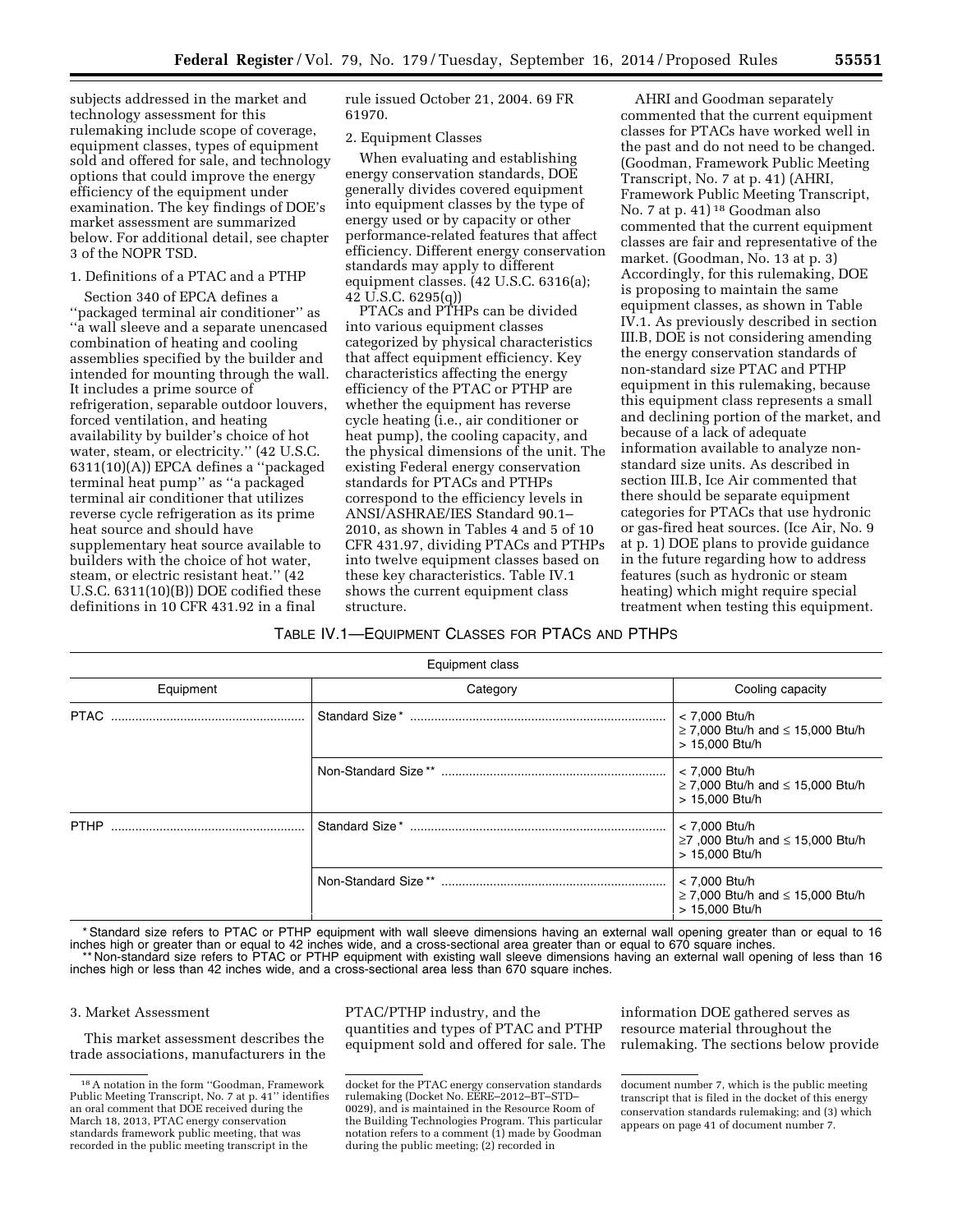subjects addressed in the market and technology assessment for this rulemaking include scope of coverage, equipment classes, types of equipment sold and offered for sale, and technology options that could improve the energy efficiency of the equipment under examination. The key findings of DOE's market assessment are summarized below. For additional detail, see chapter 3 of the NOPR TSD.

1. Definitions of a PTAC and a PTHP

Section 340 of EPCA defines a ''packaged terminal air conditioner'' as ''a wall sleeve and a separate unencased combination of heating and cooling assemblies specified by the builder and intended for mounting through the wall. It includes a prime source of refrigeration, separable outdoor louvers, forced ventilation, and heating availability by builder's choice of hot water, steam, or electricity.'' (42 U.S.C. 6311(10)(A)) EPCA defines a ''packaged terminal heat pump'' as ''a packaged terminal air conditioner that utilizes reverse cycle refrigeration as its prime heat source and should have supplementary heat source available to builders with the choice of hot water, steam, or electric resistant heat.'' (42 U.S.C. 6311(10)(B)) DOE codified these definitions in 10 CFR 431.92 in a final rule issued October 21, 2004. 69 FR 61970.

2. Equipment Classes

When evaluating and establishing energy conservation standards, DOE generally divides covered equipment into equipment classes by the type of energy used or by capacity or other performance-related features that affect efficiency. Different energy conservation standards may apply to different equipment classes. (42 U.S.C. 6316(a); 42 U.S.C. 6295(q))

PTACs and PTHPs can be divided into various equipment classes categorized by physical characteristics that affect equipment efficiency. Key characteristics affecting the energy efficiency of the PTAC or PTHP are whether the equipment has reverse cycle heating (i.e., air conditioner or heat pump), the cooling capacity, and the physical dimensions of the unit. The existing Federal energy conservation standards for PTACs and PTHPs correspond to the efficiency levels in ANSI/ASHRAE/IES Standard 90.1–2010, as shown in Tables 4 and 5 of 10 CFR 431.97, dividing PTACs and PTHPs into twelve equipment classes based on these key characteristics. Table IV.1 shows the current equipment class structure.

AHRI and Goodman separately commented that the current equipment classes for PTACs have worked well in the past and do not need to be changed. (Goodman, Framework Public Meeting Transcript, No. 7 at p. 41) (AHRI, Framework Public Meeting Transcript, No. 7 at p. 41) [18] Goodman also commented that the current equipment classes are fair and representative of the market. (Goodman, No. 13 at p. 3) Accordingly, for this rulemaking, DOE is proposing to maintain the same equipment classes, as shown in Table IV.1. As previously described in section III.B, DOE is not considering amending the energy conservation standards of non-standard size PTAC and PTHP equipment in this rulemaking, because this equipment class represents a small and declining portion of the market, and because of a lack of adequate information available to analyze non-standard size units. As described in section III.B, Ice Air commented that there should be separate equipment categories for PTACs that use hydronic or gas-fired heat sources. (Ice Air, No. 9 at p. 1) DOE plans to provide guidance in the future regarding how to address features (such as hydronic or steam heating) which might require special treatment when testing this equipment.

TABLE IV.1—EQUIPMENT CLASSES FOR PTACS AND PTHPS

| Equipment class | | |
|---|---|---|
| Equipment | Category | Cooling capacity |
| PTAC | Standard Size * | < 7,000 Btu/h<br>≥ 7,000 Btu/h and ≤ 15,000 Btu/h<br>> 15,000 Btu/h |
| | Non-Standard Size ** | < 7,000 Btu/h<br>≥ 7,000 Btu/h and ≤ 15,000 Btu/h<br>> 15,000 Btu/h |
| PTHP | Standard Size * | < 7,000 Btu/h<br>≥7 ,000 Btu/h and ≤ 15,000 Btu/h<br>> 15,000 Btu/h |
| | Non-Standard Size ** | < 7,000 Btu/h<br>≥ 7,000 Btu/h and ≤ 15,000 Btu/h<br>> 15,000 Btu/h |

* Standard size refers to PTAC or PTHP equipment with wall sleeve dimensions having an external wall opening greater than or equal to 16 inches high or greater than or equal to 42 inches wide, and a cross-sectional area greater than or equal to 670 square inches.

** Non-standard size refers to PTAC or PTHP equipment with existing wall sleeve dimensions having an external wall opening of less than 16 inches high or less than 42 inches wide, and a cross-sectional area less than 670 square inches.

3. Market Assessment

This market assessment describes the trade associations, manufacturers in the PTAC/PTHP industry, and the quantities and types of PTAC and PTHP equipment sold and offered for sale. The information DOE gathered serves as resource material throughout the rulemaking. The sections below provide

[18] A notation in the form ''Goodman, Framework Public Meeting Transcript, No. 7 at p. 41'' identifies an oral comment that DOE received during the March 18, 2013, PTAC energy conservation standards framework public meeting, that was recorded in the public meeting transcript in the docket for the PTAC energy conservation standards rulemaking (Docket No. EERE–2012–BT–STD–0029), and is maintained in the Resource Room of the Building Technologies Program. This particular notation refers to a comment (1) made by Goodman during the public meeting; (2) recorded in document number 7, which is the public meeting transcript that is filed in the docket of this energy conservation standards rulemaking; and (3) which appears on page 41 of document number 7.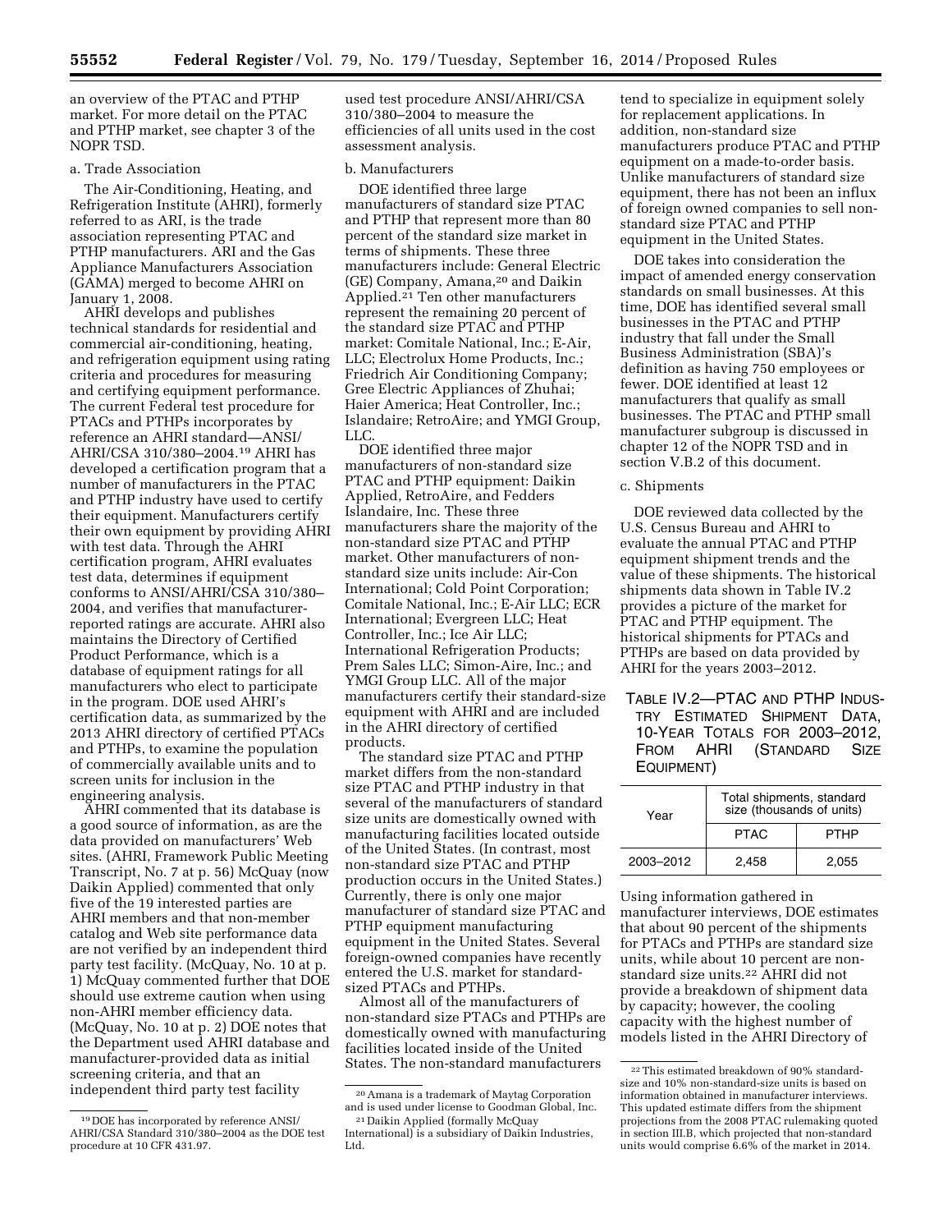an overview of the PTAC and PTHP market. For more detail on the PTAC and PTHP market, see chapter 3 of the NOPR TSD.

a. Trade Association

The Air-Conditioning, Heating, and Refrigeration Institute (AHRI), formerly referred to as ARI, is the trade association representing PTAC and PTHP manufacturers. ARI and the Gas Appliance Manufacturers Association (GAMA) merged to become AHRI on January 1, 2008.

AHRI develops and publishes technical standards for residential and commercial air-conditioning, heating, and refrigeration equipment using rating criteria and procedures for measuring and certifying equipment performance. The current Federal test procedure for PTACs and PTHPs incorporates by reference an AHRI standard—ANSI/AHRI/CSA 310/380–2004.[19] AHRI has developed a certification program that a number of manufacturers in the PTAC and PTHP industry have used to certify their equipment. Manufacturers certify their own equipment by providing AHRI with test data. Through the AHRI certification program, AHRI evaluates test data, determines if equipment conforms to ANSI/AHRI/CSA 310/380–2004, and verifies that manufacturer-reported ratings are accurate. AHRI also maintains the Directory of Certified Product Performance, which is a database of equipment ratings for all manufacturers who elect to participate in the program. DOE used AHRI's certification data, as summarized by the 2013 AHRI directory of certified PTACs and PTHPs, to examine the population of commercially available units and to screen units for inclusion in the engineering analysis.

AHRI commented that its database is a good source of information, as are the data provided on manufacturers' Web sites. (AHRI, Framework Public Meeting Transcript, No. 7 at p. 56) McQuay (now Daikin Applied) commented that only five of the 19 interested parties are AHRI members and that non-member catalog and Web site performance data are not verified by an independent third party test facility. (McQuay, No. 10 at p. 1) McQuay commented further that DOE should use extreme caution when using non-AHRI member efficiency data. (McQuay, No. 10 at p. 2) DOE notes that the Department used AHRI database and manufacturer-provided data as initial screening criteria, and that an independent third party test facility used test procedure ANSI/AHRI/CSA 310/380–2004 to measure the efficiencies of all units used in the cost assessment analysis.

b. Manufacturers

DOE identified three large manufacturers of standard size PTAC and PTHP that represent more than 80 percent of the standard size market in terms of shipments. These three manufacturers include: General Electric (GE) Company, Amana,[20] and Daikin Applied.[21] Ten other manufacturers represent the remaining 20 percent of the standard size PTAC and PTHP market: Comitale National, Inc.; E-Air, LLC; Electrolux Home Products, Inc.; Friedrich Air Conditioning Company; Gree Electric Appliances of Zhuhai; Haier America; Heat Controller, Inc.; Islandaire; RetroAire; and YMGI Group, LLC.

DOE identified three major manufacturers of non-standard size PTAC and PTHP equipment: Daikin Applied, RetroAire, and Fedders Islandaire, Inc. These three manufacturers share the majority of the non-standard size PTAC and PTHP market. Other manufacturers of non-standard size units include: Air-Con International; Cold Point Corporation; Comitale National, Inc.; E-Air LLC; ECR International; Evergreen LLC; Heat Controller, Inc.; Ice Air LLC; International Refrigeration Products; Prem Sales LLC; Simon-Aire, Inc.; and YMGI Group LLC. All of the major manufacturers certify their standard-size equipment with AHRI and are included in the AHRI directory of certified products.

The standard size PTAC and PTHP market differs from the non-standard size PTAC and PTHP industry in that several of the manufacturers of standard size units are domestically owned with manufacturing facilities located outside of the United States. (In contrast, most non-standard size PTAC and PTHP production occurs in the United States.) Currently, there is only one major manufacturer of standard size PTAC and PTHP equipment manufacturing equipment in the United States. Several foreign-owned companies have recently entered the U.S. market for standard-sized PTACs and PTHPs.

Almost all of the manufacturers of non-standard size PTACs and PTHPs are domestically owned with manufacturing facilities located inside of the United States. The non-standard manufacturers tend to specialize in equipment solely for replacement applications. In addition, non-standard size manufacturers produce PTAC and PTHP equipment on a made-to-order basis. Unlike manufacturers of standard size equipment, there has not been an influx of foreign owned companies to sell non-standard size PTAC and PTHP equipment in the United States.

DOE takes into consideration the impact of amended energy conservation standards on small businesses. At this time, DOE has identified several small businesses in the PTAC and PTHP industry that fall under the Small Business Administration (SBA)'s definition as having 750 employees or fewer. DOE identified at least 12 manufacturers that qualify as small businesses. The PTAC and PTHP small manufacturer subgroup is discussed in chapter 12 of the NOPR TSD and in section V.B.2 of this document.

c. Shipments

DOE reviewed data collected by the U.S. Census Bureau and AHRI to evaluate the annual PTAC and PTHP equipment shipment trends and the value of these shipments. The historical shipments data shown in Table IV.2 provides a picture of the market for PTAC and PTHP equipment. The historical shipments for PTACs and PTHPs are based on data provided by AHRI for the years 2003–2012.

TABLE IV.2—PTAC AND PTHP INDUSTRY ESTIMATED SHIPMENT DATA, 10-YEAR TOTALS FOR 2003–2012, FROM AHRI (STANDARD SIZE EQUIPMENT)

| Year | Total shipments, standard size (thousands of units) | |
|---|---|---|
| | PTAC | PTHP |
| 2003–2012 | 2,458 | 2,055 |

Using information gathered in manufacturer interviews, DOE estimates that about 90 percent of the shipments for PTACs and PTHPs are standard size units, while about 10 percent are non-standard size units.[22] AHRI did not provide a breakdown of shipment data by capacity; however, the cooling capacity with the highest number of models listed in the AHRI Directory of

[19] DOE has incorporated by reference ANSI/AHRI/CSA Standard 310/380–2004 as the DOE test procedure at 10 CFR 431.97.

[20] Amana is a trademark of Maytag Corporation and is used under license to Goodman Global, Inc.

[21] Daikin Applied (formally McQuay International) is a subsidiary of Daikin Industries, Ltd.

[22] This estimated breakdown of 90% standard-size and 10% non-standard-size units is based on information obtained in manufacturer interviews. This updated estimate differs from the shipment projections from the 2008 PTAC rulemaking quoted in section III.B, which projected that non-standard units would comprise 6.6% of the market in 2014.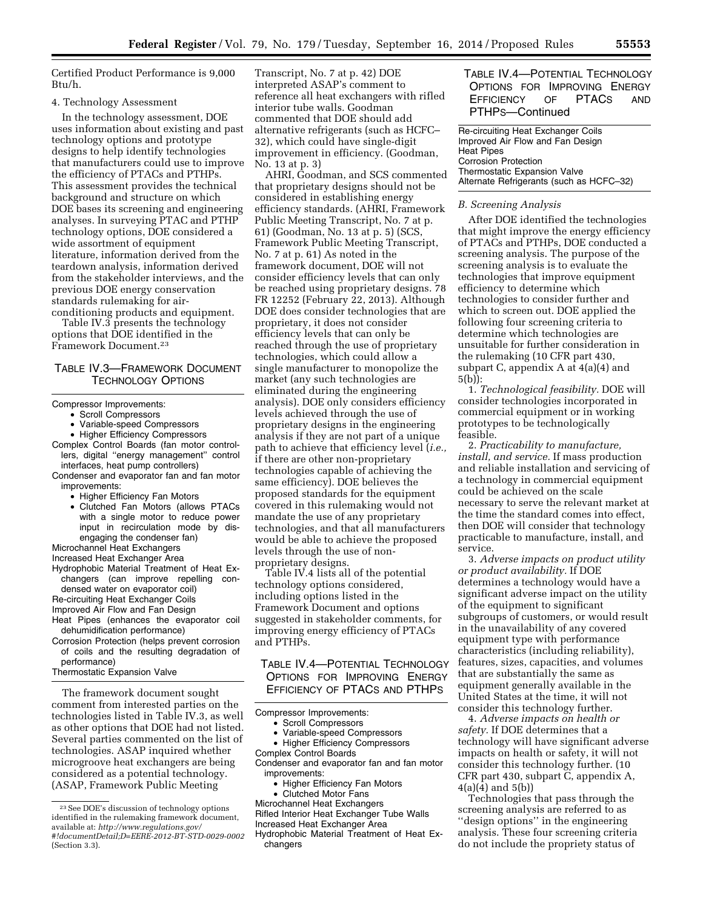Certified Product Performance is 9,000 Btu/h.

4. Technology Assessment

In the technology assessment, DOE uses information about existing and past technology options and prototype designs to help identify technologies that manufacturers could use to improve the efficiency of PTACs and PTHPs. This assessment provides the technical background and structure on which DOE bases its screening and engineering analyses. In surveying PTAC and PTHP technology options, DOE considered a wide assortment of equipment literature, information derived from the teardown analysis, information derived from the stakeholder interviews, and the previous DOE energy conservation standards rulemaking for air-conditioning products and equipment.

Table IV.3 presents the technology options that DOE identified in the Framework Document.[23]

TABLE IV.3—FRAMEWORK DOCUMENT TECHNOLOGY OPTIONS

Compressor Improvements:
- Scroll Compressors
- Variable-speed Compressors
- Higher Efficiency Compressors

Complex Control Boards (fan motor controllers, digital "energy management" control interfaces, heat pump controllers)

Condenser and evaporator fan and fan motor improvements:
- Higher Efficiency Fan Motors
- Clutched Fan Motors (allows PTACs with a single motor to reduce power input in recirculation mode by disengaging the condenser fan)

Microchannel Heat Exchangers

Increased Heat Exchanger Area

Hydrophobic Material Treatment of Heat Exchangers (can improve repelling condensed water on evaporator coil)

Re-circuiting Heat Exchanger Coils

Improved Air Flow and Fan Design

Heat Pipes (enhances the evaporator coil dehumidification performance)

Corrosion Protection (helps prevent corrosion of coils and the resulting degradation of performance)

Thermostatic Expansion Valve

The framework document sought comment from interested parties on the technologies listed in Table IV.3, as well as other options that DOE had not listed. Several parties commented on the list of technologies. ASAP inquired whether microgroove heat exchangers are being considered as a potential technology. (ASAP, Framework Public Meeting Transcript, No. 7 at p. 42) DOE interpreted ASAP's comment to reference all heat exchangers with rifled interior tube walls. Goodman commented that DOE should add alternative refrigerants (such as HCFC–32), which could have single-digit improvement in efficiency. (Goodman, No. 13 at p. 3)

AHRI, Goodman, and SCS commented that proprietary designs should not be considered in establishing energy efficiency standards. (AHRI, Framework Public Meeting Transcript, No. 7 at p. 61) (Goodman, No. 13 at p. 5) (SCS, Framework Public Meeting Transcript, No. 7 at p. 61) As noted in the framework document, DOE will not consider efficiency levels that can only be reached using proprietary designs. 78 FR 12252 (February 22, 2013). Although DOE does consider technologies that are proprietary, it does not consider efficiency levels that can only be reached through the use of proprietary technologies, which could allow a single manufacturer to monopolize the market (any such technologies are eliminated during the engineering analysis). DOE only considers efficiency levels achieved through the use of proprietary designs in the engineering analysis if they are not part of a unique path to achieve that efficiency level (*i.e.,* if there are other non-proprietary technologies capable of achieving the same efficiency). DOE believes the proposed standards for the equipment covered in this rulemaking would not mandate the use of any proprietary technologies, and that all manufacturers would be able to achieve the proposed levels through the use of non-proprietary designs.

Table IV.4 lists all of the potential technology options considered, including options listed in the Framework Document and options suggested in stakeholder comments, for improving energy efficiency of PTACs and PTHPs.

TABLE IV.4—POTENTIAL TECHNOLOGY OPTIONS FOR IMPROVING ENERGY EFFICIENCY OF PTACS AND PTHPS

Compressor Improvements:
- Scroll Compressors
- Variable-speed Compressors
- Higher Efficiency Compressors

Complex Control Boards

Condenser and evaporator fan and fan motor improvements:
- Higher Efficiency Fan Motors
- Clutched Motor Fans

Microchannel Heat Exchangers

Rifled Interior Heat Exchanger Tube Walls

Increased Heat Exchanger Area

Hydrophobic Material Treatment of Heat Exchangers

Re-circuiting Heat Exchanger Coils

Improved Air Flow and Fan Design

Heat Pipes

Corrosion Protection

Thermostatic Expansion Valve

Alternate Refrigerants (such as HCFC–32)

*B. Screening Analysis*

After DOE identified the technologies that might improve the energy efficiency of PTACs and PTHPs, DOE conducted a screening analysis. The purpose of the screening analysis is to evaluate the technologies that improve equipment efficiency to determine which technologies to consider further and which to screen out. DOE applied the following four screening criteria to determine which technologies are unsuitable for further consideration in the rulemaking (10 CFR part 430, subpart C, appendix A at 4(a)(4) and 5(b)):

1. *Technological feasibility.* DOE will consider technologies incorporated in commercial equipment or in working prototypes to be technologically feasible.

2. *Practicability to manufacture, install, and service.* If mass production and reliable installation and servicing of a technology in commercial equipment could be achieved on the scale necessary to serve the relevant market at the time the standard comes into effect, then DOE will consider that technology practicable to manufacture, install, and service.

3. *Adverse impacts on product utility or product availability.* If DOE determines a technology would have a significant adverse impact on the utility of the equipment to significant subgroups of customers, or would result in the unavailability of any covered equipment type with performance characteristics (including reliability), features, sizes, capacities, and volumes that are substantially the same as equipment generally available in the United States at the time, it will not consider this technology further.

4. *Adverse impacts on health or safety.* If DOE determines that a technology will have significant adverse impacts on health or safety, it will not consider this technology further. (10 CFR part 430, subpart C, appendix A, 4(a)(4) and 5(b))

Technologies that pass through the screening analysis are referred to as "design options" in the engineering analysis. These four screening criteria do not include the propriety status of

[23] See DOE's discussion of technology options identified in the rulemaking framework document, available at: *http://www.regulations.gov/#!documentDetail;D=EERE-2012-BT-STD-0029-0002* (Section 3.3).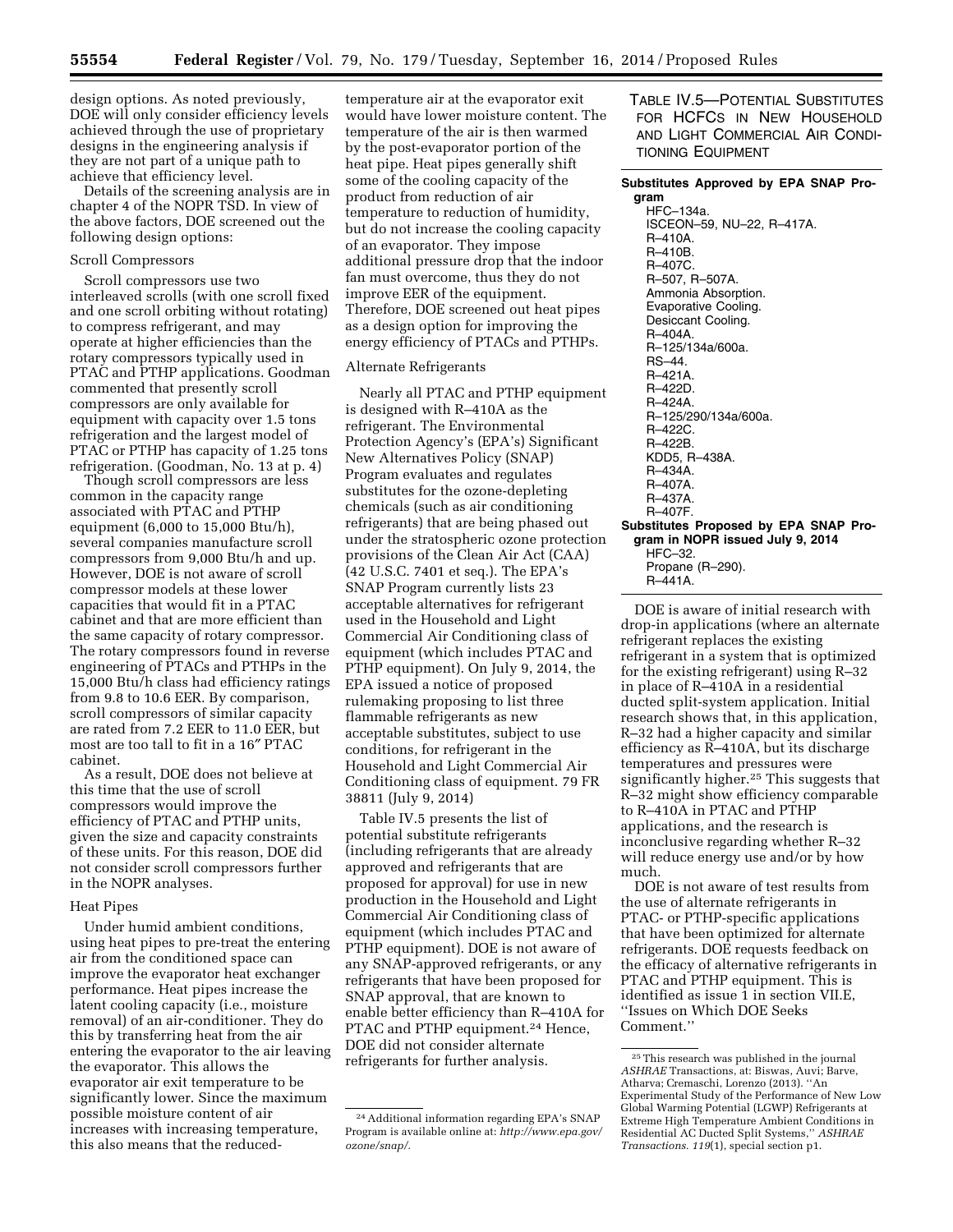design options. As noted previously, DOE will only consider efficiency levels achieved through the use of proprietary designs in the engineering analysis if they are not part of a unique path to achieve that efficiency level.

Details of the screening analysis are in chapter 4 of the NOPR TSD. In view of the above factors, DOE screened out the following design options:

Scroll Compressors

Scroll compressors use two interleaved scrolls (with one scroll fixed and one scroll orbiting without rotating) to compress refrigerant, and may operate at higher efficiencies than the rotary compressors typically used in PTAC and PTHP applications. Goodman commented that presently scroll compressors are only available for equipment with capacity over 1.5 tons refrigeration and the largest model of PTAC or PTHP has capacity of 1.25 tons refrigeration. (Goodman, No. 13 at p. 4)

Though scroll compressors are less common in the capacity range associated with PTAC and PTHP equipment (6,000 to 15,000 Btu/h), several companies manufacture scroll compressors from 9,000 Btu/h and up. However, DOE is not aware of scroll compressor models at these lower capacities that would fit in a PTAC cabinet and that are more efficient than the same capacity of rotary compressor. The rotary compressors found in reverse engineering of PTACs and PTHPs in the 15,000 Btu/h class had efficiency ratings from 9.8 to 10.6 EER. By comparison, scroll compressors of similar capacity are rated from 7.2 EER to 11.0 EER, but most are too tall to fit in a 16″ PTAC cabinet.

As a result, DOE does not believe at this time that the use of scroll compressors would improve the efficiency of PTAC and PTHP units, given the size and capacity constraints of these units. For this reason, DOE did not consider scroll compressors further in the NOPR analyses.

Heat Pipes

Under humid ambient conditions, using heat pipes to pre-treat the entering air from the conditioned space can improve the evaporator heat exchanger performance. Heat pipes increase the latent cooling capacity (i.e., moisture removal) of an air-conditioner. They do this by transferring heat from the air entering the evaporator to the air leaving the evaporator. This allows the evaporator air exit temperature to be significantly lower. Since the maximum possible moisture content of air increases with increasing temperature, this also means that the reduced-temperature air at the evaporator exit would have lower moisture content. The temperature of the air is then warmed by the post-evaporator portion of the heat pipe. Heat pipes generally shift some of the cooling capacity of the product from reduction of air temperature to reduction of humidity, but do not increase the cooling capacity of an evaporator. They impose additional pressure drop that the indoor fan must overcome, thus they do not improve EER of the equipment. Therefore, DOE screened out heat pipes as a design option for improving the energy efficiency of PTACs and PTHPs.

Alternate Refrigerants

Nearly all PTAC and PTHP equipment is designed with R–410A as the refrigerant. The Environmental Protection Agency's (EPA's) Significant New Alternatives Policy (SNAP) Program evaluates and regulates substitutes for the ozone-depleting chemicals (such as air conditioning refrigerants) that are being phased out under the stratospheric ozone protection provisions of the Clean Air Act (CAA) (42 U.S.C. 7401 et seq.). The EPA's SNAP Program currently lists 23 acceptable alternatives for refrigerant used in the Household and Light Commercial Air Conditioning class of equipment (which includes PTAC and PTHP equipment). On July 9, 2014, the EPA issued a notice of proposed rulemaking proposing to list three flammable refrigerants as new acceptable substitutes, subject to use conditions, for refrigerant in the Household and Light Commercial Air Conditioning class of equipment. 79 FR 38811 (July 9, 2014)

Table IV.5 presents the list of potential substitute refrigerants (including refrigerants that are already approved and refrigerants that are proposed for approval) for use in new production in the Household and Light Commercial Air Conditioning class of equipment (which includes PTAC and PTHP equipment). DOE is not aware of any SNAP-approved refrigerants, or any refrigerants that have been proposed for SNAP approval, that are known to enable better efficiency than R–410A for PTAC and PTHP equipment.[24] Hence, DOE did not consider alternate refrigerants for further analysis.

TABLE IV.5—POTENTIAL SUBSTITUTES FOR HCFCS IN NEW HOUSEHOLD AND LIGHT COMMERCIAL AIR CONDITIONING EQUIPMENT

| |
|---|
| **Substitutes Approved by EPA SNAP Program** |
| HFC–134a. |
| ISCEON–59, NU–22, R–417A. |
| R–410A. |
| R–410B. |
| R–407C. |
| R–507, R–507A. |
| Ammonia Absorption. |
| Evaporative Cooling. |
| Desiccant Cooling. |
| R–404A. |
| R–125/134a/600a. |
| RS–44. |
| R–421A. |
| R–422D. |
| R–424A. |
| R–125/290/134a/600a. |
| R–422C. |
| R–422B. |
| KDD5, R–438A. |
| R–434A. |
| R–407A. |
| R–437A. |
| R–407F. |
| **Substitutes Proposed by EPA SNAP Program in NOPR issued July 9, 2014** |
| HFC–32. |
| Propane (R–290). |
| R–441A. |

DOE is aware of initial research with drop-in applications (where an alternate refrigerant replaces the existing refrigerant in a system that is optimized for the existing refrigerant) using R–32 in place of R–410A in a residential ducted split-system application. Initial research shows that, in this application, R–32 had a higher capacity and similar efficiency as R–410A, but its discharge temperatures and pressures were significantly higher.[25] This suggests that R–32 might show efficiency comparable to R–410A in PTAC and PTHP applications, and the research is inconclusive regarding whether R–32 will reduce energy use and/or by how much.

DOE is not aware of test results from the use of alternate refrigerants in PTAC- or PTHP-specific applications that have been optimized for alternate refrigerants. DOE requests feedback on the efficacy of alternative refrigerants in PTAC and PTHP equipment. This is identified as issue 1 in section VII.E, "Issues on Which DOE Seeks Comment."

[24] Additional information regarding EPA's SNAP Program is available online at: *http://www.epa.gov/ozone/snap/*.

[25] This research was published in the journal *ASHRAE* Transactions, at: Biswas, Auvi; Barve, Atharva; Cremaschi, Lorenzo (2013). "An Experimental Study of the Performance of New Low Global Warming Potential (LGWP) Refrigerants at Extreme High Temperature Ambient Conditions in Residential AC Ducted Split Systems," *ASHRAE Transactions. 119*(1), special section p1.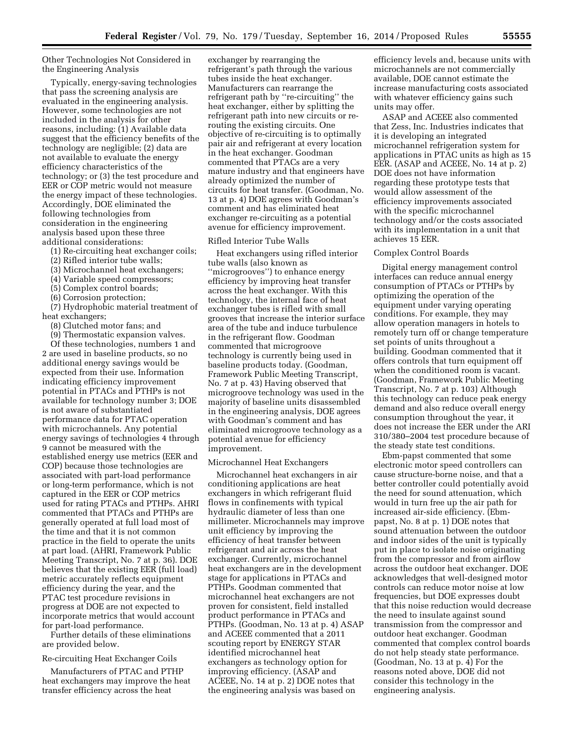Other Technologies Not Considered in the Engineering Analysis

Typically, energy-saving technologies that pass the screening analysis are evaluated in the engineering analysis. However, some technologies are not included in the analysis for other reasons, including: (1) Available data suggest that the efficiency benefits of the technology are negligible; (2) data are not available to evaluate the energy efficiency characteristics of the technology; or (3) the test procedure and EER or COP metric would not measure the energy impact of these technologies. Accordingly, DOE eliminated the following technologies from consideration in the engineering analysis based upon these three additional considerations:

(1) Re-circuiting heat exchanger coils;
(2) Rifled interior tube walls;
(3) Microchannel heat exchangers;
(4) Variable speed compressors;
(5) Complex control boards;
(6) Corrosion protection;
(7) Hydrophobic material treatment of heat exchangers;
(8) Clutched motor fans; and
(9) Thermostatic expansion valves.

Of these technologies, numbers 1 and 2 are used in baseline products, so no additional energy savings would be expected from their use. Information indicating efficiency improvement potential in PTACs and PTHPs is not available for technology number 3; DOE is not aware of substantiated performance data for PTAC operation with microchannels. Any potential energy savings of technologies 4 through 9 cannot be measured with the established energy use metrics (EER and COP) because those technologies are associated with part-load performance or long-term performance, which is not captured in the EER or COP metrics used for rating PTACs and PTHPs. AHRI commented that PTACs and PTHPs are generally operated at full load most of the time and that it is not common practice in the field to operate the units at part load. (AHRI, Framework Public Meeting Transcript, No. 7 at p. 36). DOE believes that the existing EER (full load) metric accurately reflects equipment efficiency during the year, and the PTAC test procedure revisions in progress at DOE are not expected to incorporate metrics that would account for part-load performance.

Further details of these eliminations are provided below.

Re-circuiting Heat Exchanger Coils

Manufacturers of PTAC and PTHP heat exchangers may improve the heat transfer efficiency across the heat exchanger by rearranging the refrigerant's path through the various tubes inside the heat exchanger. Manufacturers can rearrange the refrigerant path by "re-circuiting" the heat exchanger, either by splitting the refrigerant path into new circuits or re-routing the existing circuits. One objective of re-circuiting is to optimally pair air and refrigerant at every location in the heat exchanger. Goodman commented that PTACs are a very mature industry and that engineers have already optimized the number of circuits for heat transfer. (Goodman, No. 13 at p. 4) DOE agrees with Goodman's comment and has eliminated heat exchanger re-circuiting as a potential avenue for efficiency improvement.

Rifled Interior Tube Walls

Heat exchangers using rifled interior tube walls (also known as "microgrooves") to enhance energy efficiency by improving heat transfer across the heat exchanger. With this technology, the internal face of heat exchanger tubes is rifled with small grooves that increase the interior surface area of the tube and induce turbulence in the refrigerant flow. Goodman commented that microgroove technology is currently being used in baseline products today. (Goodman, Framework Public Meeting Transcript, No. 7 at p. 43) Having observed that microgroove technology was used in the majority of baseline units disassembled in the engineering analysis, DOE agrees with Goodman's comment and has eliminated microgroove technology as a potential avenue for efficiency improvement.

Microchannel Heat Exchangers

Microchannel heat exchangers in air conditioning applications are heat exchangers in which refrigerant fluid flows in confinements with typical hydraulic diameter of less than one millimeter. Microchannels may improve unit efficiency by improving the efficiency of heat transfer between refrigerant and air across the heat exchanger. Currently, microchannel heat exchangers are in the development stage for applications in PTACs and PTHPs. Goodman commented that microchannel heat exchangers are not proven for consistent, field installed product performance in PTACs and PTHPs. (Goodman, No. 13 at p. 4) ASAP and ACEEE commented that a 2011 scouting report by ENERGY STAR identified microchannel heat exchangers as technology option for improving efficiency. (ASAP and ACEEE, No. 14 at p. 2) DOE notes that the engineering analysis was based on efficiency levels and, because units with microchannels are not commercially available, DOE cannot estimate the increase manufacturing costs associated with whatever efficiency gains such units may offer.

ASAP and ACEEE also commented that Zess, Inc. Industries indicates that it is developing an integrated microchannel refrigeration system for applications in PTAC units as high as 15 EER. (ASAP and ACEEE, No. 14 at p. 2) DOE does not have information regarding these prototype tests that would allow assessment of the efficiency improvements associated with the specific microchannel technology and/or the costs associated with its implementation in a unit that achieves 15 EER.

Complex Control Boards

Digital energy management control interfaces can reduce annual energy consumption of PTACs or PTHPs by optimizing the operation of the equipment under varying operating conditions. For example, they may allow operation managers in hotels to remotely turn off or change temperature set points of units throughout a building. Goodman commented that it offers controls that turn equipment off when the conditioned room is vacant. (Goodman, Framework Public Meeting Transcript, No. 7 at p. 103) Although this technology can reduce peak energy demand and also reduce overall energy consumption throughout the year, it does not increase the EER under the ARI 310/380–2004 test procedure because of the steady state test conditions.

Ebm-papst commented that some electronic motor speed controllers can cause structure-borne noise, and that a better controller could potentially avoid the need for sound attenuation, which would in turn free up the air path for increased air-side efficiency. (Ebm-papst, No. 8 at p. 1) DOE notes that sound attenuation between the outdoor and indoor sides of the unit is typically put in place to isolate noise originating from the compressor and from airflow across the outdoor heat exchanger. DOE acknowledges that well-designed motor controls can reduce motor noise at low frequencies, but DOE expresses doubt that this noise reduction would decrease the need to insulate against sound transmission from the compressor and outdoor heat exchanger. Goodman commented that complex control boards do not help steady state performance. (Goodman, No. 13 at p. 4) For the reasons noted above, DOE did not consider this technology in the engineering analysis.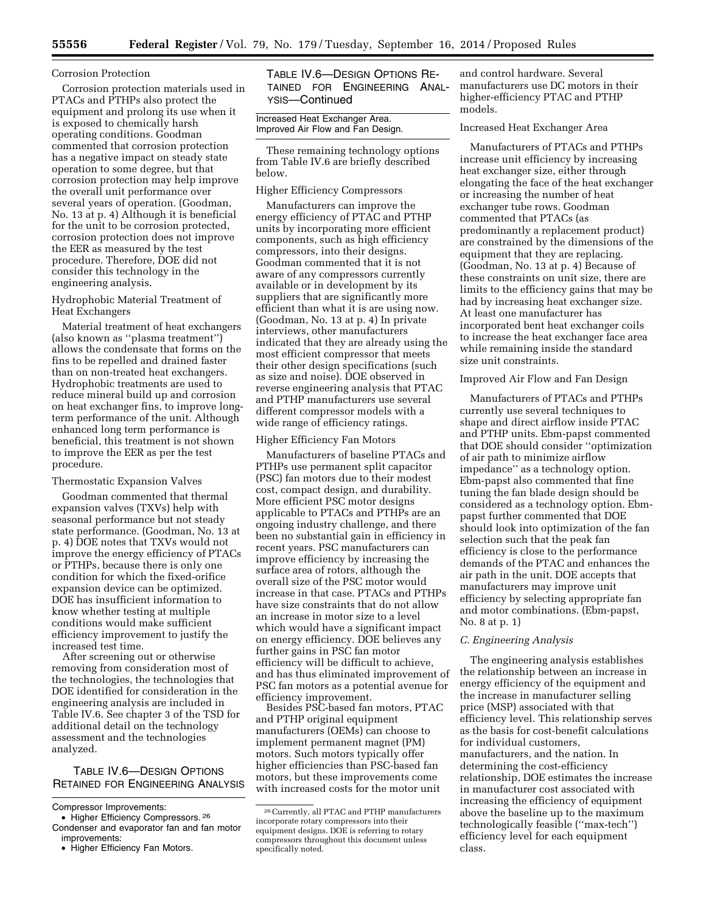Corrosion Protection

Corrosion protection materials used in PTACs and PTHPs also protect the equipment and prolong its use when it is exposed to chemically harsh operating conditions. Goodman commented that corrosion protection has a negative impact on steady state operation to some degree, but that corrosion protection may help improve the overall unit performance over several years of operation. (Goodman, No. 13 at p. 4) Although it is beneficial for the unit to be corrosion protected, corrosion protection does not improve the EER as measured by the test procedure. Therefore, DOE did not consider this technology in the engineering analysis.

Hydrophobic Material Treatment of Heat Exchangers

Material treatment of heat exchangers (also known as ''plasma treatment'') allows the condensate that forms on the fins to be repelled and drained faster than on non-treated heat exchangers. Hydrophobic treatments are used to reduce mineral build up and corrosion on heat exchanger fins, to improve long-term performance of the unit. Although enhanced long term performance is beneficial, this treatment is not shown to improve the EER as per the test procedure.

Thermostatic Expansion Valves

Goodman commented that thermal expansion valves (TXVs) help with seasonal performance but not steady state performance. (Goodman, No. 13 at p. 4) DOE notes that TXVs would not improve the energy efficiency of PTACs or PTHPs, because there is only one condition for which the fixed-orifice expansion device can be optimized. DOE has insufficient information to know whether testing at multiple conditions would make sufficient efficiency improvement to justify the increased test time.

After screening out or otherwise removing from consideration most of the technologies, the technologies that DOE identified for consideration in the engineering analysis are included in Table IV.6. See chapter 3 of the TSD for additional detail on the technology assessment and the technologies analyzed.

TABLE IV.6—DESIGN OPTIONS RETAINED FOR ENGINEERING ANALYSIS

Compressor Improvements:
- Higher Efficiency Compressors.[26]

Condenser and evaporator fan and fan motor improvements:
- Higher Efficiency Fan Motors.
- Increased Heat Exchanger Area.
- Improved Air Flow and Fan Design.

These remaining technology options from Table IV.6 are briefly described below.

Higher Efficiency Compressors

Manufacturers can improve the energy efficiency of PTAC and PTHP units by incorporating more efficient components, such as high efficiency compressors, into their designs. Goodman commented that it is not aware of any compressors currently available or in development by its suppliers that are significantly more efficient than what it is are using now. (Goodman, No. 13 at p. 4) In private interviews, other manufacturers indicated that they are already using the most efficient compressor that meets their other design specifications (such as size and noise). DOE observed in reverse engineering analysis that PTAC and PTHP manufacturers use several different compressor models with a wide range of efficiency ratings.

Higher Efficiency Fan Motors

Manufacturers of baseline PTACs and PTHPs use permanent split capacitor (PSC) fan motors due to their modest cost, compact design, and durability. More efficient PSC motor designs applicable to PTACs and PTHPs are an ongoing industry challenge, and there been no substantial gain in efficiency in recent years. PSC manufacturers can improve efficiency by increasing the surface area of rotors, although the overall size of the PSC motor would increase in that case. PTACs and PTHPs have size constraints that do not allow an increase in motor size to a level which would have a significant impact on energy efficiency. DOE believes any further gains in PSC fan motor efficiency will be difficult to achieve, and has thus eliminated improvement of PSC fan motors as a potential avenue for efficiency improvement.

Besides PSC-based fan motors, PTAC and PTHP original equipment manufacturers (OEMs) can choose to implement permanent magnet (PM) motors. Such motors typically offer higher efficiencies than PSC-based fan motors, but these improvements come with increased costs for the motor unit and control hardware. Several manufacturers use DC motors in their higher-efficiency PTAC and PTHP models.

Increased Heat Exchanger Area

Manufacturers of PTACs and PTHPs increase unit efficiency by increasing heat exchanger size, either through elongating the face of the heat exchanger or increasing the number of heat exchanger tube rows. Goodman commented that PTACs (as predominantly a replacement product) are constrained by the dimensions of the equipment that they are replacing. (Goodman, No. 13 at p. 4) Because of these constraints on unit size, there are limits to the efficiency gains that may be had by increasing heat exchanger size. At least one manufacturer has incorporated bent heat exchanger coils to increase the heat exchanger face area while remaining inside the standard size unit constraints.

Improved Air Flow and Fan Design

Manufacturers of PTACs and PTHPs currently use several techniques to shape and direct airflow inside PTAC and PTHP units. Ebm-papst commented that DOE should consider ''optimization of air path to minimize airflow impedance'' as a technology option. Ebm-papst also commented that fine tuning the fan blade design should be considered as a technology option. Ebm-papst further commented that DOE should look into optimization of the fan selection such that the peak fan efficiency is close to the performance demands of the PTAC and enhances the air path in the unit. DOE accepts that manufacturers may improve unit efficiency by selecting appropriate fan and motor combinations. (Ebm-papst, No. 8 at p. 1)

### *C. Engineering Analysis*

The engineering analysis establishes the relationship between an increase in energy efficiency of the equipment and the increase in manufacturer selling price (MSP) associated with that efficiency level. This relationship serves as the basis for cost-benefit calculations for individual customers, manufacturers, and the nation. In determining the cost-efficiency relationship, DOE estimates the increase in manufacturer cost associated with increasing the efficiency of equipment above the baseline up to the maximum technologically feasible (''max-tech'') efficiency level for each equipment class.

[26] Currently, all PTAC and PTHP manufacturers incorporate rotary compressors into their equipment designs. DOE is referring to rotary compressors throughout this document unless specifically noted.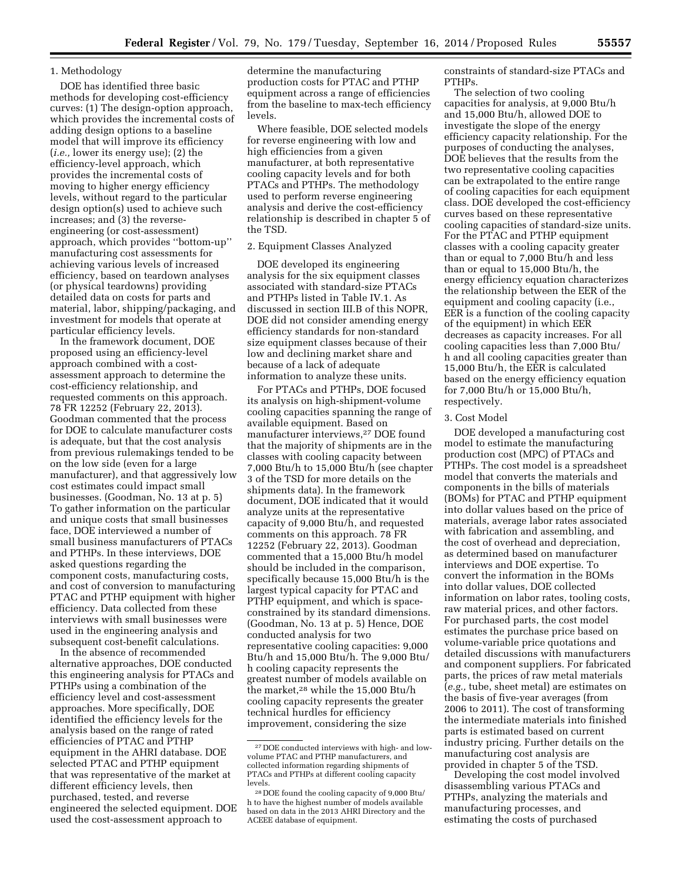### 1. Methodology

DOE has identified three basic methods for developing cost-efficiency curves: (1) The design-option approach, which provides the incremental costs of adding design options to a baseline model that will improve its efficiency (*i.e.,* lower its energy use); (2) the efficiency-level approach, which provides the incremental costs of moving to higher energy efficiency levels, without regard to the particular design option(s) used to achieve such increases; and (3) the reverse-engineering (or cost-assessment) approach, which provides ''bottom-up'' manufacturing cost assessments for achieving various levels of increased efficiency, based on teardown analyses (or physical teardowns) providing detailed data on costs for parts and material, labor, shipping/packaging, and investment for models that operate at particular efficiency levels.

In the framework document, DOE proposed using an efficiency-level approach combined with a cost-assessment approach to determine the cost-efficiency relationship, and requested comments on this approach. 78 FR 12252 (February 22, 2013). Goodman commented that the process for DOE to calculate manufacturer costs is adequate, but that the cost analysis from previous rulemakings tended to be on the low side (even for a large manufacturer), and that aggressively low cost estimates could impact small businesses. (Goodman, No. 13 at p. 5) To gather information on the particular and unique costs that small businesses face, DOE interviewed a number of small business manufacturers of PTACs and PTHPs. In these interviews, DOE asked questions regarding the component costs, manufacturing costs, and cost of conversion to manufacturing PTAC and PTHP equipment with higher efficiency. Data collected from these interviews with small businesses were used in the engineering analysis and subsequent cost-benefit calculations.

In the absence of recommended alternative approaches, DOE conducted this engineering analysis for PTACs and PTHPs using a combination of the efficiency level and cost-assessment approaches. More specifically, DOE identified the efficiency levels for the analysis based on the range of rated efficiencies of PTAC and PTHP equipment in the AHRI database. DOE selected PTAC and PTHP equipment that was representative of the market at different efficiency levels, then purchased, tested, and reverse engineered the selected equipment. DOE used the cost-assessment approach to determine the manufacturing production costs for PTAC and PTHP equipment across a range of efficiencies from the baseline to max-tech efficiency levels.

Where feasible, DOE selected models for reverse engineering with low and high efficiencies from a given manufacturer, at both representative cooling capacity levels and for both PTACs and PTHPs. The methodology used to perform reverse engineering analysis and derive the cost-efficiency relationship is described in chapter 5 of the TSD.

### 2. Equipment Classes Analyzed

DOE developed its engineering analysis for the six equipment classes associated with standard-size PTACs and PTHPs listed in Table IV.1. As discussed in section III.B of this NOPR, DOE did not consider amending energy efficiency standards for non-standard size equipment classes because of their low and declining market share and because of a lack of adequate information to analyze these units.

For PTACs and PTHPs, DOE focused its analysis on high-shipment-volume cooling capacities spanning the range of available equipment. Based on manufacturer interviews,[27] DOE found that the majority of shipments are in the classes with cooling capacity between 7,000 Btu/h to 15,000 Btu/h (see chapter 3 of the TSD for more details on the shipments data). In the framework document, DOE indicated that it would analyze units at the representative capacity of 9,000 Btu/h, and requested comments on this approach. 78 FR 12252 (February 22, 2013). Goodman commented that a 15,000 Btu/h model should be included in the comparison, specifically because 15,000 Btu/h is the largest typical capacity for PTAC and PTHP equipment, and which is space-constrained by its standard dimensions. (Goodman, No. 13 at p. 5) Hence, DOE conducted analysis for two representative cooling capacities: 9,000 Btu/h and 15,000 Btu/h. The 9,000 Btu/h cooling capacity represents the greatest number of models available on the market,[28] while the 15,000 Btu/h cooling capacity represents the greater technical hurdles for efficiency improvement, considering the size constraints of standard-size PTACs and PTHPs.

The selection of two cooling capacities for analysis, at 9,000 Btu/h and 15,000 Btu/h, allowed DOE to investigate the slope of the energy efficiency capacity relationship. For the purposes of conducting the analyses, DOE believes that the results from the two representative cooling capacities can be extrapolated to the entire range of cooling capacities for each equipment class. DOE developed the cost-efficiency curves based on these representative cooling capacities of standard-size units. For the PTAC and PTHP equipment classes with a cooling capacity greater than or equal to 7,000 Btu/h and less than or equal to 15,000 Btu/h, the energy efficiency equation characterizes the relationship between the EER of the equipment and cooling capacity (i.e., EER is a function of the cooling capacity of the equipment) in which EER decreases as capacity increases. For all cooling capacities less than 7,000 Btu/h and all cooling capacities greater than 15,000 Btu/h, the EER is calculated based on the energy efficiency equation for 7,000 Btu/h or 15,000 Btu/h, respectively.

### 3. Cost Model

DOE developed a manufacturing cost model to estimate the manufacturing production cost (MPC) of PTACs and PTHPs. The cost model is a spreadsheet model that converts the materials and components in the bills of materials (BOMs) for PTAC and PTHP equipment into dollar values based on the price of materials, average labor rates associated with fabrication and assembling, and the cost of overhead and depreciation, as determined based on manufacturer interviews and DOE expertise. To convert the information in the BOMs into dollar values, DOE collected information on labor rates, tooling costs, raw material prices, and other factors. For purchased parts, the cost model estimates the purchase price based on volume-variable price quotations and detailed discussions with manufacturers and component suppliers. For fabricated parts, the prices of raw metal materials (*e.g.,* tube, sheet metal) are estimates on the basis of five-year averages (from 2006 to 2011). The cost of transforming the intermediate materials into finished parts is estimated based on current industry pricing. Further details on the manufacturing cost analysis are provided in chapter 5 of the TSD.

Developing the cost model involved disassembling various PTACs and PTHPs, analyzing the materials and manufacturing processes, and estimating the costs of purchased

---

[27] DOE conducted interviews with high- and low-volume PTAC and PTHP manufacturers, and collected information regarding shipments of PTACs and PTHPs at different cooling capacity levels.

[28] DOE found the cooling capacity of 9,000 Btu/h to have the highest number of models available based on data in the 2013 AHRI Directory and the ACEEE database of equipment.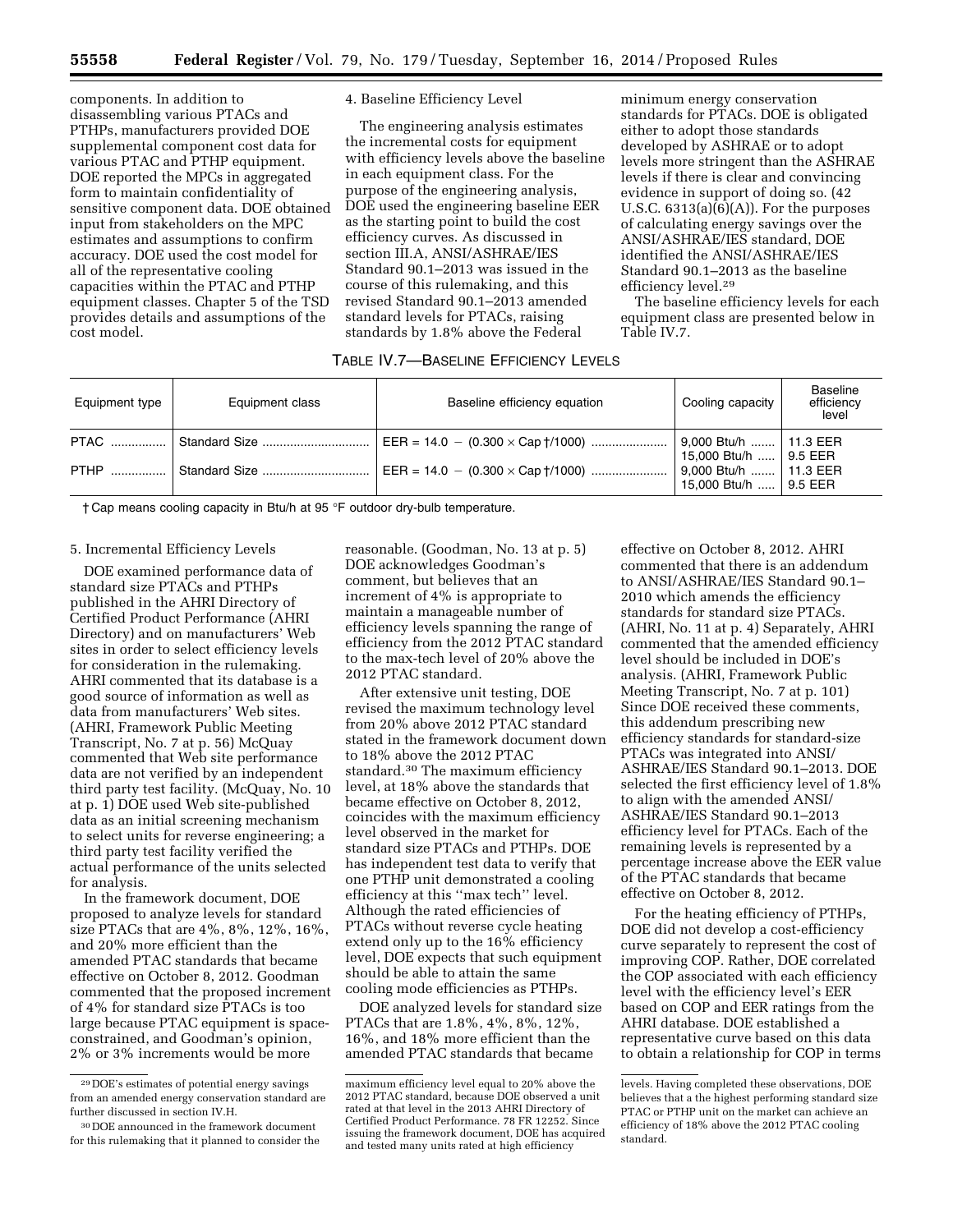components. In addition to disassembling various PTACs and PTHPs, manufacturers provided DOE supplemental component cost data for various PTAC and PTHP equipment. DOE reported the MPCs in aggregated form to maintain confidentiality of sensitive component data. DOE obtained input from stakeholders on the MPC estimates and assumptions to confirm accuracy. DOE used the cost model for all of the representative cooling capacities within the PTAC and PTHP equipment classes. Chapter 5 of the TSD provides details and assumptions of the cost model.

4. Baseline Efficiency Level

The engineering analysis estimates the incremental costs for equipment with efficiency levels above the baseline in each equipment class. For the purpose of the engineering analysis, DOE used the engineering baseline EER as the starting point to build the cost efficiency curves. As discussed in section III.A, ANSI/ASHRAE/IES Standard 90.1–2013 was issued in the course of this rulemaking, and this revised Standard 90.1–2013 amended standard levels for PTACs, raising standards by 1.8% above the Federal minimum energy conservation standards for PTACs. DOE is obligated either to adopt those standards developed by ASHRAE or to adopt levels more stringent than the ASHRAE levels if there is clear and convincing evidence in support of doing so. (42 U.S.C. 6313(a)(6)(A)). For the purposes of calculating energy savings over the ANSI/ASHRAE/IES standard, DOE identified the ANSI/ASHRAE/IES Standard 90.1–2013 as the baseline efficiency level.[29]

The baseline efficiency levels for each equipment class are presented below in Table IV.7.

TABLE IV.7—BASELINE EFFICIENCY LEVELS

| Equipment type | Equipment class | Baseline efficiency equation | Cooling capacity | Baseline efficiency level |
|---|---|---|---|---|
| PTAC | Standard Size | EER = 14.0 − (0.300 × Cap †/1000) | 9,000 Btu/h | 11.3 EER |
| | | | 15,000 Btu/h | 9.5 EER |
| PTHP | Standard Size | EER = 14.0 − (0.300 × Cap †/1000) | 9,000 Btu/h | 11.3 EER |
| | | | 15,000 Btu/h | 9.5 EER |

† Cap means cooling capacity in Btu/h at 95 °F outdoor dry-bulb temperature.

5. Incremental Efficiency Levels

DOE examined performance data of standard size PTACs and PTHPs published in the AHRI Directory of Certified Product Performance (AHRI Directory) and on manufacturers' Web sites in order to select efficiency levels for consideration in the rulemaking. AHRI commented that its database is a good source of information as well as data from manufacturers' Web sites. (AHRI, Framework Public Meeting Transcript, No. 7 at p. 56) McQuay commented that Web site performance data are not verified by an independent third party test facility. (McQuay, No. 10 at p. 1) DOE used Web site-published data as an initial screening mechanism to select units for reverse engineering; a third party test facility verified the actual performance of the units selected for analysis.

In the framework document, DOE proposed to analyze levels for standard size PTACs that are 4%, 8%, 12%, 16%, and 20% more efficient than the amended PTAC standards that became effective on October 8, 2012. Goodman commented that the proposed increment of 4% for standard size PTACs is too large because PTAC equipment is space-constrained, and Goodman's opinion, 2% or 3% increments would be more reasonable. (Goodman, No. 13 at p. 5) DOE acknowledges Goodman's comment, but believes that an increment of 4% is appropriate to maintain a manageable number of efficiency levels spanning the range of efficiency from the 2012 PTAC standard to the max-tech level of 20% above the 2012 PTAC standard.

After extensive unit testing, DOE revised the maximum technology level from 20% above 2012 PTAC standard stated in the framework document down to 18% above the 2012 PTAC standard.[30] The maximum efficiency level, at 18% above the standards that became effective on October 8, 2012, coincides with the maximum efficiency level observed in the market for standard size PTACs and PTHPs. DOE has independent test data to verify that one PTHP unit demonstrated a cooling efficiency at this "max tech" level. Although the rated efficiencies of PTACs without reverse cycle heating extend only up to the 16% efficiency level, DOE expects that such equipment should be able to attain the same cooling mode efficiencies as PTHPs.

DOE analyzed levels for standard size PTACs that are 1.8%, 4%, 8%, 12%, 16%, and 18% more efficient than the amended PTAC standards that became effective on October 8, 2012. AHRI commented that there is an addendum to ANSI/ASHRAE/IES Standard 90.1–2010 which amends the efficiency standards for standard size PTACs. (AHRI, No. 11 at p. 4) Separately, AHRI commented that the amended efficiency level should be included in DOE's analysis. (AHRI, Framework Public Meeting Transcript, No. 7 at p. 101) Since DOE received these comments, this addendum prescribing new efficiency standards for standard-size PTACs was integrated into ANSI/ASHRAE/IES Standard 90.1–2013. DOE selected the first efficiency level of 1.8% to align with the amended ANSI/ASHRAE/IES Standard 90.1–2013 efficiency level for PTACs. Each of the remaining levels is represented by a percentage increase above the EER value of the PTAC standards that became effective on October 8, 2012.

For the heating efficiency of PTHPs, DOE did not develop a cost-efficiency curve separately to represent the cost of improving COP. Rather, DOE correlated the COP associated with each efficiency level with the efficiency level's EER based on COP and EER ratings from the AHRI database. DOE established a representative curve based on this data to obtain a relationship for COP in terms

[29] DOE's estimates of potential energy savings from an amended energy conservation standard are further discussed in section IV.H.

[30] DOE announced in the framework document for this rulemaking that it planned to consider the maximum efficiency level equal to 20% above the 2012 PTAC standard, because DOE observed a unit rated at that level in the 2013 AHRI Directory of Certified Product Performance. 78 FR 12252. Since issuing the framework document, DOE has acquired and tested many units rated at high efficiency levels. Having completed these observations, DOE believes that a the highest performing standard size PTAC or PTHP unit on the market can achieve an efficiency of 18% above the 2012 PTAC cooling standard.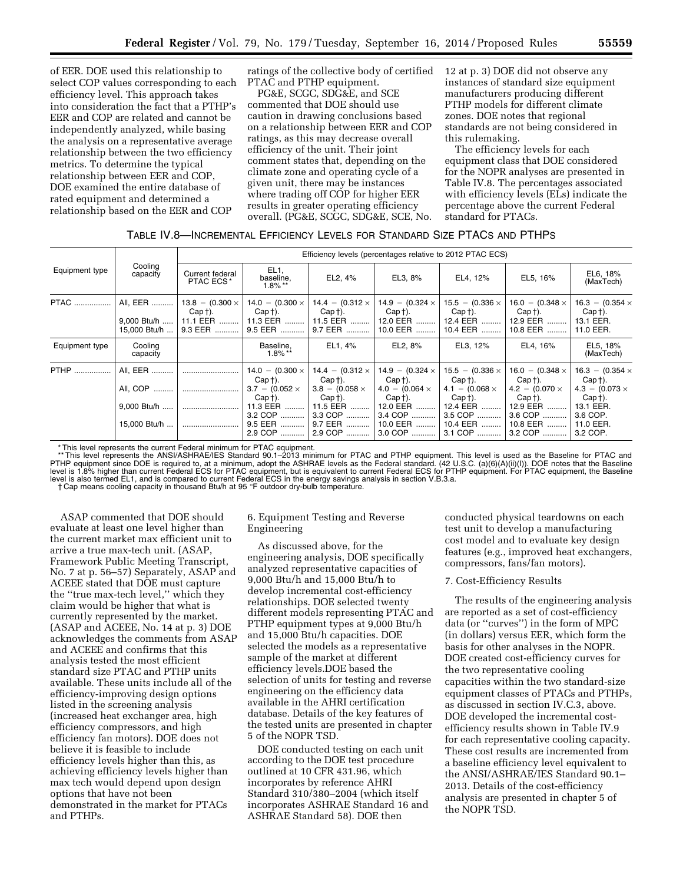of EER. DOE used this relationship to select COP values corresponding to each efficiency level. This approach takes into consideration the fact that a PTHP's EER and COP are related and cannot be independently analyzed, while basing the analysis on a representative average relationship between the two efficiency metrics. To determine the typical relationship between EER and COP, DOE examined the entire database of rated equipment and determined a relationship based on the EER and COP ratings of the collective body of certified PTAC and PTHP equipment.

PG&E, SCGC, SDG&E, and SCE commented that DOE should use caution in drawing conclusions based on a relationship between EER and COP ratings, as this may decrease overall efficiency of the unit. Their joint comment states that, depending on the climate zone and operating cycle of a given unit, there may be instances where trading off COP for higher EER results in greater operating efficiency overall. (PG&E, SCGC, SDG&E, SCE, No. 12 at p. 3) DOE did not observe any instances of standard size equipment manufacturers producing different PTHP models for different climate zones. DOE notes that regional standards are not being considered in this rulemaking.

The efficiency levels for each equipment class that DOE considered for the NOPR analyses are presented in Table IV.8. The percentages associated with efficiency levels (ELs) indicate the percentage above the current Federal standard for PTACs.

TABLE IV.8—INCREMENTAL EFFICIENCY LEVELS FOR STANDARD SIZE PTACS AND PTHPS

| Equipment type | Cooling capacity | Efficiency levels (percentages relative to 2012 PTAC ECS) | | | | | | |
|---|---|---|---|---|---|---|---|---|
| | | Current federal PTAC ECS* | EL1, baseline, 1.8%** | EL2, 4% | EL3, 8% | EL4, 12% | EL5, 16% | EL6, 18% (MaxTech) |
| PTAC | All, EER | 13.8 − (0.300 × Cap†). | 14.0 − (0.300 × Cap†). | 14.4 − (0.312 × Cap†). | 14.9 − (0.324 × Cap†). | 15.5 − (0.336 × Cap†). | 16.0 − (0.348 × Cap†). | 16.3 − (0.354 × Cap†). |
| | 9,000 Btu/h | 11.1 EER | 11.3 EER | 11.5 EER | 12.0 EER | 12.4 EER | 12.9 EER | 13.1 EER. |
| | 15,000 Btu/h | 9.3 EER | 9.5 EER | 9.7 EER | 10.0 EER | 10.4 EER | 10.8 EER | 11.0 EER. |
| Equipment type | Cooling capacity | | Baseline, 1.8%** | EL1, 4% | EL2, 8% | EL3, 12% | EL4, 16% | EL5, 18% (MaxTech) |
| PTHP | All, EER | | 14.0 − (0.300 × Cap†). | 14.4 − (0.312 × Cap†). | 14.9 − (0.324 × Cap†). | 15.5 − (0.336 × Cap†). | 16.0 − (0.348 × Cap†). | 16.3 − (0.354 × Cap†). |
| | All, COP | | 3.7 − (0.052 × Cap†). | 3.8 − (0.058 × Cap†). | 4.0 − (0.064 × Cap†). | 4.1 − (0.068 × Cap†). | 4.2 − (0.070 × Cap†). | 4.3 − (0.073 × Cap†). |
| | 9,000 Btu/h | | 11.3 EER 3.2 COP | 11.5 EER 3.3 COP | 12.0 EER 3.4 COP | 12.4 EER 3.5 COP | 12.9 EER 3.6 COP | 13.1 EER. 3.6 COP. |
| | 15,000 Btu/h | | 9.5 EER 2.9 COP | 9.7 EER 2.9 COP | 10.0 EER 3.0 COP | 10.4 EER 3.1 COP | 10.8 EER 3.2 COP | 11.0 EER. 3.2 COP. |

* This level represents the current Federal minimum for PTAC equipment.
** This level represents the ANSI/ASHRAE/IES Standard 90.1–2013 minimum for PTAC and PTHP equipment. This level is used as the Baseline for PTAC and PTHP equipment since DOE is required to, at a minimum, adopt the ASHRAE levels as the Federal standard. (42 U.S.C. (a)(6)(A)(ii)(I)). DOE notes that the Baseline level is 1.8% higher than current Federal ECS for PTAC equipment, but is equivalent to current Federal ECS for PTHP equipment. For PTAC equipment, the Baseline level is also termed EL1, and is compared to current Federal ECS in the energy savings analysis in section V.B.3.a.
† Cap means cooling capacity in thousand Btu/h at 95 °F outdoor dry-bulb temperature.

ASAP commented that DOE should evaluate at least one level higher than the current market max efficient unit to arrive a true max-tech unit. (ASAP, Framework Public Meeting Transcript, No. 7 at p. 56–57) Separately, ASAP and ACEEE stated that DOE must capture the "true max-tech level," which they claim would be higher that what is currently represented by the market. (ASAP and ACEEE, No. 14 at p. 3) DOE acknowledges the comments from ASAP and ACEEE and confirms that this analysis tested the most efficient standard size PTAC and PTHP units available. These units include all of the efficiency-improving design options listed in the screening analysis (increased heat exchanger area, high efficiency compressors, and high efficiency fan motors). DOE does not believe it is feasible to include efficiency levels higher than this, as achieving efficiency levels higher than max tech would depend upon design options that have not been demonstrated in the market for PTACs and PTHPs.

### 6. Equipment Testing and Reverse Engineering

As discussed above, for the engineering analysis, DOE specifically analyzed representative capacities of 9,000 Btu/h and 15,000 Btu/h to develop incremental cost-efficiency relationships. DOE selected twenty different models representing PTAC and PTHP equipment types at 9,000 Btu/h and 15,000 Btu/h capacities. DOE selected the models as a representative sample of the market at different efficiency levels.DOE based the selection of units for testing and reverse engineering on the efficiency data available in the AHRI certification database. Details of the key features of the tested units are presented in chapter 5 of the NOPR TSD.

DOE conducted testing on each unit according to the DOE test procedure outlined at 10 CFR 431.96, which incorporates by reference AHRI Standard 310/380–2004 (which itself incorporates ASHRAE Standard 16 and ASHRAE Standard 58). DOE then conducted physical teardowns on each test unit to develop a manufacturing cost model and to evaluate key design features (e.g., improved heat exchangers, compressors, fans/fan motors).

### 7. Cost-Efficiency Results

The results of the engineering analysis are reported as a set of cost-efficiency data (or "curves") in the form of MPC (in dollars) versus EER, which form the basis for other analyses in the NOPR. DOE created cost-efficiency curves for the two representative cooling capacities within the two standard-size equipment classes of PTACs and PTHPs, as discussed in section IV.C.3, above. DOE developed the incremental cost-efficiency results shown in Table IV.9 for each representative cooling capacity. These cost results are incremented from a baseline efficiency level equivalent to the ANSI/ASHRAE/IES Standard 90.1–2013. Details of the cost-efficiency analysis are presented in chapter 5 of the NOPR TSD.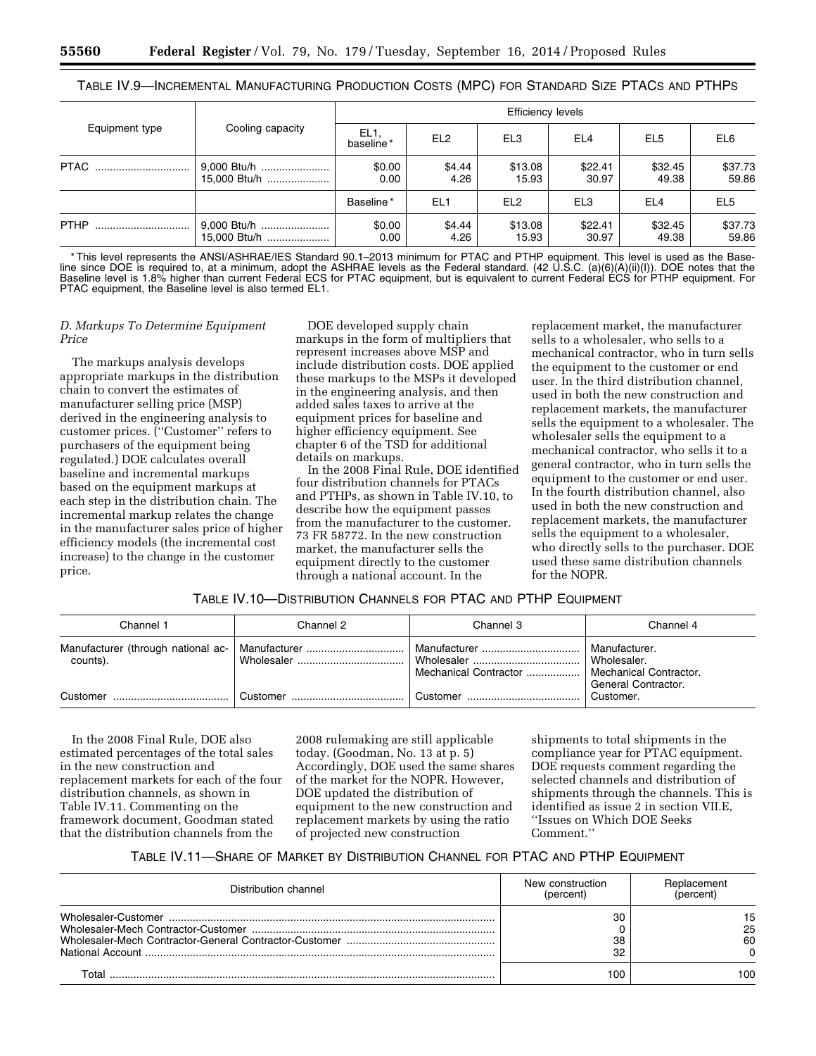TABLE IV.9—INCREMENTAL MANUFACTURING PRODUCTION COSTS (MPC) FOR STANDARD SIZE PTACS AND PTHPS

| Equipment type | Cooling capacity | Efficiency levels | | | | | |
|---|---|---|---|---|---|---|---|
| | | EL1, baseline * | EL2 | EL3 | EL4 | EL5 | EL6 |
| PTAC | 9,000 Btu/h | $0.00 | $4.44 | $13.08 | $22.41 | $32.45 | $37.73 |
| | 15,000 Btu/h | 0.00 | 4.26 | 15.93 | 30.97 | 49.38 | 59.86 |
| | | Baseline * | EL1 | EL2 | EL3 | EL4 | EL5 |
| PTHP | 9,000 Btu/h | $0.00 | $4.44 | $13.08 | $22.41 | $32.45 | $37.73 |
| | 15,000 Btu/h | 0.00 | 4.26 | 15.93 | 30.97 | 49.38 | 59.86 |

* This level represents the ANSI/ASHRAE/IES Standard 90.1–2013 minimum for PTAC and PTHP equipment. This level is used as the Baseline since DOE is required to, at a minimum, adopt the ASHRAE levels as the Federal standard. (42 U.S.C. (a)(6)(A)(ii)(I)). DOE notes that the Baseline level is 1.8% higher than current Federal ECS for PTAC equipment, but is equivalent to current Federal ECS for PTHP equipment. For PTAC equipment, the Baseline level is also termed EL1.

### *D. Markups To Determine Equipment Price*

The markups analysis develops appropriate markups in the distribution chain to convert the estimates of manufacturer selling price (MSP) derived in the engineering analysis to customer prices. (''Customer'' refers to purchasers of the equipment being regulated.) DOE calculates overall baseline and incremental markups based on the equipment markups at each step in the distribution chain. The incremental markup relates the change in the manufacturer sales price of higher efficiency models (the incremental cost increase) to the change in the customer price.

DOE developed supply chain markups in the form of multipliers that represent increases above MSP and include distribution costs. DOE applied these markups to the MSPs it developed in the engineering analysis, and then added sales taxes to arrive at the equipment prices for baseline and higher efficiency equipment. See chapter 6 of the TSD for additional details on markups.

In the 2008 Final Rule, DOE identified four distribution channels for PTACs and PTHPs, as shown in Table IV.10, to describe how the equipment passes from the manufacturer to the customer. 73 FR 58772. In the new construction market, the manufacturer sells the equipment directly to the customer through a national account. In the replacement market, the manufacturer sells to a wholesaler, who sells to a mechanical contractor, who in turn sells the equipment to the customer or end user. In the third distribution channel, used in both the new construction and replacement markets, the manufacturer sells the equipment to a wholesaler. The wholesaler sells the equipment to a mechanical contractor, who sells it to a general contractor, who in turn sells the equipment to the customer or end user. In the fourth distribution channel, also used in both the new construction and replacement markets, the manufacturer sells the equipment to a wholesaler, who directly sells to the purchaser. DOE used these same distribution channels for the NOPR.

TABLE IV.10—DISTRIBUTION CHANNELS FOR PTAC AND PTHP EQUIPMENT

| Channel 1 | Channel 2 | Channel 3 | Channel 4 |
|---|---|---|---|
| Manufacturer (through national accounts). | Manufacturer | Manufacturer | Manufacturer. |
| | Wholesaler | Wholesaler | Wholesaler. |
| | | Mechanical Contractor | Mechanical Contractor. |
| | | | General Contractor. |
| Customer | Customer | Customer | Customer. |

In the 2008 Final Rule, DOE also estimated percentages of the total sales in the new construction and replacement markets for each of the four distribution channels, as shown in Table IV.11. Commenting on the framework document, Goodman stated that the distribution channels from the 2008 rulemaking are still applicable today. (Goodman, No. 13 at p. 5) Accordingly, DOE used the same shares of the market for the NOPR. However, DOE updated the distribution of equipment to the new construction and replacement markets by using the ratio of projected new construction shipments to total shipments in the compliance year for PTAC equipment. DOE requests comment regarding the selected channels and distribution of shipments through the channels. This is identified as issue 2 in section VII.E, ''Issues on Which DOE Seeks Comment.''

TABLE IV.11—SHARE OF MARKET BY DISTRIBUTION CHANNEL FOR PTAC AND PTHP EQUIPMENT

| Distribution channel | New construction (percent) | Replacement (percent) |
|---|---|---|
| Wholesaler-Customer | 30 | 15 |
| Wholesaler-Mech Contractor-Customer | 0 | 25 |
| Wholesaler-Mech Contractor-General Contractor-Customer | 38 | 60 |
| National Account | 32 | 0 |
| Total | 100 | 100 |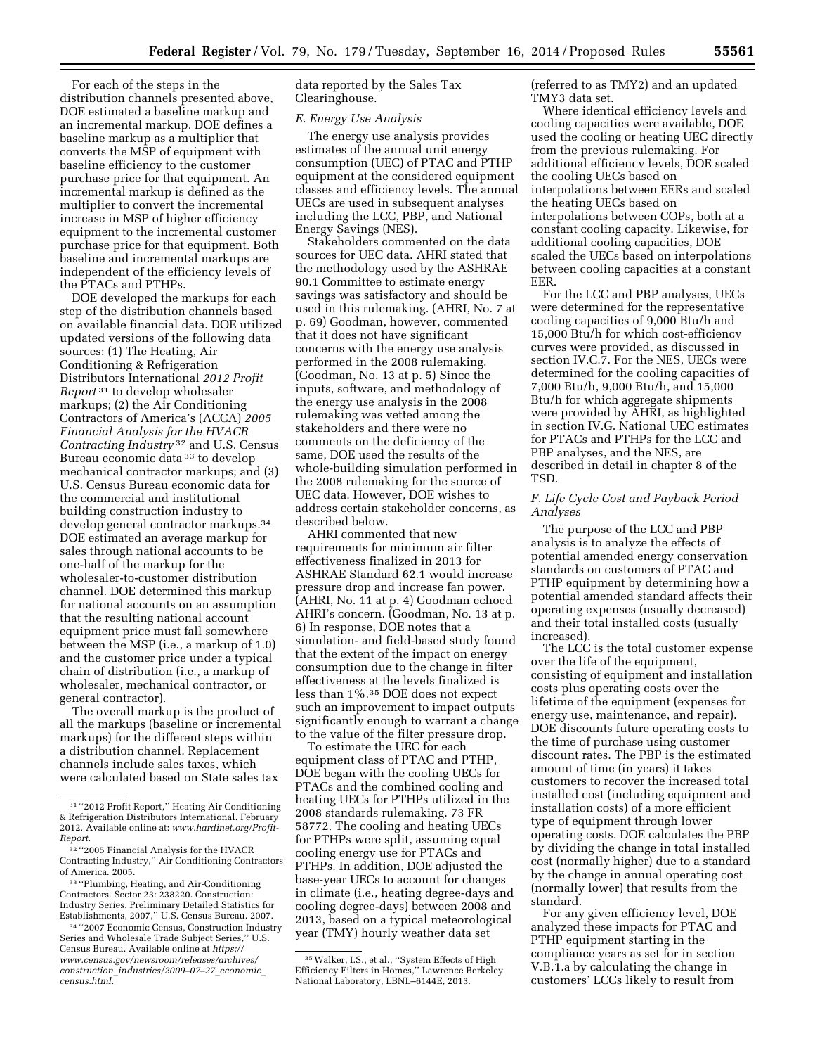For each of the steps in the distribution channels presented above, DOE estimated a baseline markup and an incremental markup. DOE defines a baseline markup as a multiplier that converts the MSP of equipment with baseline efficiency to the customer purchase price for that equipment. An incremental markup is defined as the multiplier to convert the incremental increase in MSP of higher efficiency equipment to the incremental customer purchase price for that equipment. Both baseline and incremental markups are independent of the efficiency levels of the PTACs and PTHPs.

DOE developed the markups for each step of the distribution channels based on available financial data. DOE utilized updated versions of the following data sources: (1) The Heating, Air Conditioning & Refrigeration Distributors International *2012 Profit Report* [31] to develop wholesaler markups; (2) the Air Conditioning Contractors of America's (ACCA) *2005 Financial Analysis for the HVACR Contracting Industry* [32] and U.S. Census Bureau economic data [33] to develop mechanical contractor markups; and (3) U.S. Census Bureau economic data for the commercial and institutional building construction industry to develop general contractor markups.[34] DOE estimated an average markup for sales through national accounts to be one-half of the markup for the wholesaler-to-customer distribution channel. DOE determined this markup for national accounts on an assumption that the resulting national account equipment price must fall somewhere between the MSP (i.e., a markup of 1.0) and the customer price under a typical chain of distribution (i.e., a markup of wholesaler, mechanical contractor, or general contractor).

The overall markup is the product of all the markups (baseline or incremental markups) for the different steps within a distribution channel. Replacement channels include sales taxes, which were calculated based on State sales tax data reported by the Sales Tax Clearinghouse.

### *E. Energy Use Analysis*

The energy use analysis provides estimates of the annual unit energy consumption (UEC) of PTAC and PTHP equipment at the considered equipment classes and efficiency levels. The annual UECs are used in subsequent analyses including the LCC, PBP, and National Energy Savings (NES).

Stakeholders commented on the data sources for UEC data. AHRI stated that the methodology used by the ASHRAE 90.1 Committee to estimate energy savings was satisfactory and should be used in this rulemaking. (AHRI, No. 7 at p. 69) Goodman, however, commented that it does not have significant concerns with the energy use analysis performed in the 2008 rulemaking. (Goodman, No. 13 at p. 5) Since the inputs, software, and methodology of the energy use analysis in the 2008 rulemaking was vetted among the stakeholders and there were no comments on the deficiency of the same, DOE used the results of the whole-building simulation performed in the 2008 rulemaking for the source of UEC data. However, DOE wishes to address certain stakeholder concerns, as described below.

AHRI commented that new requirements for minimum air filter effectiveness finalized in 2013 for ASHRAE Standard 62.1 would increase pressure drop and increase fan power. (AHRI, No. 11 at p. 4) Goodman echoed AHRI's concern. (Goodman, No. 13 at p. 6) In response, DOE notes that a simulation- and field-based study found that the extent of the impact on energy consumption due to the change in filter effectiveness at the levels finalized is less than 1%.[35] DOE does not expect such an improvement to impact outputs significantly enough to warrant a change to the value of the filter pressure drop.

To estimate the UEC for each equipment class of PTAC and PTHP, DOE began with the cooling UECs for PTACs and the combined cooling and heating UECs for PTHPs utilized in the 2008 standards rulemaking. 73 FR 58772. The cooling and heating UECs for PTHPs were split, assuming equal cooling energy use for PTACs and PTHPs. In addition, DOE adjusted the base-year UECs to account for changes in climate (i.e., heating degree-days and cooling degree-days) between 2008 and 2013, based on a typical meteorological year (TMY) hourly weather data set (referred to as TMY2) and an updated TMY3 data set.

Where identical efficiency levels and cooling capacities were available, DOE used the cooling or heating UEC directly from the previous rulemaking. For additional efficiency levels, DOE scaled the cooling UECs based on interpolations between EERs and scaled the heating UECs based on interpolations between COPs, both at a constant cooling capacity. Likewise, for additional cooling capacities, DOE scaled the UECs based on interpolations between cooling capacities at a constant EER.

For the LCC and PBP analyses, UECs were determined for the representative cooling capacities of 9,000 Btu/h and 15,000 Btu/h for which cost-efficiency curves were provided, as discussed in section IV.C.7. For the NES, UECs were determined for the cooling capacities of 7,000 Btu/h, 9,000 Btu/h, and 15,000 Btu/h for which aggregate shipments were provided by AHRI, as highlighted in section IV.G. National UEC estimates for PTACs and PTHPs for the LCC and PBP analyses, and the NES, are described in detail in chapter 8 of the TSD.

### *F. Life Cycle Cost and Payback Period Analyses*

The purpose of the LCC and PBP analysis is to analyze the effects of potential amended energy conservation standards on customers of PTAC and PTHP equipment by determining how a potential amended standard affects their operating expenses (usually decreased) and their total installed costs (usually increased).

The LCC is the total customer expense over the life of the equipment, consisting of equipment and installation costs plus operating costs over the lifetime of the equipment (expenses for energy use, maintenance, and repair). DOE discounts future operating costs to the time of purchase using customer discount rates. The PBP is the estimated amount of time (in years) it takes customers to recover the increased total installed cost (including equipment and installation costs) of a more efficient type of equipment through lower operating costs. DOE calculates the PBP by dividing the change in total installed cost (normally higher) due to a standard by the change in annual operating cost (normally lower) that results from the standard.

For any given efficiency level, DOE analyzed these impacts for PTAC and PTHP equipment starting in the compliance years as set for in section V.B.1.a by calculating the change in customers' LCCs likely to result from

---

[31] "2012 Profit Report," Heating Air Conditioning & Refrigeration Distributors International. February 2012. Available online at: *www.hardinet.org/Profit-Report.*

[32] "2005 Financial Analysis for the HVACR Contracting Industry," Air Conditioning Contractors of America. 2005.

[33] "Plumbing, Heating, and Air-Conditioning Contractors. Sector 23: 238220. Construction: Industry Series, Preliminary Detailed Statistics for Establishments, 2007," U.S. Census Bureau. 2007.

[34] "2007 Economic Census, Construction Industry Series and Wholesale Trade Subject Series," U.S. Census Bureau. Available online at: *https://www.census.gov/newsroom/releases/archives/construction_industries/2009-07-27_economic_census.html.*

[35] Walker, I.S., et al., "System Effects of High Efficiency Filters in Homes," Lawrence Berkeley National Laboratory, LBNL-6144E, 2013.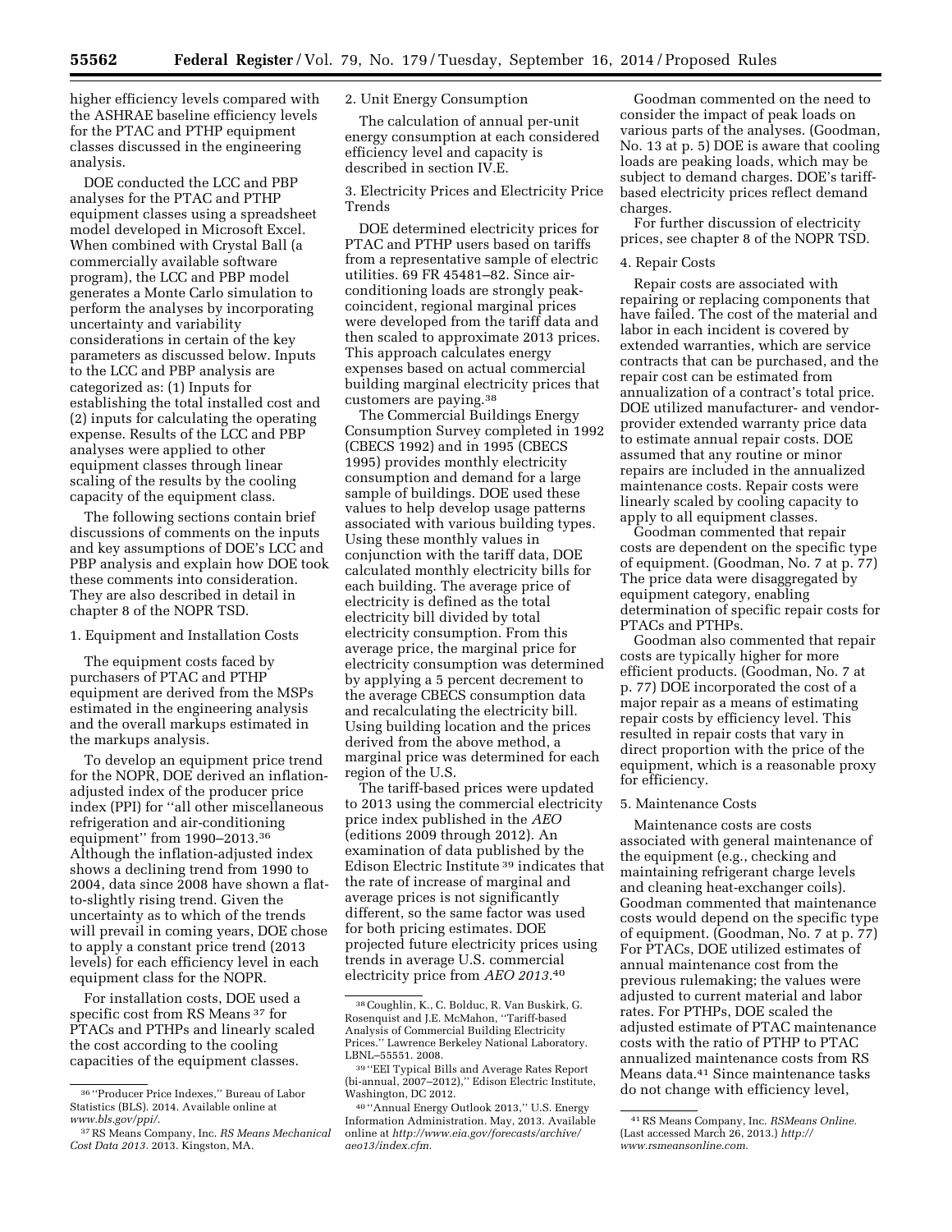higher efficiency levels compared with the ASHRAE baseline efficiency levels for the PTAC and PTHP equipment classes discussed in the engineering analysis.

DOE conducted the LCC and PBP analyses for the PTAC and PTHP equipment classes using a spreadsheet model developed in Microsoft Excel. When combined with Crystal Ball (a commercially available software program), the LCC and PBP model generates a Monte Carlo simulation to perform the analyses by incorporating uncertainty and variability considerations in certain of the key parameters as discussed below. Inputs to the LCC and PBP analysis are categorized as: (1) Inputs for establishing the total installed cost and (2) inputs for calculating the operating expense. Results of the LCC and PBP analyses were applied to other equipment classes through linear scaling of the results by the cooling capacity of the equipment class.

The following sections contain brief discussions of comments on the inputs and key assumptions of DOE's LCC and PBP analysis and explain how DOE took these comments into consideration. They are also described in detail in chapter 8 of the NOPR TSD.

1. Equipment and Installation Costs

The equipment costs faced by purchasers of PTAC and PTHP equipment are derived from the MSPs estimated in the engineering analysis and the overall markups estimated in the markups analysis.

To develop an equipment price trend for the NOPR, DOE derived an inflation-adjusted index of the producer price index (PPI) for "all other miscellaneous refrigeration and air-conditioning equipment" from 1990–2013.[36] Although the inflation-adjusted index shows a declining trend from 1990 to 2004, data since 2008 have shown a flat-to-slightly rising trend. Given the uncertainty as to which of the trends will prevail in coming years, DOE chose to apply a constant price trend (2013 levels) for each efficiency level in each equipment class for the NOPR.

For installation costs, DOE used a specific cost from RS Means[37] for PTACs and PTHPs and linearly scaled the cost according to the cooling capacities of the equipment classes.

2. Unit Energy Consumption

The calculation of annual per-unit energy consumption at each considered efficiency level and capacity is described in section IV.E.

3. Electricity Prices and Electricity Price Trends

DOE determined electricity prices for PTAC and PTHP users based on tariffs from a representative sample of electric utilities. 69 FR 45481–82. Since air-conditioning loads are strongly peak-coincident, regional marginal prices were developed from the tariff data and then scaled to approximate 2013 prices. This approach calculates energy expenses based on actual commercial building marginal electricity prices that customers are paying.[38]

The Commercial Buildings Energy Consumption Survey completed in 1992 (CBECS 1992) and in 1995 (CBECS 1995) provides monthly electricity consumption and demand for a large sample of buildings. DOE used these values to help develop usage patterns associated with various building types. Using these monthly values in conjunction with the tariff data, DOE calculated monthly electricity bills for each building. The average price of electricity is defined as the total electricity bill divided by total electricity consumption. From this average price, the marginal price for electricity consumption was determined by applying a 5 percent decrement to the average CBECS consumption data and recalculating the electricity bill. Using building location and the prices derived from the above method, a marginal price was determined for each region of the U.S.

The tariff-based prices were updated to 2013 using the commercial electricity price index published in the *AEO* (editions 2009 through 2012). An examination of data published by the Edison Electric Institute[39] indicates that the rate of increase of marginal and average prices is not significantly different, so the same factor was used for both pricing estimates. DOE projected future electricity prices using trends in average U.S. commercial electricity price from *AEO 2013*.[40]

Goodman commented on the need to consider the impact of peak loads on various parts of the analyses. (Goodman, No. 13 at p. 5) DOE is aware that cooling loads are peaking loads, which may be subject to demand charges. DOE's tariff-based electricity prices reflect demand charges.

For further discussion of electricity prices, see chapter 8 of the NOPR TSD.

4. Repair Costs

Repair costs are associated with repairing or replacing components that have failed. The cost of the material and labor in each incident is covered by extended warranties, which are service contracts that can be purchased, and the repair cost can be estimated from annualization of a contract's total price. DOE utilized manufacturer- and vendor-provider extended warranty price data to estimate annual repair costs. DOE assumed that any routine or minor repairs are included in the annualized maintenance costs. Repair costs were linearly scaled by cooling capacity to apply to all equipment classes.

Goodman commented that repair costs are dependent on the specific type of equipment. (Goodman, No. 7 at p. 77) The price data were disaggregated by equipment category, enabling determination of specific repair costs for PTACs and PTHPs.

Goodman also commented that repair costs are typically higher for more efficient products. (Goodman, No. 7 at p. 77) DOE incorporated the cost of a major repair as a means of estimating repair costs by efficiency level. This resulted in repair costs that vary in direct proportion with the price of the equipment, which is a reasonable proxy for efficiency.

5. Maintenance Costs

Maintenance costs are costs associated with general maintenance of the equipment (e.g., checking and maintaining refrigerant charge levels and cleaning heat-exchanger coils). Goodman commented that maintenance costs would depend on the specific type of equipment. (Goodman, No. 7 at p. 77) For PTACs, DOE utilized estimates of annual maintenance cost from the previous rulemaking; the values were adjusted to current material and labor rates. For PTHPs, DOE scaled the adjusted estimate of PTAC maintenance costs with the ratio of PTHP to PTAC annualized maintenance costs from RS Means data.[41] Since maintenance tasks do not change with efficiency level,

---

[36] "Producer Price Indexes," Bureau of Labor Statistics (BLS). 2014. Available online at *www.bls.gov/ppi/*.

[37] RS Means Company, Inc. *RS Means Mechanical Cost Data 2013*. 2013. Kingston, MA.

[38] Coughlin, K., C. Bolduc, R. Van Buskirk, G. Rosenquist and J.E. McMahon, "Tariff-based Analysis of Commercial Building Electricity Prices." Lawrence Berkeley National Laboratory. LBNL–55551. 2008.

[39] "EEI Typical Bills and Average Rates Report (bi-annual, 2007–2012)," Edison Electric Institute, Washington, DC 2012.

[40] "Annual Energy Outlook 2013," U.S. Energy Information Administration. May, 2013. Available online at *http://www.eia.gov/forecasts/archive/aeo13/index.cfm*.

[41] RS Means Company, Inc. *RSMeans Online*. (Last accessed March 26, 2013.) *http://www.rsmeansonline.com*.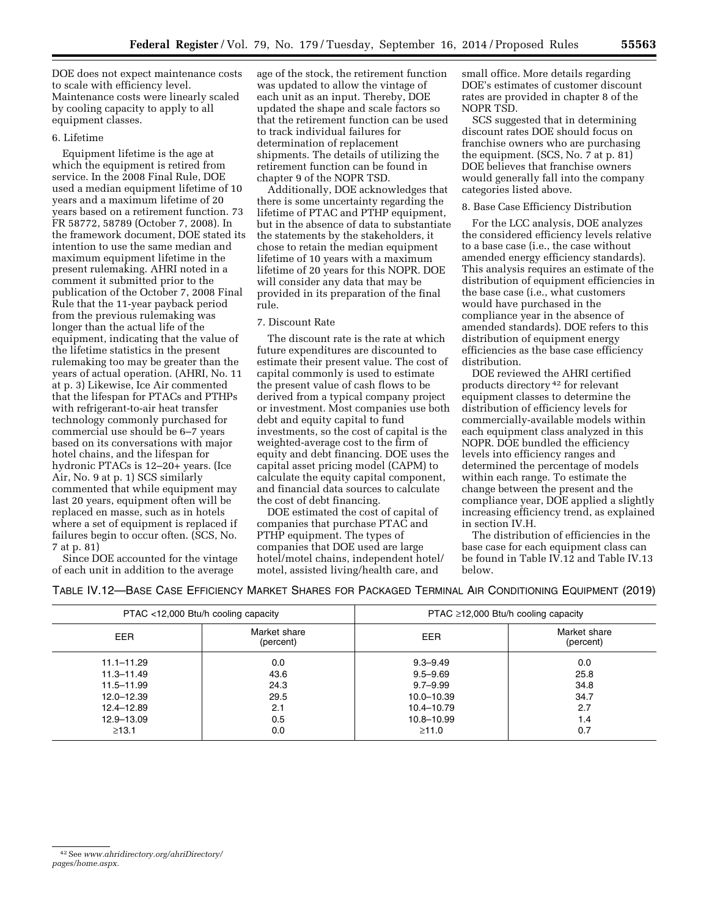DOE does not expect maintenance costs to scale with efficiency level. Maintenance costs were linearly scaled by cooling capacity to apply to all equipment classes.

6. Lifetime

Equipment lifetime is the age at which the equipment is retired from service. In the 2008 Final Rule, DOE used a median equipment lifetime of 10 years and a maximum lifetime of 20 years based on a retirement function. 73 FR 58772, 58789 (October 7, 2008). In the framework document, DOE stated its intention to use the same median and maximum equipment lifetime in the present rulemaking. AHRI noted in a comment it submitted prior to the publication of the October 7, 2008 Final Rule that the 11-year payback period from the previous rulemaking was longer than the actual life of the equipment, indicating that the value of the lifetime statistics in the present rulemaking too may be greater than the years of actual operation. (AHRI, No. 11 at p. 3) Likewise, Ice Air commented that the lifespan for PTACs and PTHPs with refrigerant-to-air heat transfer technology commonly purchased for commercial use should be 6–7 years based on its conversations with major hotel chains, and the lifespan for hydronic PTACs is 12–20+ years. (Ice Air, No. 9 at p. 1) SCS similarly commented that while equipment may last 20 years, equipment often will be replaced en masse, such as in hotels where a set of equipment is replaced if failures begin to occur often. (SCS, No. 7 at p. 81)

Since DOE accounted for the vintage of each unit in addition to the average age of the stock, the retirement function was updated to allow the vintage of each unit as an input. Thereby, DOE updated the shape and scale factors so that the retirement function can be used to track individual failures for determination of replacement shipments. The details of utilizing the retirement function can be found in chapter 9 of the NOPR TSD.

Additionally, DOE acknowledges that there is some uncertainty regarding the lifetime of PTAC and PTHP equipment, but in the absence of data to substantiate the statements by the stakeholders, it chose to retain the median equipment lifetime of 10 years with a maximum lifetime of 20 years for this NOPR. DOE will consider any data that may be provided in its preparation of the final rule.

7. Discount Rate

The discount rate is the rate at which future expenditures are discounted to estimate their present value. The cost of capital commonly is used to estimate the present value of cash flows to be derived from a typical company project or investment. Most companies use both debt and equity capital to fund investments, so the cost of capital is the weighted-average cost to the firm of equity and debt financing. DOE uses the capital asset pricing model (CAPM) to calculate the equity capital component, and financial data sources to calculate the cost of debt financing.

DOE estimated the cost of capital of companies that purchase PTAC and PTHP equipment. The types of companies that DOE used are large hotel/motel chains, independent hotel/motel, assisted living/health care, and small office. More details regarding DOE's estimates of customer discount rates are provided in chapter 8 of the NOPR TSD.

SCS suggested that in determining discount rates DOE should focus on franchise owners who are purchasing the equipment. (SCS, No. 7 at p. 81) DOE believes that franchise owners would generally fall into the company categories listed above.

8. Base Case Efficiency Distribution

For the LCC analysis, DOE analyzes the considered efficiency levels relative to a base case (i.e., the case without amended energy efficiency standards). This analysis requires an estimate of the distribution of equipment efficiencies in the base case (i.e., what customers would have purchased in the compliance year in the absence of amended standards). DOE refers to this distribution of equipment energy efficiencies as the base case efficiency distribution.

DOE reviewed the AHRI certified products directory[42] for relevant equipment classes to determine the distribution of efficiency levels for commercially-available models within each equipment class analyzed in this NOPR. DOE bundled the efficiency levels into efficiency ranges and determined the percentage of models within each range. To estimate the change between the present and the compliance year, DOE applied a slightly increasing efficiency trend, as explained in section IV.H.

The distribution of efficiencies in the base case for each equipment class can be found in Table IV.12 and Table IV.13 below.

TABLE IV.12—BASE CASE EFFICIENCY MARKET SHARES FOR PACKAGED TERMINAL AIR CONDITIONING EQUIPMENT (2019)

| PTAC <12,000 Btu/h cooling capacity | | PTAC ≥12,000 Btu/h cooling capacity | |
|---|---|---|---|
| EER | Market share (percent) | EER | Market share (percent) |
| 11.1–11.29 | 0.0 | 9.3–9.49 | 0.0 |
| 11.3–11.49 | 43.6 | 9.5–9.69 | 25.8 |
| 11.5–11.99 | 24.3 | 9.7–9.99 | 34.8 |
| 12.0–12.39 | 29.5 | 10.0–10.39 | 34.7 |
| 12.4–12.89 | 2.1 | 10.4–10.79 | 2.7 |
| 12.9–13.09 | 0.5 | 10.8–10.99 | 1.4 |
| ≥13.1 | 0.0 | ≥11.0 | 0.7 |

[42] See *www.ahridirectory.org/ahriDirectory/pages/home.aspx.*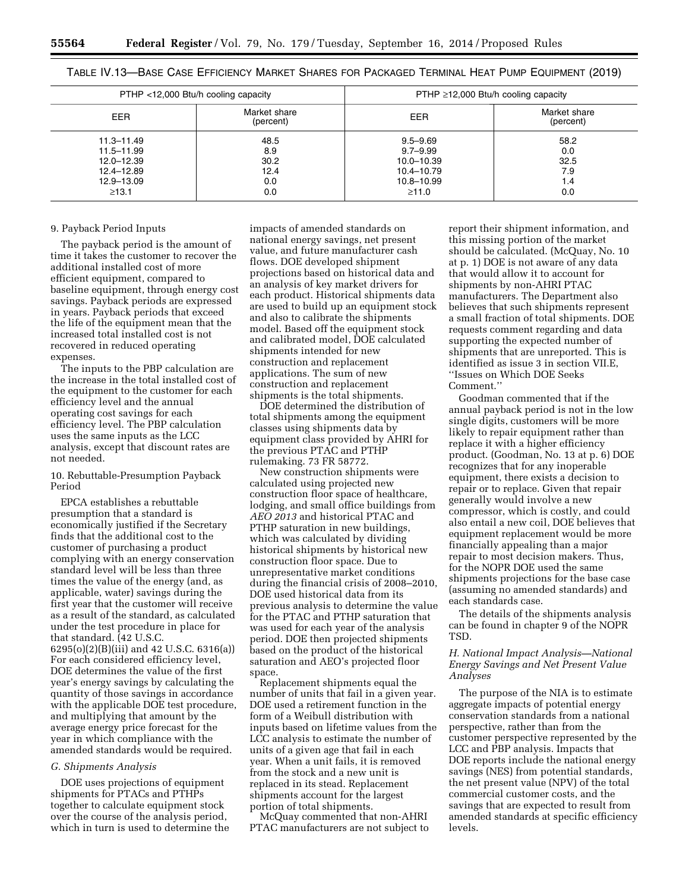TABLE IV.13—BASE CASE EFFICIENCY MARKET SHARES FOR PACKAGED TERMINAL HEAT PUMP EQUIPMENT (2019)

| PTHP <12,000 Btu/h cooling capacity | | PTHP ≥12,000 Btu/h cooling capacity | |
|---|---|---|---|
| EER | Market share (percent) | EER | Market share (percent) |
| 11.3–11.49 | 48.5 | 9.5–9.69 | 58.2 |
| 11.5–11.99 | 8.9 | 9.7–9.99 | 0.0 |
| 12.0–12.39 | 30.2 | 10.0–10.39 | 32.5 |
| 12.4–12.89 | 12.4 | 10.4–10.79 | 7.9 |
| 12.9–13.09 | 0.0 | 10.8–10.99 | 1.4 |
| ≥13.1 | 0.0 | ≥11.0 | 0.0 |

9. Payback Period Inputs

The payback period is the amount of time it takes the customer to recover the additional installed cost of more efficient equipment, compared to baseline equipment, through energy cost savings. Payback periods are expressed in years. Payback periods that exceed the life of the equipment mean that the increased total installed cost is not recovered in reduced operating expenses.

The inputs to the PBP calculation are the increase in the total installed cost of the equipment to the customer for each efficiency level and the annual operating cost savings for each efficiency level. The PBP calculation uses the same inputs as the LCC analysis, except that discount rates are not needed.

10. Rebuttable-Presumption Payback Period

EPCA establishes a rebuttable presumption that a standard is economically justified if the Secretary finds that the additional cost to the customer of purchasing a product complying with an energy conservation standard level will be less than three times the value of the energy (and, as applicable, water) savings during the first year that the customer will receive as a result of the standard, as calculated under the test procedure in place for that standard. (42 U.S.C. 6295(o)(2)(B)(iii) and 42 U.S.C. 6316(a)) For each considered efficiency level, DOE determines the value of the first year's energy savings by calculating the quantity of those savings in accordance with the applicable DOE test procedure, and multiplying that amount by the average energy price forecast for the year in which compliance with the amended standards would be required.

### G. Shipments Analysis

DOE uses projections of equipment shipments for PTACs and PTHPs together to calculate equipment stock over the course of the analysis period, which in turn is used to determine the impacts of amended standards on national energy savings, net present value, and future manufacturer cash flows. DOE developed shipment projections based on historical data and an analysis of key market drivers for each product. Historical shipments data are used to build up an equipment stock and also to calibrate the shipments model. Based off the equipment stock and calibrated model, DOE calculated shipments intended for new construction and replacement applications. The sum of new construction and replacement shipments is the total shipments.

DOE determined the distribution of total shipments among the equipment classes using shipments data by equipment class provided by AHRI for the previous PTAC and PTHP rulemaking. 73 FR 58772.

New construction shipments were calculated using projected new construction floor space of healthcare, lodging, and small office buildings from *AEO 2013* and historical PTAC and PTHP saturation in new buildings, which was calculated by dividing historical shipments by historical new construction floor space. Due to unrepresentative market conditions during the financial crisis of 2008–2010, DOE used historical data from its previous analysis to determine the value for the PTAC and PTHP saturation that was used for each year of the analysis period. DOE then projected shipments based on the product of the historical saturation and AEO's projected floor space.

Replacement shipments equal the number of units that fail in a given year. DOE used a retirement function in the form of a Weibull distribution with inputs based on lifetime values from the LCC analysis to estimate the number of units of a given age that fail in each year. When a unit fails, it is removed from the stock and a new unit is replaced in its stead. Replacement shipments account for the largest portion of total shipments.

McQuay commented that non-AHRI PTAC manufacturers are not subject to report their shipment information, and this missing portion of the market should be calculated. (McQuay, No. 10 at p. 1) DOE is not aware of any data that would allow it to account for shipments by non-AHRI PTAC manufacturers. The Department also believes that such shipments represent a small fraction of total shipments. DOE requests comment regarding and data supporting the expected number of shipments that are unreported. This is identified as issue 3 in section VII.E, "Issues on Which DOE Seeks Comment."

Goodman commented that if the annual payback period is not in the low single digits, customers will be more likely to repair equipment rather than replace it with a higher efficiency product. (Goodman, No. 13 at p. 6) DOE recognizes that for any inoperable equipment, there exists a decision to repair or to replace. Given that repair generally would involve a new compressor, which is costly, and could also entail a new coil, DOE believes that equipment replacement would be more financially appealing than a major repair to most decision makers. Thus, for the NOPR DOE used the same shipments projections for the base case (assuming no amended standards) and each standards case.

The details of the shipments analysis can be found in chapter 9 of the NOPR TSD.

### *H. National Impact Analysis—National Energy Savings and Net Present Value Analyses*

The purpose of the NIA is to estimate aggregate impacts of potential energy conservation standards from a national perspective, rather than from the customer perspective represented by the LCC and PBP analysis. Impacts that DOE reports include the national energy savings (NES) from potential standards, the net present value (NPV) of the total commercial customer costs, and the savings that are expected to result from amended standards at specific efficiency levels.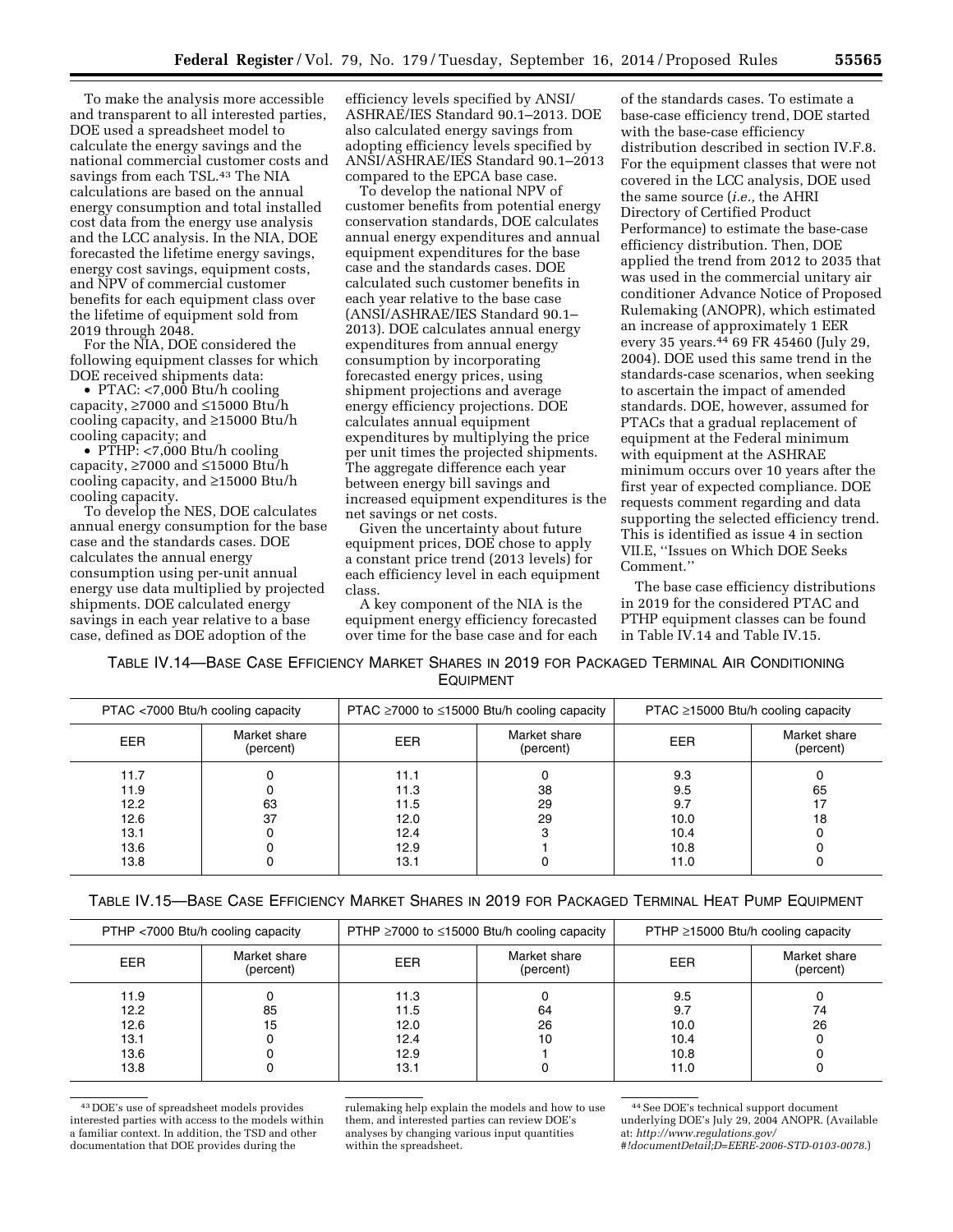To make the analysis more accessible and transparent to all interested parties, DOE used a spreadsheet model to calculate the energy savings and the national commercial customer costs and savings from each TSL.[43] The NIA calculations are based on the annual energy consumption and total installed cost data from the energy use analysis and the LCC analysis. In the NIA, DOE forecasted the lifetime energy savings, energy cost savings, equipment costs, and NPV of commercial customer benefits for each equipment class over the lifetime of equipment sold from 2019 through 2048.

For the NIA, DOE considered the following equipment classes for which DOE received shipments data:

- PTAC: <7,000 Btu/h cooling capacity, ≥7000 and ≤15000 Btu/h cooling capacity, and ≥15000 Btu/h cooling capacity; and
- PTHP: <7,000 Btu/h cooling capacity, ≥7000 and ≤15000 Btu/h cooling capacity, and ≥15000 Btu/h cooling capacity.

To develop the NES, DOE calculates annual energy consumption for the base case and the standards cases. DOE calculates the annual energy consumption using per-unit annual energy use data multiplied by projected shipments. DOE calculated energy savings in each year relative to a base case, defined as DOE adoption of the efficiency levels specified by ANSI/ASHRAE/IES Standard 90.1–2013. DOE also calculated energy savings from adopting efficiency levels specified by ANSI/ASHRAE/IES Standard 90.1–2013 compared to the EPCA base case.

To develop the national NPV of customer benefits from potential energy conservation standards, DOE calculates annual energy expenditures and annual equipment expenditures for the base case and the standards cases. DOE calculated such customer benefits in each year relative to the base case (ANSI/ASHRAE/IES Standard 90.1–2013). DOE calculates annual energy expenditures from annual energy consumption by incorporating forecasted energy prices, using shipment projections and average energy efficiency projections. DOE calculates annual equipment expenditures by multiplying the price per unit times the projected shipments. The aggregate difference each year between energy bill savings and increased equipment expenditures is the net savings or net costs.

Given the uncertainty about future equipment prices, DOE chose to apply a constant price trend (2013 levels) for each efficiency level in each equipment class.

A key component of the NIA is the equipment energy efficiency forecasted over time for the base case and for each of the standards cases. To estimate a base-case efficiency trend, DOE started with the base-case efficiency distribution described in section IV.F.8. For the equipment classes that were not covered in the LCC analysis, DOE used the same source (*i.e.,* the AHRI Directory of Certified Product Performance) to estimate the base-case efficiency distribution. Then, DOE applied the trend from 2012 to 2035 that was used in the commercial unitary air conditioner Advance Notice of Proposed Rulemaking (ANOPR), which estimated an increase of approximately 1 EER every 35 years.[44] 69 FR 45460 (July 29, 2004). DOE used this same trend in the standards-case scenarios, when seeking to ascertain the impact of amended standards. DOE, however, assumed for PTACs that a gradual replacement of equipment at the Federal minimum with equipment at the ASHRAE minimum occurs over 10 years after the first year of expected compliance. DOE requests comment regarding and data supporting the selected efficiency trend. This is identified as issue 4 in section VII.E, ''Issues on Which DOE Seeks Comment.''

The base case efficiency distributions in 2019 for the considered PTAC and PTHP equipment classes can be found in Table IV.14 and Table IV.15.

TABLE IV.14—BASE CASE EFFICIENCY MARKET SHARES IN 2019 FOR PACKAGED TERMINAL AIR CONDITIONING EQUIPMENT

| PTAC <7000 Btu/h cooling capacity | | PTAC ≥7000 to ≤15000 Btu/h cooling capacity | | PTAC ≥15000 Btu/h cooling capacity | |
|---|---|---|---|---|---|
| EER | Market share (percent) | EER | Market share (percent) | EER | Market share (percent) |
| 11.7 | 0 | 11.1 | 0 | 9.3 | 0 |
| 11.9 | 0 | 11.3 | 38 | 9.5 | 65 |
| 12.2 | 63 | 11.5 | 29 | 9.7 | 17 |
| 12.6 | 37 | 12.0 | 29 | 10.0 | 18 |
| 13.1 | 0 | 12.4 | 3 | 10.4 | 0 |
| 13.6 | 0 | 12.9 | 1 | 10.8 | 0 |
| 13.8 | 0 | 13.1 | 0 | 11.0 | 0 |

TABLE IV.15—BASE CASE EFFICIENCY MARKET SHARES IN 2019 FOR PACKAGED TERMINAL HEAT PUMP EQUIPMENT

| PTHP <7000 Btu/h cooling capacity | | PTHP ≥7000 to ≤15000 Btu/h cooling capacity | | PTHP ≥15000 Btu/h cooling capacity | |
|---|---|---|---|---|---|
| EER | Market share (percent) | EER | Market share (percent) | EER | Market share (percent) |
| 11.9 | 0 | 11.3 | 0 | 9.5 | 0 |
| 12.2 | 85 | 11.5 | 64 | 9.7 | 74 |
| 12.6 | 15 | 12.0 | 26 | 10.0 | 26 |
| 13.1 | 0 | 12.4 | 10 | 10.4 | 0 |
| 13.6 | 0 | 12.9 | 1 | 10.8 | 0 |
| 13.8 | 0 | 13.1 | 0 | 11.0 | 0 |

[43] DOE's use of spreadsheet models provides interested parties with access to the models within a familiar context. In addition, the TSD and other documentation that DOE provides during the rulemaking help explain the models and how to use them, and interested parties can review DOE's analyses by changing various input quantities within the spreadsheet.

[44] See DOE's technical support document underlying DOE's July 29, 2004 ANOPR. (Available at: *http://www.regulations.gov/#!documentDetail;D=EERE-2006-STD-0103-0078*.)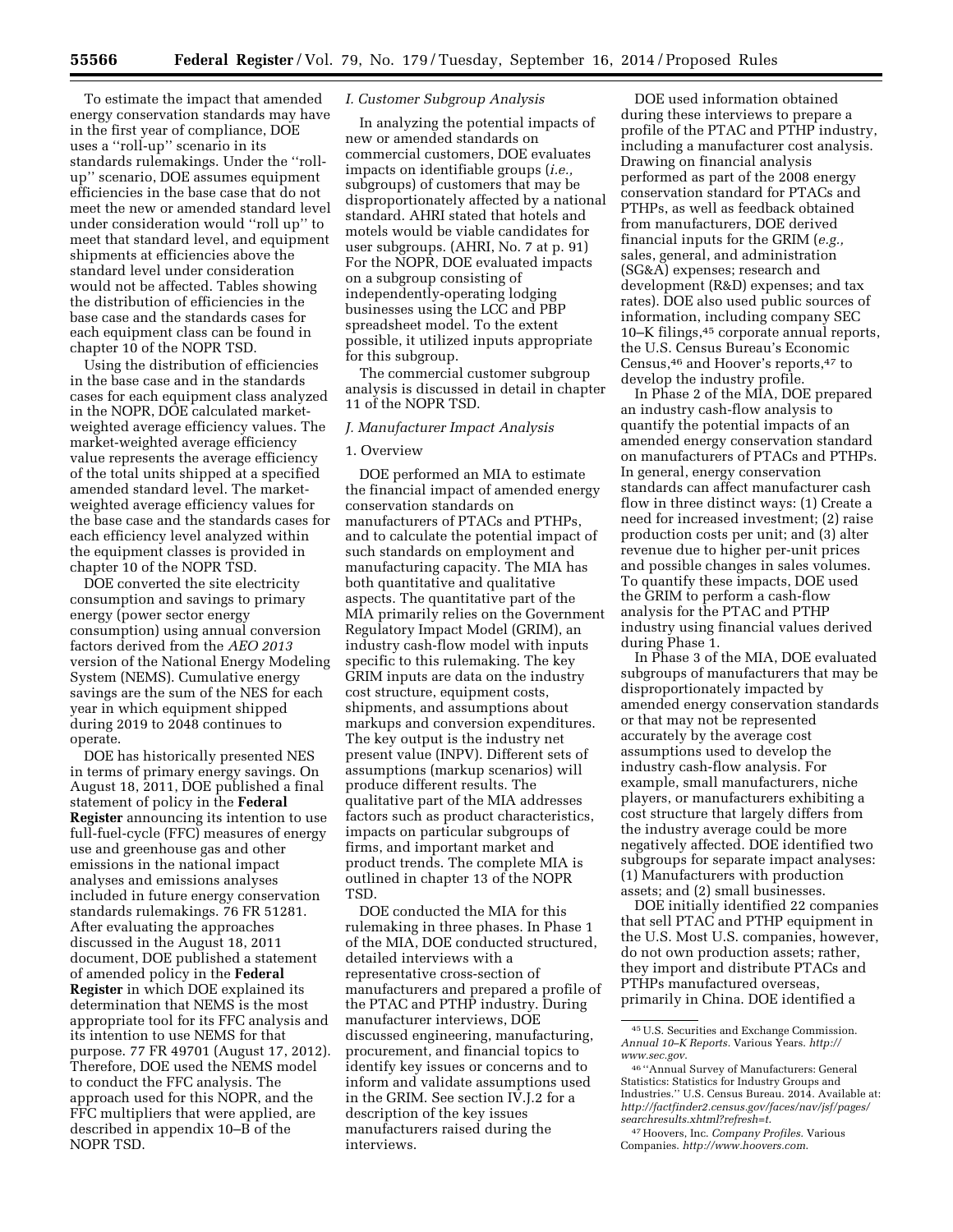To estimate the impact that amended energy conservation standards may have in the first year of compliance, DOE uses a ''roll-up'' scenario in its standards rulemakings. Under the ''roll-up'' scenario, DOE assumes equipment efficiencies in the base case that do not meet the new or amended standard level under consideration would ''roll up'' to meet that standard level, and equipment shipments at efficiencies above the standard level under consideration would not be affected. Tables showing the distribution of efficiencies in the base case and the standards cases for each equipment class can be found in chapter 10 of the NOPR TSD.

Using the distribution of efficiencies in the base case and in the standards cases for each equipment class analyzed in the NOPR, DOE calculated market-weighted average efficiency values. The market-weighted average efficiency value represents the average efficiency of the total units shipped at a specified amended standard level. The market-weighted average efficiency values for the base case and the standards cases for each efficiency level analyzed within the equipment classes is provided in chapter 10 of the NOPR TSD.

DOE converted the site electricity consumption and savings to primary energy (power sector energy consumption) using annual conversion factors derived from the *AEO 2013* version of the National Energy Modeling System (NEMS). Cumulative energy savings are the sum of the NES for each year in which equipment shipped during 2019 to 2048 continues to operate.

DOE has historically presented NES in terms of primary energy savings. On August 18, 2011, DOE published a final statement of policy in the **Federal Register** announcing its intention to use full-fuel-cycle (FFC) measures of energy use and greenhouse gas and other emissions in the national impact analyses and emissions analyses included in future energy conservation standards rulemakings. 76 FR 51281. After evaluating the approaches discussed in the August 18, 2011 document, DOE published a statement of amended policy in the **Federal Register** in which DOE explained its determination that NEMS is the most appropriate tool for its FFC analysis and its intention to use NEMS for that purpose. 77 FR 49701 (August 17, 2012). Therefore, DOE used the NEMS model to conduct the FFC analysis. The approach used for this NOPR, and the FFC multipliers that were applied, are described in appendix 10–B of the NOPR TSD.

### *I. Customer Subgroup Analysis*

In analyzing the potential impacts of new or amended standards on commercial customers, DOE evaluates impacts on identifiable groups (*i.e.,* subgroups) of customers that may be disproportionately affected by a national standard. AHRI stated that hotels and motels would be viable candidates for user subgroups. (AHRI, No. 7 at p. 91) For the NOPR, DOE evaluated impacts on a subgroup consisting of independently-operating lodging businesses using the LCC and PBP spreadsheet model. To the extent possible, it utilized inputs appropriate for this subgroup.

The commercial customer subgroup analysis is discussed in detail in chapter 11 of the NOPR TSD.

### *J. Manufacturer Impact Analysis*

#### 1. Overview

DOE performed an MIA to estimate the financial impact of amended energy conservation standards on manufacturers of PTACs and PTHPs, and to calculate the potential impact of such standards on employment and manufacturing capacity. The MIA has both quantitative and qualitative aspects. The quantitative part of the MIA primarily relies on the Government Regulatory Impact Model (GRIM), an industry cash-flow model with inputs specific to this rulemaking. The key GRIM inputs are data on the industry cost structure, equipment costs, shipments, and assumptions about markups and conversion expenditures. The key output is the industry net present value (INPV). Different sets of assumptions (markup scenarios) will produce different results. The qualitative part of the MIA addresses factors such as product characteristics, impacts on particular subgroups of firms, and important market and product trends. The complete MIA is outlined in chapter 13 of the NOPR TSD.

DOE conducted the MIA for this rulemaking in three phases. In Phase 1 of the MIA, DOE conducted structured, detailed interviews with a representative cross-section of manufacturers and prepared a profile of the PTAC and PTHP industry. During manufacturer interviews, DOE discussed engineering, manufacturing, procurement, and financial topics to identify key issues or concerns and to inform and validate assumptions used in the GRIM. See section IV.J.2 for a description of the key issues manufacturers raised during the interviews.

DOE used information obtained during these interviews to prepare a profile of the PTAC and PTHP industry, including a manufacturer cost analysis. Drawing on financial analysis performed as part of the 2008 energy conservation standard for PTACs and PTHPs, as well as feedback obtained from manufacturers, DOE derived financial inputs for the GRIM (*e.g.,* sales, general, and administration (SG&A) expenses; research and development (R&D) expenses; and tax rates). DOE also used public sources of information, including company SEC 10–K filings,[45] corporate annual reports, the U.S. Census Bureau's Economic Census,[46] and Hoover's reports,[47] to develop the industry profile.

In Phase 2 of the MIA, DOE prepared an industry cash-flow analysis to quantify the potential impacts of an amended energy conservation standard on manufacturers of PTACs and PTHPs. In general, energy conservation standards can affect manufacturer cash flow in three distinct ways: (1) Create a need for increased investment; (2) raise production costs per unit; and (3) alter revenue due to higher per-unit prices and possible changes in sales volumes. To quantify these impacts, DOE used the GRIM to perform a cash-flow analysis for the PTAC and PTHP industry using financial values derived during Phase 1.

In Phase 3 of the MIA, DOE evaluated subgroups of manufacturers that may be disproportionately impacted by amended energy conservation standards or that may not be represented accurately by the average cost assumptions used to develop the industry cash-flow analysis. For example, small manufacturers, niche players, or manufacturers exhibiting a cost structure that largely differs from the industry average could be more negatively affected. DOE identified two subgroups for separate impact analyses: (1) Manufacturers with production assets; and (2) small businesses.

DOE initially identified 22 companies that sell PTAC and PTHP equipment in the U.S. Most U.S. companies, however, do not own production assets; rather, they import and distribute PTACs and PTHPs manufactured overseas, primarily in China. DOE identified a

---

[45] U.S. Securities and Exchange Commission. *Annual 10–K Reports.* Various Years. *http://www.sec.gov.*

[46] ''Annual Survey of Manufacturers: General Statistics: Statistics for Industry Groups and Industries.'' U.S. Census Bureau. 2014. Available at: *http://factfinder2.census.gov/faces/nav/jsf/pages/searchresults.xhtml?refresh=t.*

[47] Hoovers, Inc. *Company Profiles.* Various Companies. *http://www.hoovers.com.*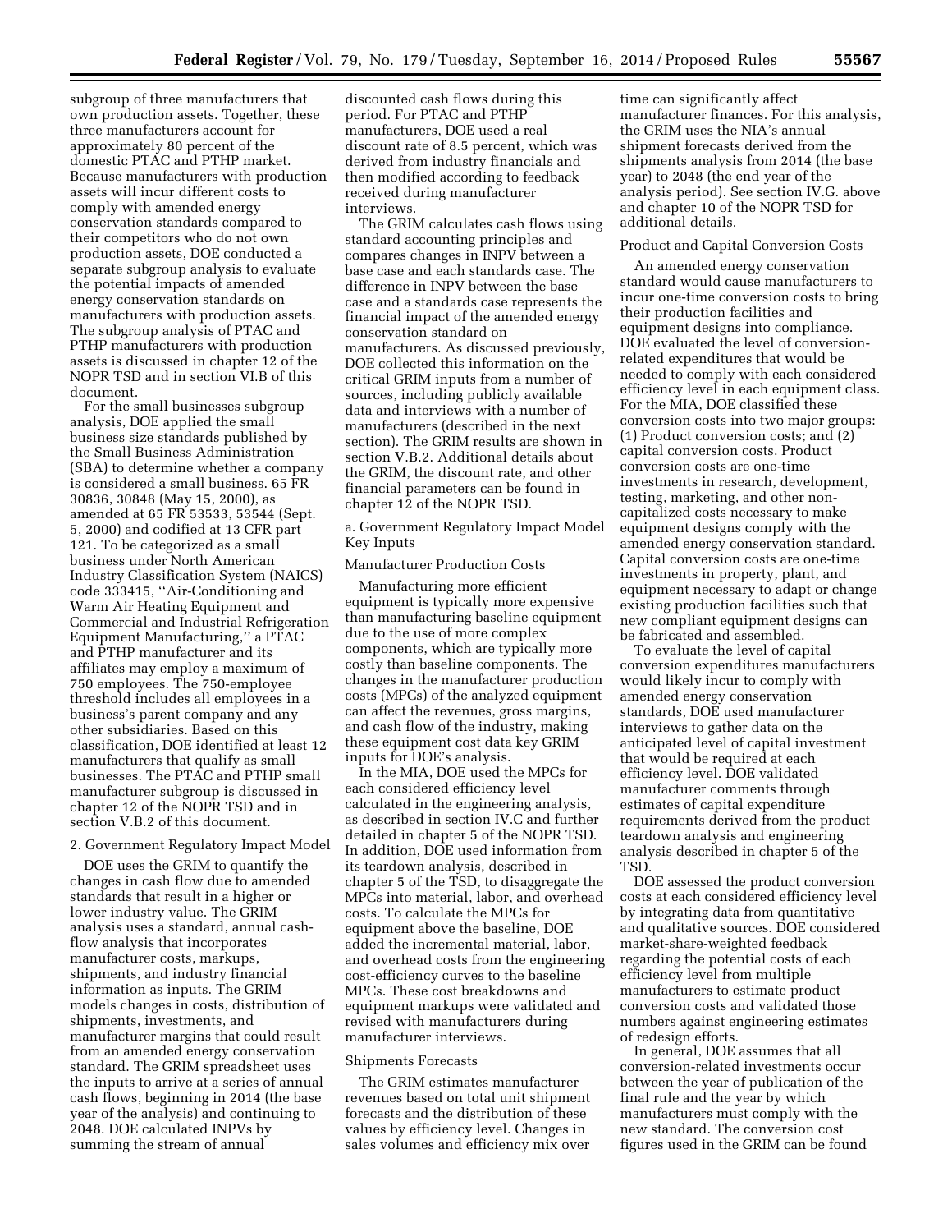subgroup of three manufacturers that own production assets. Together, these three manufacturers account for approximately 80 percent of the domestic PTAC and PTHP market. Because manufacturers with production assets will incur different costs to comply with amended energy conservation standards compared to their competitors who do not own production assets, DOE conducted a separate subgroup analysis to evaluate the potential impacts of amended energy conservation standards on manufacturers with production assets. The subgroup analysis of PTAC and PTHP manufacturers with production assets is discussed in chapter 12 of the NOPR TSD and in section VI.B of this document.

For the small businesses subgroup analysis, DOE applied the small business size standards published by the Small Business Administration (SBA) to determine whether a company is considered a small business. 65 FR 30836, 30848 (May 15, 2000), as amended at 65 FR 53533, 53544 (Sept. 5, 2000) and codified at 13 CFR part 121. To be categorized as a small business under North American Industry Classification System (NAICS) code 333415, ''Air-Conditioning and Warm Air Heating Equipment and Commercial and Industrial Refrigeration Equipment Manufacturing,'' a PTAC and PTHP manufacturer and its affiliates may employ a maximum of 750 employees. The 750-employee threshold includes all employees in a business's parent company and any other subsidiaries. Based on this classification, DOE identified at least 12 manufacturers that qualify as small businesses. The PTAC and PTHP small manufacturer subgroup is discussed in chapter 12 of the NOPR TSD and in section V.B.2 of this document.

2. Government Regulatory Impact Model

DOE uses the GRIM to quantify the changes in cash flow due to amended standards that result in a higher or lower industry value. The GRIM analysis uses a standard, annual cash-flow analysis that incorporates manufacturer costs, markups, shipments, and industry financial information as inputs. The GRIM models changes in costs, distribution of shipments, investments, and manufacturer margins that could result from an amended energy conservation standard. The GRIM spreadsheet uses the inputs to arrive at a series of annual cash flows, beginning in 2014 (the base year of the analysis) and continuing to 2048. DOE calculated INPVs by summing the stream of annual discounted cash flows during this period. For PTAC and PTHP manufacturers, DOE used a real discount rate of 8.5 percent, which was derived from industry financials and then modified according to feedback received during manufacturer interviews.

The GRIM calculates cash flows using standard accounting principles and compares changes in INPV between a base case and each standards case. The difference in INPV between the base case and a standards case represents the financial impact of the amended energy conservation standard on manufacturers. As discussed previously, DOE collected this information on the critical GRIM inputs from a number of sources, including publicly available data and interviews with a number of manufacturers (described in the next section). The GRIM results are shown in section V.B.2. Additional details about the GRIM, the discount rate, and other financial parameters can be found in chapter 12 of the NOPR TSD.

a. Government Regulatory Impact Model Key Inputs

Manufacturer Production Costs

Manufacturing more efficient equipment is typically more expensive than manufacturing baseline equipment due to the use of more complex components, which are typically more costly than baseline components. The changes in the manufacturer production costs (MPCs) of the analyzed equipment can affect the revenues, gross margins, and cash flow of the industry, making these equipment cost data key GRIM inputs for DOE's analysis.

In the MIA, DOE used the MPCs for each considered efficiency level calculated in the engineering analysis, as described in section IV.C and further detailed in chapter 5 of the NOPR TSD. In addition, DOE used information from its teardown analysis, described in chapter 5 of the TSD, to disaggregate the MPCs into material, labor, and overhead costs. To calculate the MPCs for equipment above the baseline, DOE added the incremental material, labor, and overhead costs from the engineering cost-efficiency curves to the baseline MPCs. These cost breakdowns and equipment markups were validated and revised with manufacturers during manufacturer interviews.

Shipments Forecasts

The GRIM estimates manufacturer revenues based on total unit shipment forecasts and the distribution of these values by efficiency level. Changes in sales volumes and efficiency mix over time can significantly affect manufacturer finances. For this analysis, the GRIM uses the NIA's annual shipment forecasts derived from the shipments analysis from 2014 (the base year) to 2048 (the end year of the analysis period). See section IV.G. above and chapter 10 of the NOPR TSD for additional details.

Product and Capital Conversion Costs

An amended energy conservation standard would cause manufacturers to incur one-time conversion costs to bring their production facilities and equipment designs into compliance. DOE evaluated the level of conversion-related expenditures that would be needed to comply with each considered efficiency level in each equipment class. For the MIA, DOE classified these conversion costs into two major groups: (1) Product conversion costs; and (2) capital conversion costs. Product conversion costs are one-time investments in research, development, testing, marketing, and other non-capitalized costs necessary to make equipment designs comply with the amended energy conservation standard. Capital conversion costs are one-time investments in property, plant, and equipment necessary to adapt or change existing production facilities such that new compliant equipment designs can be fabricated and assembled.

To evaluate the level of capital conversion expenditures manufacturers would likely incur to comply with amended energy conservation standards, DOE used manufacturer interviews to gather data on the anticipated level of capital investment that would be required at each efficiency level. DOE validated manufacturer comments through estimates of capital expenditure requirements derived from the product teardown analysis and engineering analysis described in chapter 5 of the TSD.

DOE assessed the product conversion costs at each considered efficiency level by integrating data from quantitative and qualitative sources. DOE considered market-share-weighted feedback regarding the potential costs of each efficiency level from multiple manufacturers to estimate product conversion costs and validated those numbers against engineering estimates of redesign efforts.

In general, DOE assumes that all conversion-related investments occur between the year of publication of the final rule and the year by which manufacturers must comply with the new standard. The conversion cost figures used in the GRIM can be found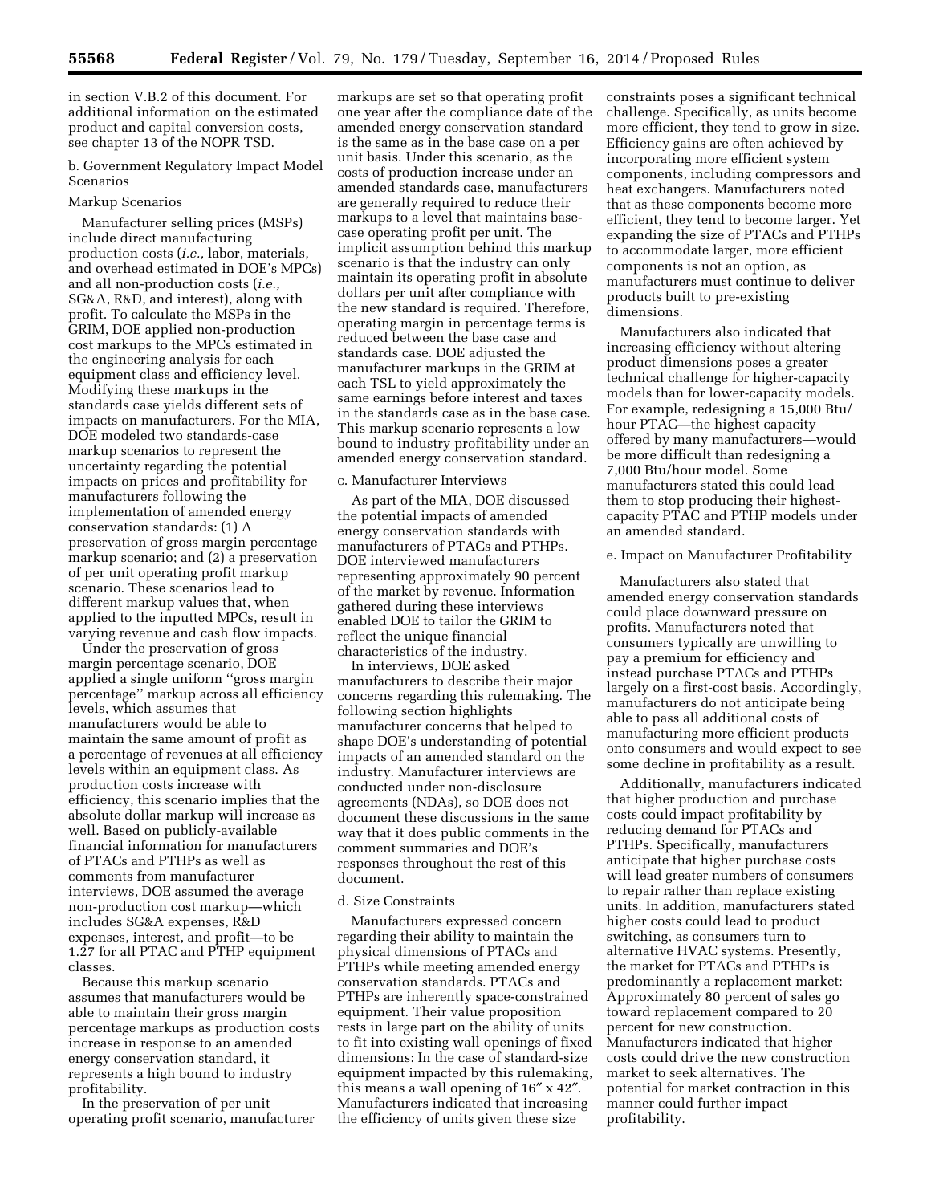in section V.B.2 of this document. For additional information on the estimated product and capital conversion costs, see chapter 13 of the NOPR TSD.

b. Government Regulatory Impact Model Scenarios

Markup Scenarios

Manufacturer selling prices (MSPs) include direct manufacturing production costs (*i.e.,* labor, materials, and overhead estimated in DOE's MPCs) and all non-production costs (*i.e.,* SG&A, R&D, and interest), along with profit. To calculate the MSPs in the GRIM, DOE applied non-production cost markups to the MPCs estimated in the engineering analysis for each equipment class and efficiency level. Modifying these markups in the standards case yields different sets of impacts on manufacturers. For the MIA, DOE modeled two standards-case markup scenarios to represent the uncertainty regarding the potential impacts on prices and profitability for manufacturers following the implementation of amended energy conservation standards: (1) A preservation of gross margin percentage markup scenario; and (2) a preservation of per unit operating profit markup scenario. These scenarios lead to different markup values that, when applied to the inputted MPCs, result in varying revenue and cash flow impacts.

Under the preservation of gross margin percentage scenario, DOE applied a single uniform "gross margin percentage" markup across all efficiency levels, which assumes that manufacturers would be able to maintain the same amount of profit as a percentage of revenues at all efficiency levels within an equipment class. As production costs increase with efficiency, this scenario implies that the absolute dollar markup will increase as well. Based on publicly-available financial information for manufacturers of PTACs and PTHPs as well as comments from manufacturer interviews, DOE assumed the average non-production cost markup—which includes SG&A expenses, R&D expenses, interest, and profit—to be 1.27 for all PTAC and PTHP equipment classes.

Because this markup scenario assumes that manufacturers would be able to maintain their gross margin percentage markups as production costs increase in response to an amended energy conservation standard, it represents a high bound to industry profitability.

In the preservation of per unit operating profit scenario, manufacturer markups are set so that operating profit one year after the compliance date of the amended energy conservation standard is the same as in the base case on a per unit basis. Under this scenario, as the costs of production increase under an amended standards case, manufacturers are generally required to reduce their markups to a level that maintains base-case operating profit per unit. The implicit assumption behind this markup scenario is that the industry can only maintain its operating profit in absolute dollars per unit after compliance with the new standard is required. Therefore, operating margin in percentage terms is reduced between the base case and standards case. DOE adjusted the manufacturer markups in the GRIM at each TSL to yield approximately the same earnings before interest and taxes in the standards case as in the base case. This markup scenario represents a low bound to industry profitability under an amended energy conservation standard.

c. Manufacturer Interviews

As part of the MIA, DOE discussed the potential impacts of amended energy conservation standards with manufacturers of PTACs and PTHPs. DOE interviewed manufacturers representing approximately 90 percent of the market by revenue. Information gathered during these interviews enabled DOE to tailor the GRIM to reflect the unique financial characteristics of the industry.

In interviews, DOE asked manufacturers to describe their major concerns regarding this rulemaking. The following section highlights manufacturer concerns that helped to shape DOE's understanding of potential impacts of an amended standard on the industry. Manufacturer interviews are conducted under non-disclosure agreements (NDAs), so DOE does not document these discussions in the same way that it does public comments in the comment summaries and DOE's responses throughout the rest of this document.

d. Size Constraints

Manufacturers expressed concern regarding their ability to maintain the physical dimensions of PTACs and PTHPs while meeting amended energy conservation standards. PTACs and PTHPs are inherently space-constrained equipment. Their value proposition rests in large part on the ability of units to fit into existing wall openings of fixed dimensions: In the case of standard-size equipment impacted by this rulemaking, this means a wall opening of 16″ x 42″. Manufacturers indicated that increasing the efficiency of units given these size constraints poses a significant technical challenge. Specifically, as units become more efficient, they tend to grow in size. Efficiency gains are often achieved by incorporating more efficient system components, including compressors and heat exchangers. Manufacturers noted that as these components become more efficient, they tend to become larger. Yet expanding the size of PTACs and PTHPs to accommodate larger, more efficient components is not an option, as manufacturers must continue to deliver products built to pre-existing dimensions.

Manufacturers also indicated that increasing efficiency without altering product dimensions poses a greater technical challenge for higher-capacity models than for lower-capacity models. For example, redesigning a 15,000 Btu/hour PTAC—the highest capacity offered by many manufacturers—would be more difficult than redesigning a 7,000 Btu/hour model. Some manufacturers stated this could lead them to stop producing their highest-capacity PTAC and PTHP models under an amended standard.

e. Impact on Manufacturer Profitability

Manufacturers also stated that amended energy conservation standards could place downward pressure on profits. Manufacturers noted that consumers typically are unwilling to pay a premium for efficiency and instead purchase PTACs and PTHPs largely on a first-cost basis. Accordingly, manufacturers do not anticipate being able to pass all additional costs of manufacturing more efficient products onto consumers and would expect to see some decline in profitability as a result.

Additionally, manufacturers indicated that higher production and purchase costs could impact profitability by reducing demand for PTACs and PTHPs. Specifically, manufacturers anticipate that higher purchase costs will lead greater numbers of consumers to repair rather than replace existing units. In addition, manufacturers stated higher costs could lead to product switching, as consumers turn to alternative HVAC systems. Presently, the market for PTACs and PTHPs is predominantly a replacement market: Approximately 80 percent of sales go toward replacement compared to 20 percent for new construction. Manufacturers indicated that higher costs could drive the new construction market to seek alternatives. The potential for market contraction in this manner could further impact profitability.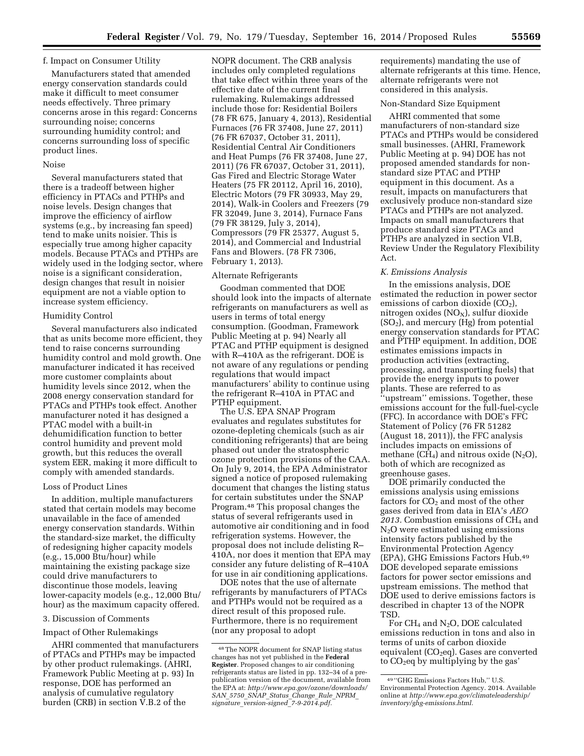f. Impact on Consumer Utility

Manufacturers stated that amended energy conservation standards could make it difficult to meet consumer needs effectively. Three primary concerns arose in this regard: Concerns surrounding noise; concerns surrounding humidity control; and concerns surrounding loss of specific product lines.

Noise

Several manufacturers stated that there is a tradeoff between higher efficiency in PTACs and PTHPs and noise levels. Design changes that improve the efficiency of airflow systems (e.g., by increasing fan speed) tend to make units noisier. This is especially true among higher capacity models. Because PTACs and PTHPs are widely used in the lodging sector, where noise is a significant consideration, design changes that result in noisier equipment are not a viable option to increase system efficiency.

Humidity Control

Several manufacturers also indicated that as units become more efficient, they tend to raise concerns surrounding humidity control and mold growth. One manufacturer indicated it has received more customer complaints about humidity levels since 2012, when the 2008 energy conservation standard for PTACs and PTHPs took effect. Another manufacturer noted it has designed a PTAC model with a built-in dehumidification function to better control humidity and prevent mold growth, but this reduces the overall system EER, making it more difficult to comply with amended standards.

Loss of Product Lines

In addition, multiple manufacturers stated that certain models may become unavailable in the face of amended energy conservation standards. Within the standard-size market, the difficulty of redesigning higher capacity models (e.g., 15,000 Btu/hour) while maintaining the existing package size could drive manufacturers to discontinue those models, leaving lower-capacity models (e.g., 12,000 Btu/hour) as the maximum capacity offered.

3. Discussion of Comments

Impact of Other Rulemakings

AHRI commented that manufacturers of PTACs and PTHPs may be impacted by other product rulemakings. (AHRI, Framework Public Meeting at p. 93) In response, DOE has performed an analysis of cumulative regulatory burden (CRB) in section V.B.2 of the NOPR document. The CRB analysis includes only completed regulations that take effect within three years of the effective date of the current final rulemaking. Rulemakings addressed include those for: Residential Boilers (78 FR 675, January 4, 2013), Residential Furnaces (76 FR 37408, June 27, 2011) (76 FR 67037, October 31, 2011), Residential Central Air Conditioners and Heat Pumps (76 FR 37408, June 27, 2011) (76 FR 67037, October 31, 2011), Gas Fired and Electric Storage Water Heaters (75 FR 20112, April 16, 2010), Electric Motors (79 FR 30933, May 29, 2014), Walk-in Coolers and Freezers (79 FR 32049, June 3, 2014), Furnace Fans (79 FR 38129, July 3, 2014), Compressors (79 FR 25377, August 5, 2014), and Commercial and Industrial Fans and Blowers. (78 FR 7306, February 1, 2013).

Alternate Refrigerants

Goodman commented that DOE should look into the impacts of alternate refrigerants on manufacturers as well as users in terms of total energy consumption. (Goodman, Framework Public Meeting at p. 94) Nearly all PTAC and PTHP equipment is designed with R–410A as the refrigerant. DOE is not aware of any regulations or pending regulations that would impact manufacturers' ability to continue using the refrigerant R–410A in PTAC and PTHP equipment.

The U.S. EPA SNAP Program evaluates and regulates substitutes for ozone-depleting chemicals (such as air conditioning refrigerants) that are being phased out under the stratospheric ozone protection provisions of the CAA. On July 9, 2014, the EPA Administrator signed a notice of proposed rulemaking document that changes the listing status for certain substitutes under the SNAP Program.[48] This proposal changes the status of several refrigerants used in automotive air conditioning and in food refrigeration systems. However, the proposal does not include delisting R–410A, nor does it mention that EPA may consider any future delisting of R–410A for use in air conditioning applications.

DOE notes that the use of alternate refrigerants by manufacturers of PTACs and PTHPs would not be required as a direct result of this proposed rule. Furthermore, there is no requirement (nor any proposal to adopt requirements) mandating the use of alternate refrigerants at this time. Hence, alternate refrigerants were not considered in this analysis.

Non-Standard Size Equipment

AHRI commented that some manufacturers of non-standard size PTACs and PTHPs would be considered small businesses. (AHRI, Framework Public Meeting at p. 94) DOE has not proposed amended standards for non-standard size PTAC and PTHP equipment in this document. As a result, impacts on manufacturers that exclusively produce non-standard size PTACs and PTHPs are not analyzed. Impacts on small manufacturers that produce standard size PTACs and PTHPs are analyzed in section VI.B, Review Under the Regulatory Flexibility Act.

### *K. Emissions Analysis*

In the emissions analysis, DOE estimated the reduction in power sector emissions of carbon dioxide ($CO_2$), nitrogen oxides ($NO_X$), sulfur dioxide ($SO_2$), and mercury (Hg) from potential energy conservation standards for PTAC and PTHP equipment. In addition, DOE estimates emissions impacts in production activities (extracting, processing, and transporting fuels) that provide the energy inputs to power plants. These are referred to as "upstream" emissions. Together, these emissions account for the full-fuel-cycle (FFC). In accordance with DOE's FFC Statement of Policy (76 FR 51282 (August 18, 2011)), the FFC analysis includes impacts on emissions of methane ($CH_4$) and nitrous oxide ($N_2O$), both of which are recognized as greenhouse gases.

DOE primarily conducted the emissions analysis using emissions factors for $CO_2$ and most of the other gases derived from data in EIA's *AEO 2013*. Combustion emissions of $CH_4$ and $N_2O$ were estimated using emissions intensity factors published by the Environmental Protection Agency (EPA), GHG Emissions Factors Hub.[49] DOE developed separate emissions factors for power sector emissions and upstream emissions. The method that DOE used to derive emissions factors is described in chapter 13 of the NOPR TSD.

For $CH_4$ and $N_2O$, DOE calculated emissions reduction in tons and also in terms of units of carbon dioxide equivalent ($CO_2$eq). Gases are converted to $CO_2$eq by multiplying by the gas'

---

[48] The NOPR document for SNAP listing status changes has not yet published in the **Federal Register**. Proposed changes to air conditioning refrigerants status are listed in pp. 132–34 of a pre-publication version of the document, available from the EPA at: *http://www.epa.gov/ozone/downloads/SAN_5750_SNAP_Status_Change_Rule_NPRM_signature_version-signed_7-9-2014.pdf*.

[49] "GHG Emissions Factors Hub," U.S. Environmental Protection Agency. 2014. Available online at *http://www.epa.gov/climateleadership/inventory/ghg-emissions.html*.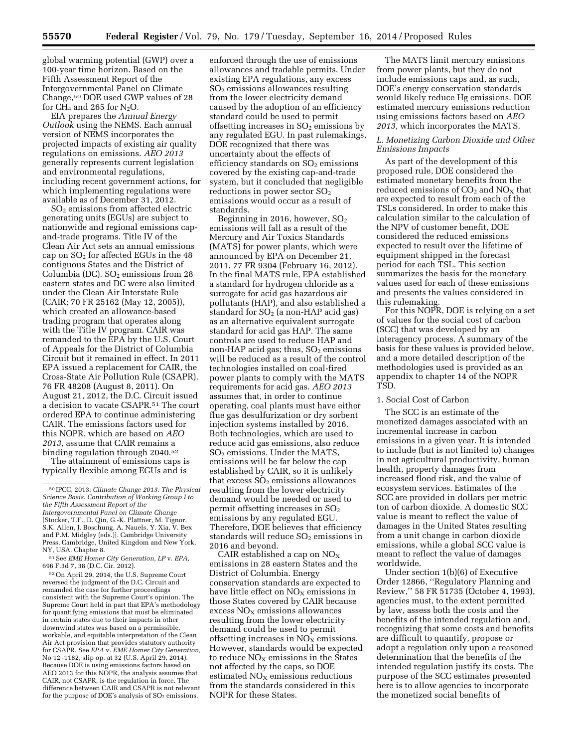global warming potential (GWP) over a 100-year time horizon. Based on the Fifth Assessment Report of the Intergovernmental Panel on Climate Change,[50] DOE used GWP values of 28 for $CH_4$ and 265 for $N_2O$.

EIA prepares the *Annual Energy Outlook* using the NEMS. Each annual version of NEMS incorporates the projected impacts of existing air quality regulations on emissions. *AEO 2013* generally represents current legislation and environmental regulations, including recent government actions, for which implementing regulations were available as of December 31, 2012.

$SO_2$ emissions from affected electric generating units (EGUs) are subject to nationwide and regional emissions cap-and-trade programs. Title IV of the Clean Air Act sets an annual emissions cap on $SO_2$ for affected EGUs in the 48 contiguous States and the District of Columbia (DC). $SO_2$ emissions from 28 eastern states and DC were also limited under the Clean Air Interstate Rule (CAIR; 70 FR 25162 (May 12, 2005)), which created an allowance-based trading program that operates along with the Title IV program. CAIR was remanded to the EPA by the U.S. Court of Appeals for the District of Columbia Circuit but it remained in effect. In 2011 EPA issued a replacement for CAIR, the Cross-State Air Pollution Rule (CSAPR). 76 FR 48208 (August 8, 2011). On August 21, 2012, the D.C. Circuit issued a decision to vacate CSAPR.[51] The court ordered EPA to continue administering CAIR. The emissions factors used for this NOPR, which are based on *AEO 2013,* assume that CAIR remains a binding regulation through 2040.[52]

The attainment of emissions caps is typically flexible among EGUs and is enforced through the use of emissions allowances and tradable permits. Under existing EPA regulations, any excess $SO_2$ emissions allowances resulting from the lower electricity demand caused by the adoption of an efficiency standard could be used to permit offsetting increases in $SO_2$ emissions by any regulated EGU. In past rulemakings, DOE recognized that there was uncertainty about the effects of efficiency standards on $SO_2$ emissions covered by the existing cap-and-trade system, but it concluded that negligible reductions in power sector $SO_2$ emissions would occur as a result of standards.

Beginning in 2016, however, $SO_2$ emissions will fall as a result of the Mercury and Air Toxics Standards (MATS) for power plants, which were announced by EPA on December 21, 2011. 77 FR 9304 (February 16, 2012). In the final MATS rule, EPA established a standard for hydrogen chloride as a surrogate for acid gas hazardous air pollutants (HAP), and also established a standard for $SO_2$ (a non-HAP acid gas) as an alternative equivalent surrogate standard for acid gas HAP. The same controls are used to reduce HAP and non-HAP acid gas; thus, $SO_2$ emissions will be reduced as a result of the control technologies installed on coal-fired power plants to comply with the MATS requirements for acid gas. *AEO 2013* assumes that, in order to continue operating, coal plants must have either flue gas desulfurization or dry sorbent injection systems installed by 2016. Both technologies, which are used to reduce acid gas emissions, also reduce $SO_2$ emissions. Under the MATS, emissions will be far below the cap established by CAIR, so it is unlikely that excess $SO_2$ emissions allowances resulting from the lower electricity demand would be needed or used to permit offsetting increases in $SO_2$ emissions by any regulated EGU. Therefore, DOE believes that efficiency standards will reduce $SO_2$ emissions in 2016 and beyond.

CAIR established a cap on $NO_X$ emissions in 28 eastern States and the District of Columbia. Energy conservation standards are expected to have little effect on $NO_X$ emissions in those States covered by CAIR because excess $NO_X$ emissions allowances resulting from the lower electricity demand could be used to permit offsetting increases in $NO_X$ emissions. However, standards would be expected to reduce $NO_X$ emissions in the States not affected by the caps, so DOE estimated $NO_X$ emissions reductions from the standards considered in this NOPR for these States.

The MATS limit mercury emissions from power plants, but they do not include emissions caps and, as such, DOE's energy conservation standards would likely reduce Hg emissions. DOE estimated mercury emissions reduction using emissions factors based on *AEO 2013,* which incorporates the MATS.

### *L. Monetizing Carbon Dioxide and Other Emissions Impacts*

As part of the development of this proposed rule, DOE considered the estimated monetary benefits from the reduced emissions of $CO_2$ and $NO_X$ that are expected to result from each of the TSLs considered. In order to make this calculation similar to the calculation of the NPV of customer benefit, DOE considered the reduced emissions expected to result over the lifetime of equipment shipped in the forecast period for each TSL. This section summarizes the basis for the monetary values used for each of these emissions and presents the values considered in this rulemaking.

For this NOPR, DOE is relying on a set of values for the social cost of carbon (SCC) that was developed by an interagency process. A summary of the basis for these values is provided below, and a more detailed description of the methodologies used is provided as an appendix to chapter 14 of the NOPR TSD.

#### 1. Social Cost of Carbon

The SCC is an estimate of the monetized damages associated with an incremental increase in carbon emissions in a given year. It is intended to include (but is not limited to) changes in net agricultural productivity, human health, property damages from increased flood risk, and the value of ecosystem services. Estimates of the SCC are provided in dollars per metric ton of carbon dioxide. A domestic SCC value is meant to reflect the value of damages in the United States resulting from a unit change in carbon dioxide emissions, while a global SCC value is meant to reflect the value of damages worldwide.

Under section 1(b)(6) of Executive Order 12866, ''Regulatory Planning and Review,'' 58 FR 51735 (October 4, 1993), agencies must, to the extent permitted by law, assess both the costs and the benefits of the intended regulation and, recognizing that some costs and benefits are difficult to quantify, propose or adopt a regulation only upon a reasoned determination that the benefits of the intended regulation justify its costs. The purpose of the SCC estimates presented here is to allow agencies to incorporate the monetized social benefits of

---

[50] IPCC, 2013: *Climate Change 2013: The Physical Science Basis. Contribution of Working Group I to the Fifth Assessment Report of the Intergovernmental Panel on Climate Change* [Stocker, T.F., D. Qin, G.-K. Plattner, M. Tignor, S.K. Allen, J. Boschung, A. Nauels, Y. Xia, V. Bex and P.M. Midgley (eds.)]. Cambridge University Press, Cambridge, United Kingdom and New York, NY, USA. Chapter 8.

[51] See *EME Homer City Generation, LP* v. *EPA,* 696 F.3d 7, 38 (D.C. Cir. 2012).

[52] On April 29, 2014, the U.S. Supreme Court reversed the judgment of the D.C. Circuit and remanded the case for further proceedings consistent with the Supreme Court's opinion. The Supreme Court held in part that EPA's methodology for quantifying emissions that must be eliminated in certain states due to their impacts in other downwind states was based on a permissible, workable, and equitable interpretation of the Clean Air Act provision that provides statutory authority for CSAPR. See *EPA* v. *EME Homer City Generation,* No 12–1182, slip op. at 32 (U.S. April 29, 2014). Because DOE is using emissions factors based on AEO 2013 for this NOPR, the analysis assumes that CAIR, not CSAPR, is the regulation in force. The difference between CAIR and CSAPR is not relevant for the purpose of DOE's analysis of $SO_2$ emissions.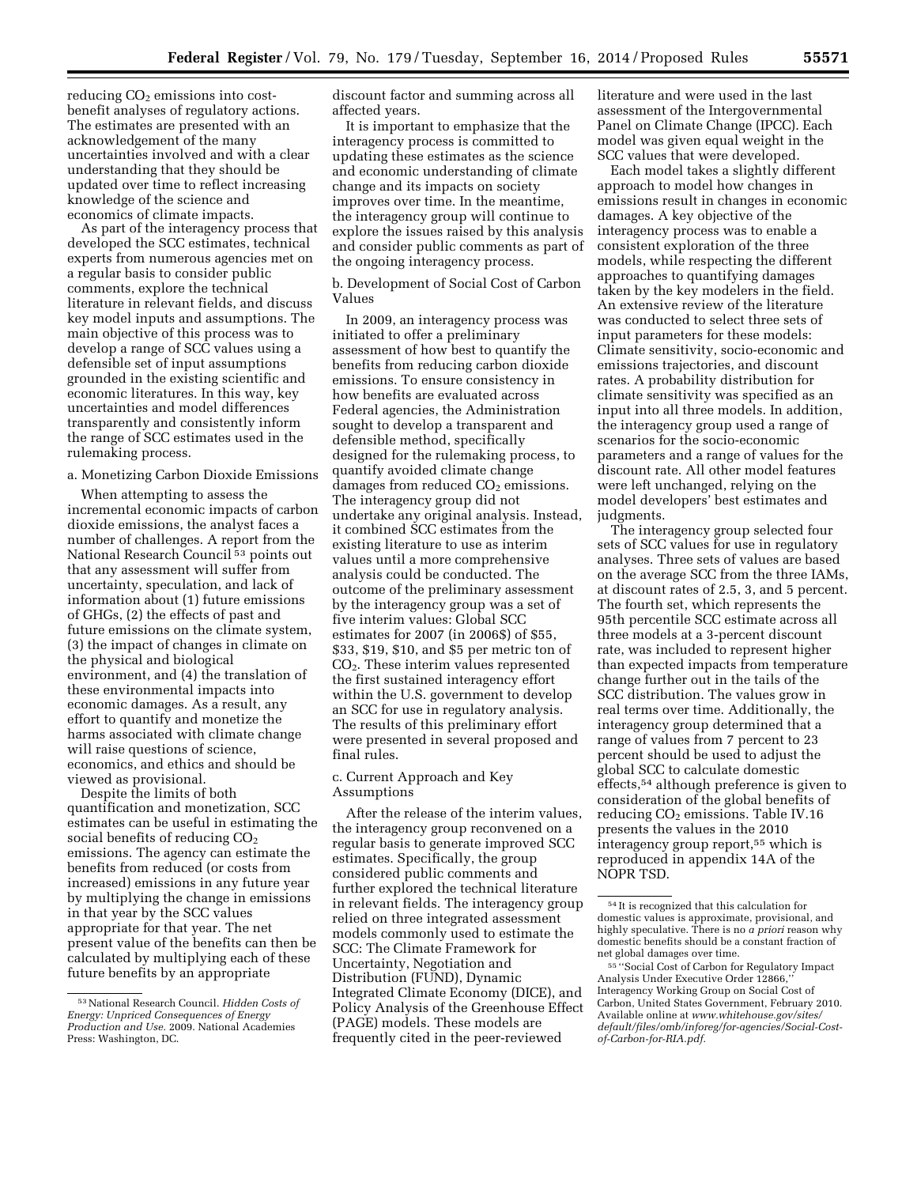reducing $CO_2$ emissions into cost-benefit analyses of regulatory actions. The estimates are presented with an acknowledgement of the many uncertainties involved and with a clear understanding that they should be updated over time to reflect increasing knowledge of the science and economics of climate impacts.

As part of the interagency process that developed the SCC estimates, technical experts from numerous agencies met on a regular basis to consider public comments, explore the technical literature in relevant fields, and discuss key model inputs and assumptions. The main objective of this process was to develop a range of SCC values using a defensible set of input assumptions grounded in the existing scientific and economic literatures. In this way, key uncertainties and model differences transparently and consistently inform the range of SCC estimates used in the rulemaking process.

a. Monetizing Carbon Dioxide Emissions

When attempting to assess the incremental economic impacts of carbon dioxide emissions, the analyst faces a number of challenges. A report from the National Research Council [53] points out that any assessment will suffer from uncertainty, speculation, and lack of information about (1) future emissions of GHGs, (2) the effects of past and future emissions on the climate system, (3) the impact of changes in climate on the physical and biological environment, and (4) the translation of these environmental impacts into economic damages. As a result, any effort to quantify and monetize the harms associated with climate change will raise questions of science, economics, and ethics and should be viewed as provisional.

Despite the limits of both quantification and monetization, SCC estimates can be useful in estimating the social benefits of reducing $CO_2$ emissions. The agency can estimate the benefits from reduced (or costs from increased) emissions in any future year by multiplying the change in emissions in that year by the SCC values appropriate for that year. The net present value of the benefits can then be calculated by multiplying each of these future benefits by an appropriate discount factor and summing across all affected years.

It is important to emphasize that the interagency process is committed to updating these estimates as the science and economic understanding of climate change and its impacts on society improves over time. In the meantime, the interagency group will continue to explore the issues raised by this analysis and consider public comments as part of the ongoing interagency process.

b. Development of Social Cost of Carbon Values

In 2009, an interagency process was initiated to offer a preliminary assessment of how best to quantify the benefits from reducing carbon dioxide emissions. To ensure consistency in how benefits are evaluated across Federal agencies, the Administration sought to develop a transparent and defensible method, specifically designed for the rulemaking process, to quantify avoided climate change damages from reduced $CO_2$ emissions. The interagency group did not undertake any original analysis. Instead, it combined SCC estimates from the existing literature to use as interim values until a more comprehensive analysis could be conducted. The outcome of the preliminary assessment by the interagency group was a set of five interim values: Global SCC estimates for 2007 (in 2006$) of $55, $33, $19, $10, and $5 per metric ton of $CO_2$. These interim values represented the first sustained interagency effort within the U.S. government to develop an SCC for use in regulatory analysis. The results of this preliminary effort were presented in several proposed and final rules.

c. Current Approach and Key Assumptions

After the release of the interim values, the interagency group reconvened on a regular basis to generate improved SCC estimates. Specifically, the group considered public comments and further explored the technical literature in relevant fields. The interagency group relied on three integrated assessment models commonly used to estimate the SCC: The Climate Framework for Uncertainty, Negotiation and Distribution (FUND), Dynamic Integrated Climate Economy (DICE), and Policy Analysis of the Greenhouse Effect (PAGE) models. These models are frequently cited in the peer-reviewed literature and were used in the last assessment of the Intergovernmental Panel on Climate Change (IPCC). Each model was given equal weight in the SCC values that were developed.

Each model takes a slightly different approach to model how changes in emissions result in changes in economic damages. A key objective of the interagency process was to enable a consistent exploration of the three models, while respecting the different approaches to quantifying damages taken by the key modelers in the field. An extensive review of the literature was conducted to select three sets of input parameters for these models: Climate sensitivity, socio-economic and emissions trajectories, and discount rates. A probability distribution for climate sensitivity was specified as an input into all three models. In addition, the interagency group used a range of scenarios for the socio-economic parameters and a range of values for the discount rate. All other model features were left unchanged, relying on the model developers' best estimates and judgments.

The interagency group selected four sets of SCC values for use in regulatory analyses. Three sets of values are based on the average SCC from the three IAMs, at discount rates of 2.5, 3, and 5 percent. The fourth set, which represents the 95th percentile SCC estimate across all three models at a 3-percent discount rate, was included to represent higher than expected impacts from temperature change further out in the tails of the SCC distribution. The values grow in real terms over time. Additionally, the interagency group determined that a range of values from 7 percent to 23 percent should be used to adjust the global SCC to calculate domestic effects,[54] although preference is given to consideration of the global benefits of reducing $CO_2$ emissions. Table IV.16 presents the values in the 2010 interagency group report,[55] which is reproduced in appendix 14A of the NOPR TSD.

---

[53] National Research Council. *Hidden Costs of Energy: Unpriced Consequences of Energy Production and Use.* 2009. National Academies Press: Washington, DC.

[54] It is recognized that this calculation for domestic values is approximate, provisional, and highly speculative. There is no *a priori* reason why domestic benefits should be a constant fraction of net global damages over time.

[55] "Social Cost of Carbon for Regulatory Impact Analysis Under Executive Order 12866," Interagency Working Group on Social Cost of Carbon, United States Government, February 2010. Available online at *www.whitehouse.gov/sites/default/files/omb/inforeg/for-agencies/Social-Cost-of-Carbon-for-RIA.pdf.*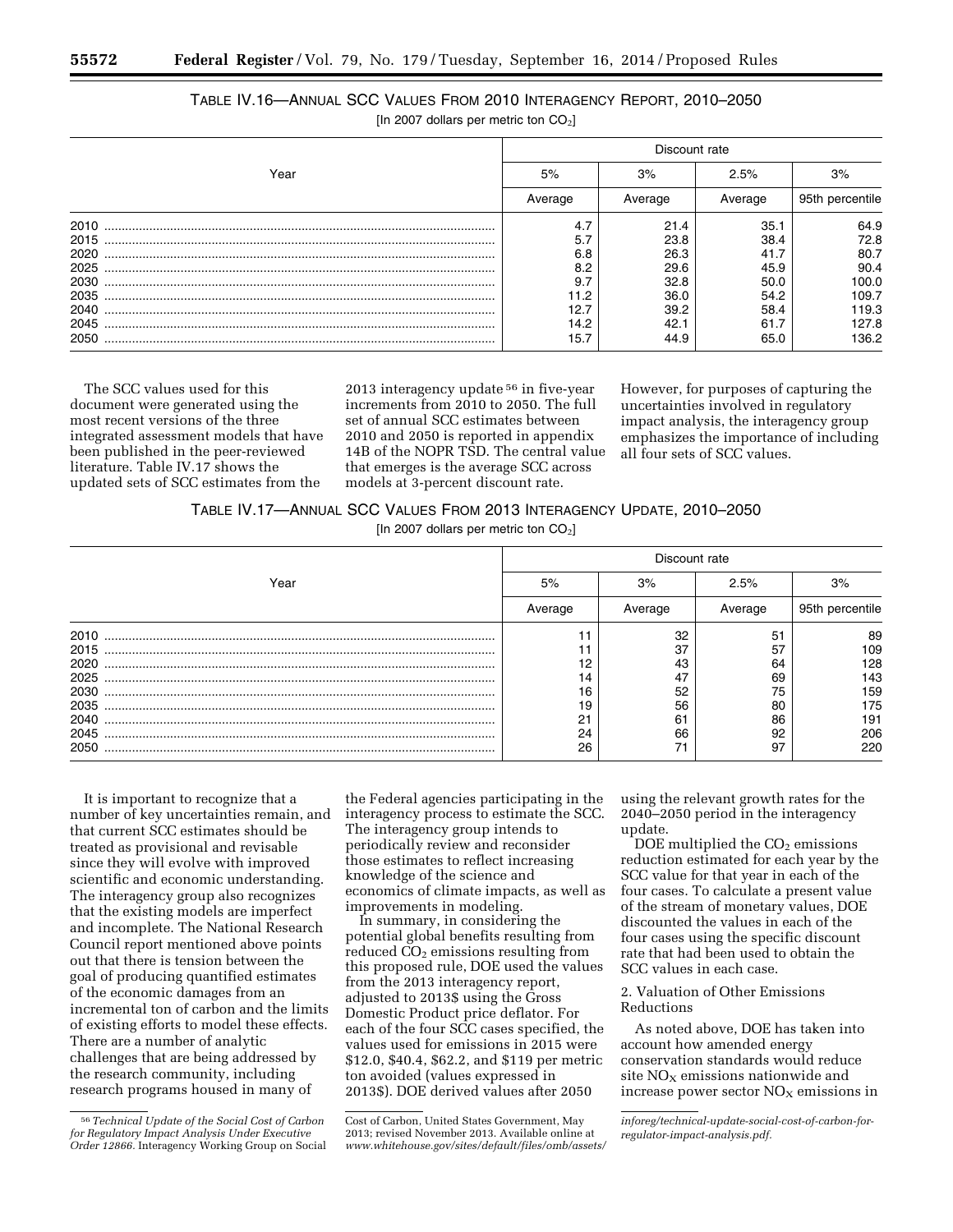TABLE IV.16—ANNUAL SCC VALUES FROM 2010 INTERAGENCY REPORT, 2010–2050

[In 2007 dollars per metric ton $CO_2$]

| Year | Discount rate | | | |
|---|---|---|---|---|
| | 5% | 3% | 2.5% | 3% |
| | Average | Average | Average | 95th percentile |
| 2010 | 4.7 | 21.4 | 35.1 | 64.9 |
| 2015 | 5.7 | 23.8 | 38.4 | 72.8 |
| 2020 | 6.8 | 26.3 | 41.7 | 80.7 |
| 2025 | 8.2 | 29.6 | 45.9 | 90.4 |
| 2030 | 9.7 | 32.8 | 50.0 | 100.0 |
| 2035 | 11.2 | 36.0 | 54.2 | 109.7 |
| 2040 | 12.7 | 39.2 | 58.4 | 119.3 |
| 2045 | 14.2 | 42.1 | 61.7 | 127.8 |
| 2050 | 15.7 | 44.9 | 65.0 | 136.2 |

The SCC values used for this document were generated using the most recent versions of the three integrated assessment models that have been published in the peer-reviewed literature. Table IV.17 shows the updated sets of SCC estimates from the 2013 interagency update [56] in five-year increments from 2010 to 2050. The full set of annual SCC estimates between 2010 and 2050 is reported in appendix 14B of the NOPR TSD. The central value that emerges is the average SCC across models at 3-percent discount rate. However, for purposes of capturing the uncertainties involved in regulatory impact analysis, the interagency group emphasizes the importance of including all four sets of SCC values.

TABLE IV.17—ANNUAL SCC VALUES FROM 2013 INTERAGENCY UPDATE, 2010–2050

[In 2007 dollars per metric ton $CO_2$]

| Year | Discount rate | | | |
|---|---|---|---|---|
| | 5% | 3% | 2.5% | 3% |
| | Average | Average | Average | 95th percentile |
| 2010 | 11 | 32 | 51 | 89 |
| 2015 | 11 | 37 | 57 | 109 |
| 2020 | 12 | 43 | 64 | 128 |
| 2025 | 14 | 47 | 69 | 143 |
| 2030 | 16 | 52 | 75 | 159 |
| 2035 | 19 | 56 | 80 | 175 |
| 2040 | 21 | 61 | 86 | 191 |
| 2045 | 24 | 66 | 92 | 206 |
| 2050 | 26 | 71 | 97 | 220 |

It is important to recognize that a number of key uncertainties remain, and that current SCC estimates should be treated as provisional and revisable since they will evolve with improved scientific and economic understanding. The interagency group also recognizes that the existing models are imperfect and incomplete. The National Research Council report mentioned above points out that there is tension between the goal of producing quantified estimates of the economic damages from an incremental ton of carbon and the limits of existing efforts to model these effects. There are a number of analytic challenges that are being addressed by the research community, including research programs housed in many of the Federal agencies participating in the interagency process to estimate the SCC. The interagency group intends to periodically review and reconsider those estimates to reflect increasing knowledge of the science and economics of climate impacts, as well as improvements in modeling.

In summary, in considering the potential global benefits resulting from reduced $CO_2$ emissions resulting from this proposed rule, DOE used the values from the 2013 interagency report, adjusted to 2013$ using the Gross Domestic Product price deflator. For each of the four SCC cases specified, the values used for emissions in 2015 were $12.0, $40.4, $62.2, and $119 per metric ton avoided (values expressed in 2013$). DOE derived values after 2050 using the relevant growth rates for the 2040–2050 period in the interagency update.

DOE multiplied the $CO_2$ emissions reduction estimated for each year by the SCC value for that year in each of the four cases. To calculate a present value of the stream of monetary values, DOE discounted the values in each of the four cases using the specific discount rate that had been used to obtain the SCC values in each case.

2. Valuation of Other Emissions Reductions

As noted above, DOE has taken into account how amended energy conservation standards would reduce site $NO_X$ emissions nationwide and increase power sector $NO_X$ emissions in

[56] *Technical Update of the Social Cost of Carbon for Regulatory Impact Analysis Under Executive Order 12866.* Interagency Working Group on Social Cost of Carbon, United States Government, May 2013; revised November 2013. Available online at *www.whitehouse.gov/sites/default/files/omb/assets/inforeg/technical-update-social-cost-of-carbon-for-regulator-impact-analysis.pdf.*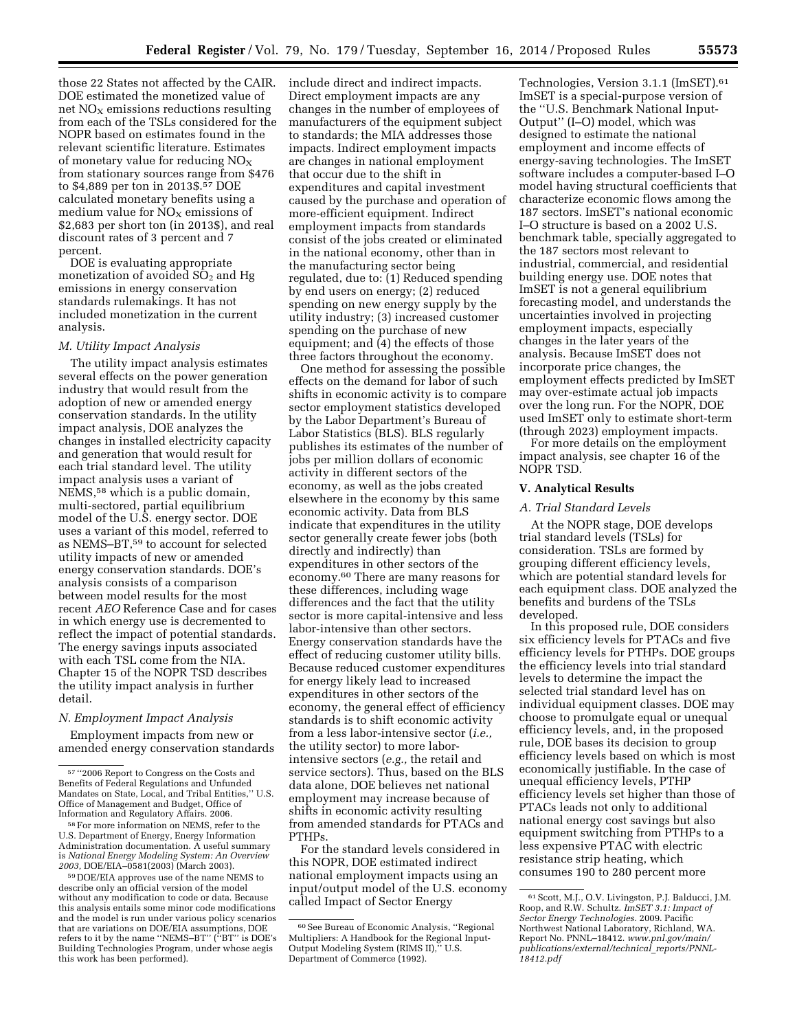those 22 States not affected by the CAIR. DOE estimated the monetized value of net $NO_X$ emissions reductions resulting from each of the TSLs considered for the NOPR based on estimates found in the relevant scientific literature. Estimates of monetary value for reducing $NO_X$ from stationary sources range from $476 to $4,889 per ton in 2013$.[57] DOE calculated monetary benefits using a medium value for $NO_X$ emissions of $2,683 per short ton (in 2013$), and real discount rates of 3 percent and 7 percent.

DOE is evaluating appropriate monetization of avoided $SO_2$ and Hg emissions in energy conservation standards rulemakings. It has not included monetization in the current analysis.

### M. Utility Impact Analysis

The utility impact analysis estimates several effects on the power generation industry that would result from the adoption of new or amended energy conservation standards. In the utility impact analysis, DOE analyzes the changes in installed electricity capacity and generation that would result for each trial standard level. The utility impact analysis uses a variant of NEMS,[58] which is a public domain, multi-sectored, partial equilibrium model of the U.S. energy sector. DOE uses a variant of this model, referred to as NEMS–BT,[59] to account for selected utility impacts of new or amended energy conservation standards. DOE's analysis consists of a comparison between model results for the most recent *AEO* Reference Case and for cases in which energy use is decremented to reflect the impact of potential standards. The energy savings inputs associated with each TSL come from the NIA. Chapter 15 of the NOPR TSD describes the utility impact analysis in further detail.

### N. Employment Impact Analysis

Employment impacts from new or amended energy conservation standards include direct and indirect impacts. Direct employment impacts are any changes in the number of employees of manufacturers of the equipment subject to standards; the MIA addresses those impacts. Indirect employment impacts are changes in national employment that occur due to the shift in expenditures and capital investment caused by the purchase and operation of more-efficient equipment. Indirect employment impacts from standards consist of the jobs created or eliminated in the national economy, other than in the manufacturing sector being regulated, due to: (1) Reduced spending by end users on energy; (2) reduced spending on new energy supply by the utility industry; (3) increased customer spending on the purchase of new equipment; and (4) the effects of those three factors throughout the economy.

One method for assessing the possible effects on the demand for labor of such shifts in economic activity is to compare sector employment statistics developed by the Labor Department's Bureau of Labor Statistics (BLS). BLS regularly publishes its estimates of the number of jobs per million dollars of economic activity in different sectors of the economy, as well as the jobs created elsewhere in the economy by this same economic activity. Data from BLS indicate that expenditures in the utility sector generally create fewer jobs (both directly and indirectly) than expenditures in other sectors of the economy.[60] There are many reasons for these differences, including wage differences and the fact that the utility sector is more capital-intensive and less labor-intensive than other sectors. Energy conservation standards have the effect of reducing customer utility bills. Because reduced customer expenditures for energy likely lead to increased expenditures in other sectors of the economy, the general effect of efficiency standards is to shift economic activity from a less labor-intensive sector (*i.e.,* the utility sector) to more labor-intensive sectors (*e.g.,* the retail and service sectors). Thus, based on the BLS data alone, DOE believes net national employment may increase because of shifts in economic activity resulting from amended standards for PTACs and PTHPs.

For the standard levels considered in this NOPR, DOE estimated indirect national employment impacts using an input/output model of the U.S. economy called Impact of Sector Energy Technologies, Version 3.1.1 (ImSET).[61] ImSET is a special-purpose version of the ''U.S. Benchmark National Input-Output'' (I–O) model, which was designed to estimate the national employment and income effects of energy-saving technologies. The ImSET software includes a computer-based I–O model having structural coefficients that characterize economic flows among the 187 sectors. ImSET's national economic I–O structure is based on a 2002 U.S. benchmark table, specially aggregated to the 187 sectors most relevant to industrial, commercial, and residential building energy use. DOE notes that ImSET is not a general equilibrium forecasting model, and understands the uncertainties involved in projecting employment impacts, especially changes in the later years of the analysis. Because ImSET does not incorporate price changes, the employment effects predicted by ImSET may over-estimate actual job impacts over the long run. For the NOPR, DOE used ImSET only to estimate short-term (through 2023) employment impacts.

For more details on the employment impact analysis, see chapter 16 of the NOPR TSD.

## V. Analytical Results

### A. Trial Standard Levels

At the NOPR stage, DOE develops trial standard levels (TSLs) for consideration. TSLs are formed by grouping different efficiency levels, which are potential standard levels for each equipment class. DOE analyzed the benefits and burdens of the TSLs developed.

In this proposed rule, DOE considers six efficiency levels for PTACs and five efficiency levels for PTHPs. DOE groups the efficiency levels into trial standard levels to determine the impact the selected trial standard level has on individual equipment classes. DOE may choose to promulgate equal or unequal efficiency levels, and, in the proposed rule, DOE bases its decision to group efficiency levels based on which is most economically justifiable. In the case of unequal efficiency levels, PTHP efficiency levels set higher than those of PTACs leads not only to additional national energy cost savings but also equipment switching from PTHPs to a less expensive PTAC with electric resistance strip heating, which consumes 190 to 280 percent more

---

[57] ''2006 Report to Congress on the Costs and Benefits of Federal Regulations and Unfunded Mandates on State, Local, and Tribal Entities,'' U.S. Office of Management and Budget, Office of Information and Regulatory Affairs. 2006.

[58] For more information on NEMS, refer to the U.S. Department of Energy, Energy Information Administration documentation. A useful summary is *National Energy Modeling System: An Overview 2003,* DOE/EIA–0581(2003) (March 2003).

[59] DOE/EIA approves use of the name NEMS to describe only an official version of the model without any modification to code or data. Because this analysis entails some minor code modifications and the model is run under various policy scenarios that are variations on DOE/EIA assumptions, DOE refers to it by the name ''NEMS–BT'' (''BT'' is DOE's Building Technologies Program, under whose aegis this work has been performed).

[60] See Bureau of Economic Analysis, ''Regional Multipliers: A Handbook for the Regional Input-Output Modeling System (RIMS II),'' U.S. Department of Commerce (1992).

[61] Scott, M.J., O.V. Livingston, P.J. Balducci, J.M. Roop, and R.W. Schultz. *ImSET 3.1: Impact of Sector Energy Technologies.* 2009. Pacific Northwest National Laboratory, Richland, WA. Report No. PNNL–18412. *www.pnl.gov/main/publications/external/technical_reports/PNNL-18412.pdf*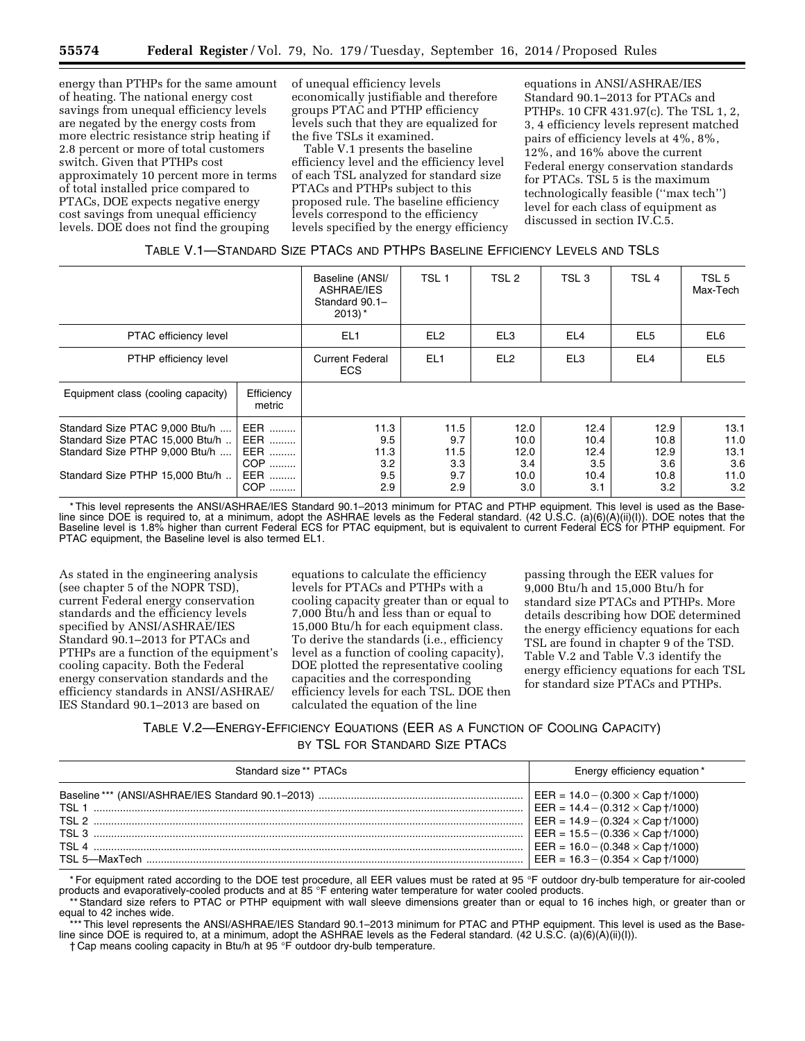energy than PTHPs for the same amount of heating. The national energy cost savings from unequal efficiency levels are negated by the energy costs from more electric resistance strip heating if 2.8 percent or more of total customers switch. Given that PTHPs cost approximately 10 percent more in terms of total installed price compared to PTACs, DOE expects negative energy cost savings from unequal efficiency levels. DOE does not find the grouping of unequal efficiency levels economically justifiable and therefore groups PTAC and PTHP efficiency levels such that they are equalized for the five TSLs it examined.

Table V.1 presents the baseline efficiency level and the efficiency level of each TSL analyzed for standard size PTACs and PTHPs subject to this proposed rule. The baseline efficiency levels correspond to the efficiency levels specified by the energy efficiency equations in ANSI/ASHRAE/IES Standard 90.1–2013 for PTACs and PTHPs. 10 CFR 431.97(c). The TSL 1, 2, 3, 4 efficiency levels represent matched pairs of efficiency levels at 4%, 8%, 12%, and 16% above the current Federal energy conservation standards for PTACs. TSL 5 is the maximum technologically feasible (''max tech'') level for each class of equipment as discussed in section IV.C.5.

TABLE V.1—STANDARD SIZE PTACS AND PTHPS BASELINE EFFICIENCY LEVELS AND TSLS

| | | Baseline (ANSI/ASHRAE/IES Standard 90.1–2013)* | TSL 1 | TSL 2 | TSL 3 | TSL 4 | TSL 5 Max-Tech |
|---|---|---|---|---|---|---|---|
| PTAC efficiency level | | EL1 | EL2 | EL3 | EL4 | EL5 | EL6 |
| PTHP efficiency level | | Current Federal ECS | EL1 | EL2 | EL3 | EL4 | EL5 |
| Equipment class (cooling capacity) | Efficiency metric | | | | | | |
| Standard Size PTAC 9,000 Btu/h | EER | 11.3 | 11.5 | 12.0 | 12.4 | 12.9 | 13.1 |
| Standard Size PTAC 15,000 Btu/h | EER | 9.5 | 9.7 | 10.0 | 10.4 | 10.8 | 11.0 |
| Standard Size PTHP 9,000 Btu/h | EER | 11.3 | 11.5 | 12.0 | 12.4 | 12.9 | 13.1 |
| | COP | 3.2 | 3.3 | 3.4 | 3.5 | 3.6 | 3.6 |
| Standard Size PTHP 15,000 Btu/h | EER | 9.5 | 9.7 | 10.0 | 10.4 | 10.8 | 11.0 |
| | COP | 2.9 | 2.9 | 3.0 | 3.1 | 3.2 | 3.2 |

* This level represents the ANSI/ASHRAE/IES Standard 90.1–2013 minimum for PTAC and PTHP equipment. This level is used as the Baseline since DOE is required to, at a minimum, adopt the ASHRAE levels as the Federal standard. (42 U.S.C. (a)(6)(A)(ii)(I)). DOE notes that the Baseline level is 1.8% higher than current Federal ECS for PTAC equipment, but is equivalent to current Federal ECS for PTHP equipment. For PTAC equipment, the Baseline level is also termed EL1.

As stated in the engineering analysis (see chapter 5 of the NOPR TSD), current Federal energy conservation standards and the efficiency levels specified by ANSI/ASHRAE/IES Standard 90.1–2013 for PTACs and PTHPs are a function of the equipment's cooling capacity. Both the Federal energy conservation standards and the efficiency standards in ANSI/ASHRAE/IES Standard 90.1–2013 are based on equations to calculate the efficiency levels for PTACs and PTHPs with a cooling capacity greater than or equal to 7,000 Btu/h and less than or equal to 15,000 Btu/h for each equipment class. To derive the standards (i.e., efficiency level as a function of cooling capacity), DOE plotted the representative cooling capacities and the corresponding efficiency levels for each TSL. DOE then calculated the equation of the line passing through the EER values for 9,000 Btu/h and 15,000 Btu/h for standard size PTACs and PTHPs. More details describing how DOE determined the energy efficiency equations for each TSL are found in chapter 9 of the TSD. Table V.2 and Table V.3 identify the energy efficiency equations for each TSL for standard size PTACs and PTHPs.

TABLE V.2—ENERGY-EFFICIENCY EQUATIONS (EER AS A FUNCTION OF COOLING CAPACITY) BY TSL FOR STANDARD SIZE PTACS

| Standard size ** PTACs | Energy efficiency equation * |
|---|---|
| Baseline *** (ANSI/ASHRAE/IES Standard 90.1–2013) | EER = 14.0 − (0.300 × Cap †/1000) |
| TSL 1 | EER = 14.4 − (0.312 × Cap †/1000) |
| TSL 2 | EER = 14.9 − (0.324 × Cap †/1000) |
| TSL 3 | EER = 15.5 − (0.336 × Cap †/1000) |
| TSL 4 | EER = 16.0 − (0.348 × Cap †/1000) |
| TSL 5—MaxTech | EER = 16.3 − (0.354 × Cap †/1000) |

* For equipment rated according to the DOE test procedure, all EER values must be rated at 95 °F outdoor dry-bulb temperature for air-cooled products and evaporatively-cooled products and at 85 °F entering water temperature for water cooled products.

** Standard size refers to PTAC or PTHP equipment with wall sleeve dimensions greater than or equal to 16 inches high, or greater than or equal to 42 inches wide.

*** This level represents the ANSI/ASHRAE/IES Standard 90.1–2013 minimum for PTAC and PTHP equipment. This level is used as the Baseline since DOE is required to, at a minimum, adopt the ASHRAE levels as the Federal standard. (42 U.S.C. (a)(6)(A)(ii)(I)).

† Cap means cooling capacity in Btu/h at 95 °F outdoor dry-bulb temperature.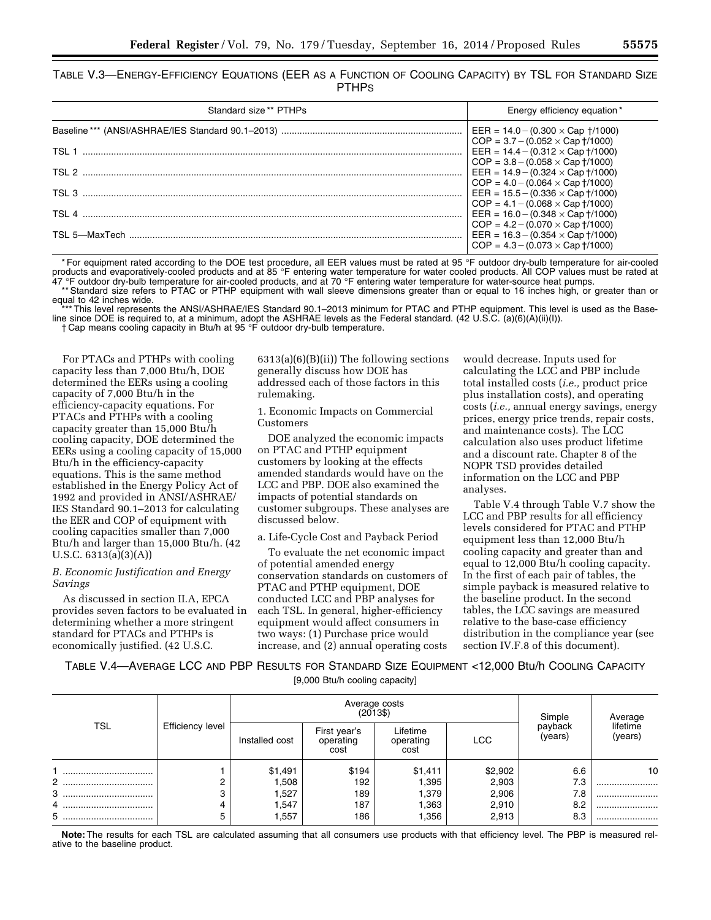TABLE V.3—ENERGY-EFFICIENCY EQUATIONS (EER AS A FUNCTION OF COOLING CAPACITY) BY TSL FOR STANDARD SIZE PTHPS

| Standard size ** PTHPs | Energy efficiency equation * |
|---|---|
| Baseline *** (ANSI/ASHRAE/IES Standard 90.1–2013) | EER = 14.0 − (0.300 × Cap †/1000)<br>COP = 3.7 − (0.052 × Cap †/1000) |
| TSL 1 | EER = 14.4 − (0.312 × Cap †/1000)<br>COP = 3.8 − (0.058 × Cap †/1000) |
| TSL 2 | EER = 14.9 − (0.324 × Cap †/1000)<br>COP = 4.0 − (0.064 × Cap †/1000) |
| TSL 3 | EER = 15.5 − (0.336 × Cap †/1000)<br>COP = 4.1 − (0.068 × Cap †/1000) |
| TSL 4 | EER = 16.0 − (0.348 × Cap †/1000)<br>COP = 4.2 − (0.070 × Cap †/1000) |
| TSL 5—MaxTech | EER = 16.3 − (0.354 × Cap †/1000)<br>COP = 4.3 − (0.073 × Cap †/1000) |

* For equipment rated according to the DOE test procedure, all EER values must be rated at 95 °F outdoor dry-bulb temperature for air-cooled products and evaporatively-cooled products and at 85 °F entering water temperature for water cooled products. All COP values must be rated at 47 °F outdoor dry-bulb temperature for air-cooled products, and at 70 °F entering water temperature for water-source heat pumps.

** Standard size refers to PTAC or PTHP equipment with wall sleeve dimensions greater than or equal to 16 inches high, or greater than or equal to 42 inches wide.

*** This level represents the ANSI/ASHRAE/IES Standard 90.1–2013 minimum for PTAC and PTHP equipment. This level is used as the Baseline since DOE is required to, at a minimum, adopt the ASHRAE levels as the Federal standard. (42 U.S.C. (a)(6)(A)(ii)(I)).

† Cap means cooling capacity in Btu/h at 95 °F outdoor dry-bulb temperature.

For PTACs and PTHPs with cooling capacity less than 7,000 Btu/h, DOE determined the EERs using a cooling capacity of 7,000 Btu/h in the efficiency-capacity equations. For PTACs and PTHPs with a cooling capacity greater than 15,000 Btu/h cooling capacity, DOE determined the EERs using a cooling capacity of 15,000 Btu/h in the efficiency-capacity equations. This is the same method established in the Energy Policy Act of 1992 and provided in ANSI/ASHRAE/IES Standard 90.1–2013 for calculating the EER and COP of equipment with cooling capacities smaller than 7,000 Btu/h and larger than 15,000 Btu/h. (42 U.S.C. 6313(a)(3)(A))

## *B. Economic Justification and Energy Savings*

As discussed in section II.A, EPCA provides seven factors to be evaluated in determining whether a more stringent standard for PTACs and PTHPs is economically justified. (42 U.S.C. 6313(a)(6)(B)(ii)) The following sections generally discuss how DOE has addressed each of those factors in this rulemaking.

### 1. Economic Impacts on Commercial Customers

DOE analyzed the economic impacts on PTAC and PTHP equipment customers by looking at the effects amended standards would have on the LCC and PBP. DOE also examined the impacts of potential standards on customer subgroups. These analyses are discussed below.

#### a. Life-Cycle Cost and Payback Period

To evaluate the net economic impact of potential amended energy conservation standards on customers of PTAC and PTHP equipment, DOE conducted LCC and PBP analyses for each TSL. In general, higher-efficiency equipment would affect consumers in two ways: (1) Purchase price would increase, and (2) annual operating costs would decrease. Inputs used for calculating the LCC and PBP include total installed costs (*i.e.,* product price plus installation costs), and operating costs (*i.e.,* annual energy savings, energy prices, energy price trends, repair costs, and maintenance costs). The LCC calculation also uses product lifetime and a discount rate. Chapter 8 of the NOPR TSD provides detailed information on the LCC and PBP analyses.

Table V.4 through Table V.7 show the LCC and PBP results for all efficiency levels considered for PTAC and PTHP equipment less than 12,000 Btu/h cooling capacity and greater than and equal to 12,000 Btu/h cooling capacity. In the first of each pair of tables, the simple payback is measured relative to the baseline product. In the second tables, the LCC savings are measured relative to the base-case efficiency distribution in the compliance year (see section IV.F.8 of this document).

TABLE V.4—AVERAGE LCC AND PBP RESULTS FOR STANDARD SIZE EQUIPMENT <12,000 Btu/h COOLING CAPACITY
[9,000 Btu/h cooling capacity]

| TSL | Efficiency level | Average costs (2013$) | | | | Simple payback (years) | Average lifetime (years) |
|---|---|---|---|---|---|---|---|
| | | Installed cost | First year's operating cost | Lifetime operating cost | LCC | | |
| 1 | 1 | $1,491 | $194 | $1,411 | $2,902 | 6.6 | 10 |
| 2 | 2 | 1,508 | 192 | 1,395 | 2,903 | 7.3 | |
| 3 | 3 | 1,527 | 189 | 1,379 | 2,906 | 7.8 | |
| 4 | 4 | 1,547 | 187 | 1,363 | 2,910 | 8.2 | |
| 5 | 5 | 1,557 | 186 | 1,356 | 2,913 | 8.3 | |

**Note:** The results for each TSL are calculated assuming that all consumers use products with that efficiency level. The PBP is measured relative to the baseline product.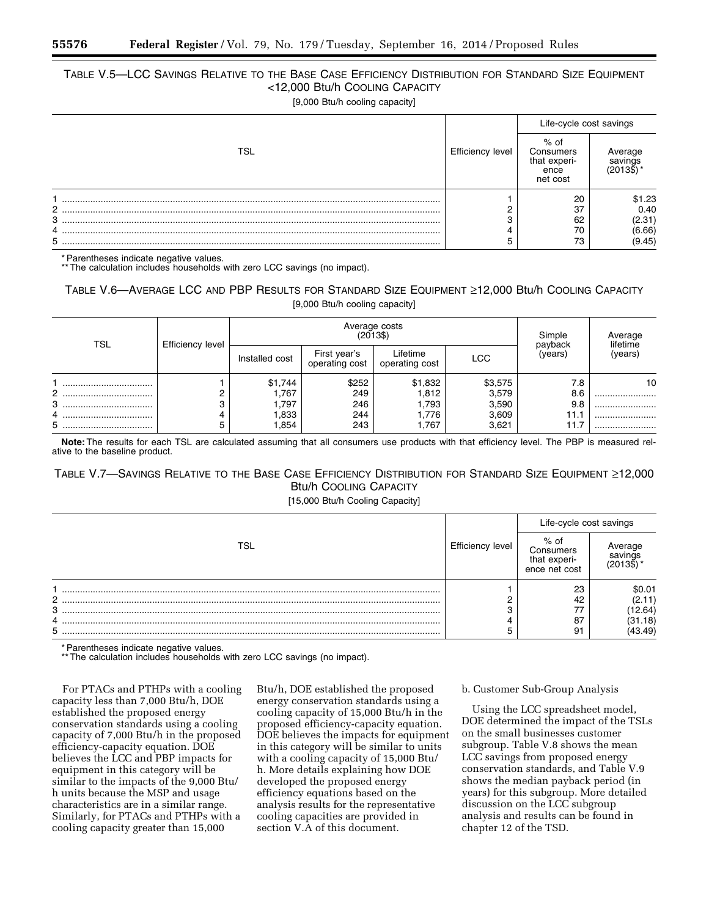TABLE V.5—LCC SAVINGS RELATIVE TO THE BASE CASE EFFICIENCY DISTRIBUTION FOR STANDARD SIZE EQUIPMENT <12,000 Btu/h COOLING CAPACITY

[9,000 Btu/h cooling capacity]

| TSL | Efficiency level | Life-cycle cost savings | |
|---|---|---|---|
| | | % of Consumers that experience net cost | Average savings (2013$)* |
| 1 | 1 | 20 | $1.23 |
| 2 | 2 | 37 | 0.40 |
| 3 | 3 | 62 | (2.31) |
| 4 | 4 | 70 | (6.66) |
| 5 | 5 | 73 | (9.45) |

\* Parentheses indicate negative values.
\*\* The calculation includes households with zero LCC savings (no impact).

TABLE V.6—AVERAGE LCC AND PBP RESULTS FOR STANDARD SIZE EQUIPMENT ≥12,000 Btu/h COOLING CAPACITY

[9,000 Btu/h cooling capacity]

| TSL | Efficiency level | Average costs (2013$) | | | | Simple payback (years) | Average lifetime (years) |
|---|---|---|---|---|---|---|---|
| | | Installed cost | First year's operating cost | Lifetime operating cost | LCC | | |
| 1 | 1 | $1,744 | $252 | $1,832 | $3,575 | 7.8 | 10 |
| 2 | 2 | 1,767 | 249 | 1,812 | 3,579 | 8.6 | |
| 3 | 3 | 1,797 | 246 | 1,793 | 3,590 | 9.8 | |
| 4 | 4 | 1,833 | 244 | 1,776 | 3,609 | 11.1 | |
| 5 | 5 | 1,854 | 243 | 1,767 | 3,621 | 11.7 | |

**Note:** The results for each TSL are calculated assuming that all consumers use products with that efficiency level. The PBP is measured relative to the baseline product.

TABLE V.7—SAVINGS RELATIVE TO THE BASE CASE EFFICIENCY DISTRIBUTION FOR STANDARD SIZE EQUIPMENT ≥12,000 Btu/h COOLING CAPACITY

[15,000 Btu/h Cooling Capacity]

| TSL | Efficiency level | Life-cycle cost savings | |
|---|---|---|---|
| | | % of Consumers that experience net cost | Average savings (2013$)* |
| 1 | 1 | 23 | $0.01 |
| 2 | 2 | 42 | (2.11) |
| 3 | 3 | 77 | (12.64) |
| 4 | 4 | 87 | (31.18) |
| 5 | 5 | 91 | (43.49) |

\* Parentheses indicate negative values.
\*\* The calculation includes households with zero LCC savings (no impact).

For PTACs and PTHPs with a cooling capacity less than 7,000 Btu/h, DOE established the proposed energy conservation standards using a cooling capacity of 7,000 Btu/h in the proposed efficiency-capacity equation. DOE believes the LCC and PBP impacts for equipment in this category will be similar to the impacts of the 9,000 Btu/h units because the MSP and usage characteristics are in a similar range. Similarly, for PTACs and PTHPs with a cooling capacity greater than 15,000 Btu/h, DOE established the proposed energy conservation standards using a cooling capacity of 15,000 Btu/h in the proposed efficiency-capacity equation. DOE believes the impacts for equipment in this category will be similar to units with a cooling capacity of 15,000 Btu/h. More details explaining how DOE developed the proposed energy efficiency equations based on the analysis results for the representative cooling capacities are provided in section V.A of this document.

b. Customer Sub-Group Analysis

Using the LCC spreadsheet model, DOE determined the impact of the TSLs on the small businesses customer subgroup. Table V.8 shows the mean LCC savings from proposed energy conservation standards, and Table V.9 shows the median payback period (in years) for this subgroup. More detailed discussion on the LCC subgroup analysis and results can be found in chapter 12 of the TSD.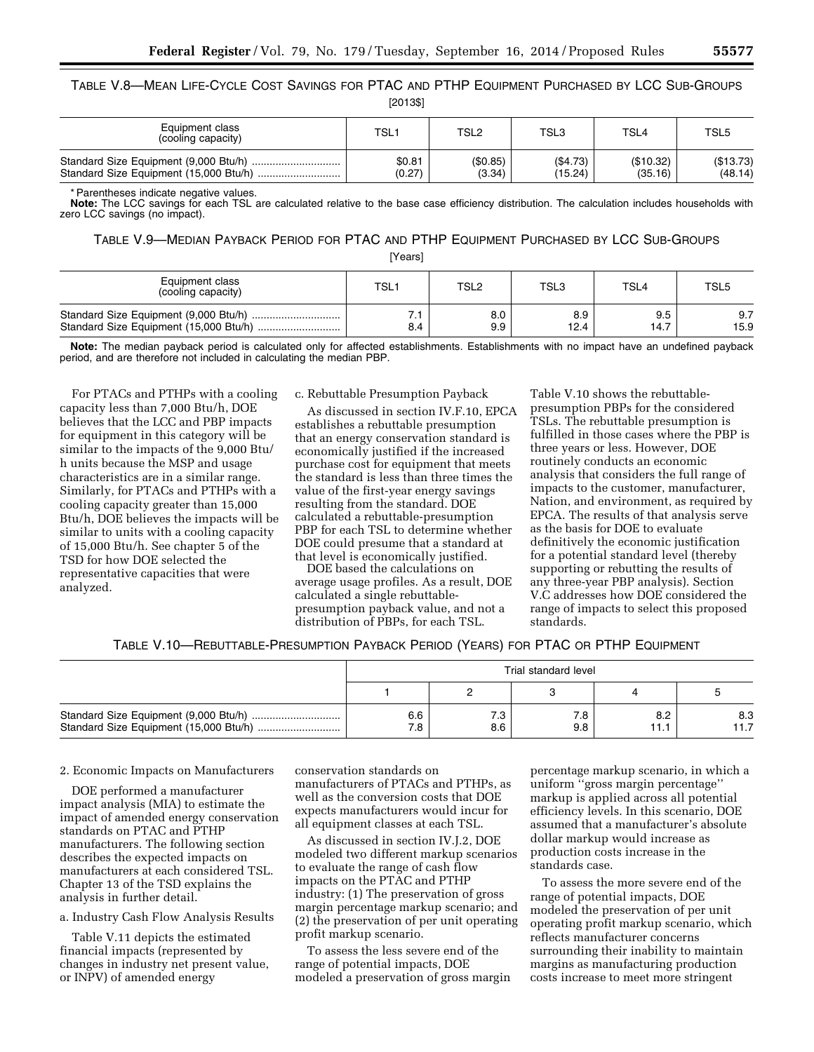TABLE V.8—MEAN LIFE-CYCLE COST SAVINGS FOR PTAC AND PTHP EQUIPMENT PURCHASED BY LCC SUB-GROUPS

[2013$]

| Equipment class (cooling capacity) | TSL1 | TSL2 | TSL3 | TSL4 | TSL5 |
|---|---|---|---|---|---|
| Standard Size Equipment (9,000 Btu/h) | $0.81 | ($0.85) | ($4.73) | ($10.32) | ($13.73) |
| Standard Size Equipment (15,000 Btu/h) | (0.27) | (3.34) | (15.24) | (35.16) | (48.14) |

* Parentheses indicate negative values.

**Note:** The LCC savings for each TSL are calculated relative to the base case efficiency distribution. The calculation includes households with zero LCC savings (no impact).

TABLE V.9—MEDIAN PAYBACK PERIOD FOR PTAC AND PTHP EQUIPMENT PURCHASED BY LCC SUB-GROUPS

[Years]

| Equipment class (cooling capacity) | TSL1 | TSL2 | TSL3 | TSL4 | TSL5 |
|---|---|---|---|---|---|
| Standard Size Equipment (9,000 Btu/h) | 7.1 | 8.0 | 8.9 | 9.5 | 9.7 |
| Standard Size Equipment (15,000 Btu/h) | 8.4 | 9.9 | 12.4 | 14.7 | 15.9 |

**Note:** The median payback period is calculated only for affected establishments. Establishments with no impact have an undefined payback period, and are therefore not included in calculating the median PBP.

For PTACs and PTHPs with a cooling capacity less than 7,000 Btu/h, DOE believes that the LCC and PBP impacts for equipment in this category will be similar to the impacts of the 9,000 Btu/h units because the MSP and usage characteristics are in a similar range. Similarly, for PTACs and PTHPs with a cooling capacity greater than 15,000 Btu/h, DOE believes the impacts will be similar to units with a cooling capacity of 15,000 Btu/h. See chapter 5 of the TSD for how DOE selected the representative capacities that were analyzed.

c. Rebuttable Presumption Payback

As discussed in section IV.F.10, EPCA establishes a rebuttable presumption that an energy conservation standard is economically justified if the increased purchase cost for equipment that meets the standard is less than three times the value of the first-year energy savings resulting from the standard. DOE calculated a rebuttable-presumption PBP for each TSL to determine whether DOE could presume that a standard at that level is economically justified.

DOE based the calculations on average usage profiles. As a result, DOE calculated a single rebuttable-presumption payback value, and not a distribution of PBPs, for each TSL. Table V.10 shows the rebuttable-presumption PBPs for the considered TSLs. The rebuttable presumption is fulfilled in those cases where the PBP is three years or less. However, DOE routinely conducts an economic analysis that considers the full range of impacts to the customer, manufacturer, Nation, and environment, as required by EPCA. The results of that analysis serve as the basis for DOE to evaluate definitively the economic justification for a potential standard level (thereby supporting or rebutting the results of any three-year PBP analysis). Section V.C addresses how DOE considered the range of impacts to select this proposed standards.

TABLE V.10—REBUTTABLE-PRESUMPTION PAYBACK PERIOD (YEARS) FOR PTAC OR PTHP EQUIPMENT

| | Trial standard level | | | | |
|---|---|---|---|---|---|
| | 1 | 2 | 3 | 4 | 5 |
| Standard Size Equipment (9,000 Btu/h) | 6.6 | 7.3 | 7.8 | 8.2 | 8.3 |
| Standard Size Equipment (15,000 Btu/h) | 7.8 | 8.6 | 9.8 | 11.1 | 11.7 |

2. Economic Impacts on Manufacturers

DOE performed a manufacturer impact analysis (MIA) to estimate the impact of amended energy conservation standards on PTAC and PTHP manufacturers. The following section describes the expected impacts on manufacturers at each considered TSL. Chapter 13 of the TSD explains the analysis in further detail.

a. Industry Cash Flow Analysis Results

Table V.11 depicts the estimated financial impacts (represented by changes in industry net present value, or INPV) of amended energy conservation standards on manufacturers of PTACs and PTHPs, as well as the conversion costs that DOE expects manufacturers would incur for all equipment classes at each TSL.

As discussed in section IV.J.2, DOE modeled two different markup scenarios to evaluate the range of cash flow impacts on the PTAC and PTHP industry: (1) The preservation of gross margin percentage markup scenario; and (2) the preservation of per unit operating profit markup scenario.

To assess the less severe end of the range of potential impacts, DOE modeled a preservation of gross margin percentage markup scenario, in which a uniform ''gross margin percentage'' markup is applied across all potential efficiency levels. In this scenario, DOE assumed that a manufacturer's absolute dollar markup would increase as production costs increase in the standards case.

To assess the more severe end of the range of potential impacts, DOE modeled the preservation of per unit operating profit markup scenario, which reflects manufacturer concerns surrounding their inability to maintain margins as manufacturing production costs increase to meet more stringent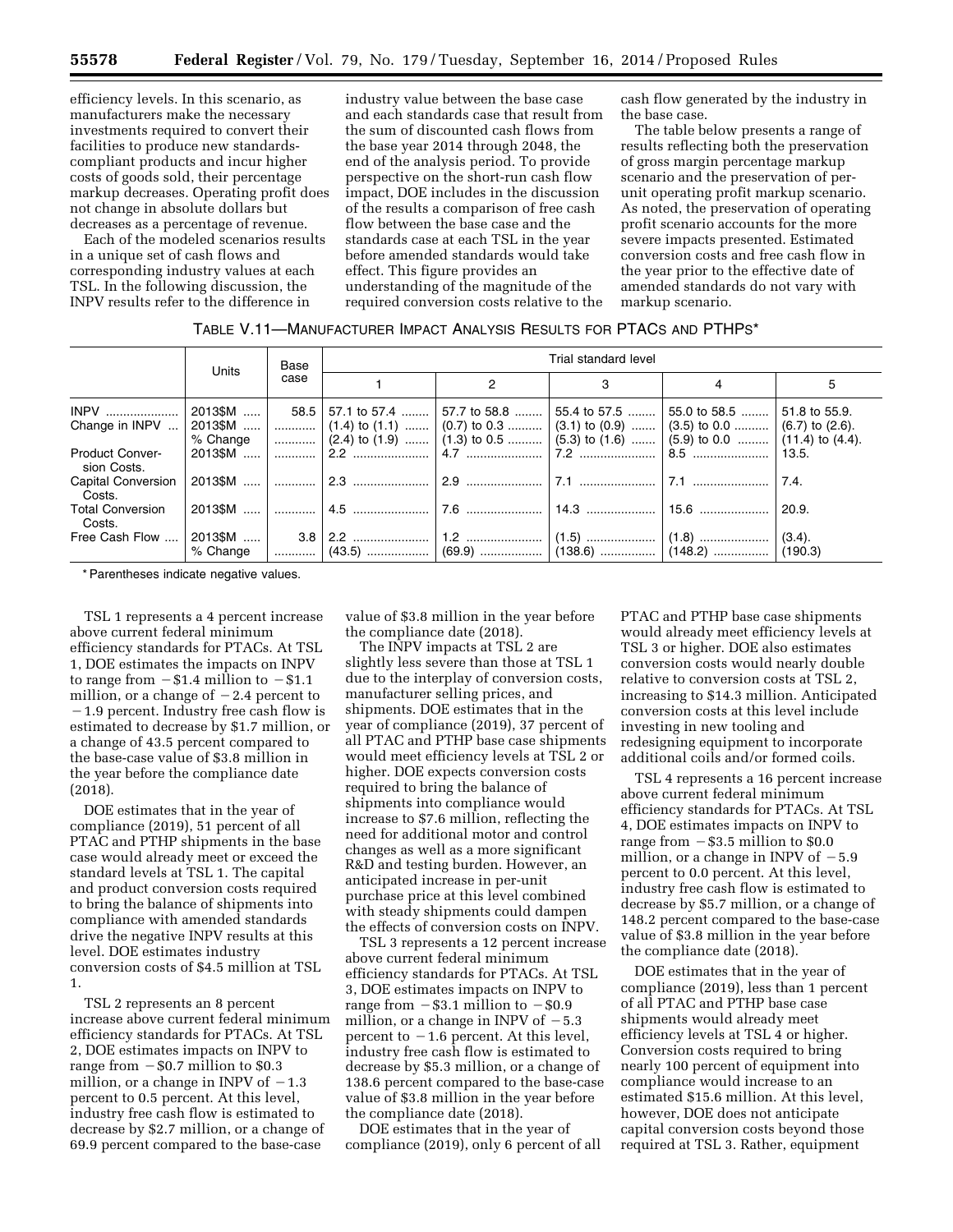efficiency levels. In this scenario, as manufacturers make the necessary investments required to convert their facilities to produce new standards-compliant products and incur higher costs of goods sold, their percentage markup decreases. Operating profit does not change in absolute dollars but decreases as a percentage of revenue.

Each of the modeled scenarios results in a unique set of cash flows and corresponding industry values at each TSL. In the following discussion, the INPV results refer to the difference in industry value between the base case and each standards case that result from the sum of discounted cash flows from the base year 2014 through 2048, the end of the analysis period. To provide perspective on the short-run cash flow impact, DOE includes in the discussion of the results a comparison of free cash flow between the base case and the standards case at each TSL in the year before amended standards would take effect. This figure provides an understanding of the magnitude of the required conversion costs relative to the cash flow generated by the industry in the base case.

The table below presents a range of results reflecting both the preservation of gross margin percentage markup scenario and the preservation of per-unit operating profit markup scenario. As noted, the preservation of operating profit scenario accounts for the more severe impacts presented. Estimated conversion costs and free cash flow in the year prior to the effective date of amended standards do not vary with markup scenario.

TABLE V.11—MANUFACTURER IMPACT ANALYSIS RESULTS FOR PTACS AND PTHPS*

| | Units | Base case | Trial standard level | | | | |
|---|---|---|---|---|---|---|---|
| | | | 1 | 2 | 3 | 4 | 5 |
| INPV | 2013$M | 58.5 | 57.1 to 57.4 | 57.7 to 58.8 | 55.4 to 57.5 | 55.0 to 58.5 | 51.8 to 55.9. |
| Change in INPV | 2013$M | | (1.4) to (1.1) | (0.7) to 0.3 | (3.1) to (0.9) | (3.5) to 0.0 | (6.7) to (2.6). |
| | % Change | | (2.4) to (1.9) | (1.3) to 0.5 | (5.3) to (1.6) | (5.9) to 0.0 | (11.4) to (4.4). |
| Product Conversion Costs. | 2013$M | | 2.2 | 4.7 | 7.2 | 8.5 | 13.5. |
| Capital Conversion Costs. | 2013$M | | 2.3 | 2.9 | 7.1 | 7.1 | 7.4. |
| Total Conversion Costs. | 2013$M | | 4.5 | 7.6 | 14.3 | 15.6 | 20.9. |
| Free Cash Flow | 2013$M | 3.8 | 2.2 | 1.2 | (1.5) | (1.8) | (3.4). |
| | % Change | | (43.5) | (69.9) | (138.6) | (148.2) | (190.3) |

\* Parentheses indicate negative values.

TSL 1 represents a 4 percent increase above current federal minimum efficiency standards for PTACs. At TSL 1, DOE estimates the impacts on INPV to range from −$1.4 million to −$1.1 million, or a change of −2.4 percent to −1.9 percent. Industry free cash flow is estimated to decrease by $1.7 million, or a change of 43.5 percent compared to the base-case value of $3.8 million in the year before the compliance date (2018).

DOE estimates that in the year of compliance (2019), 51 percent of all PTAC and PTHP shipments in the base case would already meet or exceed the standard levels at TSL 1. The capital and product conversion costs required to bring the balance of shipments into compliance with amended standards drive the negative INPV results at this level. DOE estimates industry conversion costs of $4.5 million at TSL 1.

TSL 2 represents an 8 percent increase above current federal minimum efficiency standards for PTACs. At TSL 2, DOE estimates impacts on INPV to range from −$0.7 million to $0.3 million, or a change in INPV of −1.3 percent to 0.5 percent. At this level, industry free cash flow is estimated to decrease by $2.7 million, or a change of 69.9 percent compared to the base-case value of $3.8 million in the year before the compliance date (2018).

The INPV impacts at TSL 2 are slightly less severe than those at TSL 1 due to the interplay of conversion costs, manufacturer selling prices, and shipments. DOE estimates that in the year of compliance (2019), 37 percent of all PTAC and PTHP base case shipments would meet efficiency levels at TSL 2 or higher. DOE expects conversion costs required to bring the balance of shipments into compliance would increase to $7.6 million, reflecting the need for additional motor and control changes as well as a more significant R&D and testing burden. However, an anticipated increase in per-unit purchase price at this level combined with steady shipments could dampen the effects of conversion costs on INPV.

TSL 3 represents a 12 percent increase above current federal minimum efficiency standards for PTACs. At TSL 3, DOE estimates impacts on INPV to range from −$3.1 million to −$0.9 million, or a change in INPV of −5.3 percent to −1.6 percent. At this level, industry free cash flow is estimated to decrease by $5.3 million, or a change of 138.6 percent compared to the base-case value of $3.8 million in the year before the compliance date (2018).

DOE estimates that in the year of compliance (2019), only 6 percent of all PTAC and PTHP base case shipments would already meet efficiency levels at TSL 3 or higher. DOE also estimates conversion costs would nearly double relative to conversion costs at TSL 2, increasing to $14.3 million. Anticipated conversion costs at this level include investing in new tooling and redesigning equipment to incorporate additional coils and/or formed coils.

TSL 4 represents a 16 percent increase above current federal minimum efficiency standards for PTACs. At TSL 4, DOE estimates impacts on INPV to range from −$3.5 million to $0.0 million, or a change in INPV of −5.9 percent to 0.0 percent. At this level, industry free cash flow is estimated to decrease by $5.7 million, or a change of 148.2 percent compared to the base-case value of $3.8 million in the year before the compliance date (2018).

DOE estimates that in the year of compliance (2019), less than 1 percent of all PTAC and PTHP base case shipments would already meet efficiency levels at TSL 4 or higher. Conversion costs required to bring nearly 100 percent of equipment into compliance would increase to an estimated $15.6 million. At this level, however, DOE does not anticipate capital conversion costs beyond those required at TSL 3. Rather, equipment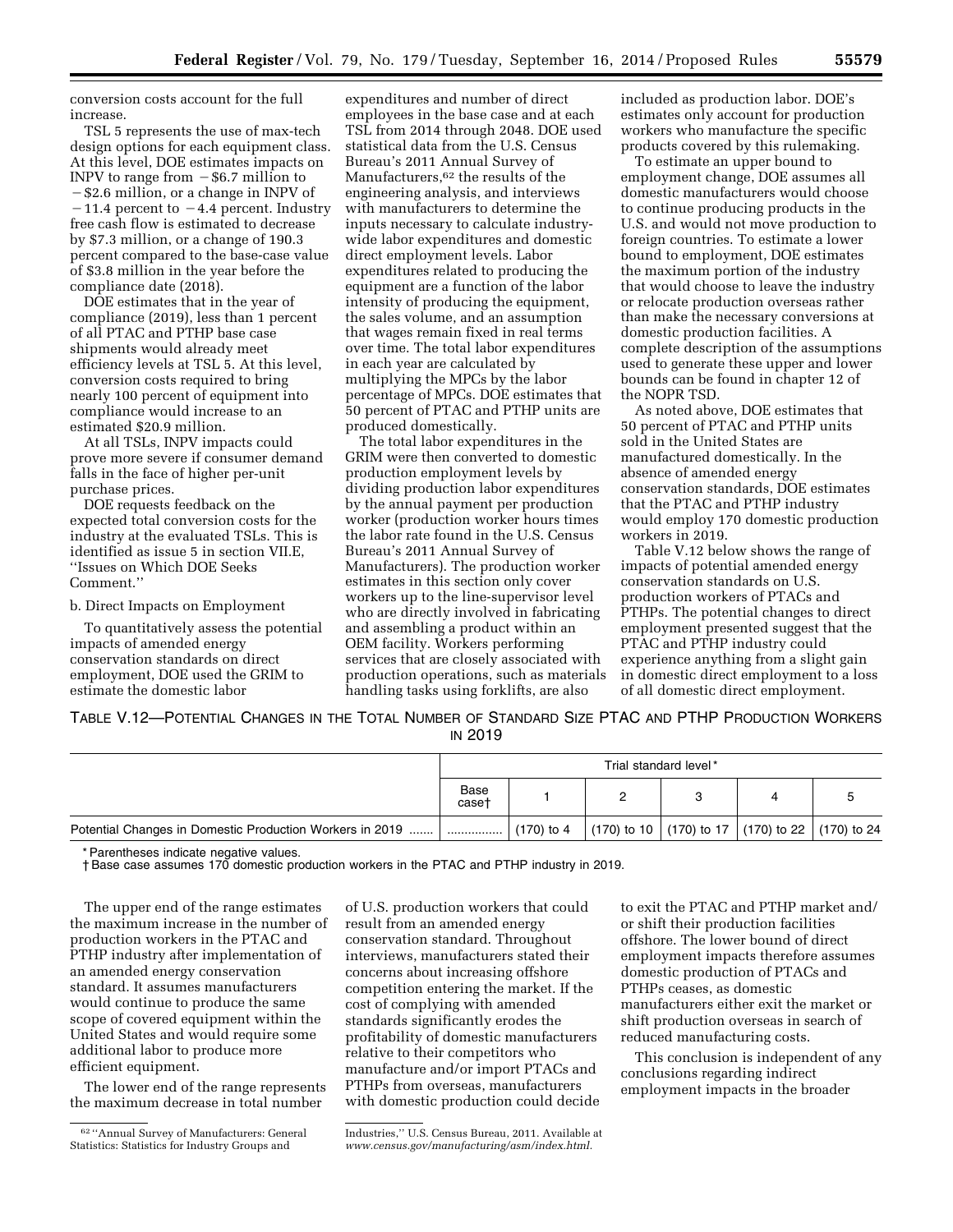conversion costs account for the full increase.

TSL 5 represents the use of max-tech design options for each equipment class. At this level, DOE estimates impacts on INPV to range from −$6.7 million to −$2.6 million, or a change in INPV of −11.4 percent to −4.4 percent. Industry free cash flow is estimated to decrease by $7.3 million, or a change of 190.3 percent compared to the base-case value of $3.8 million in the year before the compliance date (2018).

DOE estimates that in the year of compliance (2019), less than 1 percent of all PTAC and PTHP base case shipments would already meet efficiency levels at TSL 5. At this level, conversion costs required to bring nearly 100 percent of equipment into compliance would increase to an estimated $20.9 million.

At all TSLs, INPV impacts could prove more severe if consumer demand falls in the face of higher per-unit purchase prices.

DOE requests feedback on the expected total conversion costs for the industry at the evaluated TSLs. This is identified as issue 5 in section VII.E, "Issues on Which DOE Seeks Comment."

b. Direct Impacts on Employment

To quantitatively assess the potential impacts of amended energy conservation standards on direct employment, DOE used the GRIM to estimate the domestic labor expenditures and number of direct employees in the base case and at each TSL from 2014 through 2048. DOE used statistical data from the U.S. Census Bureau's 2011 Annual Survey of Manufacturers,[62] the results of the engineering analysis, and interviews with manufacturers to determine the inputs necessary to calculate industry-wide labor expenditures and domestic direct employment levels. Labor expenditures related to producing the equipment are a function of the labor intensity of producing the equipment, the sales volume, and an assumption that wages remain fixed in real terms over time. The total labor expenditures in each year are calculated by multiplying the MPCs by the labor percentage of MPCs. DOE estimates that 50 percent of PTAC and PTHP units are produced domestically.

The total labor expenditures in the GRIM were then converted to domestic production employment levels by dividing production labor expenditures by the annual payment per production worker (production worker hours times the labor rate found in the U.S. Census Bureau's 2011 Annual Survey of Manufacturers). The production worker estimates in this section only cover workers up to the line-supervisor level who are directly involved in fabricating and assembling a product within an OEM facility. Workers performing services that are closely associated with production operations, such as materials handling tasks using forklifts, are also included as production labor. DOE's estimates only account for production workers who manufacture the specific products covered by this rulemaking.

To estimate an upper bound to employment change, DOE assumes all domestic manufacturers would choose to continue producing products in the U.S. and would not move production to foreign countries. To estimate a lower bound to employment, DOE estimates the maximum portion of the industry that would choose to leave the industry or relocate production overseas rather than make the necessary conversions at domestic production facilities. A complete description of the assumptions used to generate these upper and lower bounds can be found in chapter 12 of the NOPR TSD.

As noted above, DOE estimates that 50 percent of PTAC and PTHP units sold in the United States are manufactured domestically. In the absence of amended energy conservation standards, DOE estimates that the PTAC and PTHP industry would employ 170 domestic production workers in 2019.

Table V.12 below shows the range of impacts of potential amended energy conservation standards on U.S. production workers of PTACs and PTHPs. The potential changes to direct employment presented suggest that the PTAC and PTHP industry could experience anything from a slight gain in domestic direct employment to a loss of all domestic direct employment.

TABLE V.12—POTENTIAL CHANGES IN THE TOTAL NUMBER OF STANDARD SIZE PTAC AND PTHP PRODUCTION WORKERS IN 2019

| | Trial standard level* | | | | | |
|---|---|---|---|---|---|---|
| | Base case† | 1 | 2 | 3 | 4 | 5 |
| Potential Changes in Domestic Production Workers in 2019 | ............... | (170) to 4 | (170) to 10 | (170) to 17 | (170) to 22 | (170) to 24 |

* Parentheses indicate negative values.

† Base case assumes 170 domestic production workers in the PTAC and PTHP industry in 2019.

The upper end of the range estimates the maximum increase in the number of production workers in the PTAC and PTHP industry after implementation of an amended energy conservation standard. It assumes manufacturers would continue to produce the same scope of covered equipment within the United States and would require some additional labor to produce more efficient equipment.

The lower end of the range represents the maximum decrease in total number of U.S. production workers that could result from an amended energy conservation standard. Throughout interviews, manufacturers stated their concerns about increasing offshore competition entering the market. If the cost of complying with amended standards significantly erodes the profitability of domestic manufacturers relative to their competitors who manufacture and/or import PTACs and PTHPs from overseas, manufacturers with domestic production could decide to exit the PTAC and PTHP market and/or shift their production facilities offshore. The lower bound of direct employment impacts therefore assumes domestic production of PTACs and PTHPs ceases, as domestic manufacturers either exit the market or shift production overseas in search of reduced manufacturing costs.

This conclusion is independent of any conclusions regarding indirect employment impacts in the broader

[62] "Annual Survey of Manufacturers: General Statistics: Statistics for Industry Groups and Industries," U.S. Census Bureau, 2011. Available at *www.census.gov/manufacturing/asm/index.html*.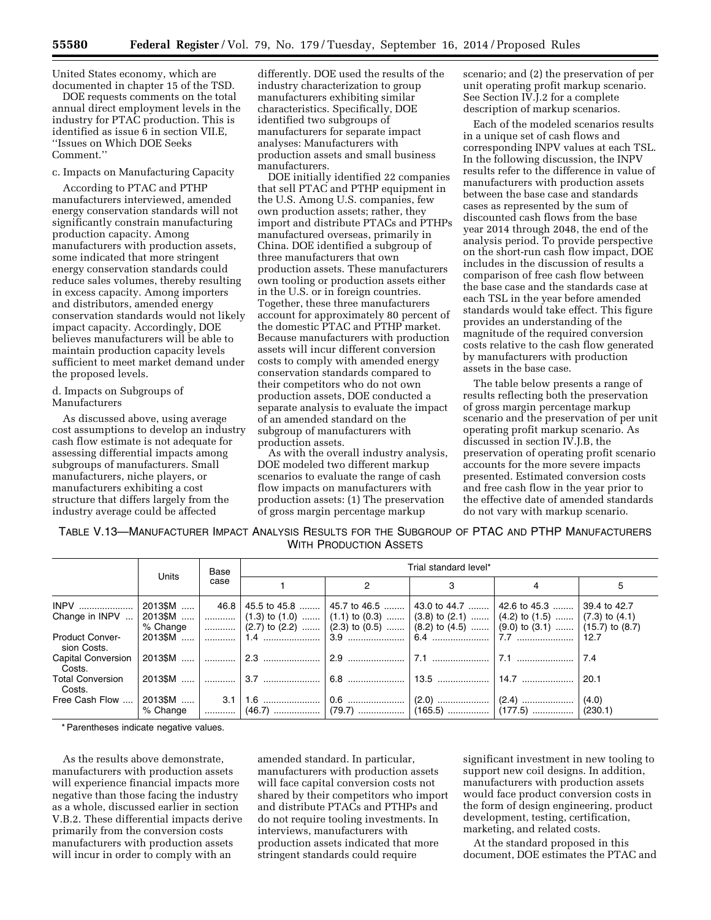United States economy, which are documented in chapter 15 of the TSD.

DOE requests comments on the total annual direct employment levels in the industry for PTAC production. This is identified as issue 6 in section VII.E, ''Issues on Which DOE Seeks Comment.''

c. Impacts on Manufacturing Capacity

According to PTAC and PTHP manufacturers interviewed, amended energy conservation standards will not significantly constrain manufacturing production capacity. Among manufacturers with production assets, some indicated that more stringent energy conservation standards could reduce sales volumes, thereby resulting in excess capacity. Among importers and distributors, amended energy conservation standards would not likely impact capacity. Accordingly, DOE believes manufacturers will be able to maintain production capacity levels sufficient to meet market demand under the proposed levels.

d. Impacts on Subgroups of Manufacturers

As discussed above, using average cost assumptions to develop an industry cash flow estimate is not adequate for assessing differential impacts among subgroups of manufacturers. Small manufacturers, niche players, or manufacturers exhibiting a cost structure that differs largely from the industry average could be affected differently. DOE used the results of the industry characterization to group manufacturers exhibiting similar characteristics. Specifically, DOE identified two subgroups of manufacturers for separate impact analyses: Manufacturers with production assets and small business manufacturers.

DOE initially identified 22 companies that sell PTAC and PTHP equipment in the U.S. Among U.S. companies, few own production assets; rather, they import and distribute PTACs and PTHPs manufactured overseas, primarily in China. DOE identified a subgroup of three manufacturers that own production assets. These manufacturers own tooling or production assets either in the U.S. or in foreign countries. Together, these three manufacturers account for approximately 80 percent of the domestic PTAC and PTHP market. Because manufacturers with production assets will incur different conversion costs to comply with amended energy conservation standards compared to their competitors who do not own production assets, DOE conducted a separate analysis to evaluate the impact of an amended standard on the subgroup of manufacturers with production assets.

As with the overall industry analysis, DOE modeled two different markup scenarios to evaluate the range of cash flow impacts on manufacturers with production assets: (1) The preservation of gross margin percentage markup scenario; and (2) the preservation of per unit operating profit markup scenario. See Section IV.J.2 for a complete description of markup scenarios.

Each of the modeled scenarios results in a unique set of cash flows and corresponding INPV values at each TSL. In the following discussion, the INPV results refer to the difference in value of manufacturers with production assets between the base case and standards cases as represented by the sum of discounted cash flows from the base year 2014 through 2048, the end of the analysis period. To provide perspective on the short-run cash flow impact, DOE includes in the discussion of results a comparison of free cash flow between the base case and the standards case at each TSL in the year before amended standards would take effect. This figure provides an understanding of the magnitude of the required conversion costs relative to the cash flow generated by manufacturers with production assets in the base case.

The table below presents a range of results reflecting both the preservation of gross margin percentage markup scenario and the preservation of per unit operating profit markup scenario. As discussed in section IV.J.B, the preservation of operating profit scenario accounts for the more severe impacts presented. Estimated conversion costs and free cash flow in the year prior to the effective date of amended standards do not vary with markup scenario.

TABLE V.13—MANUFACTURER IMPACT ANALYSIS RESULTS FOR THE SUBGROUP OF PTAC AND PTHP MANUFACTURERS WITH PRODUCTION ASSETS

| | Units | Base case | Trial standard level* | | | | |
|---|---|---|---|---|---|---|---|
| | | | 1 | 2 | 3 | 4 | 5 |
| INPV | 2013$M | 46.8 | 45.5 to 45.8 | 45.7 to 46.5 | 43.0 to 44.7 | 42.6 to 45.3 | 39.4 to 42.7 |
| Change in INPV | 2013$M | | (1.3) to (1.0) | (1.1) to (0.3) | (3.8) to (2.1) | (4.2) to (1.5) | (7.3) to (4.1) |
| | % Change | | (2.7) to (2.2) | (2.3) to (0.5) | (8.2) to (4.5) | (9.0) to (3.1) | (15.7) to (8.7) |
| Product Conversion Costs. | 2013$M | | 1.4 | 3.9 | 6.4 | 7.7 | 12.7 |
| Capital Conversion Costs. | 2013$M | | 2.3 | 2.9 | 7.1 | 7.1 | 7.4 |
| Total Conversion Costs. | 2013$M | | 3.7 | 6.8 | 13.5 | 14.7 | 20.1 |
| Free Cash Flow | 2013$M | 3.1 | 1.6 | 0.6 | (2.0) | (2.4) | (4.0) |
| | % Change | | (46.7) | (79.7) | (165.5) | (177.5) | (230.1) |

\* Parentheses indicate negative values.

As the results above demonstrate, manufacturers with production assets will experience financial impacts more negative than those facing the industry as a whole, discussed earlier in section V.B.2. These differential impacts derive primarily from the conversion costs manufacturers with production assets will incur in order to comply with an amended standard. In particular, manufacturers with production assets will face capital conversion costs not shared by their competitors who import and distribute PTACs and PTHPs and do not require tooling investments. In interviews, manufacturers with production assets indicated that more stringent standards could require significant investment in new tooling to support new coil designs. In addition, manufacturers with production assets would face product conversion costs in the form of design engineering, product development, testing, certification, marketing, and related costs.

At the standard proposed in this document, DOE estimates the PTAC and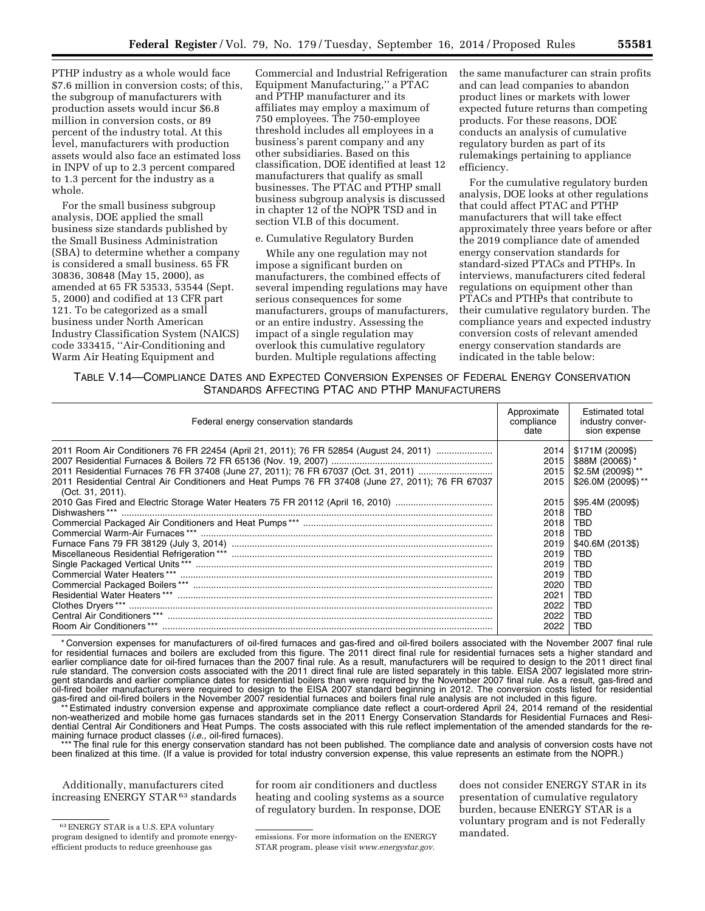PTHP industry as a whole would face $7.6 million in conversion costs; of this, the subgroup of manufacturers with production assets would incur $6.8 million in conversion costs, or 89 percent of the industry total. At this level, manufacturers with production assets would also face an estimated loss in INPV of up to 2.3 percent compared to 1.3 percent for the industry as a whole.

For the small business subgroup analysis, DOE applied the small business size standards published by the Small Business Administration (SBA) to determine whether a company is considered a small business. 65 FR 30836, 30848 (May 15, 2000), as amended at 65 FR 53533, 53544 (Sept. 5, 2000) and codified at 13 CFR part 121. To be categorized as a small business under North American Industry Classification System (NAICS) code 333415, ''Air-Conditioning and Warm Air Heating Equipment and Commercial and Industrial Refrigeration Equipment Manufacturing,'' a PTAC and PTHP manufacturer and its affiliates may employ a maximum of 750 employees. The 750-employee threshold includes all employees in a business's parent company and any other subsidiaries. Based on this classification, DOE identified at least 12 manufacturers that qualify as small businesses. The PTAC and PTHP small business subgroup analysis is discussed in chapter 12 of the NOPR TSD and in section VI.B of this document.

e. Cumulative Regulatory Burden

While any one regulation may not impose a significant burden on manufacturers, the combined effects of several impending regulations may have serious consequences for some manufacturers, groups of manufacturers, or an entire industry. Assessing the impact of a single regulation may overlook this cumulative regulatory burden. Multiple regulations affecting the same manufacturer can strain profits and can lead companies to abandon product lines or markets with lower expected future returns than competing products. For these reasons, DOE conducts an analysis of cumulative regulatory burden as part of its rulemakings pertaining to appliance efficiency.

For the cumulative regulatory burden analysis, DOE looks at other regulations that could affect PTAC and PTHP manufacturers that will take effect approximately three years before or after the 2019 compliance date of amended energy conservation standards for standard-sized PTACs and PTHPs. In interviews, manufacturers cited federal regulations on equipment other than PTACs and PTHPs that contribute to their cumulative regulatory burden. The compliance years and expected industry conversion costs of relevant amended energy conservation standards are indicated in the table below:

TABLE V.14—COMPLIANCE DATES AND EXPECTED CONVERSION EXPENSES OF FEDERAL ENERGY CONSERVATION STANDARDS AFFECTING PTAC AND PTHP MANUFACTURERS

| Federal energy conservation standards | Approximate compliance date | Estimated total industry conversion expense |
|---|---|---|
| 2011 Room Air Conditioners 76 FR 22454 (April 21, 2011); 76 FR 52854 (August 24, 2011) | 2014 | $171M (2009$) |
| 2007 Residential Furnaces & Boilers 72 FR 65136 (Nov. 19, 2007) | 2015 | $88M (2006$) * |
| 2011 Residential Furnaces 76 FR 37408 (June 27, 2011); 76 FR 67037 (Oct. 31, 2011) | 2015 | $2.5M (2009$) ** |
| 2011 Residential Central Air Conditioners and Heat Pumps 76 FR 37408 (June 27, 2011); 76 FR 67037 (Oct. 31, 2011). | 2015 | $26.0M (2009$) ** |
| 2010 Gas Fired and Electric Storage Water Heaters 75 FR 20112 (April 16, 2010) | 2015 | $95.4M (2009$) |
| Dishwashers *** | 2018 | TBD |
| Commercial Packaged Air Conditioners and Heat Pumps *** | 2018 | TBD |
| Commercial Warm-Air Furnaces *** | 2018 | TBD |
| Furnace Fans 79 FR 38129 (July 3, 2014) | 2019 | $40.6M (2013$) |
| Miscellaneous Residential Refrigeration *** | 2019 | TBD |
| Single Packaged Vertical Units *** | 2019 | TBD |
| Commercial Water Heaters *** | 2019 | TBD |
| Commercial Packaged Boilers *** | 2020 | TBD |
| Residential Water Heaters *** | 2021 | TBD |
| Clothes Dryers *** | 2022 | TBD |
| Central Air Conditioners *** | 2022 | TBD |
| Room Air Conditioners *** | 2022 | TBD |

* Conversion expenses for manufacturers of oil-fired furnaces and gas-fired and oil-fired boilers associated with the November 2007 final rule for residential furnaces and boilers are excluded from this figure. The 2011 direct final rule for residential furnaces sets a higher standard and earlier compliance date for oil-fired furnaces than the 2007 final rule. As a result, manufacturers will be required to design to the 2011 direct final rule standard. The conversion costs associated with the 2011 direct final rule are listed separately in this table. EISA 2007 legislated more stringent standards and earlier compliance dates for residential boilers than were required by the November 2007 final rule. As a result, gas-fired and oil-fired boiler manufacturers were required to design to the EISA 2007 standard beginning in 2012. The conversion costs listed for residential gas-fired and oil-fired boilers in the November 2007 residential furnaces and boilers final rule analysis are not included in this figure.

** Estimated industry conversion expense and approximate compliance date reflect a court-ordered April 24, 2014 remand of the residential non-weatherized and mobile home gas furnaces standards set in the 2011 Energy Conservation Standards for Residential Furnaces and Residential Central Air Conditioners and Heat Pumps. The costs associated with this rule reflect implementation of the amended standards for the remaining furnace product classes (*i.e.,* oil-fired furnaces).

*** The final rule for this energy conservation standard has not been published. The compliance date and analysis of conversion costs have not been finalized at this time. (If a value is provided for total industry conversion expense, this value represents an estimate from the NOPR.)

Additionally, manufacturers cited increasing ENERGY STAR[63] standards for room air conditioners and ductless heating and cooling systems as a source of regulatory burden. In response, DOE does not consider ENERGY STAR in its presentation of cumulative regulatory burden, because ENERGY STAR is a voluntary program and is not Federally mandated.

[63] ENERGY STAR is a U.S. EPA voluntary program designed to identify and promote energy-efficient products to reduce greenhouse gas emissions. For more information on the ENERGY STAR program, please visit *www.energystar.gov.*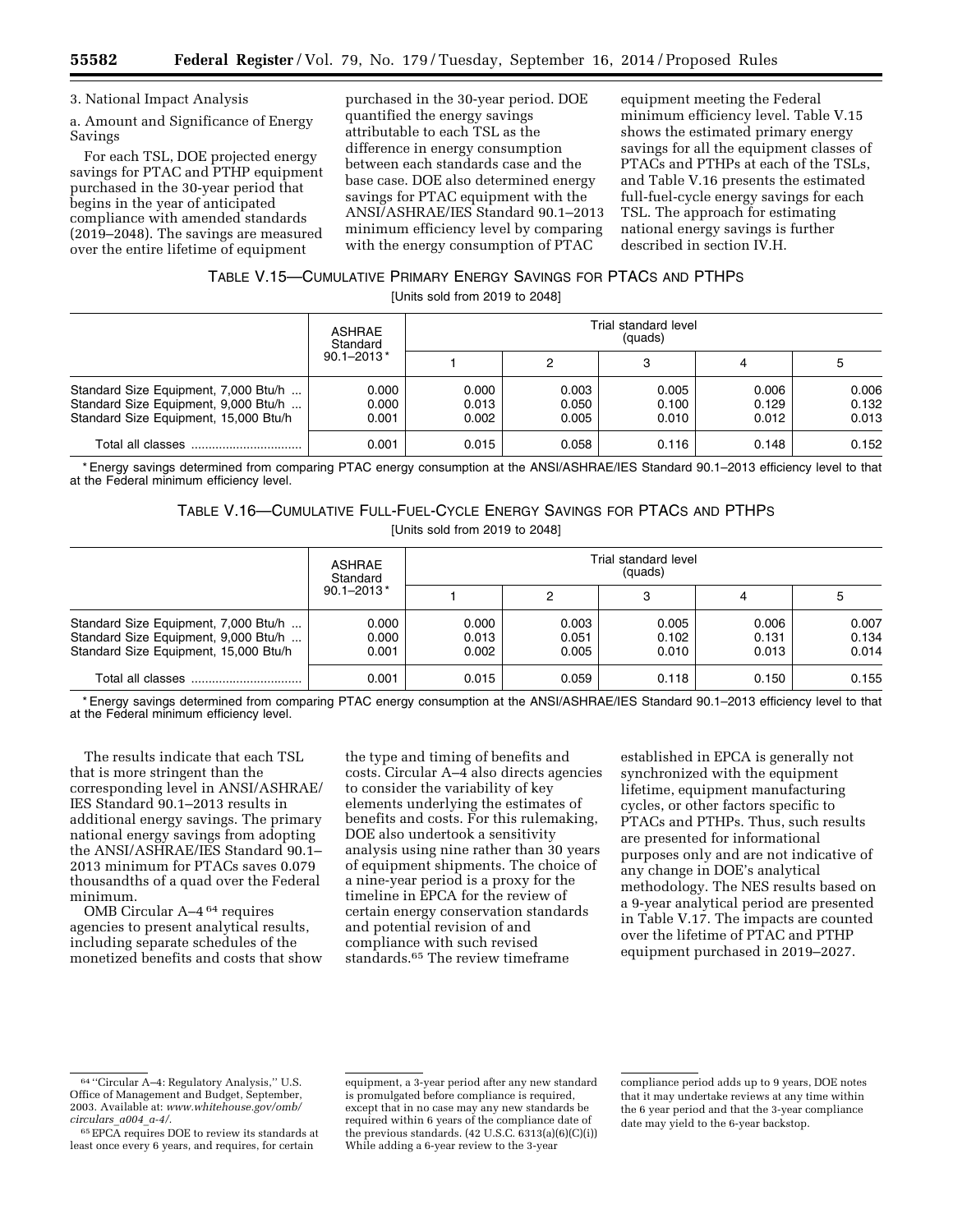3. National Impact Analysis

a. Amount and Significance of Energy Savings

For each TSL, DOE projected energy savings for PTAC and PTHP equipment purchased in the 30-year period that begins in the year of anticipated compliance with amended standards (2019–2048). The savings are measured over the entire lifetime of equipment purchased in the 30-year period. DOE quantified the energy savings attributable to each TSL as the difference in energy consumption between each standards case and the base case. DOE also determined energy savings for PTAC equipment with the ANSI/ASHRAE/IES Standard 90.1–2013 minimum efficiency level by comparing with the energy consumption of PTAC equipment meeting the Federal minimum efficiency level. Table V.15 shows the estimated primary energy savings for all the equipment classes of PTACs and PTHPs at each of the TSLs, and Table V.16 presents the estimated full-fuel-cycle energy savings for each TSL. The approach for estimating national energy savings is further described in section IV.H.

TABLE V.15—CUMULATIVE PRIMARY ENERGY SAVINGS FOR PTACS AND PTHPS

[Units sold from 2019 to 2048]

| | ASHRAE Standard 90.1–2013* | Trial standard level (quads) | | | | |
|---|---|---|---|---|---|---|
| | | 1 | 2 | 3 | 4 | 5 |
| Standard Size Equipment, 7,000 Btu/h | 0.000 | 0.000 | 0.003 | 0.005 | 0.006 | 0.006 |
| Standard Size Equipment, 9,000 Btu/h | 0.000 | 0.013 | 0.050 | 0.100 | 0.129 | 0.132 |
| Standard Size Equipment, 15,000 Btu/h | 0.001 | 0.002 | 0.005 | 0.010 | 0.012 | 0.013 |
| Total all classes | 0.001 | 0.015 | 0.058 | 0.116 | 0.148 | 0.152 |

* Energy savings determined from comparing PTAC energy consumption at the ANSI/ASHRAE/IES Standard 90.1–2013 efficiency level to that at the Federal minimum efficiency level.

TABLE V.16—CUMULATIVE FULL-FUEL-CYCLE ENERGY SAVINGS FOR PTACS AND PTHPS

[Units sold from 2019 to 2048]

| | ASHRAE Standard 90.1–2013* | Trial standard level (quads) | | | | |
|---|---|---|---|---|---|---|
| | | 1 | 2 | 3 | 4 | 5 |
| Standard Size Equipment, 7,000 Btu/h | 0.000 | 0.000 | 0.003 | 0.005 | 0.006 | 0.007 |
| Standard Size Equipment, 9,000 Btu/h | 0.000 | 0.013 | 0.051 | 0.102 | 0.131 | 0.134 |
| Standard Size Equipment, 15,000 Btu/h | 0.001 | 0.002 | 0.005 | 0.010 | 0.013 | 0.014 |
| Total all classes | 0.001 | 0.015 | 0.059 | 0.118 | 0.150 | 0.155 |

* Energy savings determined from comparing PTAC energy consumption at the ANSI/ASHRAE/IES Standard 90.1–2013 efficiency level to that at the Federal minimum efficiency level.

The results indicate that each TSL that is more stringent than the corresponding level in ANSI/ASHRAE/IES Standard 90.1–2013 results in additional energy savings. The primary national energy savings from adopting the ANSI/ASHRAE/IES Standard 90.1–2013 minimum for PTACs saves 0.079 thousandths of a quad over the Federal minimum.

OMB Circular A–4 [64] requires agencies to present analytical results, including separate schedules of the monetized benefits and costs that show the type and timing of benefits and costs. Circular A–4 also directs agencies to consider the variability of key elements underlying the estimates of benefits and costs. For this rulemaking, DOE also undertook a sensitivity analysis using nine rather than 30 years of equipment shipments. The choice of a nine-year period is a proxy for the timeline in EPCA for the review of certain energy conservation standards and potential revision of and compliance with such revised standards.[65] The review timeframe established in EPCA is generally not synchronized with the equipment lifetime, equipment manufacturing cycles, or other factors specific to PTACs and PTHPs. Thus, such results are presented for informational purposes only and are not indicative of any change in DOE's analytical methodology. The NES results based on a 9-year analytical period are presented in Table V.17. The impacts are counted over the lifetime of PTAC and PTHP equipment purchased in 2019–2027.

[64] "Circular A–4: Regulatory Analysis," U.S. Office of Management and Budget, September, 2003. Available at: *www.whitehouse.gov/omb/circulars_a004_a-4/*.

[65] EPCA requires DOE to review its standards at least once every 6 years, and requires, for certain equipment, a 3-year period after any new standard is promulgated before compliance is required, except that in no case may any new standards be required within 6 years of the compliance date of the previous standards. (42 U.S.C. 6313(a)(6)(C)(i)) While adding a 6-year review to the 3-year compliance period adds up to 9 years, DOE notes that it may undertake reviews at any time within the 6 year period and that the 3-year compliance date may yield to the 6-year backstop.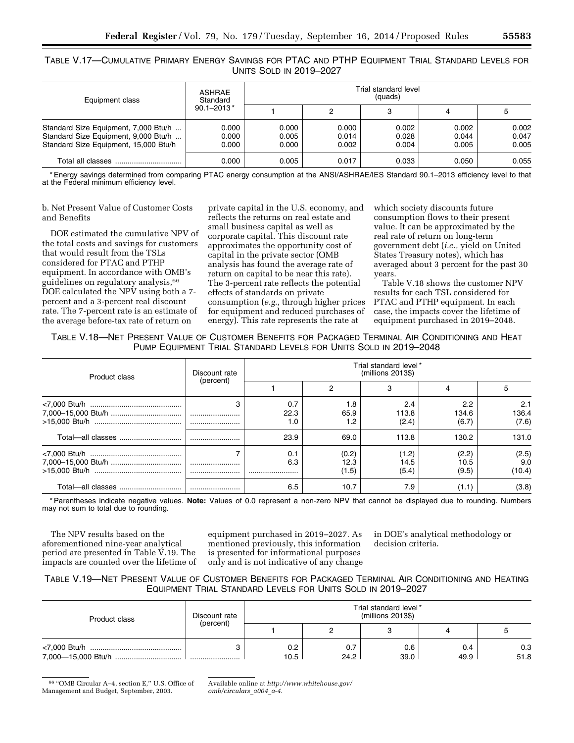TABLE V.17—CUMULATIVE PRIMARY ENERGY SAVINGS FOR PTAC AND PTHP EQUIPMENT TRIAL STANDARD LEVELS FOR UNITS SOLD IN 2019–2027

| Equipment class | ASHRAE Standard 90.1–2013* | Trial standard level (quads) | | | | |
|---|---|---|---|---|---|---|
| | | 1 | 2 | 3 | 4 | 5 |
| Standard Size Equipment, 7,000 Btu/h | 0.000 | 0.000 | 0.000 | 0.002 | 0.002 | 0.002 |
| Standard Size Equipment, 9,000 Btu/h | 0.000 | 0.005 | 0.014 | 0.028 | 0.044 | 0.047 |
| Standard Size Equipment, 15,000 Btu/h | 0.000 | 0.000 | 0.002 | 0.004 | 0.005 | 0.005 |
| Total all classes | 0.000 | 0.005 | 0.017 | 0.033 | 0.050 | 0.055 |

* Energy savings determined from comparing PTAC energy consumption at the ANSI/ASHRAE/IES Standard 90.1–2013 efficiency level to that at the Federal minimum efficiency level.

b. Net Present Value of Customer Costs and Benefits

DOE estimated the cumulative NPV of the total costs and savings for customers that would result from the TSLs considered for PTAC and PTHP equipment. In accordance with OMB's guidelines on regulatory analysis,[66] DOE calculated the NPV using both a 7-percent and a 3-percent real discount rate. The 7-percent rate is an estimate of the average before-tax rate of return on private capital in the U.S. economy, and reflects the returns on real estate and small business capital as well as corporate capital. This discount rate approximates the opportunity cost of capital in the private sector (OMB analysis has found the average rate of return on capital to be near this rate). The 3-percent rate reflects the potential effects of standards on private consumption (*e.g.,* through higher prices for equipment and reduced purchases of energy). This rate represents the rate at which society discounts future consumption flows to their present value. It can be approximated by the real rate of return on long-term government debt (*i.e.,* yield on United States Treasury notes), which has averaged about 3 percent for the past 30 years.

Table V.18 shows the customer NPV results for each TSL considered for PTAC and PTHP equipment. In each case, the impacts cover the lifetime of equipment purchased in 2019–2048.

TABLE V.18—NET PRESENT VALUE OF CUSTOMER BENEFITS FOR PACKAGED TERMINAL AIR CONDITIONING AND HEAT PUMP EQUIPMENT TRIAL STANDARD LEVELS FOR UNITS SOLD IN 2019–2048

| Product class | Discount rate (percent) | Trial standard level* (millions 2013$) | | | | |
|---|---|---|---|---|---|---|
| | | 1 | 2 | 3 | 4 | 5 |
| <7,000 Btu/h | 3 | 0.7 | 1.8 | 2.4 | 2.2 | 2.1 |
| 7,000–15,000 Btu/h | | 22.3 | 65.9 | 113.8 | 134.6 | 136.4 |
| >15,000 Btu/h | | 1.0 | 1.2 | (2.4) | (6.7) | (7.6) |
| Total—all classes | | 23.9 | 69.0 | 113.8 | 130.2 | 131.0 |
| <7,000 Btu/h | 7 | 0.1 | (0.2) | (1.2) | (2.2) | (2.5) |
| 7,000–15,000 Btu/h | | 6.3 | 12.3 | 14.5 | 10.5 | 9.0 |
| >15,000 Btu/h | | | (1.5) | (5.4) | (9.5) | (10.4) |
| Total—all classes | | 6.5 | 10.7 | 7.9 | (1.1) | (3.8) |

* Parentheses indicate negative values. **Note:** Values of 0.0 represent a non-zero NPV that cannot be displayed due to rounding. Numbers may not sum to total due to rounding.

The NPV results based on the aforementioned nine-year analytical period are presented in Table V.19. The impacts are counted over the lifetime of equipment purchased in 2019–2027. As mentioned previously, this information is presented for informational purposes only and is not indicative of any change in DOE's analytical methodology or decision criteria.

TABLE V.19—NET PRESENT VALUE OF CUSTOMER BENEFITS FOR PACKAGED TERMINAL AIR CONDITIONING AND HEATING EQUIPMENT TRIAL STANDARD LEVELS FOR UNITS SOLD IN 2019–2027

| Product class | Discount rate (percent) | Trial standard level* (millions 2013$) | | | | |
|---|---|---|---|---|---|---|
| | | 1 | 2 | 3 | 4 | 5 |
| <7,000 Btu/h | 3 | 0.2 | 0.7 | 0.6 | 0.4 | 0.3 |
| 7,000—15,000 Btu/h | | 10.5 | 24.2 | 39.0 | 49.9 | 51.8 |

[66] "OMB Circular A–4, section E," U.S. Office of Management and Budget, September, 2003. Available online at *http://www.whitehouse.gov/omb/circulars_a004_a-4.*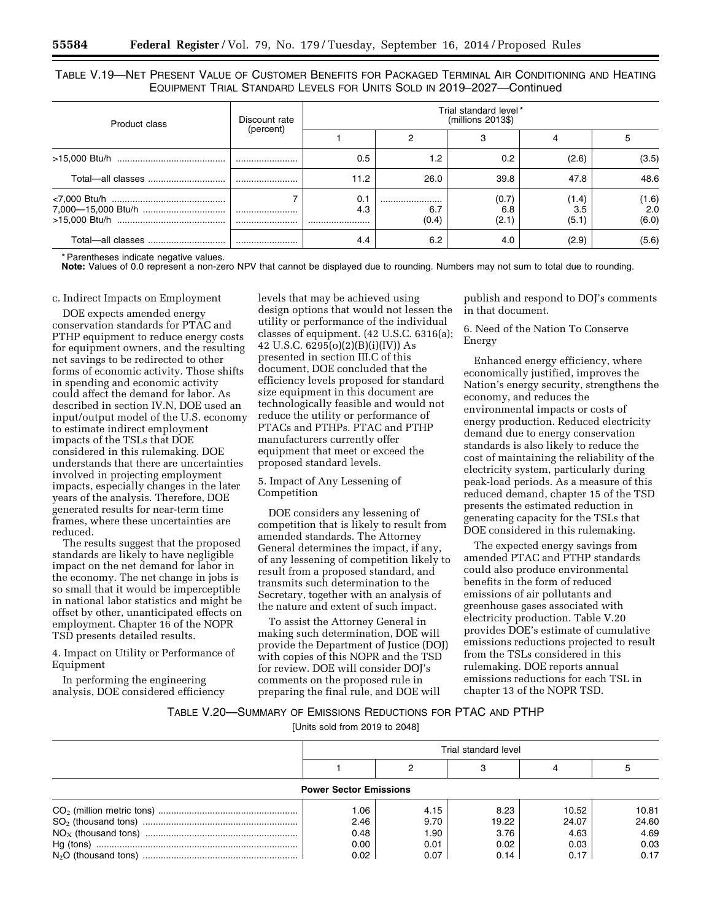TABLE V.19—NET PRESENT VALUE OF CUSTOMER BENEFITS FOR PACKAGED TERMINAL AIR CONDITIONING AND HEATING EQUIPMENT TRIAL STANDARD LEVELS FOR UNITS SOLD IN 2019–2027—Continued

| Product class | Discount rate (percent) | Trial standard level* (millions 2013$) | | | | |
|---|---|---|---|---|---|---|
| | | 1 | 2 | 3 | 4 | 5 |
| >15,000 Btu/h | | 0.5 | 1.2 | 0.2 | (2.6) | (3.5) |
| Total—all classes | | 11.2 | 26.0 | 39.8 | 47.8 | 48.6 |
| <7,000 Btu/h | 7 | 0.1 | | (0.7) | (1.4) | (1.6) |
| 7,000—15,000 Btu/h | | 4.3 | 6.7 | 6.8 | 3.5 | 2.0 |
| >15,000 Btu/h | | | (0.4) | (2.1) | (5.1) | (6.0) |
| Total—all classes | | 4.4 | 6.2 | 4.0 | (2.9) | (5.6) |

* Parentheses indicate negative values.

**Note:** Values of 0.0 represent a non-zero NPV that cannot be displayed due to rounding. Numbers may not sum to total due to rounding.

c. Indirect Impacts on Employment

DOE expects amended energy conservation standards for PTAC and PTHP equipment to reduce energy costs for equipment owners, and the resulting net savings to be redirected to other forms of economic activity. Those shifts in spending and economic activity could affect the demand for labor. As described in section IV.N, DOE used an input/output model of the U.S. economy to estimate indirect employment impacts of the TSLs that DOE considered in this rulemaking. DOE understands that there are uncertainties involved in projecting employment impacts, especially changes in the later years of the analysis. Therefore, DOE generated results for near-term time frames, where these uncertainties are reduced.

The results suggest that the proposed standards are likely to have negligible impact on the net demand for labor in the economy. The net change in jobs is so small that it would be imperceptible in national labor statistics and might be offset by other, unanticipated effects on employment. Chapter 16 of the NOPR TSD presents detailed results.

4. Impact on Utility or Performance of Equipment

In performing the engineering analysis, DOE considered efficiency levels that may be achieved using design options that would not lessen the utility or performance of the individual classes of equipment. (42 U.S.C. 6316(a); 42 U.S.C. 6295(o)(2)(B)(i)(IV)) As presented in section III.C of this document, DOE concluded that the efficiency levels proposed for standard size equipment in this document are technologically feasible and would not reduce the utility or performance of PTACs and PTHPs. PTAC and PTHP manufacturers currently offer equipment that meet or exceed the proposed standard levels.

5. Impact of Any Lessening of Competition

DOE considers any lessening of competition that is likely to result from amended standards. The Attorney General determines the impact, if any, of any lessening of competition likely to result from a proposed standard, and transmits such determination to the Secretary, together with an analysis of the nature and extent of such impact.

To assist the Attorney General in making such determination, DOE will provide the Department of Justice (DOJ) with copies of this NOPR and the TSD for review. DOE will consider DOJ's comments on the proposed rule in preparing the final rule, and DOE will publish and respond to DOJ's comments in that document.

6. Need of the Nation To Conserve Energy

Enhanced energy efficiency, where economically justified, improves the Nation's energy security, strengthens the economy, and reduces the environmental impacts or costs of energy production. Reduced electricity demand due to energy conservation standards is also likely to reduce the cost of maintaining the reliability of the electricity system, particularly during peak-load periods. As a measure of this reduced demand, chapter 15 of the TSD presents the estimated reduction in generating capacity for the TSLs that DOE considered in this rulemaking.

The expected energy savings from amended PTAC and PTHP standards could also produce environmental benefits in the form of reduced emissions of air pollutants and greenhouse gases associated with electricity production. Table V.20 provides DOE's estimate of cumulative emissions reductions projected to result from the TSLs considered in this rulemaking. DOE reports annual emissions reductions for each TSL in chapter 13 of the NOPR TSD.

TABLE V.20—SUMMARY OF EMISSIONS REDUCTIONS FOR PTAC AND PTHP

[Units sold from 2019 to 2048]

| | Trial standard level | | | | |
|---|---|---|---|---|---|
| | 1 | 2 | 3 | 4 | 5 |
| **Power Sector Emissions** | | | | | |
| $CO_2$ (million metric tons) | 1.06 | 4.15 | 8.23 | 10.52 | 10.81 |
| $SO_2$ (thousand tons) | 2.46 | 9.70 | 19.22 | 24.07 | 24.60 |
| $NO_X$ (thousand tons) | 0.48 | 1.90 | 3.76 | 4.63 | 4.69 |
| Hg (tons) | 0.00 | 0.01 | 0.02 | 0.03 | 0.03 |
| $N_2O$ (thousand tons) | 0.02 | 0.07 | 0.14 | 0.17 | 0.17 |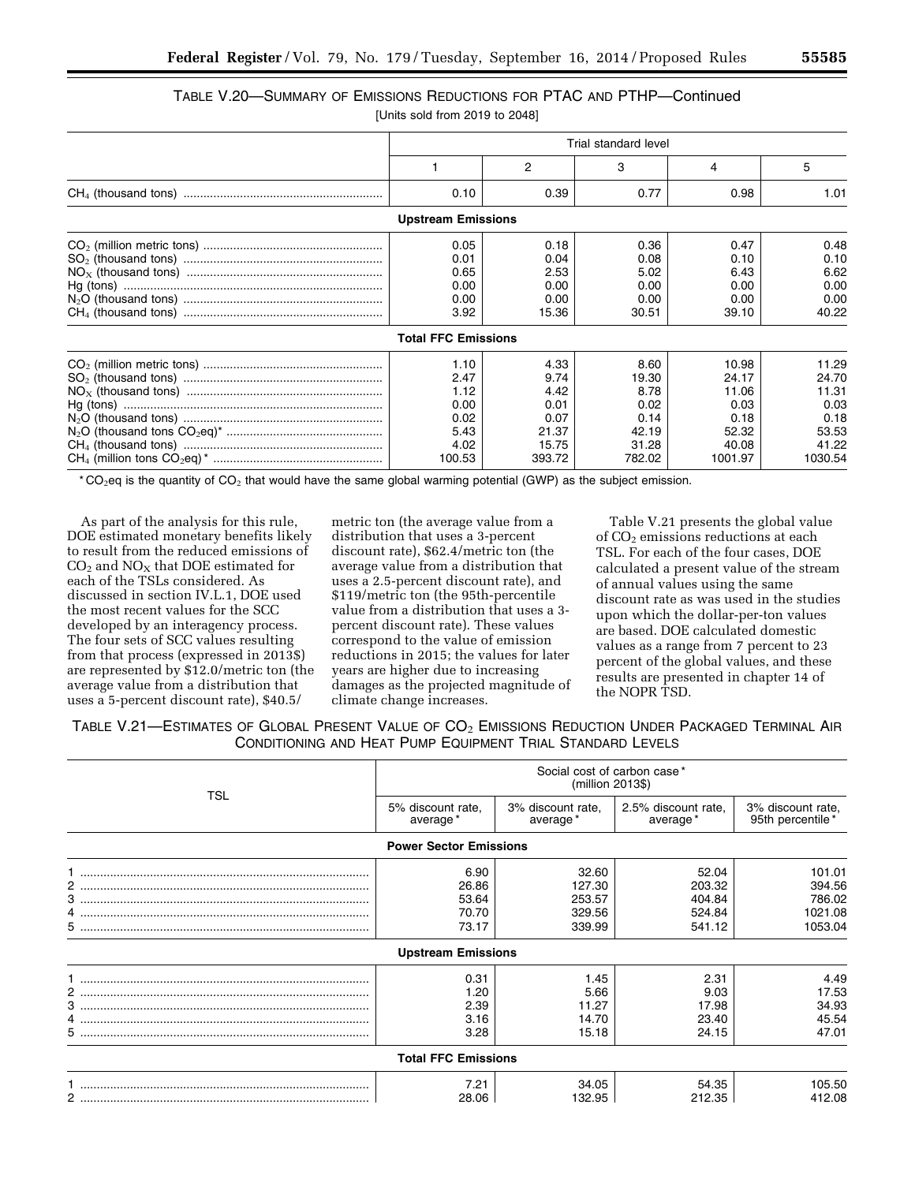### TABLE V.20—SUMMARY OF EMISSIONS REDUCTIONS FOR PTAC AND PTHP—Continued

[Units sold from 2019 to 2048]

| | Trial standard level | | | | |
|---|---|---|---|---|---|
| | 1 | 2 | 3 | 4 | 5 |
| $CH_4$ (thousand tons) | 0.10 | 0.39 | 0.77 | 0.98 | 1.01 |
| **Upstream Emissions** | | | | | |
| $CO_2$ (million metric tons) | 0.05 | 0.18 | 0.36 | 0.47 | 0.48 |
| $SO_2$ (thousand tons) | 0.01 | 0.04 | 0.08 | 0.10 | 0.10 |
| $NO_X$ (thousand tons) | 0.65 | 2.53 | 5.02 | 6.43 | 6.62 |
| Hg (tons) | 0.00 | 0.00 | 0.00 | 0.00 | 0.00 |
| $N_2O$ (thousand tons) | 0.00 | 0.00 | 0.00 | 0.00 | 0.00 |
| $CH_4$ (thousand tons) | 3.92 | 15.36 | 30.51 | 39.10 | 40.22 |
| **Total FFC Emissions** | | | | | |
| $CO_2$ (million metric tons) | 1.10 | 4.33 | 8.60 | 10.98 | 11.29 |
| $SO_2$ (thousand tons) | 2.47 | 9.74 | 19.30 | 24.17 | 24.70 |
| $NO_X$ (thousand tons) | 1.12 | 4.42 | 8.78 | 11.06 | 11.31 |
| Hg (tons) | 0.00 | 0.01 | 0.02 | 0.03 | 0.03 |
| $N_2O$ (thousand tons) | 0.02 | 0.07 | 0.14 | 0.18 | 0.18 |
| $N_2O$ (thousand tons $CO_2$eq)* | 5.43 | 21.37 | 42.19 | 52.32 | 53.53 |
| $CH_4$ (thousand tons) | 4.02 | 15.75 | 31.28 | 40.08 | 41.22 |
| $CH_4$ (million tons $CO_2$eq)* | 100.53 | 393.72 | 782.02 | 1001.97 | 1030.54 |

* $CO_2$eq is the quantity of $CO_2$ that would have the same global warming potential (GWP) as the subject emission.

As part of the analysis for this rule, DOE estimated monetary benefits likely to result from the reduced emissions of $CO_2$ and $NO_X$ that DOE estimated for each of the TSLs considered. As discussed in section IV.L.1, DOE used the most recent values for the SCC developed by an interagency process. The four sets of SCC values resulting from that process (expressed in 2013$) are represented by $12.0/metric ton (the average value from a distribution that uses a 5-percent discount rate), $40.5/metric ton (the average value from a distribution that uses a 3-percent discount rate), $62.4/metric ton (the average value from a distribution that uses a 2.5-percent discount rate), and $119/metric ton (the 95th-percentile value from a distribution that uses a 3-percent discount rate). These values correspond to the value of emission reductions in 2015; the values for later years are higher due to increasing damages as the projected magnitude of climate change increases.

Table V.21 presents the global value of $CO_2$ emissions reductions at each TSL. For each of the four cases, DOE calculated a present value of the stream of annual values using the same discount rate as was used in the studies upon which the dollar-per-ton values are based. DOE calculated domestic values as a range from 7 percent to 23 percent of the global values, and these results are presented in chapter 14 of the NOPR TSD.

### TABLE V.21—ESTIMATES OF GLOBAL PRESENT VALUE OF $CO_2$ EMISSIONS REDUCTION UNDER PACKAGED TERMINAL AIR CONDITIONING AND HEAT PUMP EQUIPMENT TRIAL STANDARD LEVELS

| TSL | Social cost of carbon case* (million 2013$) | | | |
|---|---|---|---|---|
| | 5% discount rate, average* | 3% discount rate, average* | 2.5% discount rate, average* | 3% discount rate, 95th percentile* |
| **Power Sector Emissions** | | | | |
| 1 | 6.90 | 32.60 | 52.04 | 101.01 |
| 2 | 26.86 | 127.30 | 203.32 | 394.56 |
| 3 | 53.64 | 253.57 | 404.84 | 786.02 |
| 4 | 70.70 | 329.56 | 524.84 | 1021.08 |
| 5 | 73.17 | 339.99 | 541.12 | 1053.04 |
| **Upstream Emissions** | | | | |
| 1 | 0.31 | 1.45 | 2.31 | 4.49 |
| 2 | 1.20 | 5.66 | 9.03 | 17.53 |
| 3 | 2.39 | 11.27 | 17.98 | 34.93 |
| 4 | 3.16 | 14.70 | 23.40 | 45.54 |
| 5 | 3.28 | 15.18 | 24.15 | 47.01 |
| **Total FFC Emissions** | | | | |
| 1 | 7.21 | 34.05 | 54.35 | 105.50 |
| 2 | 28.06 | 132.95 | 212.35 | 412.08 |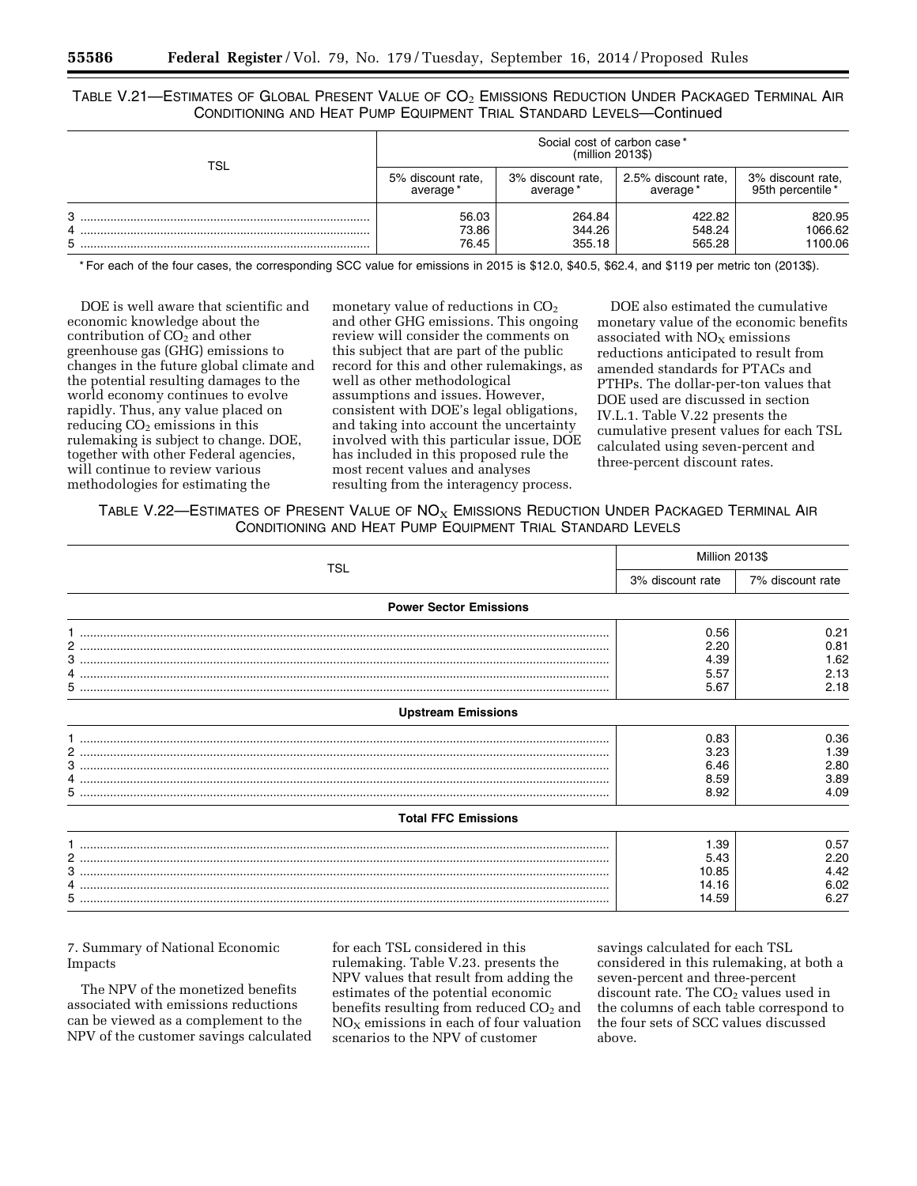TABLE V.21—ESTIMATES OF GLOBAL PRESENT VALUE OF $CO_2$ EMISSIONS REDUCTION UNDER PACKAGED TERMINAL AIR CONDITIONING AND HEAT PUMP EQUIPMENT TRIAL STANDARD LEVELS—Continued

| TSL | Social cost of carbon case* (million 2013$) | | | |
|---|---|---|---|---|
| | 5% discount rate, average* | 3% discount rate, average* | 2.5% discount rate, average* | 3% discount rate, 95th percentile* |
| 3 | 56.03 | 264.84 | 422.82 | 820.95 |
| 4 | 73.86 | 344.26 | 548.24 | 1066.62 |
| 5 | 76.45 | 355.18 | 565.28 | 1100.06 |

* For each of the four cases, the corresponding SCC value for emissions in 2015 is $12.0, $40.5, $62.4, and $119 per metric ton (2013$).

DOE is well aware that scientific and economic knowledge about the contribution of $CO_2$ and other greenhouse gas (GHG) emissions to changes in the future global climate and the potential resulting damages to the world economy continues to evolve rapidly. Thus, any value placed on reducing $CO_2$ emissions in this rulemaking is subject to change. DOE, together with other Federal agencies, will continue to review various methodologies for estimating the monetary value of reductions in $CO_2$ and other GHG emissions. This ongoing review will consider the comments on this subject that are part of the public record for this and other rulemakings, as well as other methodological assumptions and issues. However, consistent with DOE's legal obligations, and taking into account the uncertainty involved with this particular issue, DOE has included in this proposed rule the most recent values and analyses resulting from the interagency process.

DOE also estimated the cumulative monetary value of the economic benefits associated with $NO_X$ emissions reductions anticipated to result from amended standards for PTACs and PTHPs. The dollar-per-ton values that DOE used are discussed in section IV.L.1. Table V.22 presents the cumulative present values for each TSL calculated using seven-percent and three-percent discount rates.

TABLE V.22—ESTIMATES OF PRESENT VALUE OF $NO_X$ EMISSIONS REDUCTION UNDER PACKAGED TERMINAL AIR CONDITIONING AND HEAT PUMP EQUIPMENT TRIAL STANDARD LEVELS

| TSL | Million 2013$ | |
|---|---|---|
| | 3% discount rate | 7% discount rate |
| **Power Sector Emissions** | | |
| 1 | 0.56 | 0.21 |
| 2 | 2.20 | 0.81 |
| 3 | 4.39 | 1.62 |
| 4 | 5.57 | 2.13 |
| 5 | 5.67 | 2.18 |
| **Upstream Emissions** | | |
| 1 | 0.83 | 0.36 |
| 2 | 3.23 | 1.39 |
| 3 | 6.46 | 2.80 |
| 4 | 8.59 | 3.89 |
| 5 | 8.92 | 4.09 |
| **Total FFC Emissions** | | |
| 1 | 1.39 | 0.57 |
| 2 | 5.43 | 2.20 |
| 3 | 10.85 | 4.42 |
| 4 | 14.16 | 6.02 |
| 5 | 14.59 | 6.27 |

7. Summary of National Economic Impacts

The NPV of the monetized benefits associated with emissions reductions can be viewed as a complement to the NPV of the customer savings calculated for each TSL considered in this rulemaking. Table V.23. presents the NPV values that result from adding the estimates of the potential economic benefits resulting from reduced $CO_2$ and $NO_X$ emissions in each of four valuation scenarios to the NPV of customer savings calculated for each TSL considered in this rulemaking, at both a seven-percent and three-percent discount rate. The $CO_2$ values used in the columns of each table correspond to the four sets of SCC values discussed above.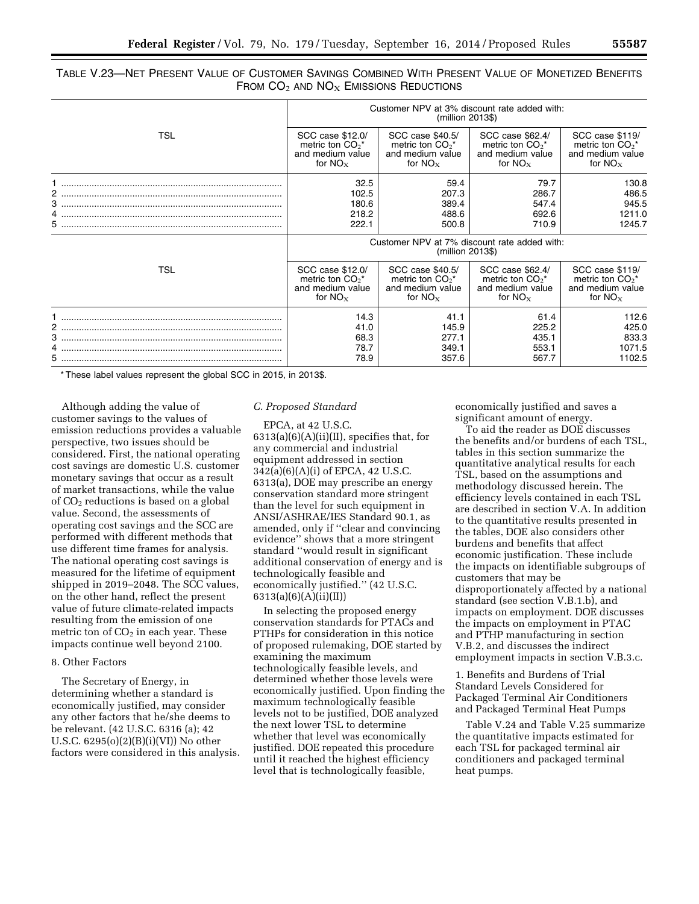TABLE V.23—NET PRESENT VALUE OF CUSTOMER SAVINGS COMBINED WITH PRESENT VALUE OF MONETIZED BENEFITS FROM $CO_2$ AND $NO_X$ EMISSIONS REDUCTIONS

| TSL | Customer NPV at 3% discount rate added with: (million 2013$) | | | |
|---|---|---|---|---|
| | SCC case $12.0/ metric ton $CO_2$* and medium value for $NO_X$ | SCC case $40.5/ metric ton $CO_2$* and medium value for $NO_X$ | SCC case $62.4/ metric ton $CO_2$* and medium value for $NO_X$ | SCC case $119/ metric ton $CO_2$* and medium value for $NO_X$ |
| 1 | 32.5 | 59.4 | 79.7 | 130.8 |
| 2 | 102.5 | 207.3 | 286.7 | 486.5 |
| 3 | 180.6 | 389.4 | 547.4 | 945.5 |
| 4 | 218.2 | 488.6 | 692.6 | 1211.0 |
| 5 | 222.1 | 500.8 | 710.9 | 1245.7 |
| **TSL** | **Customer NPV at 7% discount rate added with: (million 2013$)** | | | |
| | SCC case $12.0/ metric ton $CO_2$* and medium value for $NO_X$ | SCC case $40.5/ metric ton $CO_2$* and medium value for $NO_X$ | SCC case $62.4/ metric ton $CO_2$* and medium value for $NO_X$ | SCC case $119/ metric ton $CO_2$* and medium value for $NO_X$ |
| 1 | 14.3 | 41.1 | 61.4 | 112.6 |
| 2 | 41.0 | 145.9 | 225.2 | 425.0 |
| 3 | 68.3 | 277.1 | 435.1 | 833.3 |
| 4 | 78.7 | 349.1 | 553.1 | 1071.5 |
| 5 | 78.9 | 357.6 | 567.7 | 1102.5 |

\* These label values represent the global SCC in 2015, in 2013$.

Although adding the value of customer savings to the values of emission reductions provides a valuable perspective, two issues should be considered. First, the national operating cost savings are domestic U.S. customer monetary savings that occur as a result of market transactions, while the value of $CO_2$ reductions is based on a global value. Second, the assessments of operating cost savings and the SCC are performed with different methods that use different time frames for analysis. The national operating cost savings is measured for the lifetime of equipment shipped in 2019–2048. The SCC values, on the other hand, reflect the present value of future climate-related impacts resulting from the emission of one metric ton of $CO_2$ in each year. These impacts continue well beyond 2100.

8. Other Factors

The Secretary of Energy, in determining whether a standard is economically justified, may consider any other factors that he/she deems to be relevant. (42 U.S.C. 6316 (a); 42 U.S.C. 6295(o)(2)(B)(i)(VI)) No other factors were considered in this analysis.

### *C. Proposed Standard*

EPCA, at 42 U.S.C. 6313(a)(6)(A)(ii)(II), specifies that, for any commercial and industrial equipment addressed in section 342(a)(6)(A)(i) of EPCA, 42 U.S.C. 6313(a), DOE may prescribe an energy conservation standard more stringent than the level for such equipment in ANSI/ASHRAE/IES Standard 90.1, as amended, only if ''clear and convincing evidence'' shows that a more stringent standard ''would result in significant additional conservation of energy and is technologically feasible and economically justified.'' (42 U.S.C. 6313(a)(6)(A)(ii)(II))

In selecting the proposed energy conservation standards for PTACs and PTHPs for consideration in this notice of proposed rulemaking, DOE started by examining the maximum technologically feasible levels, and determined whether those levels were economically justified. Upon finding the maximum technologically feasible levels not to be justified, DOE analyzed the next lower TSL to determine whether that level was economically justified. DOE repeated this procedure until it reached the highest efficiency level that is technologically feasible, economically justified and saves a significant amount of energy.

To aid the reader as DOE discusses the benefits and/or burdens of each TSL, tables in this section summarize the quantitative analytical results for each TSL, based on the assumptions and methodology discussed herein. The efficiency levels contained in each TSL are described in section V.A. In addition to the quantitative results presented in the tables, DOE also considers other burdens and benefits that affect economic justification. These include the impacts on identifiable subgroups of customers that may be disproportionately affected by a national standard (see section V.B.1.b), and impacts on employment. DOE discusses the impacts on employment in PTAC and PTHP manufacturing in section V.B.2, and discusses the indirect employment impacts in section V.B.3.c.

1. Benefits and Burdens of Trial Standard Levels Considered for Packaged Terminal Air Conditioners and Packaged Terminal Heat Pumps

Table V.24 and Table V.25 summarize the quantitative impacts estimated for each TSL for packaged terminal air conditioners and packaged terminal heat pumps.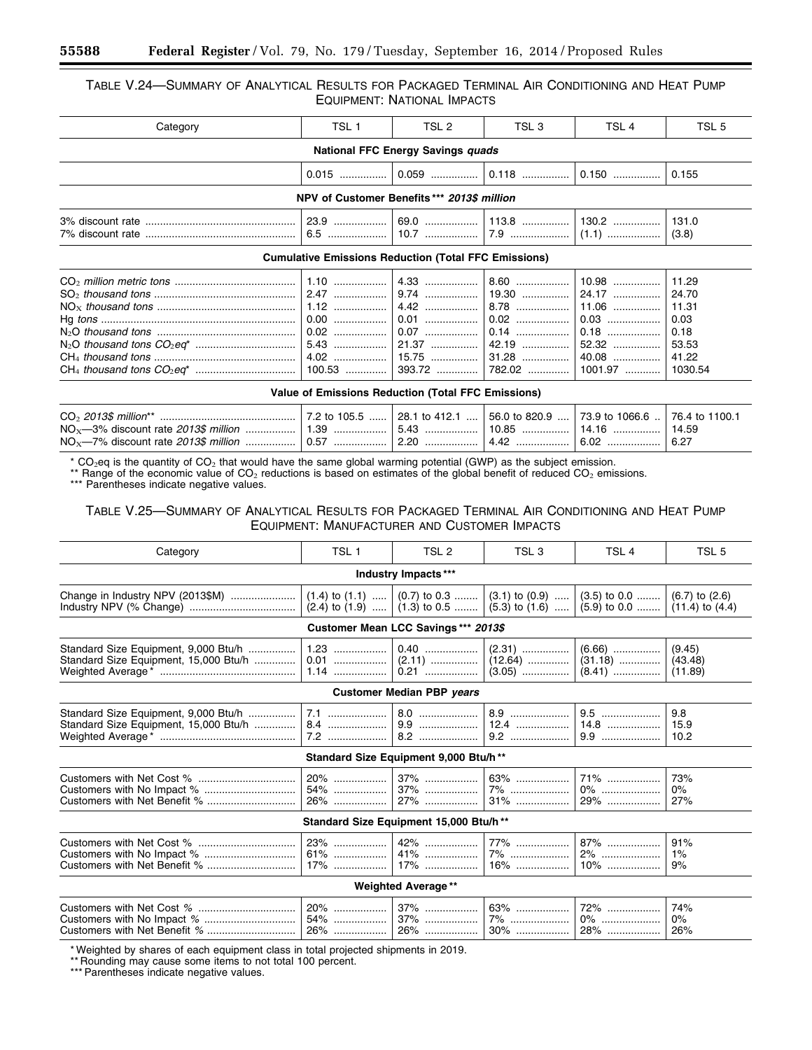TABLE V.24—SUMMARY OF ANALYTICAL RESULTS FOR PACKAGED TERMINAL AIR CONDITIONING AND HEAT PUMP EQUIPMENT: NATIONAL IMPACTS

| Category | TSL 1 | TSL 2 | TSL 3 | TSL 4 | TSL 5 |
|---|---|---|---|---|---|
| **National FFC Energy Savings *quads*** | | | | | |
| | 0.015 | 0.059 | 0.118 | 0.150 | 0.155 |
| **NPV of Customer Benefits\*\*\* *2013$ million*** | | | | | |
| 3% discount rate | 23.9 | 69.0 | 113.8 | 130.2 | 131.0 |
| 7% discount rate | 6.5 | 10.7 | 7.9 | (1.1) | (3.8) |
| **Cumulative Emissions Reduction (Total FFC Emissions)** | | | | | |
| $CO_2$ *million metric tons* | 1.10 | 4.33 | 8.60 | 10.98 | 11.29 |
| $SO_2$ *thousand tons* | 2.47 | 9.74 | 19.30 | 24.17 | 24.70 |
| $NO_X$ *thousand tons* | 1.12 | 4.42 | 8.78 | 11.06 | 11.31 |
| Hg *tons* | 0.00 | 0.01 | 0.02 | 0.03 | 0.03 |
| $N_2O$ *thousand tons* | 0.02 | 0.07 | 0.14 | 0.18 | 0.18 |
| $N_2O$ *thousand tons $CO_2eq$\** | 5.43 | 21.37 | 42.19 | 52.32 | 53.53 |
| $CH_4$ *thousand tons* | 4.02 | 15.75 | 31.28 | 40.08 | 41.22 |
| $CH_4$ *thousand tons $CO_2eq$\** | 100.53 | 393.72 | 782.02 | 1001.97 | 1030.54 |
| **Value of Emissions Reduction (Total FFC Emissions)** | | | | | |
| $CO_2$ *2013$ million\*\** | 7.2 to 105.5 | 28.1 to 412.1 | 56.0 to 820.9 | 73.9 to 1066.6 | 76.4 to 1100.1 |
| $NO_X$—3% discount rate *2013$ million* | 1.39 | 5.43 | 10.85 | 14.16 | 14.59 |
| $NO_X$—7% discount rate *2013$ million* | 0.57 | 2.20 | 4.42 | 6.02 | 6.27 |

\* $CO_2$eq is the quantity of $CO_2$ that would have the same global warming potential (GWP) as the subject emission.
\*\* Range of the economic value of $CO_2$ reductions is based on estimates of the global benefit of reduced $CO_2$ emissions.
\*\*\* Parentheses indicate negative values.

TABLE V.25—SUMMARY OF ANALYTICAL RESULTS FOR PACKAGED TERMINAL AIR CONDITIONING AND HEAT PUMP EQUIPMENT: MANUFACTURER AND CUSTOMER IMPACTS

| Category | TSL 1 | TSL 2 | TSL 3 | TSL 4 | TSL 5 |
|---|---|---|---|---|---|
| **Industry Impacts\*\*\*** | | | | | |
| Change in Industry NPV (2013$M) | (1.4) to (1.1) | (0.7) to 0.3 | (3.1) to (0.9) | (3.5) to 0.0 | (6.7) to (2.6) |
| Industry NPV (% Change) | (2.4) to (1.9) | (1.3) to 0.5 | (5.3) to (1.6) | (5.9) to 0.0 | (11.4) to (4.4) |
| **Customer Mean LCC Savings\*\*\* *2013$*** | | | | | |
| Standard Size Equipment, 9,000 Btu/h | 1.23 | 0.40 | (2.31) | (6.66) | (9.45) |
| Standard Size Equipment, 15,000 Btu/h | 0.01 | (2.11) | (12.64) | (31.18) | (43.48) |
| Weighted Average\* | 1.14 | 0.21 | (3.05) | (8.41) | (11.89) |
| **Customer Median PBP *years*** | | | | | |
| Standard Size Equipment, 9,000 Btu/h | 7.1 | 8.0 | 8.9 | 9.5 | 9.8 |
| Standard Size Equipment, 15,000 Btu/h | 8.4 | 9.9 | 12.4 | 14.8 | 15.9 |
| Weighted Average\* | 7.2 | 8.2 | 9.2 | 9.9 | 10.2 |
| **Standard Size Equipment 9,000 Btu/h\*\*** | | | | | |
| Customers with Net Cost % | 20% | 37% | 63% | 71% | 73% |
| Customers with No Impact % | 54% | 37% | 7% | 0% | 0% |
| Customers with Net Benefit % | 26% | 27% | 31% | 29% | 27% |
| **Standard Size Equipment 15,000 Btu/h\*\*** | | | | | |
| Customers with Net Cost % | 23% | 42% | 77% | 87% | 91% |
| Customers with No Impact % | 61% | 41% | 7% | 2% | 1% |
| Customers with Net Benefit % | 17% | 17% | 16% | 10% | 9% |
| **Weighted Average\*\*** | | | | | |
| Customers with Net Cost % | 20% | 37% | 63% | 72% | 74% |
| Customers with No Impact % | 54% | 37% | 7% | 0% | 0% |
| Customers with Net Benefit % | 26% | 26% | 30% | 28% | 26% |

\* Weighted by shares of each equipment class in total projected shipments in 2019.
\*\* Rounding may cause some items to not total 100 percent.
\*\*\* Parentheses indicate negative values.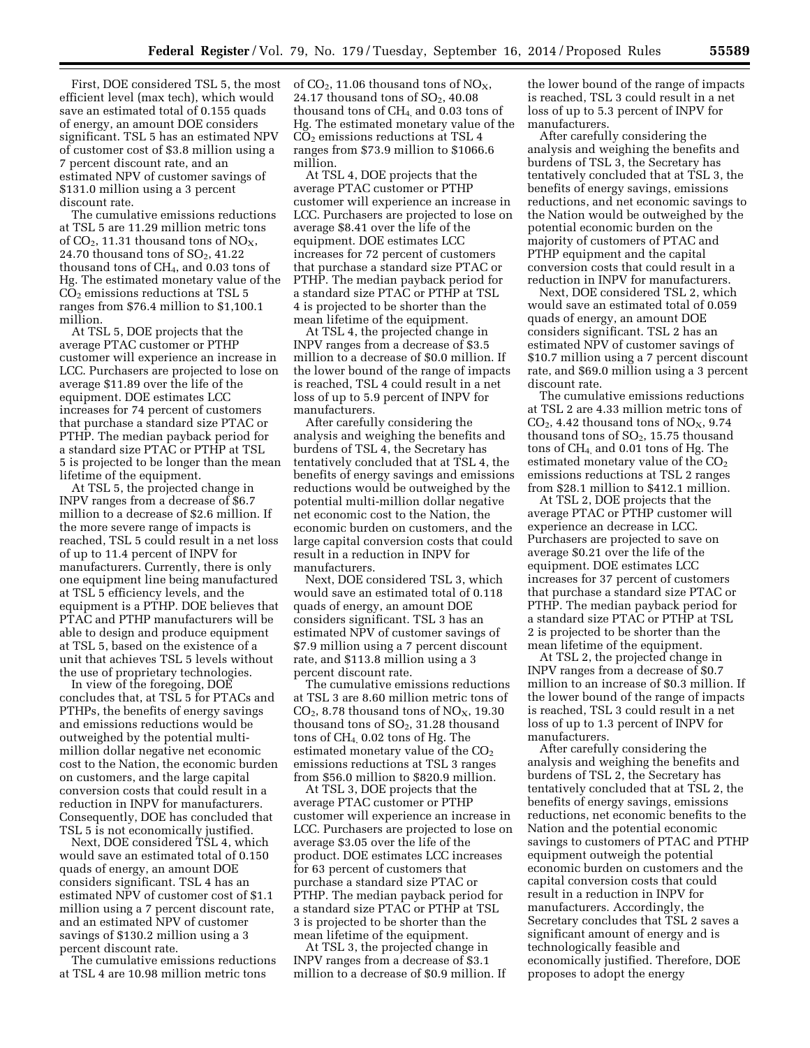First, DOE considered TSL 5, the most efficient level (max tech), which would save an estimated total of 0.155 quads of energy, an amount DOE considers significant. TSL 5 has an estimated NPV of customer cost of $3.8 million using a 7 percent discount rate, and an estimated NPV of customer savings of $131.0 million using a 3 percent discount rate.

The cumulative emissions reductions at TSL 5 are 11.29 million metric tons of $CO_2$, 11.31 thousand tons of $NO_X$, 24.70 thousand tons of $SO_2$, 41.22 thousand tons of $CH_4$, and 0.03 tons of Hg. The estimated monetary value of the $CO_2$ emissions reductions at TSL 5 ranges from $76.4 million to $1,100.1 million.

At TSL 5, DOE projects that the average PTAC customer or PTHP customer will experience an increase in LCC. Purchasers are projected to lose on average $11.89 over the life of the equipment. DOE estimates LCC increases for 74 percent of customers that purchase a standard size PTAC or PTHP. The median payback period for a standard size PTAC or PTHP at TSL 5 is projected to be longer than the mean lifetime of the equipment.

At TSL 5, the projected change in INPV ranges from a decrease of $6.7 million to a decrease of $2.6 million. If the more severe range of impacts is reached, TSL 5 could result in a net loss of up to 11.4 percent of INPV for manufacturers. Currently, there is only one equipment line being manufactured at TSL 5 efficiency levels, and the equipment is a PTHP. DOE believes that PTAC and PTHP manufacturers will be able to design and produce equipment at TSL 5, based on the existence of a unit that achieves TSL 5 levels without the use of proprietary technologies.

In view of the foregoing, DOE concludes that, at TSL 5 for PTACs and PTHPs, the benefits of energy savings and emissions reductions would be outweighed by the potential multi-million dollar negative net economic cost to the Nation, the economic burden on customers, and the large capital conversion costs that could result in a reduction in INPV for manufacturers. Consequently, DOE has concluded that TSL 5 is not economically justified.

Next, DOE considered TSL 4, which would save an estimated total of 0.150 quads of energy, an amount DOE considers significant. TSL 4 has an estimated NPV of customer cost of $1.1 million using a 7 percent discount rate, and an estimated NPV of customer savings of $130.2 million using a 3 percent discount rate.

The cumulative emissions reductions at TSL 4 are 10.98 million metric tons of $CO_2$, 11.06 thousand tons of $NO_X$, 24.17 thousand tons of $SO_2$, 40.08 thousand tons of $CH_4$, and 0.03 tons of Hg. The estimated monetary value of the $CO_2$ emissions reductions at TSL 4 ranges from $73.9 million to $1066.6 million.

At TSL 4, DOE projects that the average PTAC customer or PTHP customer will experience an increase in LCC. Purchasers are projected to lose on average $8.41 over the life of the equipment. DOE estimates LCC increases for 72 percent of customers that purchase a standard size PTAC or PTHP. The median payback period for a standard size PTAC or PTHP at TSL 4 is projected to be shorter than the mean lifetime of the equipment.

At TSL 4, the projected change in INPV ranges from a decrease of $3.5 million to a decrease of $0.0 million. If the lower bound of the range of impacts is reached, TSL 4 could result in a net loss of up to 5.9 percent of INPV for manufacturers.

After carefully considering the analysis and weighing the benefits and burdens of TSL 4, the Secretary has tentatively concluded that at TSL 4, the benefits of energy savings and emissions reductions would be outweighed by the potential multi-million dollar negative net economic cost to the Nation, the economic burden on customers, and the large capital conversion costs that could result in a reduction in INPV for manufacturers.

Next, DOE considered TSL 3, which would save an estimated total of 0.118 quads of energy, an amount DOE considers significant. TSL 3 has an estimated NPV of customer savings of $7.9 million using a 7 percent discount rate, and $113.8 million using a 3 percent discount rate.

The cumulative emissions reductions at TSL 3 are 8.60 million metric tons of $CO_2$, 8.78 thousand tons of $NO_X$, 19.30 thousand tons of $SO_2$, 31.28 thousand tons of $CH_4$, 0.02 tons of Hg. The estimated monetary value of the $CO_2$ emissions reductions at TSL 3 ranges from $56.0 million to $820.9 million.

At TSL 3, DOE projects that the average PTAC customer or PTHP customer will experience an increase in LCC. Purchasers are projected to lose on average $3.05 over the life of the product. DOE estimates LCC increases for 63 percent of customers that purchase a standard size PTAC or PTHP. The median payback period for a standard size PTAC or PTHP at TSL 3 is projected to be shorter than the mean lifetime of the equipment.

At TSL 3, the projected change in INPV ranges from a decrease of $3.1 million to a decrease of $0.9 million. If the lower bound of the range of impacts is reached, TSL 3 could result in a net loss of up to 5.3 percent of INPV for manufacturers.

After carefully considering the analysis and weighing the benefits and burdens of TSL 3, the Secretary has tentatively concluded that at TSL 3, the benefits of energy savings, emissions reductions, and net economic savings to the Nation would be outweighed by the potential economic burden on the majority of customers of PTAC and PTHP equipment and the capital conversion costs that could result in a reduction in INPV for manufacturers.

Next, DOE considered TSL 2, which would save an estimated total of 0.059 quads of energy, an amount DOE considers significant. TSL 2 has an estimated NPV of customer savings of $10.7 million using a 7 percent discount rate, and $69.0 million using a 3 percent discount rate.

The cumulative emissions reductions at TSL 2 are 4.33 million metric tons of $CO_2$, 4.42 thousand tons of $NO_X$, 9.74 thousand tons of $SO_2$, 15.75 thousand tons of $CH_4$, and 0.01 tons of Hg. The estimated monetary value of the $CO_2$ emissions reductions at TSL 2 ranges from $28.1 million to $412.1 million.

At TSL 2, DOE projects that the average PTAC or PTHP customer will experience an decrease in LCC. Purchasers are projected to save on average $0.21 over the life of the equipment. DOE estimates LCC increases for 37 percent of customers that purchase a standard size PTAC or PTHP. The median payback period for a standard size PTAC or PTHP at TSL 2 is projected to be shorter than the mean lifetime of the equipment.

At TSL 2, the projected change in INPV ranges from a decrease of $0.7 million to an increase of $0.3 million. If the lower bound of the range of impacts is reached, TSL 3 could result in a net loss of up to 1.3 percent of INPV for manufacturers.

After carefully considering the analysis and weighing the benefits and burdens of TSL 2, the Secretary has tentatively concluded that at TSL 2, the benefits of energy savings, emissions reductions, net economic benefits to the Nation and the potential economic savings to customers of PTAC and PTHP equipment outweigh the potential economic burden on customers and the capital conversion costs that could result in a reduction in INPV for manufacturers. Accordingly, the Secretary concludes that TSL 2 saves a significant amount of energy and is technologically feasible and economically justified. Therefore, DOE proposes to adopt the energy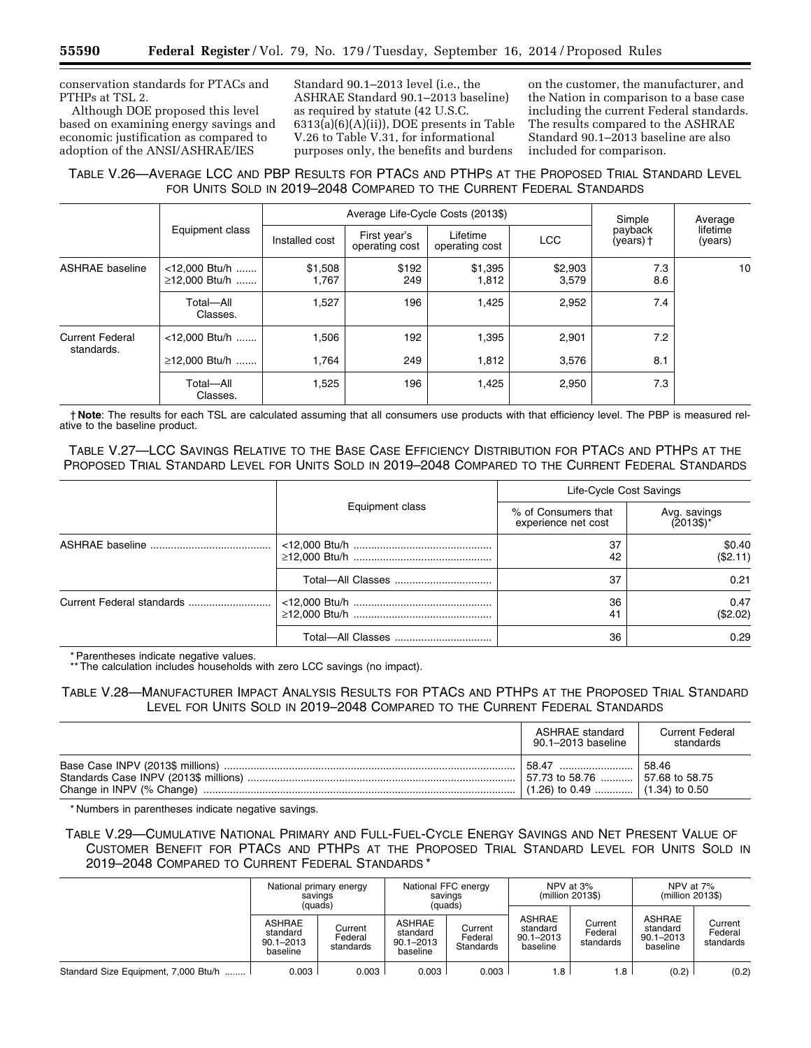conservation standards for PTACs and PTHPs at TSL 2.

Although DOE proposed this level based on examining energy savings and economic justification as compared to adoption of the ANSI/ASHRAE/IES Standard 90.1–2013 level (i.e., the ASHRAE Standard 90.1–2013 baseline) as required by statute (42 U.S.C. 6313(a)(6)(A)(ii)), DOE presents in Table V.26 to Table V.31, for informational purposes only, the benefits and burdens on the customer, the manufacturer, and the Nation in comparison to a base case including the current Federal standards. The results compared to the ASHRAE Standard 90.1–2013 baseline are also included for comparison.

TABLE V.26—AVERAGE LCC AND PBP RESULTS FOR PTACS AND PTHPS AT THE PROPOSED TRIAL STANDARD LEVEL FOR UNITS SOLD IN 2019–2048 COMPARED TO THE CURRENT FEDERAL STANDARDS

| | Equipment class | Average Life-Cycle Costs (2013$) | | | | Simple payback (years) † | Average lifetime (years) |
|---|---|---|---|---|---|---|---|
| | | Installed cost | First year's operating cost | Lifetime operating cost | LCC | | |
| ASHRAE baseline | <12,000 Btu/h | $1,508 | $192 | $1,395 | $2,903 | 7.3 | 10 |
| | ≥12,000 Btu/h | 1,767 | 249 | 1,812 | 3,579 | 8.6 | |
| | Total—All Classes. | 1,527 | 196 | 1,425 | 2,952 | 7.4 | |
| Current Federal standards. | <12,000 Btu/h | 1,506 | 192 | 1,395 | 2,901 | 7.2 | |
| | ≥12,000 Btu/h | 1,764 | 249 | 1,812 | 3,576 | 8.1 | |
| | Total—All Classes. | 1,525 | 196 | 1,425 | 2,950 | 7.3 | |

† **Note**: The results for each TSL are calculated assuming that all consumers use products with that efficiency level. The PBP is measured relative to the baseline product.

TABLE V.27—LCC SAVINGS RELATIVE TO THE BASE CASE EFFICIENCY DISTRIBUTION FOR PTACS AND PTHPS AT THE PROPOSED TRIAL STANDARD LEVEL FOR UNITS SOLD IN 2019–2048 COMPARED TO THE CURRENT FEDERAL STANDARDS

| | Equipment class | Life-Cycle Cost Savings | |
|---|---|---|---|
| | | % of Consumers that experience net cost | Avg. savings (2013$)* |
| ASHRAE baseline | <12,000 Btu/h | 37 | $0.40 |
| | ≥12,000 Btu/h | 42 | ($2.11) |
| | Total—All Classes | 37 | 0.21 |
| Current Federal standards | <12,000 Btu/h | 36 | 0.47 |
| | ≥12,000 Btu/h | 41 | ($2.02) |
| | Total—All Classes | 36 | 0.29 |

* Parentheses indicate negative values.
** The calculation includes households with zero LCC savings (no impact).

TABLE V.28—MANUFACTURER IMPACT ANALYSIS RESULTS FOR PTACS AND PTHPS AT THE PROPOSED TRIAL STANDARD LEVEL FOR UNITS SOLD IN 2019–2048 COMPARED TO THE CURRENT FEDERAL STANDARDS

| | ASHRAE standard 90.1–2013 baseline | Current Federal standards |
|---|---|---|
| Base Case INPV (2013$ millions) | 58.47 | 58.46 |
| Standards Case INPV (2013$ millions) | 57.73 to 58.76 | 57.68 to 58.75 |
| Change in INPV (% Change) | (1.26) to 0.49 | (1.34) to 0.50 |

* Numbers in parentheses indicate negative savings.

TABLE V.29—CUMULATIVE NATIONAL PRIMARY AND FULL-FUEL-CYCLE ENERGY SAVINGS AND NET PRESENT VALUE OF CUSTOMER BENEFIT FOR PTACS AND PTHPS AT THE PROPOSED TRIAL STANDARD LEVEL FOR UNITS SOLD IN 2019–2048 COMPARED TO CURRENT FEDERAL STANDARDS *

| | National primary energy savings (quads) | | National FFC energy savings (quads) | | NPV at 3% (million 2013$) | | NPV at 7% (million 2013$) | |
|---|---|---|---|---|---|---|---|---|
| | ASHRAE standard 90.1–2013 baseline | Current Federal standards | ASHRAE standard 90.1–2013 baseline | Current Federal Standards | ASHRAE standard 90.1–2013 baseline | Current Federal standards | ASHRAE standard 90.1–2013 baseline | Current Federal standards |
| Standard Size Equipment, 7,000 Btu/h | 0.003 | 0.003 | 0.003 | 0.003 | 1.8 | 1.8 | (0.2) | (0.2) |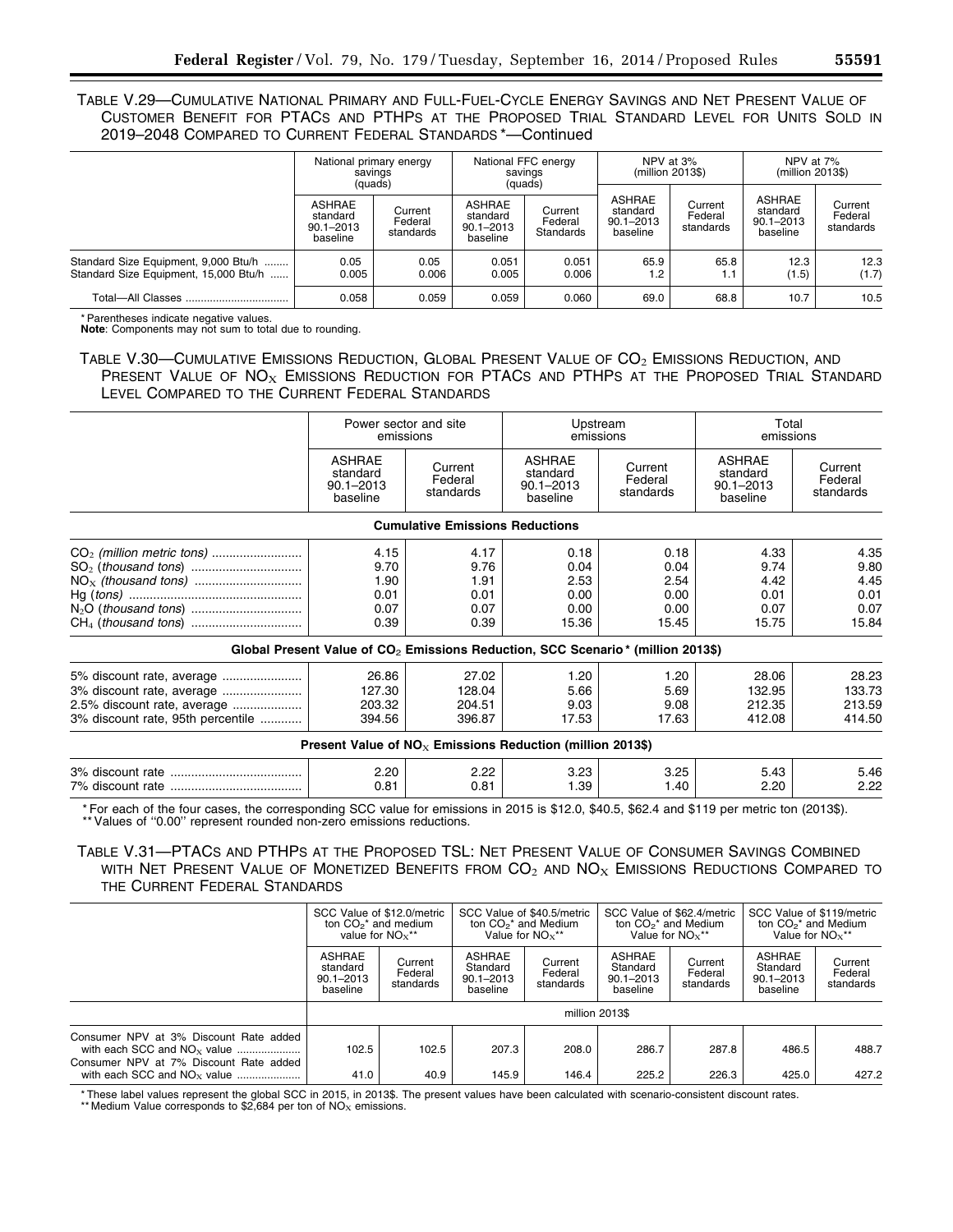TABLE V.29—CUMULATIVE NATIONAL PRIMARY AND FULL-FUEL-CYCLE ENERGY SAVINGS AND NET PRESENT VALUE OF CUSTOMER BENEFIT FOR PTACS AND PTHPS AT THE PROPOSED TRIAL STANDARD LEVEL FOR UNITS SOLD IN 2019–2048 COMPARED TO CURRENT FEDERAL STANDARDS *—Continued

| | National primary energy savings (quads) | | National FFC energy savings (quads) | | NPV at 3% (million 2013$) | | NPV at 7% (million 2013$) | |
|---|---|---|---|---|---|---|---|---|
| | ASHRAE standard 90.1–2013 baseline | Current Federal standards | ASHRAE standard 90.1–2013 baseline | Current Federal Standards | ASHRAE standard 90.1–2013 baseline | Current Federal standards | ASHRAE standard 90.1–2013 baseline | Current Federal standards |
| Standard Size Equipment, 9,000 Btu/h | 0.05 | 0.05 | 0.051 | 0.051 | 65.9 | 65.8 | 12.3 | 12.3 |
| Standard Size Equipment, 15,000 Btu/h | 0.005 | 0.006 | 0.005 | 0.006 | 1.2 | 1.1 | (1.5) | (1.7) |
| Total—All Classes | 0.058 | 0.059 | 0.059 | 0.060 | 69.0 | 68.8 | 10.7 | 10.5 |

* Parentheses indicate negative values.
**Note**: Components may not sum to total due to rounding.

TABLE V.30—CUMULATIVE EMISSIONS REDUCTION, GLOBAL PRESENT VALUE OF $CO_2$ EMISSIONS REDUCTION, AND PRESENT VALUE OF $NO_X$ EMISSIONS REDUCTION FOR PTACS AND PTHPS AT THE PROPOSED TRIAL STANDARD LEVEL COMPARED TO THE CURRENT FEDERAL STANDARDS

| | Power sector and site emissions | | Upstream emissions | | Total emissions | |
|---|---|---|---|---|---|---|
| | ASHRAE standard 90.1–2013 baseline | Current Federal standards | ASHRAE standard 90.1–2013 baseline | Current Federal standards | ASHRAE standard 90.1–2013 baseline | Current Federal standards |
| **Cumulative Emissions Reductions** | | | | | | |
| $CO_2$ *(million metric tons)* | 4.15 | 4.17 | 0.18 | 0.18 | 4.33 | 4.35 |
| $SO_2$ *(thousand tons)* | 9.70 | 9.76 | 0.04 | 0.04 | 9.74 | 9.80 |
| $NO_X$ *(thousand tons)* | 1.90 | 1.91 | 2.53 | 2.54 | 4.42 | 4.45 |
| Hg *(tons)* | 0.01 | 0.01 | 0.00 | 0.00 | 0.01 | 0.01 |
| $N_2O$ *(thousand tons)* | 0.07 | 0.07 | 0.00 | 0.00 | 0.07 | 0.07 |
| $CH_4$ *(thousand tons)* | 0.39 | 0.39 | 15.36 | 15.45 | 15.75 | 15.84 |
| **Global Present Value of $CO_2$ Emissions Reduction, SCC Scenario * (million 2013$)** | | | | | | |
| 5% discount rate, average | 26.86 | 27.02 | 1.20 | 1.20 | 28.06 | 28.23 |
| 3% discount rate, average | 127.30 | 128.04 | 5.66 | 5.69 | 132.95 | 133.73 |
| 2.5% discount rate, average | 203.32 | 204.51 | 9.03 | 9.08 | 212.35 | 213.59 |
| 3% discount rate, 95th percentile | 394.56 | 396.87 | 17.53 | 17.63 | 412.08 | 414.50 |
| **Present Value of $NO_X$ Emissions Reduction (million 2013$)** | | | | | | |
| 3% discount rate | 2.20 | 2.22 | 3.23 | 3.25 | 5.43 | 5.46 |
| 7% discount rate | 0.81 | 0.81 | 1.39 | 1.40 | 2.20 | 2.22 |

* For each of the four cases, the corresponding SCC value for emissions in 2015 is $12.0, $40.5, $62.4 and $119 per metric ton (2013$).
** Values of "0.00" represent rounded non-zero emissions reductions.

TABLE V.31—PTACS AND PTHPS AT THE PROPOSED TSL: NET PRESENT VALUE OF CONSUMER SAVINGS COMBINED WITH NET PRESENT VALUE OF MONETIZED BENEFITS FROM $CO_2$ AND $NO_X$ EMISSIONS REDUCTIONS COMPARED TO THE CURRENT FEDERAL STANDARDS

| | SCC Value of $12.0/metric ton $CO_2$* and medium value for $NO_X$** | | SCC Value of $40.5/metric ton $CO_2$* and Medium Value for $NO_X$** | | SCC Value of $62.4/metric ton $CO_2$* and Medium Value for $NO_X$** | | SCC Value of $119/metric ton $CO_2$* and Medium Value for $NO_X$** | |
|---|---|---|---|---|---|---|---|---|
| | ASHRAE standard 90.1–2013 baseline | Current Federal standards | ASHRAE Standard 90.1–2013 baseline | Current Federal standards | ASHRAE Standard 90.1–2013 baseline | Current Federal standards | ASHRAE Standard 90.1–2013 baseline | Current Federal standards |
| | million 2013$ | | | | | | | |
| Consumer NPV at 3% Discount Rate added with each SCC and $NO_X$ value | 102.5 | 102.5 | 207.3 | 208.0 | 286.7 | 287.8 | 486.5 | 488.7 |
| Consumer NPV at 7% Discount Rate added with each SCC and $NO_X$ value | 41.0 | 40.9 | 145.9 | 146.4 | 225.2 | 226.3 | 425.0 | 427.2 |

* These label values represent the global SCC in 2015, in 2013$. The present values have been calculated with scenario-consistent discount rates.
** Medium Value corresponds to $2,684 per ton of $NO_X$ emissions.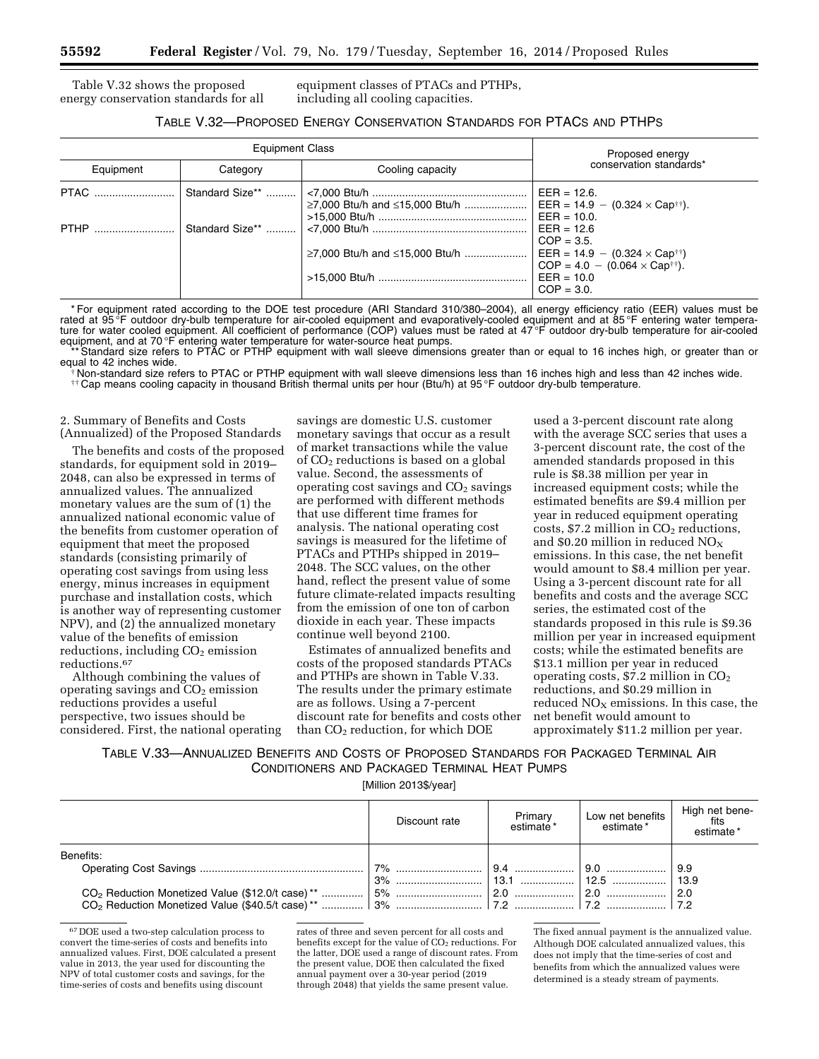Table V.32 shows the proposed energy conservation standards for all equipment classes of PTACs and PTHPs, including all cooling capacities.

TABLE V.32—PROPOSED ENERGY CONSERVATION STANDARDS FOR PTACS AND PTHPS

| Equipment Class | | | Proposed energy conservation standards* |
|---|---|---|---|
| Equipment | Category | Cooling capacity | |
| PTAC | Standard Size** | <7,000 Btu/h | EER = 12.6. |
| | | ≥7,000 Btu/h and ≤15,000 Btu/h | EER = 14.9 − (0.324 × Cap[††]). |
| | | >15,000 Btu/h | EER = 10.0. |
| PTHP | Standard Size** | <7,000 Btu/h | EER = 12.6 COP = 3.5. |
| | | ≥7,000 Btu/h and ≤15,000 Btu/h | EER = 14.9 − (0.324 × Cap[††]) COP = 4.0 − (0.064 × Cap[††]). |
| | | >15,000 Btu/h | EER = 10.0 COP = 3.0. |

* For equipment rated according to the DOE test procedure (ARI Standard 310/380–2004), all energy efficiency ratio (EER) values must be rated at 95 °F outdoor dry-bulb temperature for air-cooled equipment and evaporatively-cooled equipment and at 85 °F entering water temperature for water cooled equipment. All coefficient of performance (COP) values must be rated at 47 °F outdoor dry-bulb temperature for air-cooled equipment, and at 70 °F entering water temperature for water-source heat pumps.

** Standard size refers to PTAC or PTHP equipment with wall sleeve dimensions greater than or equal to 16 inches high, or greater than or equal to 42 inches wide.

† Non-standard size refers to PTAC or PTHP equipment with wall sleeve dimensions less than 16 inches high and less than 42 inches wide.

†† Cap means cooling capacity in thousand British thermal units per hour (Btu/h) at 95 °F outdoor dry-bulb temperature.

2. Summary of Benefits and Costs (Annualized) of the Proposed Standards

The benefits and costs of the proposed standards, for equipment sold in 2019–2048, can also be expressed in terms of annualized values. The annualized monetary values are the sum of (1) the annualized national economic value of the benefits from customer operation of equipment that meet the proposed standards (consisting primarily of operating cost savings from using less energy, minus increases in equipment purchase and installation costs, which is another way of representing customer NPV), and (2) the annualized monetary value of the benefits of emission reductions, including $CO_2$ emission reductions.[67]

Although combining the values of operating savings and $CO_2$ emission reductions provides a useful perspective, two issues should be considered. First, the national operating savings are domestic U.S. customer monetary savings that occur as a result of market transactions while the value of $CO_2$ reductions is based on a global value. Second, the assessments of operating cost savings and $CO_2$ savings are performed with different methods that use different time frames for analysis. The national operating cost savings is measured for the lifetime of PTACs and PTHPs shipped in 2019–2048. The SCC values, on the other hand, reflect the present value of some future climate-related impacts resulting from the emission of one ton of carbon dioxide in each year. These impacts continue well beyond 2100.

Estimates of annualized benefits and costs of the proposed standards PTACs and PTHPs are shown in Table V.33. The results under the primary estimate are as follows. Using a 7-percent discount rate for benefits and costs other than $CO_2$ reduction, for which DOE used a 3-percent discount rate along with the average SCC series that uses a 3-percent discount rate, the cost of the amended standards proposed in this rule is \$8.38 million per year in increased equipment costs; while the estimated benefits are \$9.4 million per year in reduced equipment operating costs, \$7.2 million in $CO_2$ reductions, and \$0.20 million in reduced $NO_X$ emissions. In this case, the net benefit would amount to \$8.4 million per year. Using a 3-percent discount rate for all benefits and costs and the average SCC series, the estimated cost of the standards proposed in this rule is \$9.36 million per year in increased equipment costs; while the estimated benefits are \$13.1 million per year in reduced operating costs, \$7.2 million in $CO_2$ reductions, and \$0.29 million in reduced $NO_X$ emissions. In this case, the net benefit would amount to approximately \$11.2 million per year.

TABLE V.33—ANNUALIZED BENEFITS AND COSTS OF PROPOSED STANDARDS FOR PACKAGED TERMINAL AIR CONDITIONERS AND PACKAGED TERMINAL HEAT PUMPS

[Million 2013\$/year]

| | Discount rate | Primary estimate* | Low net benefits estimate* | High net benefits estimate* |
|---|---|---|---|---|
| Benefits: | | | | |
| Operating Cost Savings | 7% | 9.4 | 9.0 | 9.9 |
| | 3% | 13.1 | 12.5 | 13.9 |
| $CO_2$ Reduction Monetized Value (\$12.0/t case)** | 5% | 2.0 | 2.0 | 2.0 |
| $CO_2$ Reduction Monetized Value (\$40.5/t case)** | 3% | 7.2 | 7.2 | 7.2 |

[67] DOE used a two-step calculation process to convert the time-series of costs and benefits into annualized values. First, DOE calculated a present value in 2013, the year used for discounting the NPV of total customer costs and savings, for the time-series of costs and benefits using discount rates of three and seven percent for all costs and benefits except for the value of $CO_2$ reductions. For the latter, DOE used a range of discount rates. From the present value, DOE then calculated the fixed annual payment over a 30-year period (2019 through 2048) that yields the same present value. The fixed annual payment is the annualized value. Although DOE calculated annualized values, this does not imply that the time-series of cost and benefits from which the annualized values were determined is a steady stream of payments.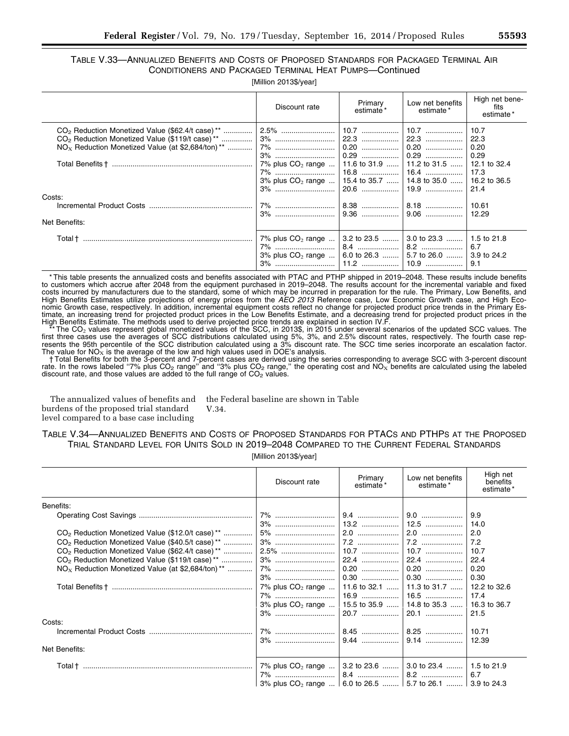TABLE V.33—ANNUALIZED BENEFITS AND COSTS OF PROPOSED STANDARDS FOR PACKAGED TERMINAL AIR CONDITIONERS AND PACKAGED TERMINAL HEAT PUMPS—Continued

[Million 2013$/year]

| | Discount rate | Primary estimate* | Low net benefits estimate* | High net benefits estimate* |
|---|---|---|---|---|
| $CO_2$ Reduction Monetized Value ($62.4/t case)** | 2.5% | 10.7 | 10.7 | 10.7 |
| $CO_2$ Reduction Monetized Value ($119/t case)** | 3% | 22.3 | 22.3 | 22.3 |
| $NO_X$ Reduction Monetized Value (at $2,684/ton)** | 7% | 0.20 | 0.20 | 0.20 |
| | 3% | 0.29 | 0.29 | 0.29 |
| Total Benefits † | 7% plus $CO_2$ range | 11.6 to 31.9 | 11.2 to 31.5 | 12.1 to 32.4 |
| | 7% | 16.8 | 16.4 | 17.3 |
| | 3% plus $CO_2$ range | 15.4 to 35.7 | 14.8 to 35.0 | 16.2 to 36.5 |
| | 3% | 20.6 | 19.9 | 21.4 |
| Costs: | | | | |
| Incremental Product Costs | 7% | 8.38 | 8.18 | 10.61 |
| | 3% | 9.36 | 9.06 | 12.29 |
| Net Benefits: | | | | |
| Total † | 7% plus $CO_2$ range | 3.2 to 23.5 | 3.0 to 23.3 | 1.5 to 21.8 |
| | 7% | 8.4 | 8.2 | 6.7 |
| | 3% plus $CO_2$ range | 6.0 to 26.3 | 5.7 to 26.0 | 3.9 to 24.2 |
| | 3% | 11.2 | 10.9 | 9.1 |

* This table presents the annualized costs and benefits associated with PTAC and PTHP shipped in 2019–2048. These results include benefits to customers which accrue after 2048 from the equipment purchased in 2019–2048. The results account for the incremental variable and fixed costs incurred by manufacturers due to the standard, some of which may be incurred in preparation for the rule. The Primary, Low Benefits, and High Benefits Estimates utilize projections of energy prices from the *AEO 2013* Reference case, Low Economic Growth case, and High Economic Growth case, respectively. In addition, incremental equipment costs reflect no change for projected product price trends in the Primary Estimate, an increasing trend for projected product prices in the Low Benefits Estimate, and a decreasing trend for projected product prices in the High Benefits Estimate. The methods used to derive projected price trends are explained in section IV.F.

** The $CO_2$ values represent global monetized values of the SCC, in 2013$, in 2015 under several scenarios of the updated SCC values. The first three cases use the averages of SCC distributions calculated using 5%, 3%, and 2.5% discount rates, respectively. The fourth case represents the 95th percentile of the SCC distribution calculated using a 3% discount rate. The SCC time series incorporate an escalation factor. The value for $NO_X$ is the average of the low and high values used in DOE's analysis.

† Total Benefits for both the 3-percent and 7-percent cases are derived using the series corresponding to average SCC with 3-percent discount rate. In the rows labeled "7% plus $CO_2$ range" and "3% plus $CO_2$ range," the operating cost and $NO_X$ benefits are calculated using the labeled discount rate, and those values are added to the full range of $CO_2$ values.

The annualized values of benefits and burdens of the proposed trial standard level compared to a base case including the Federal baseline are shown in Table V.34.

TABLE V.34—ANNUALIZED BENEFITS AND COSTS OF PROPOSED STANDARDS FOR PTACS AND PTHPS AT THE PROPOSED TRIAL STANDARD LEVEL FOR UNITS SOLD IN 2019–2048 COMPARED TO THE CURRENT FEDERAL STANDARDS

[Million 2013$/year]

| | Discount rate | Primary estimate* | Low net benefits estimate* | High net benefits estimate* |
|---|---|---|---|---|
| Benefits: | | | | |
| Operating Cost Savings | 7% | 9.4 | 9.0 | 9.9 |
| | 3% | 13.2 | 12.5 | 14.0 |
| $CO_2$ Reduction Monetized Value ($12.0/t case)** | 5% | 2.0 | 2.0 | 2.0 |
| $CO_2$ Reduction Monetized Value ($40.5/t case)** | 3% | 7.2 | 7.2 | 7.2 |
| $CO_2$ Reduction Monetized Value ($62.4/t case)** | 2.5% | 10.7 | 10.7 | 10.7 |
| $CO_2$ Reduction Monetized Value ($119/t case)** | 3% | 22.4 | 22.4 | 22.4 |
| $NO_X$ Reduction Monetized Value (at $2,684/ton)** | 7% | 0.20 | 0.20 | 0.20 |
| | 3% | 0.30 | 0.30 | 0.30 |
| Total Benefits † | 7% plus $CO_2$ range | 11.6 to 32.1 | 11.3 to 31.7 | 12.2 to 32.6 |
| | 7% | 16.9 | 16.5 | 17.4 |
| | 3% plus $CO_2$ range | 15.5 to 35.9 | 14.8 to 35.3 | 16.3 to 36.7 |
| | 3% | 20.7 | 20.1 | 21.5 |
| Costs: | | | | |
| Incremental Product Costs | 7% | 8.45 | 8.25 | 10.71 |
| | 3% | 9.44 | 9.14 | 12.39 |
| Net Benefits: | | | | |
| Total † | 7% plus $CO_2$ range | 3.2 to 23.6 | 3.0 to 23.4 | 1.5 to 21.9 |
| | 7% | 8.4 | 8.2 | 6.7 |
| | 3% plus $CO_2$ range | 6.0 to 26.5 | 5.7 to 26.1 | 3.9 to 24.3 |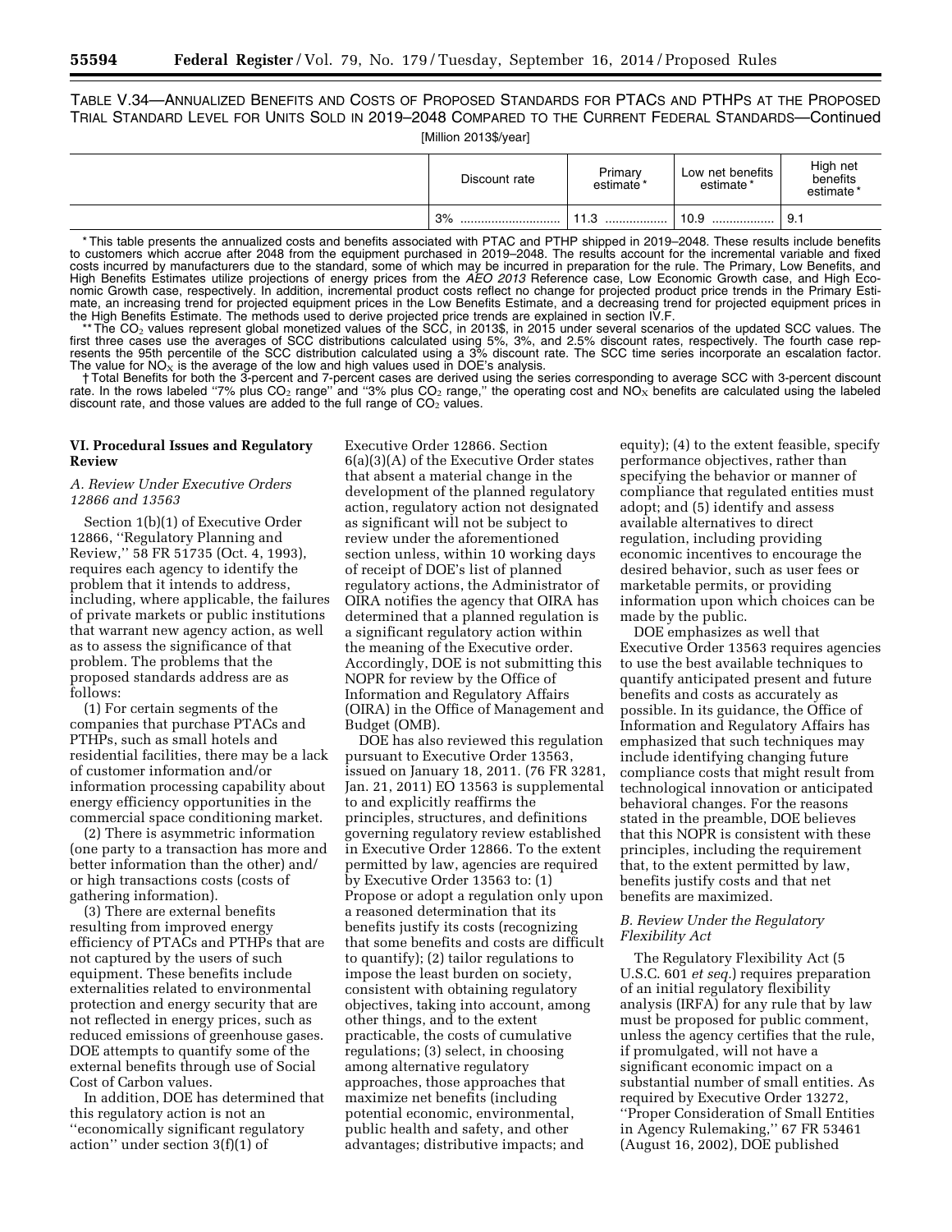TABLE V.34—ANNUALIZED BENEFITS AND COSTS OF PROPOSED STANDARDS FOR PTACs AND PTHPs AT THE PROPOSED TRIAL STANDARD LEVEL FOR UNITS SOLD IN 2019–2048 COMPARED TO THE CURRENT FEDERAL STANDARDS—Continued

[Million 2013$/year]

| | Discount rate | Primary estimate* | Low net benefits estimate* | High net benefits estimate* |
|---|---|---|---|---|
| | 3% | 11.3 | 10.9 | 9.1 |

* This table presents the annualized costs and benefits associated with PTAC and PTHP shipped in 2019–2048. These results include benefits to customers which accrue after 2048 from the equipment purchased in 2019–2048. The results account for the incremental variable and fixed costs incurred by manufacturers due to the standard, some of which may be incurred in preparation for the rule. The Primary, Low Benefits, and High Benefits Estimates utilize projections of energy prices from the *AEO 2013* Reference case, Low Economic Growth case, and High Economic Growth case, respectively. In addition, incremental product costs reflect no change for projected product price trends in the Primary Estimate, an increasing trend for projected equipment prices in the Low Benefits Estimate, and a decreasing trend for projected equipment prices in the High Benefits Estimate. The methods used to derive projected price trends are explained in section IV.F.

** The $CO_2$ values represent global monetized values of the SCC, in 2013$, in 2015 under several scenarios of the updated SCC values. The first three cases use the averages of SCC distributions calculated using 5%, 3%, and 2.5% discount rates, respectively. The fourth case represents the 95th percentile of the SCC distribution calculated using a 3% discount rate. The SCC time series incorporate an escalation factor. The value for $NO_X$ is the average of the low and high values used in DOE's analysis.

† Total Benefits for both the 3-percent and 7-percent cases are derived using the series corresponding to average SCC with 3-percent discount rate. In the rows labeled "7% plus $CO_2$ range" and "3% plus $CO_2$ range," the operating cost and $NO_X$ benefits are calculated using the labeled discount rate, and those values are added to the full range of $CO_2$ values.

## VI. Procedural Issues and Regulatory Review

### A. Review Under Executive Orders 12866 and 13563

Section 1(b)(1) of Executive Order 12866, "Regulatory Planning and Review," 58 FR 51735 (Oct. 4, 1993), requires each agency to identify the problem that it intends to address, including, where applicable, the failures of private markets or public institutions that warrant new agency action, as well as to assess the significance of that problem. The problems that the proposed standards address are as follows:

(1) For certain segments of the companies that purchase PTACs and PTHPs, such as small hotels and residential facilities, there may be a lack of customer information and/or information processing capability about energy efficiency opportunities in the commercial space conditioning market.

(2) There is asymmetric information (one party to a transaction has more and better information than the other) and/or high transactions costs (costs of gathering information).

(3) There are external benefits resulting from improved energy efficiency of PTACs and PTHPs that are not captured by the users of such equipment. These benefits include externalities related to environmental protection and energy security that are not reflected in energy prices, such as reduced emissions of greenhouse gases. DOE attempts to quantify some of the external benefits through use of Social Cost of Carbon values.

In addition, DOE has determined that this regulatory action is not an "economically significant regulatory action" under section 3(f)(1) of Executive Order 12866. Section 6(a)(3)(A) of the Executive Order states that absent a material change in the development of the planned regulatory action, regulatory action not designated as significant will not be subject to review under the aforementioned section unless, within 10 working days of receipt of DOE's list of planned regulatory actions, the Administrator of OIRA notifies the agency that OIRA has determined that a planned regulation is a significant regulatory action within the meaning of the Executive order. Accordingly, DOE is not submitting this NOPR for review by the Office of Information and Regulatory Affairs (OIRA) in the Office of Management and Budget (OMB).

DOE has also reviewed this regulation pursuant to Executive Order 13563, issued on January 18, 2011. (76 FR 3281, Jan. 21, 2011) EO 13563 is supplemental to and explicitly reaffirms the principles, structures, and definitions governing regulatory review established in Executive Order 12866. To the extent permitted by law, agencies are required by Executive Order 13563 to: (1) Propose or adopt a regulation only upon a reasoned determination that its benefits justify its costs (recognizing that some benefits and costs are difficult to quantify); (2) tailor regulations to impose the least burden on society, consistent with obtaining regulatory objectives, taking into account, among other things, and to the extent practicable, the costs of cumulative regulations; (3) select, in choosing among alternative regulatory approaches, those approaches that maximize net benefits (including potential economic, environmental, public health and safety, and other advantages; distributive impacts; and equity); (4) to the extent feasible, specify performance objectives, rather than specifying the behavior or manner of compliance that regulated entities must adopt; and (5) identify and assess available alternatives to direct regulation, including providing economic incentives to encourage the desired behavior, such as user fees or marketable permits, or providing information upon which choices can be made by the public.

DOE emphasizes as well that Executive Order 13563 requires agencies to use the best available techniques to quantify anticipated present and future benefits and costs as accurately as possible. In its guidance, the Office of Information and Regulatory Affairs has emphasized that such techniques may include identifying changing future compliance costs that might result from technological innovation or anticipated behavioral changes. For the reasons stated in the preamble, DOE believes that this NOPR is consistent with these principles, including the requirement that, to the extent permitted by law, benefits justify costs and that net benefits are maximized.

### B. Review Under the Regulatory Flexibility Act

The Regulatory Flexibility Act (5 U.S.C. 601 *et seq.*) requires preparation of an initial regulatory flexibility analysis (IRFA) for any rule that by law must be proposed for public comment, unless the agency certifies that the rule, if promulgated, will not have a significant economic impact on a substantial number of small entities. As required by Executive Order 13272, "Proper Consideration of Small Entities in Agency Rulemaking," 67 FR 53461 (August 16, 2002), DOE published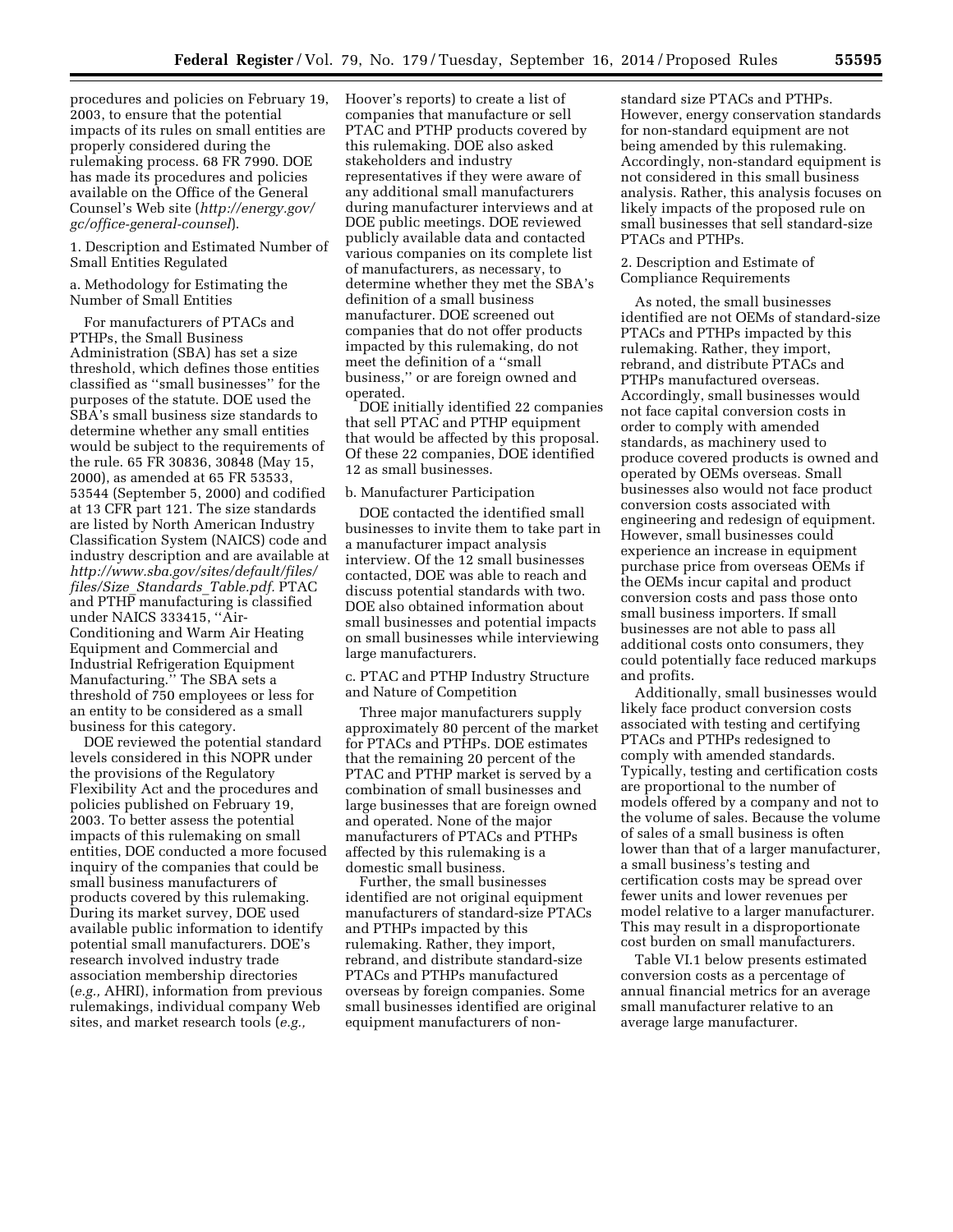procedures and policies on February 19, 2003, to ensure that the potential impacts of its rules on small entities are properly considered during the rulemaking process. 68 FR 7990. DOE has made its procedures and policies available on the Office of the General Counsel's Web site (*http://energy.gov/gc/office-general-counsel*).

1. Description and Estimated Number of Small Entities Regulated

a. Methodology for Estimating the Number of Small Entities

For manufacturers of PTACs and PTHPs, the Small Business Administration (SBA) has set a size threshold, which defines those entities classified as ''small businesses'' for the purposes of the statute. DOE used the SBA's small business size standards to determine whether any small entities would be subject to the requirements of the rule. 65 FR 30836, 30848 (May 15, 2000), as amended at 65 FR 53533, 53544 (September 5, 2000) and codified at 13 CFR part 121. The size standards are listed by North American Industry Classification System (NAICS) code and industry description and are available at *http://www.sba.gov/sites/default/files/files/Size_Standards_Table.pdf.* PTAC and PTHP manufacturing is classified under NAICS 333415, ''Air-Conditioning and Warm Air Heating Equipment and Commercial and Industrial Refrigeration Equipment Manufacturing.'' The SBA sets a threshold of 750 employees or less for an entity to be considered as a small business for this category.

DOE reviewed the potential standard levels considered in this NOPR under the provisions of the Regulatory Flexibility Act and the procedures and policies published on February 19, 2003. To better assess the potential impacts of this rulemaking on small entities, DOE conducted a more focused inquiry of the companies that could be small business manufacturers of products covered by this rulemaking. During its market survey, DOE used available public information to identify potential small manufacturers. DOE's research involved industry trade association membership directories (*e.g.,* AHRI), information from previous rulemakings, individual company Web sites, and market research tools (*e.g.,* Hoover's reports) to create a list of companies that manufacture or sell PTAC and PTHP products covered by this rulemaking. DOE also asked stakeholders and industry representatives if they were aware of any additional small manufacturers during manufacturer interviews and at DOE public meetings. DOE reviewed publicly available data and contacted various companies on its complete list of manufacturers, as necessary, to determine whether they met the SBA's definition of a small business manufacturer. DOE screened out companies that do not offer products impacted by this rulemaking, do not meet the definition of a ''small business,'' or are foreign owned and operated.

DOE initially identified 22 companies that sell PTAC and PTHP equipment that would be affected by this proposal. Of these 22 companies, DOE identified 12 as small businesses.

b. Manufacturer Participation

DOE contacted the identified small businesses to invite them to take part in a manufacturer impact analysis interview. Of the 12 small businesses contacted, DOE was able to reach and discuss potential standards with two. DOE also obtained information about small businesses and potential impacts on small businesses while interviewing large manufacturers.

c. PTAC and PTHP Industry Structure and Nature of Competition

Three major manufacturers supply approximately 80 percent of the market for PTACs and PTHPs. DOE estimates that the remaining 20 percent of the PTAC and PTHP market is served by a combination of small businesses and large businesses that are foreign owned and operated. None of the major manufacturers of PTACs and PTHPs affected by this rulemaking is a domestic small business.

Further, the small businesses identified are not original equipment manufacturers of standard-size PTACs and PTHPs impacted by this rulemaking. Rather, they import, rebrand, and distribute standard-size PTACs and PTHPs manufactured overseas by foreign companies. Some small businesses identified are original equipment manufacturers of non-standard size PTACs and PTHPs. However, energy conservation standards for non-standard equipment are not being amended by this rulemaking. Accordingly, non-standard equipment is not considered in this small business analysis. Rather, this analysis focuses on likely impacts of the proposed rule on small businesses that sell standard-size PTACs and PTHPs.

2. Description and Estimate of Compliance Requirements

As noted, the small businesses identified are not OEMs of standard-size PTACs and PTHPs impacted by this rulemaking. Rather, they import, rebrand, and distribute PTACs and PTHPs manufactured overseas. Accordingly, small businesses would not face capital conversion costs in order to comply with amended standards, as machinery used to produce covered products is owned and operated by OEMs overseas. Small businesses also would not face product conversion costs associated with engineering and redesign of equipment. However, small businesses could experience an increase in equipment purchase price from overseas OEMs if the OEMs incur capital and product conversion costs and pass those onto small business importers. If small businesses are not able to pass all additional costs onto consumers, they could potentially face reduced markups and profits.

Additionally, small businesses would likely face product conversion costs associated with testing and certifying PTACs and PTHPs redesigned to comply with amended standards. Typically, testing and certification costs are proportional to the number of models offered by a company and not to the volume of sales. Because the volume of sales of a small business is often lower than that of a larger manufacturer, a small business's testing and certification costs may be spread over fewer units and lower revenues per model relative to a larger manufacturer. This may result in a disproportionate cost burden on small manufacturers.

Table VI.1 below presents estimated conversion costs as a percentage of annual financial metrics for an average small manufacturer relative to an average large manufacturer.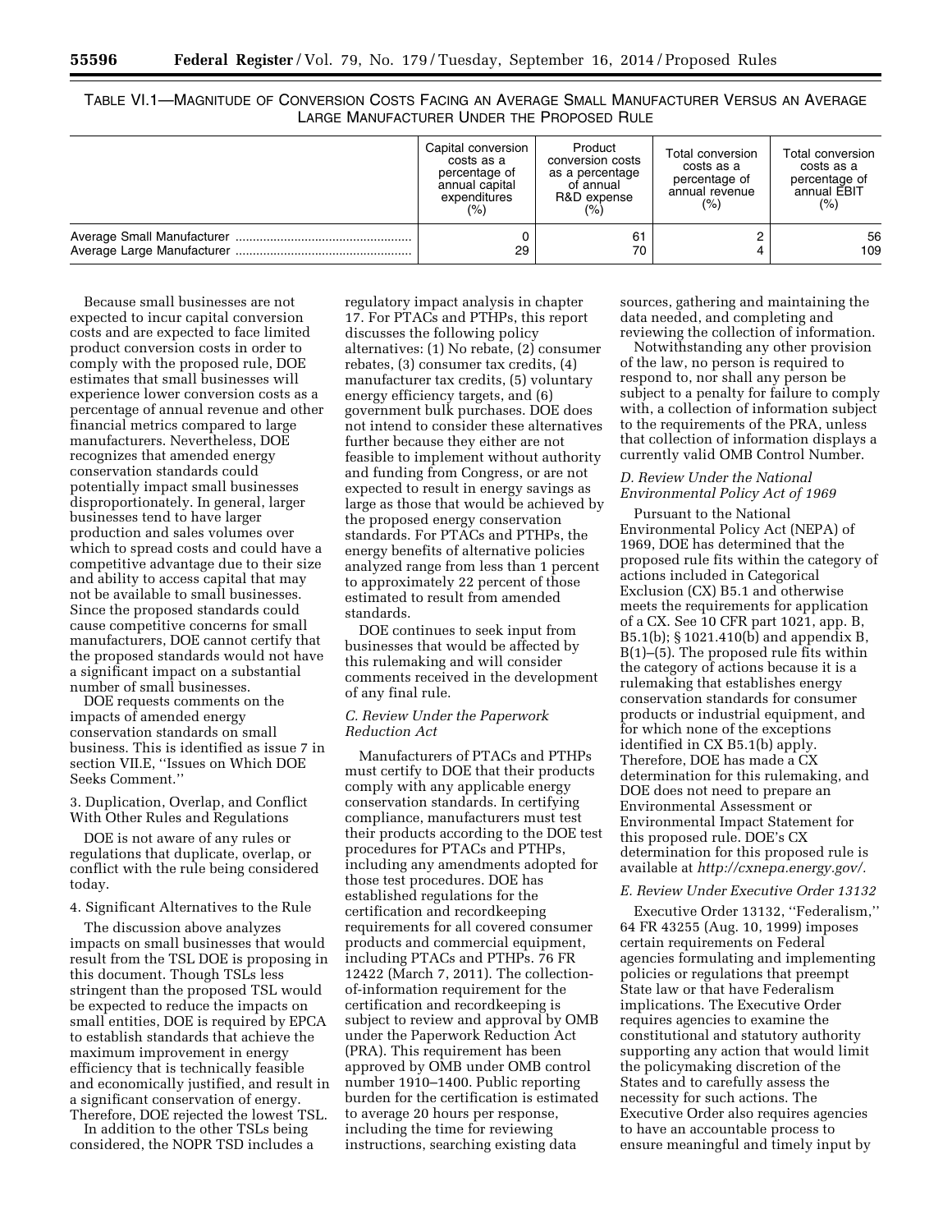TABLE VI.1—MAGNITUDE OF CONVERSION COSTS FACING AN AVERAGE SMALL MANUFACTURER VERSUS AN AVERAGE LARGE MANUFACTURER UNDER THE PROPOSED RULE

| | Capital conversion costs as a percentage of annual capital expenditures (%) | Product conversion costs as a percentage of annual R&D expense (%) | Total conversion costs as a percentage of annual revenue (%) | Total conversion costs as a percentage of annual EBIT (%) |
|---|---|---|---|---|
| Average Small Manufacturer | 0 | 61 | 2 | 56 |
| Average Large Manufacturer | 29 | 70 | 4 | 109 |

Because small businesses are not expected to incur capital conversion costs and are expected to face limited product conversion costs in order to comply with the proposed rule, DOE estimates that small businesses will experience lower conversion costs as a percentage of annual revenue and other financial metrics compared to large manufacturers. Nevertheless, DOE recognizes that amended energy conservation standards could potentially impact small businesses disproportionately. In general, larger businesses tend to have larger production and sales volumes over which to spread costs and could have a competitive advantage due to their size and ability to access capital that may not be available to small businesses. Since the proposed standards could cause competitive concerns for small manufacturers, DOE cannot certify that the proposed standards would not have a significant impact on a substantial number of small businesses.

DOE requests comments on the impacts of amended energy conservation standards on small business. This is identified as issue 7 in section VII.E, ''Issues on Which DOE Seeks Comment.''

3. Duplication, Overlap, and Conflict With Other Rules and Regulations

DOE is not aware of any rules or regulations that duplicate, overlap, or conflict with the rule being considered today.

4. Significant Alternatives to the Rule

The discussion above analyzes impacts on small businesses that would result from the TSL DOE is proposing in this document. Though TSLs less stringent than the proposed TSL would be expected to reduce the impacts on small entities, DOE is required by EPCA to establish standards that achieve the maximum improvement in energy efficiency that is technically feasible and economically justified, and result in a significant conservation of energy. Therefore, DOE rejected the lowest TSL.

In addition to the other TSLs being considered, the NOPR TSD includes a regulatory impact analysis in chapter 17. For PTACs and PTHPs, this report discusses the following policy alternatives: (1) No rebate, (2) consumer rebates, (3) consumer tax credits, (4) manufacturer tax credits, (5) voluntary energy efficiency targets, and (6) government bulk purchases. DOE does not intend to consider these alternatives further because they either are not feasible to implement without authority and funding from Congress, or are not expected to result in energy savings as large as those that would be achieved by the proposed energy conservation standards. For PTACs and PTHPs, the energy benefits of alternative policies analyzed range from less than 1 percent to approximately 22 percent of those estimated to result from amended standards.

DOE continues to seek input from businesses that would be affected by this rulemaking and will consider comments received in the development of any final rule.

### C. Review Under the Paperwork Reduction Act

Manufacturers of PTACs and PTHPs must certify to DOE that their products comply with any applicable energy conservation standards. In certifying compliance, manufacturers must test their products according to the DOE test procedures for PTACs and PTHPs, including any amendments adopted for those test procedures. DOE has established regulations for the certification and recordkeeping requirements for all covered consumer products and commercial equipment, including PTACs and PTHPs. 76 FR 12422 (March 7, 2011). The collection-of-information requirement for the certification and recordkeeping is subject to review and approval by OMB under the Paperwork Reduction Act (PRA). This requirement has been approved by OMB under OMB control number 1910–1400. Public reporting burden for the certification is estimated to average 20 hours per response, including the time for reviewing instructions, searching existing data sources, gathering and maintaining the data needed, and completing and reviewing the collection of information.

Notwithstanding any other provision of the law, no person is required to respond to, nor shall any person be subject to a penalty for failure to comply with, a collection of information subject to the requirements of the PRA, unless that collection of information displays a currently valid OMB Control Number.

### D. Review Under the National Environmental Policy Act of 1969

Pursuant to the National Environmental Policy Act (NEPA) of 1969, DOE has determined that the proposed rule fits within the category of actions included in Categorical Exclusion (CX) B5.1 and otherwise meets the requirements for application of a CX. See 10 CFR part 1021, app. B, B5.1(b); § 1021.410(b) and appendix B, B(1)–(5). The proposed rule fits within the category of actions because it is a rulemaking that establishes energy conservation standards for consumer products or industrial equipment, and for which none of the exceptions identified in CX B5.1(b) apply. Therefore, DOE has made a CX determination for this rulemaking, and DOE does not need to prepare an Environmental Assessment or Environmental Impact Statement for this proposed rule. DOE's CX determination for this proposed rule is available at *http://cxnepa.energy.gov/*.

### E. Review Under Executive Order 13132

Executive Order 13132, ''Federalism,'' 64 FR 43255 (Aug. 10, 1999) imposes certain requirements on Federal agencies formulating and implementing policies or regulations that preempt State law or that have Federalism implications. The Executive Order requires agencies to examine the constitutional and statutory authority supporting any action that would limit the policymaking discretion of the States and to carefully assess the necessity for such actions. The Executive Order also requires agencies to have an accountable process to ensure meaningful and timely input by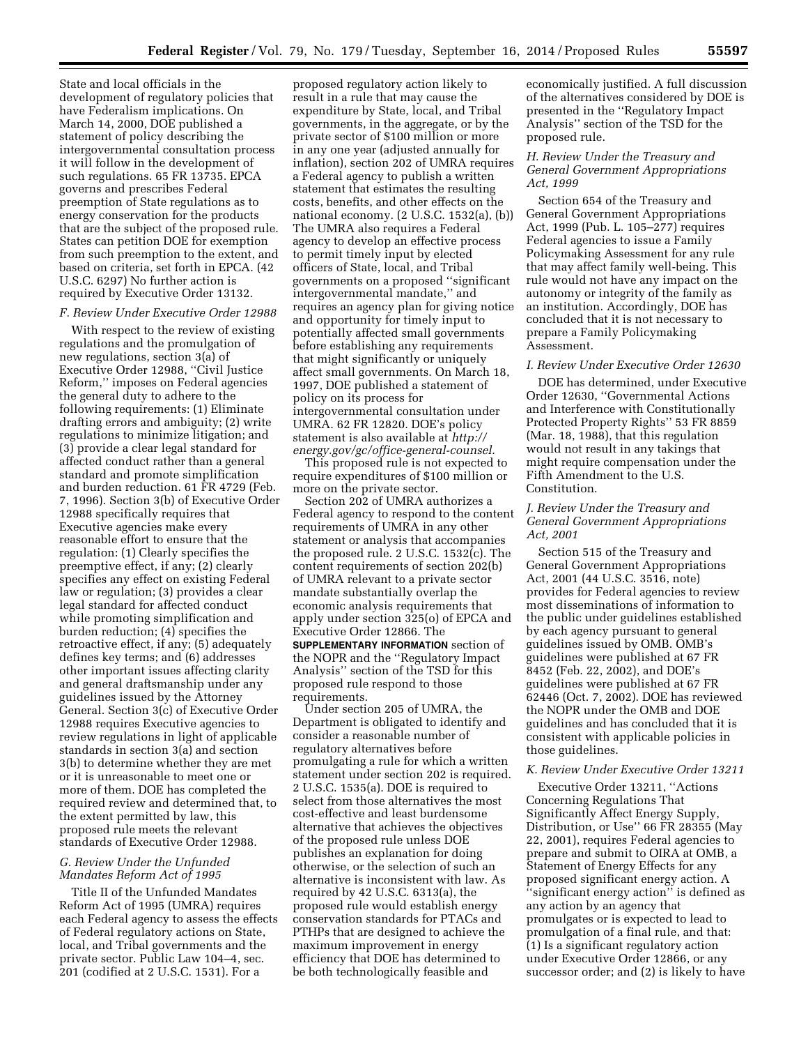State and local officials in the development of regulatory policies that have Federalism implications. On March 14, 2000, DOE published a statement of policy describing the intergovernmental consultation process it will follow in the development of such regulations. 65 FR 13735. EPCA governs and prescribes Federal preemption of State regulations as to energy conservation for the products that are the subject of the proposed rule. States can petition DOE for exemption from such preemption to the extent, and based on criteria, set forth in EPCA. (42 U.S.C. 6297) No further action is required by Executive Order 13132.

### F. Review Under Executive Order 12988

With respect to the review of existing regulations and the promulgation of new regulations, section 3(a) of Executive Order 12988, ''Civil Justice Reform,'' imposes on Federal agencies the general duty to adhere to the following requirements: (1) Eliminate drafting errors and ambiguity; (2) write regulations to minimize litigation; and (3) provide a clear legal standard for affected conduct rather than a general standard and promote simplification and burden reduction. 61 FR 4729 (Feb. 7, 1996). Section 3(b) of Executive Order 12988 specifically requires that Executive agencies make every reasonable effort to ensure that the regulation: (1) Clearly specifies the preemptive effect, if any; (2) clearly specifies any effect on existing Federal law or regulation; (3) provides a clear legal standard for affected conduct while promoting simplification and burden reduction; (4) specifies the retroactive effect, if any; (5) adequately defines key terms; and (6) addresses other important issues affecting clarity and general draftsmanship under any guidelines issued by the Attorney General. Section 3(c) of Executive Order 12988 requires Executive agencies to review regulations in light of applicable standards in section 3(a) and section 3(b) to determine whether they are met or it is unreasonable to meet one or more of them. DOE has completed the required review and determined that, to the extent permitted by law, this proposed rule meets the relevant standards of Executive Order 12988.

### G. Review Under the Unfunded Mandates Reform Act of 1995

Title II of the Unfunded Mandates Reform Act of 1995 (UMRA) requires each Federal agency to assess the effects of Federal regulatory actions on State, local, and Tribal governments and the private sector. Public Law 104–4, sec. 201 (codified at 2 U.S.C. 1531). For a proposed regulatory action likely to result in a rule that may cause the expenditure by State, local, and Tribal governments, in the aggregate, or by the private sector of $100 million or more in any one year (adjusted annually for inflation), section 202 of UMRA requires a Federal agency to publish a written statement that estimates the resulting costs, benefits, and other effects on the national economy. (2 U.S.C. 1532(a), (b)) The UMRA also requires a Federal agency to develop an effective process to permit timely input by elected officers of State, local, and Tribal governments on a proposed ''significant intergovernmental mandate,'' and requires an agency plan for giving notice and opportunity for timely input to potentially affected small governments before establishing any requirements that might significantly or uniquely affect small governments. On March 18, 1997, DOE published a statement of policy on its process for intergovernmental consultation under UMRA. 62 FR 12820. DOE's policy statement is also available at *http://energy.gov/gc/office-general-counsel.*

This proposed rule is not expected to require expenditures of $100 million or more on the private sector.

Section 202 of UMRA authorizes a Federal agency to respond to the content requirements of UMRA in any other statement or analysis that accompanies the proposed rule. 2 U.S.C. 1532(c). The content requirements of section 202(b) of UMRA relevant to a private sector mandate substantially overlap the economic analysis requirements that apply under section 325(o) of EPCA and Executive Order 12866. The **SUPPLEMENTARY INFORMATION** section of the NOPR and the ''Regulatory Impact Analysis'' section of the TSD for this proposed rule respond to those requirements.

Under section 205 of UMRA, the Department is obligated to identify and consider a reasonable number of regulatory alternatives before promulgating a rule for which a written statement under section 202 is required. 2 U.S.C. 1535(a). DOE is required to select from those alternatives the most cost-effective and least burdensome alternative that achieves the objectives of the proposed rule unless DOE publishes an explanation for doing otherwise, or the selection of such an alternative is inconsistent with law. As required by 42 U.S.C. 6313(a), the proposed rule would establish energy conservation standards for PTACs and PTHPs that are designed to achieve the maximum improvement in energy efficiency that DOE has determined to be both technologically feasible and economically justified. A full discussion of the alternatives considered by DOE is presented in the ''Regulatory Impact Analysis'' section of the TSD for the proposed rule.

### H. Review Under the Treasury and General Government Appropriations Act, 1999

Section 654 of the Treasury and General Government Appropriations Act, 1999 (Pub. L. 105–277) requires Federal agencies to issue a Family Policymaking Assessment for any rule that may affect family well-being. This rule would not have any impact on the autonomy or integrity of the family as an institution. Accordingly, DOE has concluded that it is not necessary to prepare a Family Policymaking Assessment.

### I. Review Under Executive Order 12630

DOE has determined, under Executive Order 12630, ''Governmental Actions and Interference with Constitutionally Protected Property Rights'' 53 FR 8859 (Mar. 18, 1988), that this regulation would not result in any takings that might require compensation under the Fifth Amendment to the U.S. Constitution.

### J. Review Under the Treasury and General Government Appropriations Act, 2001

Section 515 of the Treasury and General Government Appropriations Act, 2001 (44 U.S.C. 3516, note) provides for Federal agencies to review most disseminations of information to the public under guidelines established by each agency pursuant to general guidelines issued by OMB. OMB's guidelines were published at 67 FR 8452 (Feb. 22, 2002), and DOE's guidelines were published at 67 FR 62446 (Oct. 7, 2002). DOE has reviewed the NOPR under the OMB and DOE guidelines and has concluded that it is consistent with applicable policies in those guidelines.

### K. Review Under Executive Order 13211

Executive Order 13211, ''Actions Concerning Regulations That Significantly Affect Energy Supply, Distribution, or Use'' 66 FR 28355 (May 22, 2001), requires Federal agencies to prepare and submit to OIRA at OMB, a Statement of Energy Effects for any proposed significant energy action. A ''significant energy action'' is defined as any action by an agency that promulgates or is expected to lead to promulgation of a final rule, and that: (1) Is a significant regulatory action under Executive Order 12866, or any successor order; and (2) is likely to have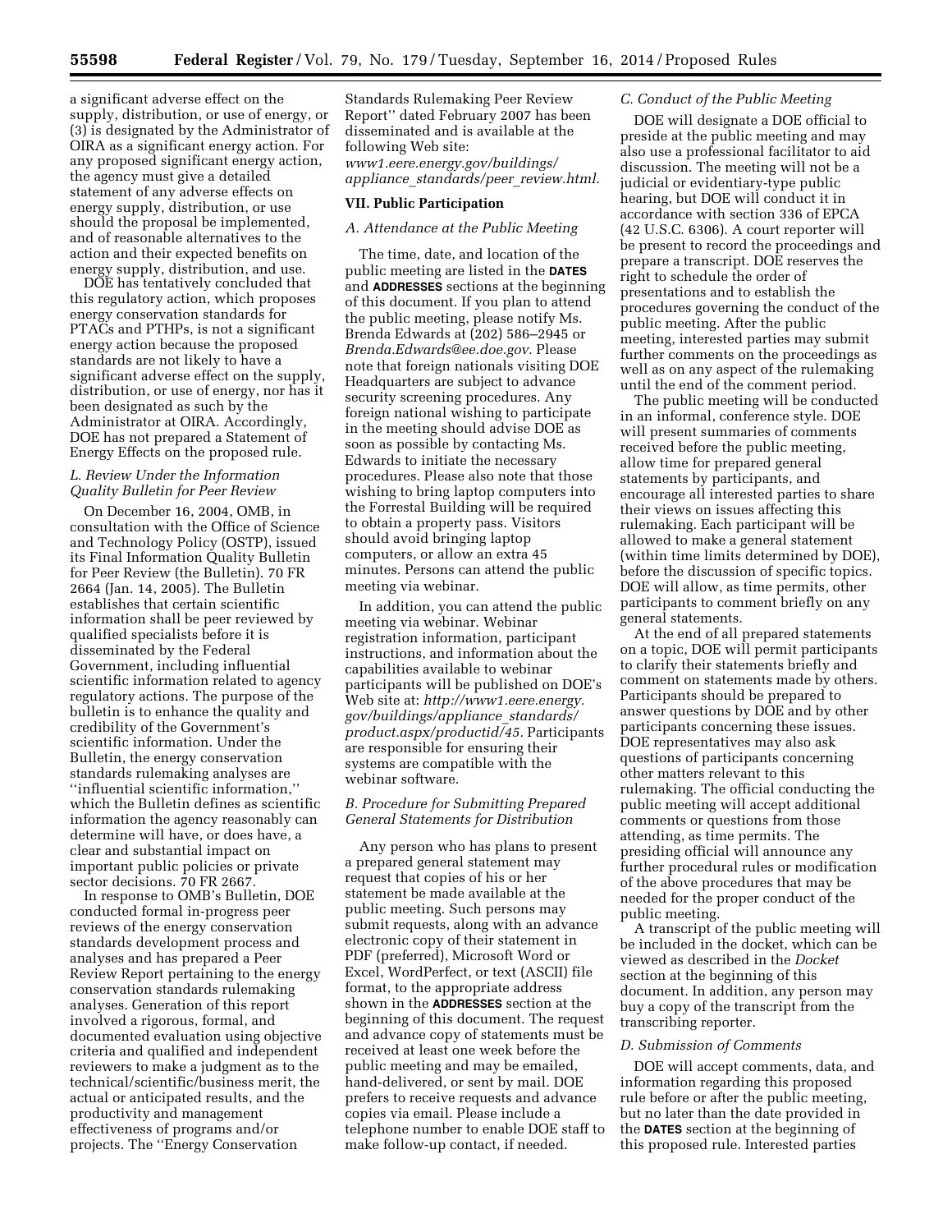a significant adverse effect on the supply, distribution, or use of energy, or (3) is designated by the Administrator of OIRA as a significant energy action. For any proposed significant energy action, the agency must give a detailed statement of any adverse effects on energy supply, distribution, or use should the proposal be implemented, and of reasonable alternatives to the action and their expected benefits on energy supply, distribution, and use.

DOE has tentatively concluded that this regulatory action, which proposes energy conservation standards for PTACs and PTHPs, is not a significant energy action because the proposed standards are not likely to have a significant adverse effect on the supply, distribution, or use of energy, nor has it been designated as such by the Administrator at OIRA. Accordingly, DOE has not prepared a Statement of Energy Effects on the proposed rule.

### *L. Review Under the Information Quality Bulletin for Peer Review*

On December 16, 2004, OMB, in consultation with the Office of Science and Technology Policy (OSTP), issued its Final Information Quality Bulletin for Peer Review (the Bulletin). 70 FR 2664 (Jan. 14, 2005). The Bulletin establishes that certain scientific information shall be peer reviewed by qualified specialists before it is disseminated by the Federal Government, including influential scientific information related to agency regulatory actions. The purpose of the bulletin is to enhance the quality and credibility of the Government's scientific information. Under the Bulletin, the energy conservation standards rulemaking analyses are ''influential scientific information,'' which the Bulletin defines as scientific information the agency reasonably can determine will have, or does have, a clear and substantial impact on important public policies or private sector decisions. 70 FR 2667.

In response to OMB's Bulletin, DOE conducted formal in-progress peer reviews of the energy conservation standards development process and analyses and has prepared a Peer Review Report pertaining to the energy conservation standards rulemaking analyses. Generation of this report involved a rigorous, formal, and documented evaluation using objective criteria and qualified and independent reviewers to make a judgment as to the technical/scientific/business merit, the actual or anticipated results, and the productivity and management effectiveness of programs and/or projects. The ''Energy Conservation Standards Rulemaking Peer Review Report'' dated February 2007 has been disseminated and is available at the following Web site: *www1.eere.energy.gov/buildings/appliance_standards/peer_review.html.*

## VII. Public Participation

### *A. Attendance at the Public Meeting*

The time, date, and location of the public meeting are listed in the **DATES** and **ADDRESSES** sections at the beginning of this document. If you plan to attend the public meeting, please notify Ms. Brenda Edwards at (202) 586–2945 or *Brenda.Edwards@ee.doe.gov.* Please note that foreign nationals visiting DOE Headquarters are subject to advance security screening procedures. Any foreign national wishing to participate in the meeting should advise DOE as soon as possible by contacting Ms. Edwards to initiate the necessary procedures. Please also note that those wishing to bring laptop computers into the Forrestal Building will be required to obtain a property pass. Visitors should avoid bringing laptop computers, or allow an extra 45 minutes. Persons can attend the public meeting via webinar.

In addition, you can attend the public meeting via webinar. Webinar registration information, participant instructions, and information about the capabilities available to webinar participants will be published on DOE's Web site at: *http://www1.eere.energy.gov/buildings/appliance_standards/product.aspx/productid/45.* Participants are responsible for ensuring their systems are compatible with the webinar software.

### *B. Procedure for Submitting Prepared General Statements for Distribution*

Any person who has plans to present a prepared general statement may request that copies of his or her statement be made available at the public meeting. Such persons may submit requests, along with an advance electronic copy of their statement in PDF (preferred), Microsoft Word or Excel, WordPerfect, or text (ASCII) file format, to the appropriate address shown in the **ADDRESSES** section at the beginning of this document. The request and advance copy of statements must be received at least one week before the public meeting and may be emailed, hand-delivered, or sent by mail. DOE prefers to receive requests and advance copies via email. Please include a telephone number to enable DOE staff to make follow-up contact, if needed.

### *C. Conduct of the Public Meeting*

DOE will designate a DOE official to preside at the public meeting and may also use a professional facilitator to aid discussion. The meeting will not be a judicial or evidentiary-type public hearing, but DOE will conduct it in accordance with section 336 of EPCA (42 U.S.C. 6306). A court reporter will be present to record the proceedings and prepare a transcript. DOE reserves the right to schedule the order of presentations and to establish the procedures governing the conduct of the public meeting. After the public meeting, interested parties may submit further comments on the proceedings as well as on any aspect of the rulemaking until the end of the comment period.

The public meeting will be conducted in an informal, conference style. DOE will present summaries of comments received before the public meeting, allow time for prepared general statements by participants, and encourage all interested parties to share their views on issues affecting this rulemaking. Each participant will be allowed to make a general statement (within time limits determined by DOE), before the discussion of specific topics. DOE will allow, as time permits, other participants to comment briefly on any general statements.

At the end of all prepared statements on a topic, DOE will permit participants to clarify their statements briefly and comment on statements made by others. Participants should be prepared to answer questions by DOE and by other participants concerning these issues. DOE representatives may also ask questions of participants concerning other matters relevant to this rulemaking. The official conducting the public meeting will accept additional comments or questions from those attending, as time permits. The presiding official will announce any further procedural rules or modification of the above procedures that may be needed for the proper conduct of the public meeting.

A transcript of the public meeting will be included in the docket, which can be viewed as described in the *Docket* section at the beginning of this document. In addition, any person may buy a copy of the transcript from the transcribing reporter.

### *D. Submission of Comments*

DOE will accept comments, data, and information regarding this proposed rule before or after the public meeting, but no later than the date provided in the **DATES** section at the beginning of this proposed rule. Interested parties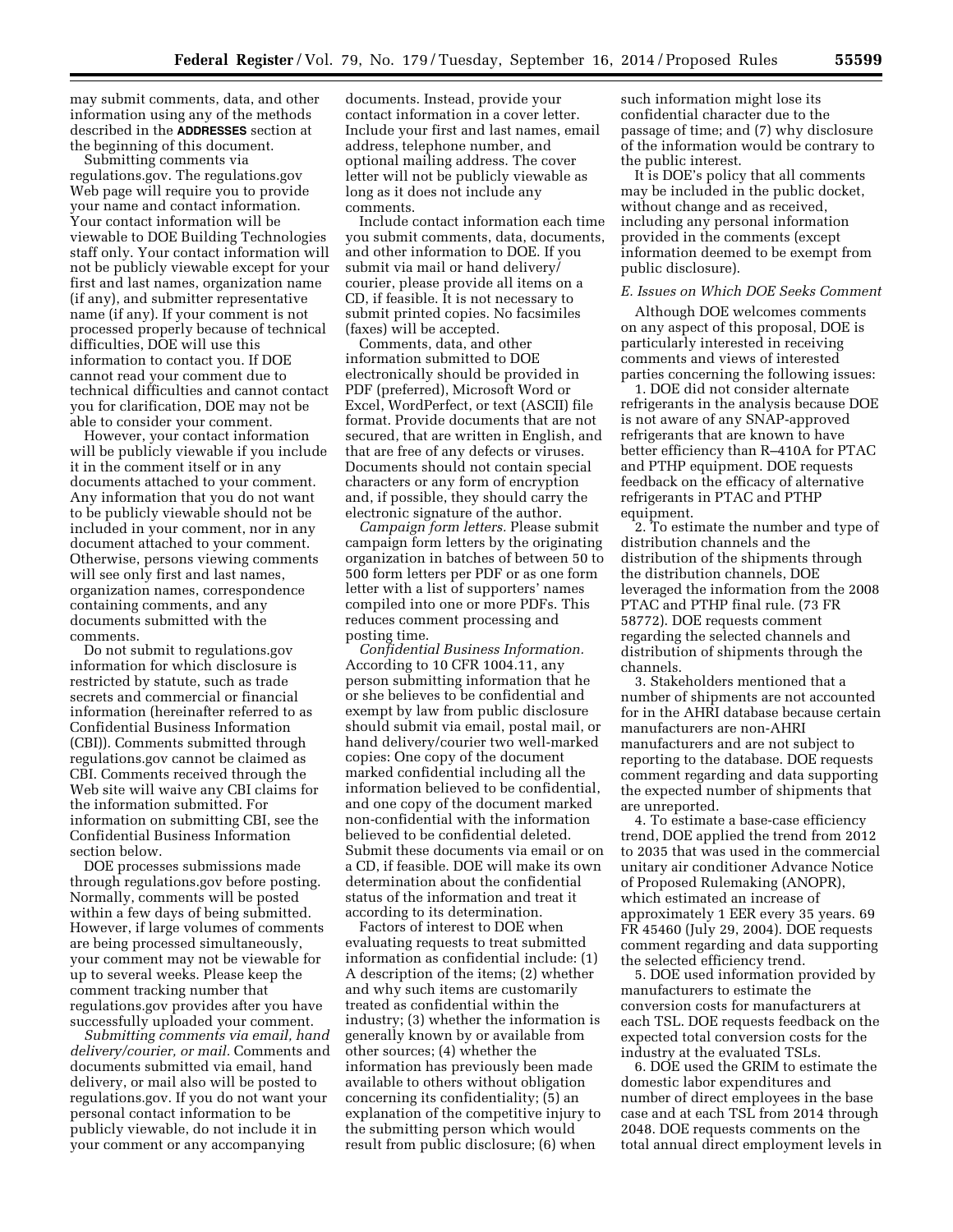may submit comments, data, and other information using any of the methods described in the **ADDRESSES** section at the beginning of this document.

Submitting comments via regulations.gov. The regulations.gov Web page will require you to provide your name and contact information. Your contact information will be viewable to DOE Building Technologies staff only. Your contact information will not be publicly viewable except for your first and last names, organization name (if any), and submitter representative name (if any). If your comment is not processed properly because of technical difficulties, DOE will use this information to contact you. If DOE cannot read your comment due to technical difficulties and cannot contact you for clarification, DOE may not be able to consider your comment.

However, your contact information will be publicly viewable if you include it in the comment itself or in any documents attached to your comment. Any information that you do not want to be publicly viewable should not be included in your comment, nor in any document attached to your comment. Otherwise, persons viewing comments will see only first and last names, organization names, correspondence containing comments, and any documents submitted with the comments.

Do not submit to regulations.gov information for which disclosure is restricted by statute, such as trade secrets and commercial or financial information (hereinafter referred to as Confidential Business Information (CBI)). Comments submitted through regulations.gov cannot be claimed as CBI. Comments received through the Web site will waive any CBI claims for the information submitted. For information on submitting CBI, see the Confidential Business Information section below.

DOE processes submissions made through regulations.gov before posting. Normally, comments will be posted within a few days of being submitted. However, if large volumes of comments are being processed simultaneously, your comment may not be viewable for up to several weeks. Please keep the comment tracking number that regulations.gov provides after you have successfully uploaded your comment.

*Submitting comments via email, hand delivery/courier, or mail.* Comments and documents submitted via email, hand delivery, or mail also will be posted to regulations.gov. If you do not want your personal contact information to be publicly viewable, do not include it in your comment or any accompanying documents. Instead, provide your contact information in a cover letter. Include your first and last names, email address, telephone number, and optional mailing address. The cover letter will not be publicly viewable as long as it does not include any comments.

Include contact information each time you submit comments, data, documents, and other information to DOE. If you submit via mail or hand delivery/courier, please provide all items on a CD, if feasible. It is not necessary to submit printed copies. No facsimiles (faxes) will be accepted.

Comments, data, and other information submitted to DOE electronically should be provided in PDF (preferred), Microsoft Word or Excel, WordPerfect, or text (ASCII) file format. Provide documents that are not secured, that are written in English, and that are free of any defects or viruses. Documents should not contain special characters or any form of encryption and, if possible, they should carry the electronic signature of the author.

*Campaign form letters.* Please submit campaign form letters by the originating organization in batches of between 50 to 500 form letters per PDF or as one form letter with a list of supporters' names compiled into one or more PDFs. This reduces comment processing and posting time.

*Confidential Business Information.* According to 10 CFR 1004.11, any person submitting information that he or she believes to be confidential and exempt by law from public disclosure should submit via email, postal mail, or hand delivery/courier two well-marked copies: One copy of the document marked confidential including all the information believed to be confidential, and one copy of the document marked non-confidential with the information believed to be confidential deleted. Submit these documents via email or on a CD, if feasible. DOE will make its own determination about the confidential status of the information and treat it according to its determination.

Factors of interest to DOE when evaluating requests to treat submitted information as confidential include: (1) A description of the items; (2) whether and why such items are customarily treated as confidential within the industry; (3) whether the information is generally known by or available from other sources; (4) whether the information has previously been made available to others without obligation concerning its confidentiality; (5) an explanation of the competitive injury to the submitting person which would result from public disclosure; (6) when such information might lose its confidential character due to the passage of time; and (7) why disclosure of the information would be contrary to the public interest.

It is DOE's policy that all comments may be included in the public docket, without change and as received, including any personal information provided in the comments (except information deemed to be exempt from public disclosure).

### *E. Issues on Which DOE Seeks Comment*

Although DOE welcomes comments on any aspect of this proposal, DOE is particularly interested in receiving comments and views of interested parties concerning the following issues:

1. DOE did not consider alternate refrigerants in the analysis because DOE is not aware of any SNAP-approved refrigerants that are known to have better efficiency than R–410A for PTAC and PTHP equipment. DOE requests feedback on the efficacy of alternative refrigerants in PTAC and PTHP equipment.

2. To estimate the number and type of distribution channels and the distribution of the shipments through the distribution channels, DOE leveraged the information from the 2008 PTAC and PTHP final rule. (73 FR 58772). DOE requests comment regarding the selected channels and distribution of shipments through the channels.

3. Stakeholders mentioned that a number of shipments are not accounted for in the AHRI database because certain manufacturers are non-AHRI manufacturers and are not subject to reporting to the database. DOE requests comment regarding and data supporting the expected number of shipments that are unreported.

4. To estimate a base-case efficiency trend, DOE applied the trend from 2012 to 2035 that was used in the commercial unitary air conditioner Advance Notice of Proposed Rulemaking (ANOPR), which estimated an increase of approximately 1 EER every 35 years. 69 FR 45460 (July 29, 2004). DOE requests comment regarding and data supporting the selected efficiency trend.

5. DOE used information provided by manufacturers to estimate the conversion costs for manufacturers at each TSL. DOE requests feedback on the expected total conversion costs for the industry at the evaluated TSLs.

6. DOE used the GRIM to estimate the domestic labor expenditures and number of direct employees in the base case and at each TSL from 2014 through 2048. DOE requests comments on the total annual direct employment levels in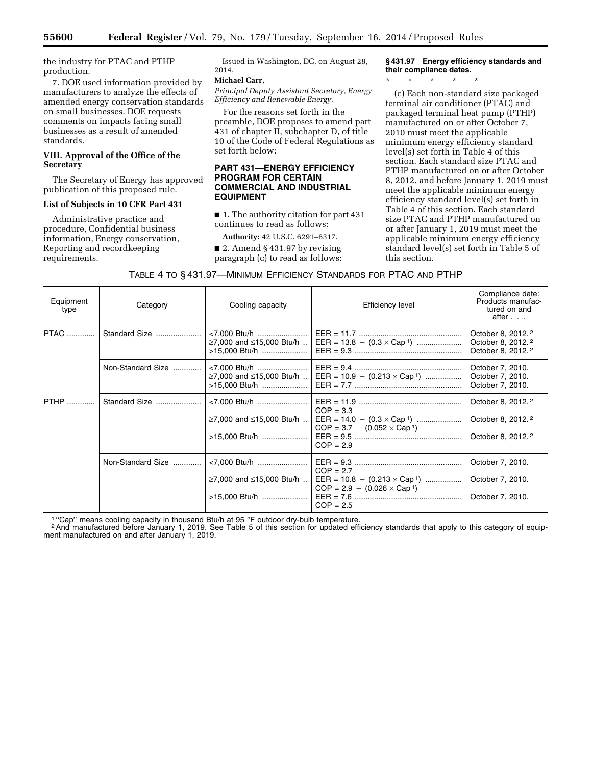the industry for PTAC and PTHP production.

7. DOE used information provided by manufacturers to analyze the effects of amended energy conservation standards on small businesses. DOE requests comments on impacts facing small businesses as a result of amended standards.

## VIII. Approval of the Office of the Secretary

The Secretary of Energy has approved publication of this proposed rule.

### List of Subjects in 10 CFR Part 431

Administrative practice and procedure, Confidential business information, Energy conservation, Reporting and recordkeeping requirements.

Issued in Washington, DC, on August 28, 2014.

**Michael Carr,**

*Principal Deputy Assistant Secretary, Energy Efficiency and Renewable Energy.*

For the reasons set forth in the preamble, DOE proposes to amend part 431 of chapter II, subchapter D, of title 10 of the Code of Federal Regulations as set forth below:

## PART 431—ENERGY EFFICIENCY PROGRAM FOR CERTAIN COMMERCIAL AND INDUSTRIAL EQUIPMENT

■ 1. The authority citation for part 431 continues to read as follows:

**Authority:** 42 U.S.C. 6291–6317.

■ 2. Amend § 431.97 by revising paragraph (c) to read as follows:

### § 431.97 Energy efficiency standards and their compliance dates.

\* \* \* \* \*

(c) Each non-standard size packaged terminal air conditioner (PTAC) and packaged terminal heat pump (PTHP) manufactured on or after October 7, 2010 must meet the applicable minimum energy efficiency standard level(s) set forth in Table 4 of this section. Each standard size PTAC and PTHP manufactured on or after October 8, 2012, and before January 1, 2019 must meet the applicable minimum energy efficiency standard level(s) set forth in Table 4 of this section. Each standard size PTAC and PTHP manufactured on or after January 1, 2019 must meet the applicable minimum energy efficiency standard level(s) set forth in Table 5 of this section.

TABLE 4 TO § 431.97—MINIMUM EFFICIENCY STANDARDS FOR PTAC AND PTHP

| Equipment type | Category | Cooling capacity | Efficiency level | Compliance date: Products manufactured on and after . . . |
|---|---|---|---|---|
| PTAC | Standard Size | <7,000 Btu/h | EER = 11.7 | October 8, 2012.[2] |
| | | ≥7,000 and ≤15,000 Btu/h | EER = 13.8 − (0.3 × Cap[1]) | October 8, 2012.[2] |
| | | >15,000 Btu/h | EER = 9.3 | October 8, 2012.[2] |
| | Non-Standard Size | <7,000 Btu/h | EER = 9.4 | October 7, 2010. |
| | | ≥7,000 and ≤15,000 Btu/h | EER = 10.9 − (0.213 × Cap[1]) | October 7, 2010. |
| | | >15,000 Btu/h | EER = 7.7 | October 7, 2010. |
| PTHP | Standard Size | <7,000 Btu/h | EER = 11.9<br>COP = 3.3 | October 8, 2012.[2] |
| | | ≥7,000 and ≤15,000 Btu/h | EER = 14.0 − (0.3 × Cap[1])<br>COP = 3.7 − (0.052 × Cap[1]) | October 8, 2012.[2] |
| | | >15,000 Btu/h | EER = 9.5<br>COP = 2.9 | October 8, 2012.[2] |
| | Non-Standard Size | <7,000 Btu/h | EER = 9.3<br>COP = 2.7 | October 7, 2010. |
| | | ≥7,000 and ≤15,000 Btu/h | EER = 10.8 − (0.213 × Cap[1])<br>COP = 2.9 − (0.026 × Cap[1]) | October 7, 2010. |
| | | >15,000 Btu/h | EER = 7.6<br>COP = 2.5 | October 7, 2010. |

[1] "Cap" means cooling capacity in thousand Btu/h at 95 °F outdoor dry-bulb temperature.

[2] And manufactured before January 1, 2019. See Table 5 of this section for updated efficiency standards that apply to this category of equipment manufactured on and after January 1, 2019.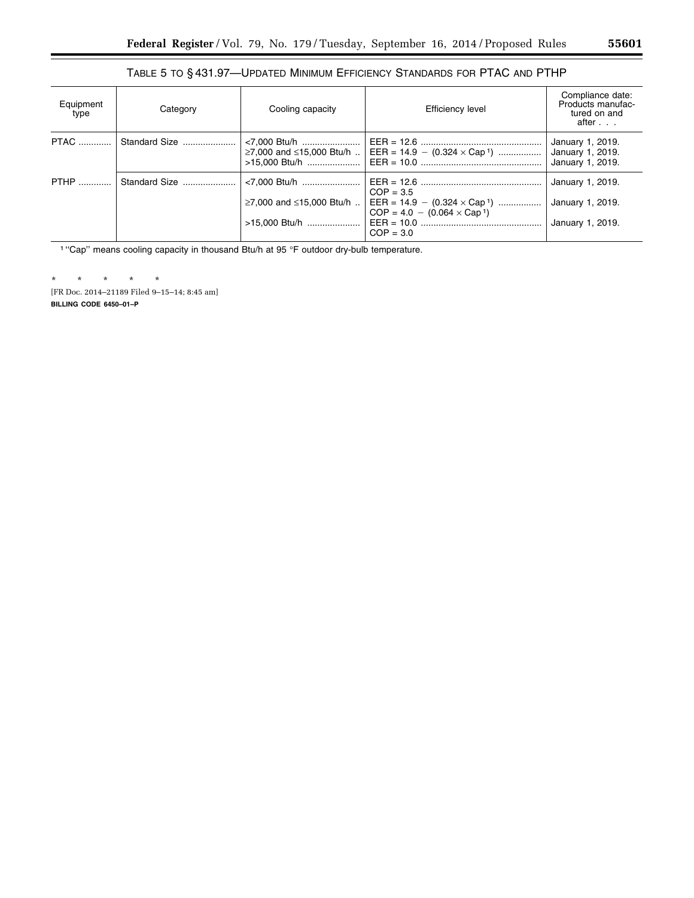TABLE 5 TO § 431.97—UPDATED MINIMUM EFFICIENCY STANDARDS FOR PTAC AND PTHP

| Equipment type | Category | Cooling capacity | Efficiency level | Compliance date: Products manufactured on and after . . . |
|---|---|---|---|---|
| PTAC | Standard Size | <7,000 Btu/h | EER = 12.6 | January 1, 2019. |
| | | ≥7,000 and ≤15,000 Btu/h | EER = 14.9 − (0.324 × Cap [1]) | January 1, 2019. |
| | | >15,000 Btu/h | EER = 10.0 | January 1, 2019. |
| PTHP | Standard Size | <7,000 Btu/h | EER = 12.6<br>COP = 3.5 | January 1, 2019. |
| | | ≥7,000 and ≤15,000 Btu/h | EER = 14.9 − (0.324 × Cap [1])<br>COP = 4.0 − (0.064 × Cap [1]) | January 1, 2019. |
| | | >15,000 Btu/h | EER = 10.0<br>COP = 3.0 | January 1, 2019. |

[1] "Cap" means cooling capacity in thousand Btu/h at 95 °F outdoor dry-bulb temperature.

\* \* \* \* \*

[FR Doc. 2014–21189 Filed 9–15–14; 8:45 am]

**BILLING CODE 6450–01–P**